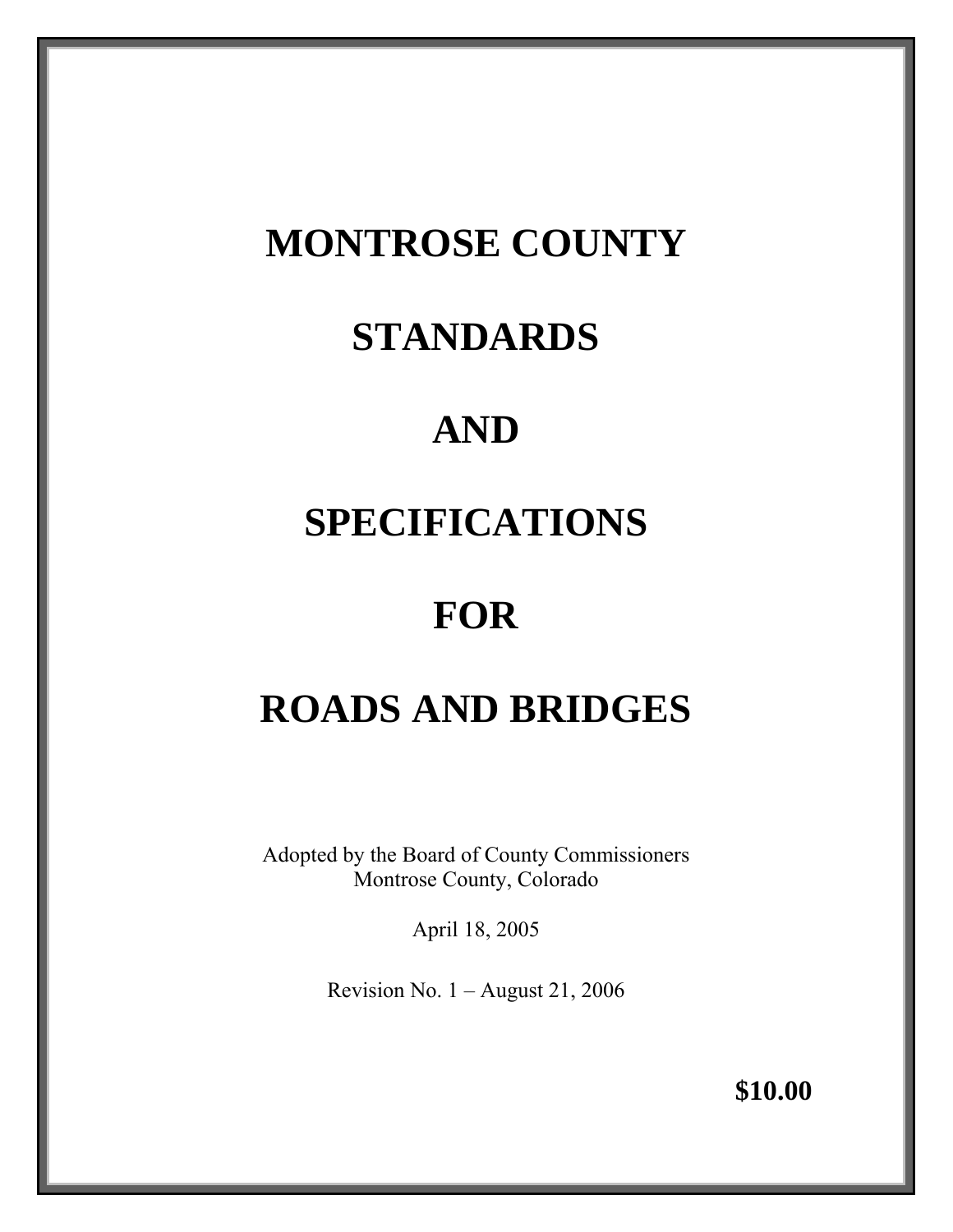# MONTROSE COUNTY

# STANDARDS

# AND

# SPECIFICATIONS

# FOR

# ROADS AND BRIDGES

Adopted by the Board of County Commissioners
Montrose County, Colorado

April 18, 2005

Revision No. 1 – August 21, 2006

**$10.00**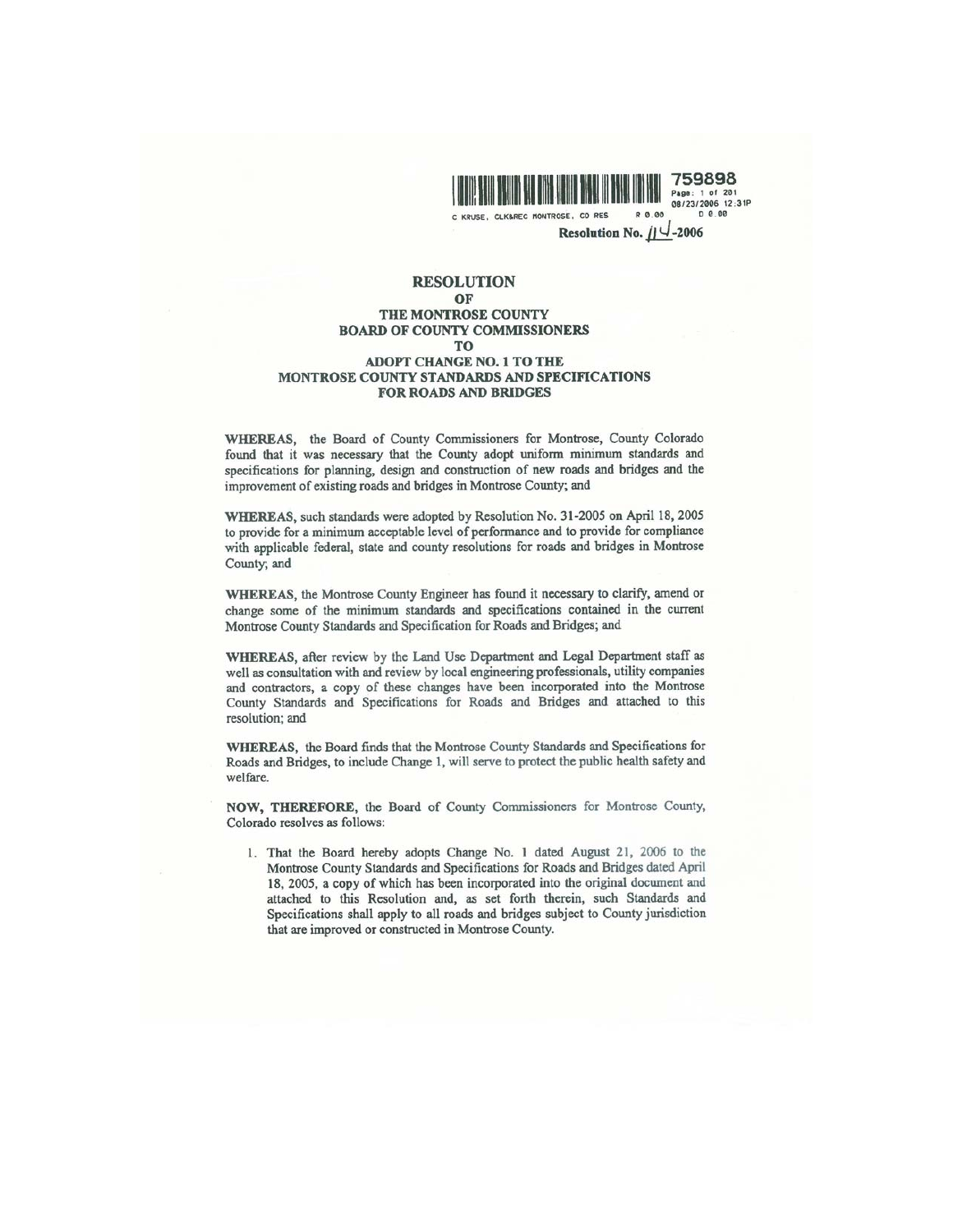759898

Page: 1 of 201

08/23/2006 12:31P

C KRUSE, CLK&REC MONTROSE, CO RES R 0.00 D 0.00

**Resolution No. 114-2006**

# RESOLUTION
# OF
# THE MONTROSE COUNTY
# BOARD OF COUNTY COMMISSIONERS
# TO
# ADOPT CHANGE NO. 1 TO THE MONTROSE COUNTY STANDARDS AND SPECIFICATIONS FOR ROADS AND BRIDGES

**WHEREAS,** the Board of County Commissioners for Montrose, County Colorado found that it was necessary that the County adopt uniform minimum standards and specifications for planning, design and construction of new roads and bridges and the improvement of existing roads and bridges in Montrose County; and

**WHEREAS,** such standards were adopted by Resolution No. 31-2005 on April 18, 2005 to provide for a minimum acceptable level of performance and to provide for compliance with applicable federal, state and county resolutions for roads and bridges in Montrose County; and

**WHEREAS,** the Montrose County Engineer has found it necessary to clarify, amend or change some of the minimum standards and specifications contained in the current Montrose County Standards and Specification for Roads and Bridges; and

**WHEREAS,** after review by the Land Use Department and Legal Department staff as well as consultation with and review by local engineering professionals, utility companies and contractors, a copy of these changes have been incorporated into the Montrose County Standards and Specifications for Roads and Bridges and attached to this resolution; and

**WHEREAS,** the Board finds that the Montrose County Standards and Specifications for Roads and Bridges, to include Change 1, will serve to protect the public health safety and welfare.

**NOW, THEREFORE,** the Board of County Commissioners for Montrose County, Colorado resolves as follows:

1. That the Board hereby adopts Change No. 1 dated August 21, 2006 to the Montrose County Standards and Specifications for Roads and Bridges dated April 18, 2005, a copy of which has been incorporated into the original document and attached to this Resolution and, as set forth therein, such Standards and Specifications shall apply to all roads and bridges subject to County jurisdiction that are improved or constructed in Montrose County.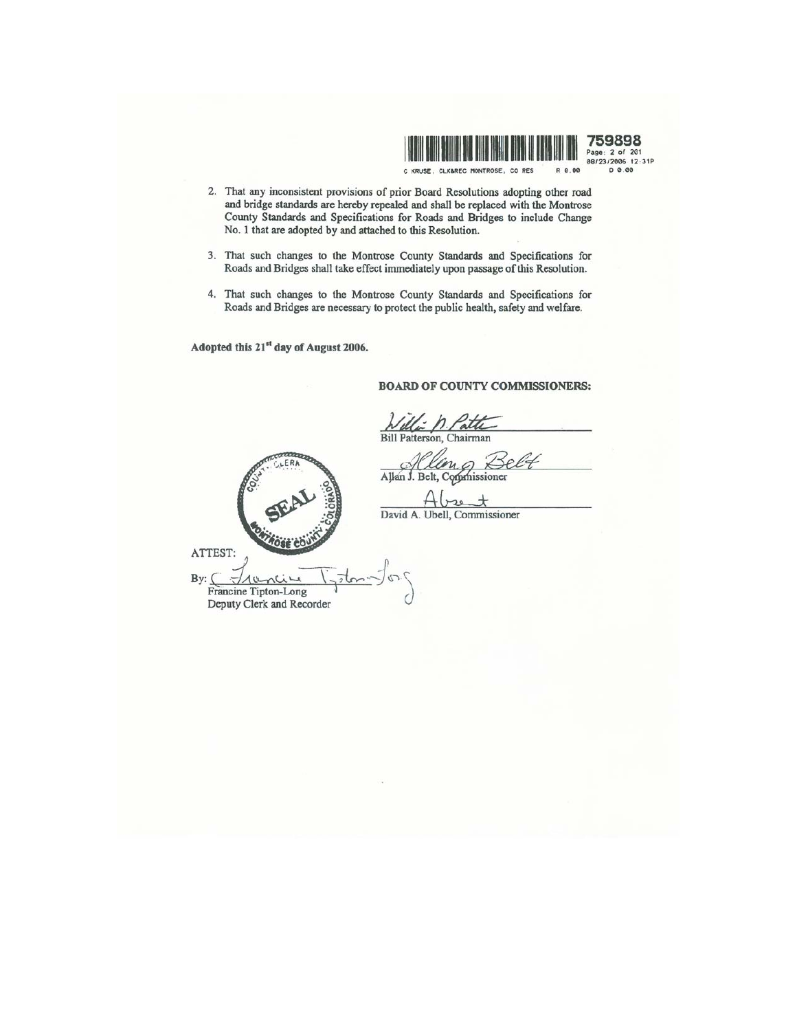759898 Page: 2 of 201 08/23/2006 12:31P
C KRUSE, CLK&REC MONTROSE, CO RES R 0.00 D 0.00

2. That any inconsistent provisions of prior Board Resolutions adopting other road and bridge standards are hereby repealed and shall be replaced with the Montrose County Standards and Specifications for Roads and Bridges to include Change No. 1 that are adopted by and attached to this Resolution.

3. That such changes to the Montrose County Standards and Specifications for Roads and Bridges shall take effect immediately upon passage of this Resolution.

4. That such changes to the Montrose County Standards and Specifications for Roads and Bridges are necessary to protect the public health, safety and welfare.

**Adopted this 21st day of August 2006.**

**BOARD OF COUNTY COMMISSIONERS:**

Willie N. Patt
Bill Patterson, Chairman

Allan J. Belt
Allan J. Belt, Commissioner

Absent
David A. Ubell, Commissioner

SEAL — COUNTY CLERK — MONTROSE COUNTY — COLORADO

ATTEST:

By: Francine Tipton-Long
Francine Tipton-Long
Deputy Clerk and Recorder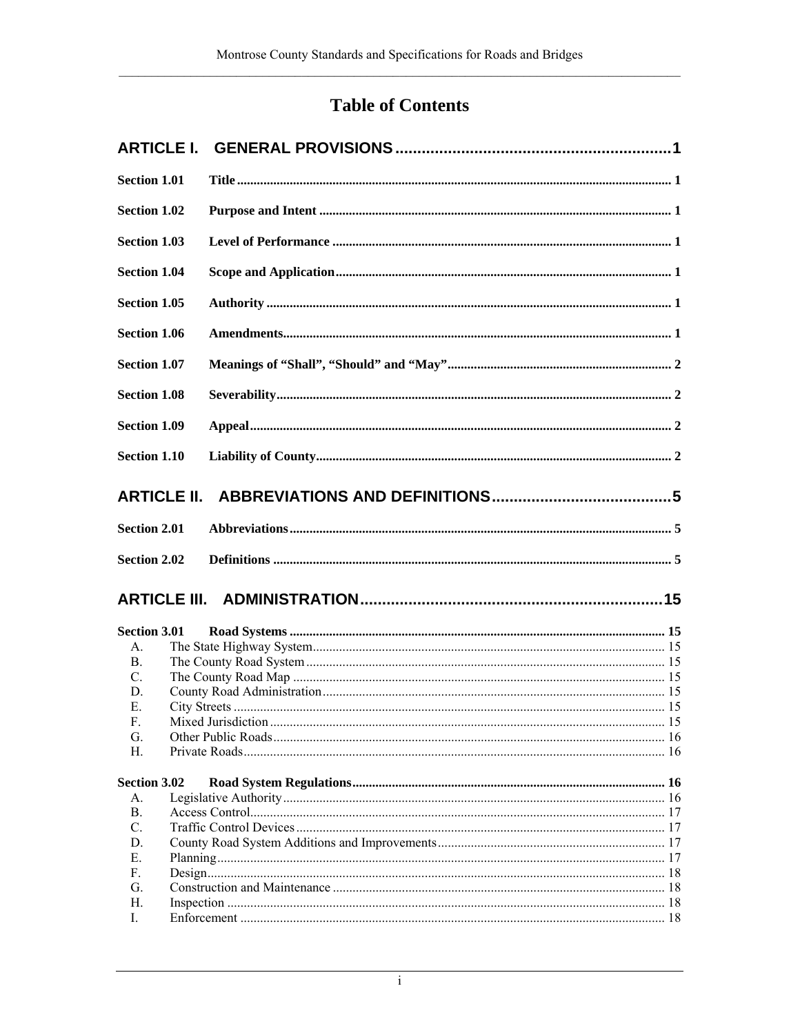# Table of Contents

**ARTICLE I. GENERAL PROVISIONS** ........................................................ 1

**Section 1.01 Title** ........................................................ 1

**Section 1.02 Purpose and Intent** ........................................................ 1

**Section 1.03 Level of Performance** ........................................................ 1

**Section 1.04 Scope and Application** ........................................................ 1

**Section 1.05 Authority** ........................................................ 1

**Section 1.06 Amendments** ........................................................ 1

**Section 1.07 Meanings of "Shall", "Should" and "May"** ........................................................ 2

**Section 1.08 Severability** ........................................................ 2

**Section 1.09 Appeal** ........................................................ 2

**Section 1.10 Liability of County** ........................................................ 2

**ARTICLE II. ABBREVIATIONS AND DEFINITIONS** ........................................................ 5

**Section 2.01 Abbreviations** ........................................................ 5

**Section 2.02 Definitions** ........................................................ 5

**ARTICLE III. ADMINISTRATION** ........................................................ 15

**Section 3.01 Road Systems** ........................................................ 15

- A. The State Highway System ........................................................ 15
- B. The County Road System ........................................................ 15
- C. The County Road Map ........................................................ 15
- D. County Road Administration ........................................................ 15
- E. City Streets ........................................................ 15
- F. Mixed Jurisdiction ........................................................ 15
- G. Other Public Roads ........................................................ 16
- H. Private Roads ........................................................ 16

**Section 3.02 Road System Regulations** ........................................................ 16

- A. Legislative Authority ........................................................ 16
- B. Access Control ........................................................ 17
- C. Traffic Control Devices ........................................................ 17
- D. County Road System Additions and Improvements ........................................................ 17
- E. Planning ........................................................ 17
- F. Design ........................................................ 18
- G. Construction and Maintenance ........................................................ 18
- H. Inspection ........................................................ 18
- I. Enforcement ........................................................ 18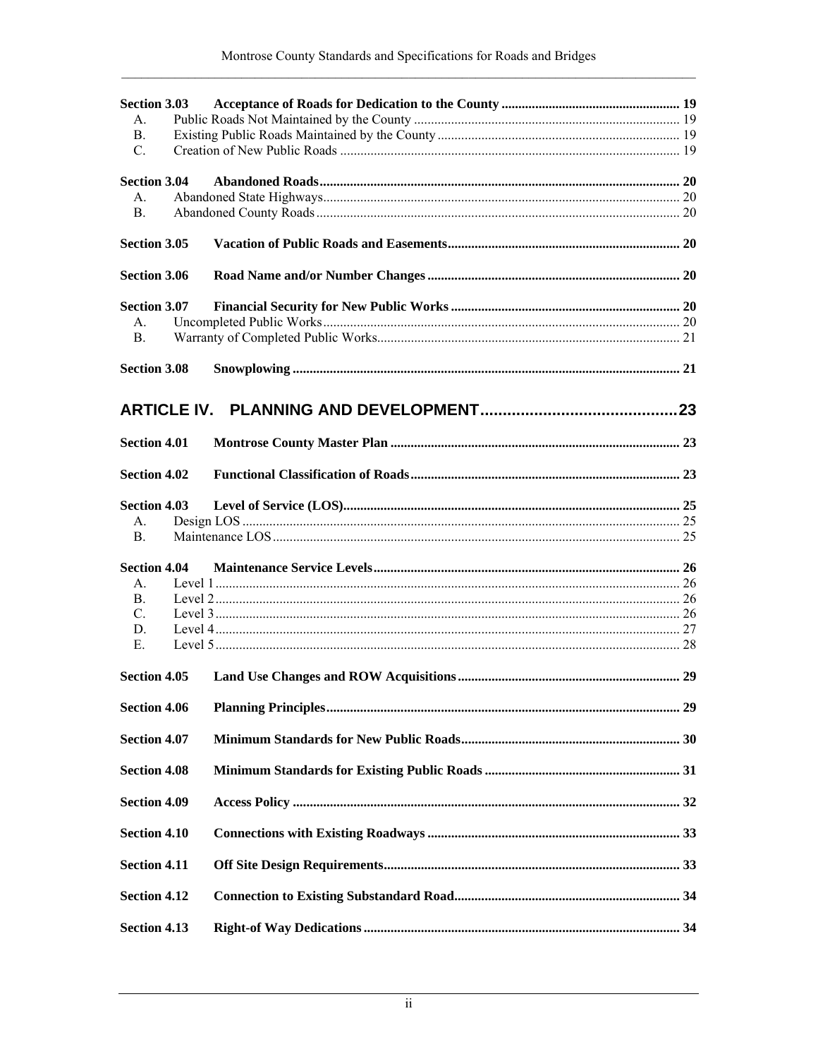**Section 3.03 Acceptance of Roads for Dedication to the County** ..... 19

- A. Public Roads Not Maintained by the County ..... 19
- B. Existing Public Roads Maintained by the County ..... 19
- C. Creation of New Public Roads ..... 19

**Section 3.04 Abandoned Roads** ..... 20

- A. Abandoned State Highways ..... 20
- B. Abandoned County Roads ..... 20

**Section 3.05 Vacation of Public Roads and Easements** ..... 20

**Section 3.06 Road Name and/or Number Changes** ..... 20

**Section 3.07 Financial Security for New Public Works** ..... 20

- A. Uncompleted Public Works ..... 20
- B. Warranty of Completed Public Works ..... 21

**Section 3.08 Snowplowing** ..... 21

## ARTICLE IV. PLANNING AND DEVELOPMENT ..... 23

**Section 4.01 Montrose County Master Plan** ..... 23

**Section 4.02 Functional Classification of Roads** ..... 23

**Section 4.03 Level of Service (LOS)** ..... 25

- A. Design LOS ..... 25
- B. Maintenance LOS ..... 25

**Section 4.04 Maintenance Service Levels** ..... 26

- A. Level 1 ..... 26
- B. Level 2 ..... 26
- C. Level 3 ..... 26
- D. Level 4 ..... 27
- E. Level 5 ..... 28

**Section 4.05 Land Use Changes and ROW Acquisitions** ..... 29

**Section 4.06 Planning Principles** ..... 29

**Section 4.07 Minimum Standards for New Public Roads** ..... 30

**Section 4.08 Minimum Standards for Existing Public Roads** ..... 31

**Section 4.09 Access Policy** ..... 32

**Section 4.10 Connections with Existing Roadways** ..... 33

**Section 4.11 Off Site Design Requirements** ..... 33

**Section 4.12 Connection to Existing Substandard Road** ..... 34

**Section 4.13 Right-of Way Dedications** ..... 34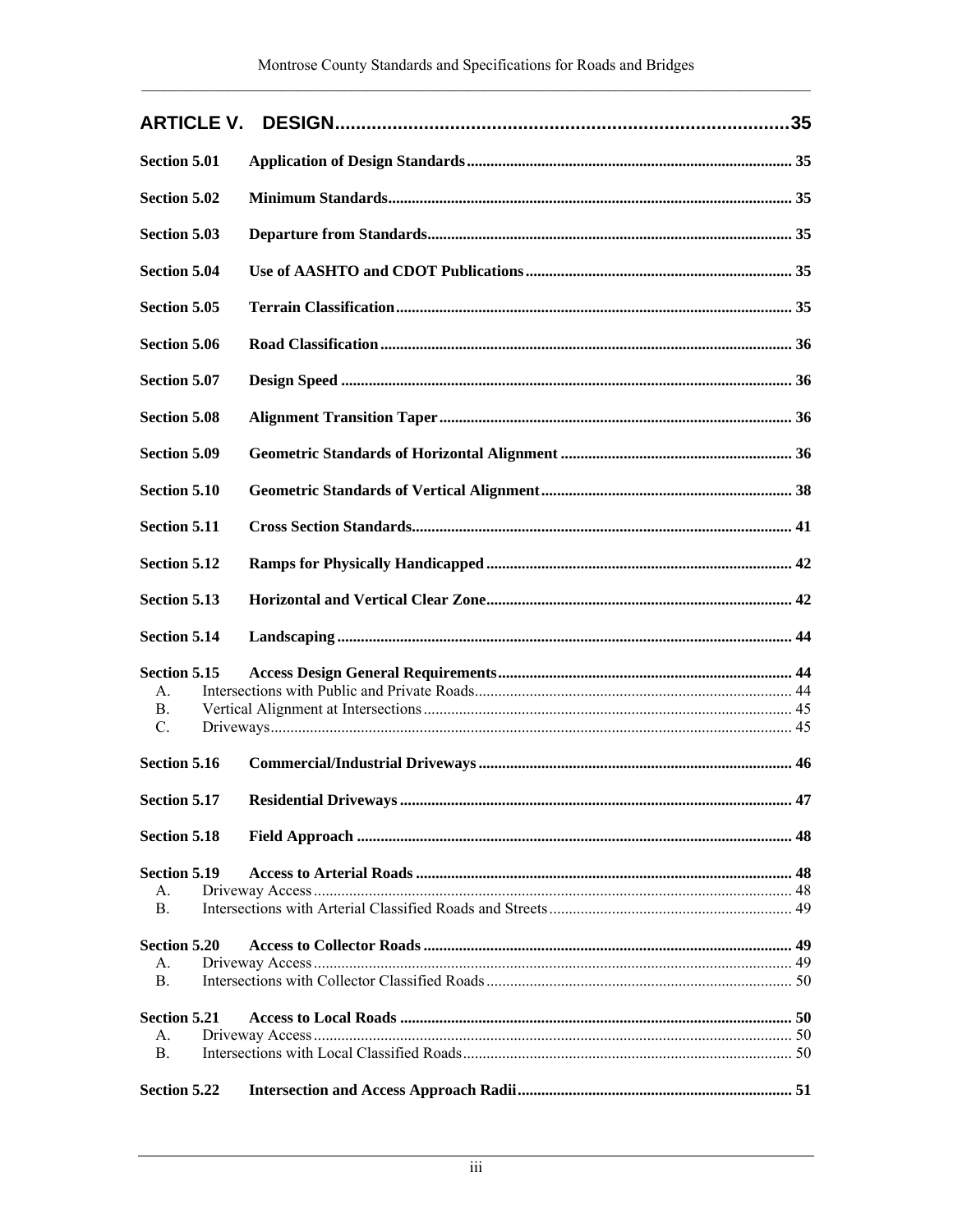**ARTICLE V. DESIGN........................................................................................35**

**Section 5.01 Application of Design Standards................................................................................. 35**

**Section 5.02 Minimum Standards..................................................................................................... 35**

**Section 5.03 Departure from Standards........................................................................................... 35**

**Section 5.04 Use of AASHTO and CDOT Publications................................................................... 35**

**Section 5.05 Terrain Classification.................................................................................................... 35**

**Section 5.06 Road Classification........................................................................................................ 36**

**Section 5.07 Design Speed.................................................................................................................. 36**

**Section 5.08 Alignment Transition Taper......................................................................................... 36**

**Section 5.09 Geometric Standards of Horizontal Alignment........................................................... 36**

**Section 5.10 Geometric Standards of Vertical Alignment............................................................... 38**

**Section 5.11 Cross Section Standards................................................................................................ 41**

**Section 5.12 Ramps for Physically Handicapped............................................................................. 42**

**Section 5.13 Horizontal and Vertical Clear Zone............................................................................. 42**

**Section 5.14 Landscaping.................................................................................................................. 44**

**Section 5.15 Access Design General Requirements.......................................................................... 44**
- A. Intersections with Public and Private Roads................................................................................ 44
- B. Vertical Alignment at Intersections............................................................................................. 45
- C. Driveways.................................................................................................................................... 45

**Section 5.16 Commercial/Industrial Driveways............................................................................... 46**

**Section 5.17 Residential Driveways................................................................................................... 47**

**Section 5.18 Field Approach.............................................................................................................. 48**

**Section 5.19 Access to Arterial Roads............................................................................................... 48**
- A. Driveway Access......................................................................................................................... 48
- B. Intersections with Arterial Classified Roads and Streets............................................................. 49

**Section 5.20 Access to Collector Roads............................................................................................. 49**
- A. Driveway Access......................................................................................................................... 49
- B. Intersections with Collector Classified Roads............................................................................. 50

**Section 5.21 Access to Local Roads................................................................................................... 50**
- A. Driveway Access......................................................................................................................... 50
- B. Intersections with Local Classified Roads................................................................................... 50

**Section 5.22 Intersection and Access Approach Radii..................................................................... 51**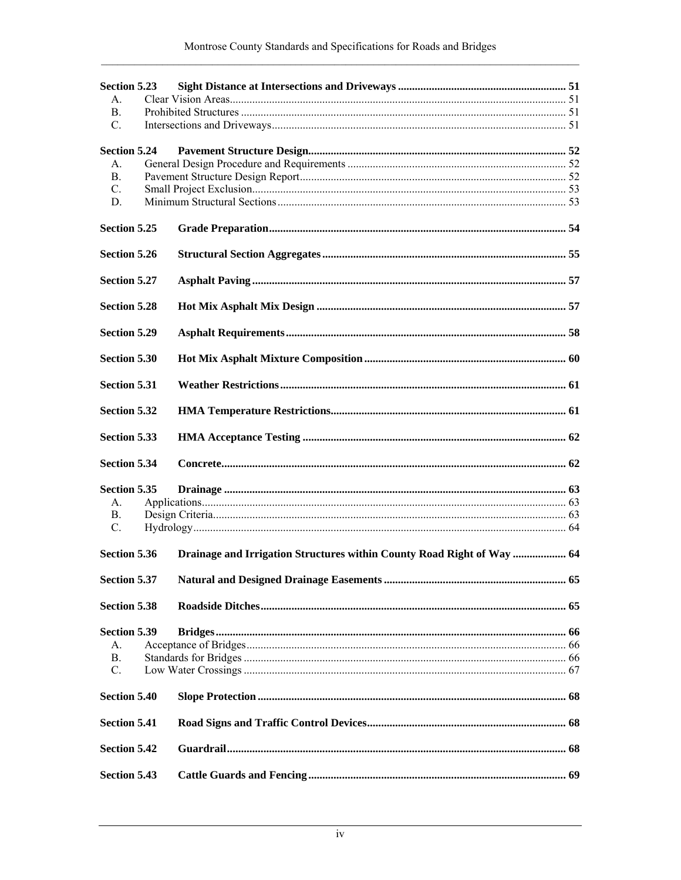**Section 5.23 Sight Distance at Intersections and Driveways** ... 51
- A. Clear Vision Areas ... 51
- B. Prohibited Structures ... 51
- C. Intersections and Driveways ... 51

**Section 5.24 Pavement Structure Design** ... 52
- A. General Design Procedure and Requirements ... 52
- B. Pavement Structure Design Report ... 52
- C. Small Project Exclusion ... 53
- D. Minimum Structural Sections ... 53

**Section 5.25 Grade Preparation** ... 54

**Section 5.26 Structural Section Aggregates** ... 55

**Section 5.27 Asphalt Paving** ... 57

**Section 5.28 Hot Mix Asphalt Mix Design** ... 57

**Section 5.29 Asphalt Requirements** ... 58

**Section 5.30 Hot Mix Asphalt Mixture Composition** ... 60

**Section 5.31 Weather Restrictions** ... 61

**Section 5.32 HMA Temperature Restrictions** ... 61

**Section 5.33 HMA Acceptance Testing** ... 62

**Section 5.34 Concrete** ... 62

**Section 5.35 Drainage** ... 63
- A. Applications ... 63
- B. Design Criteria ... 63
- C. Hydrology ... 64

**Section 5.36 Drainage and Irrigation Structures within County Road Right of Way** ... 64

**Section 5.37 Natural and Designed Drainage Easements** ... 65

**Section 5.38 Roadside Ditches** ... 65

**Section 5.39 Bridges** ... 66
- A. Acceptance of Bridges ... 66
- B. Standards for Bridges ... 66
- C. Low Water Crossings ... 67

**Section 5.40 Slope Protection** ... 68

**Section 5.41 Road Signs and Traffic Control Devices** ... 68

**Section 5.42 Guardrail** ... 68

**Section 5.43 Cattle Guards and Fencing** ... 69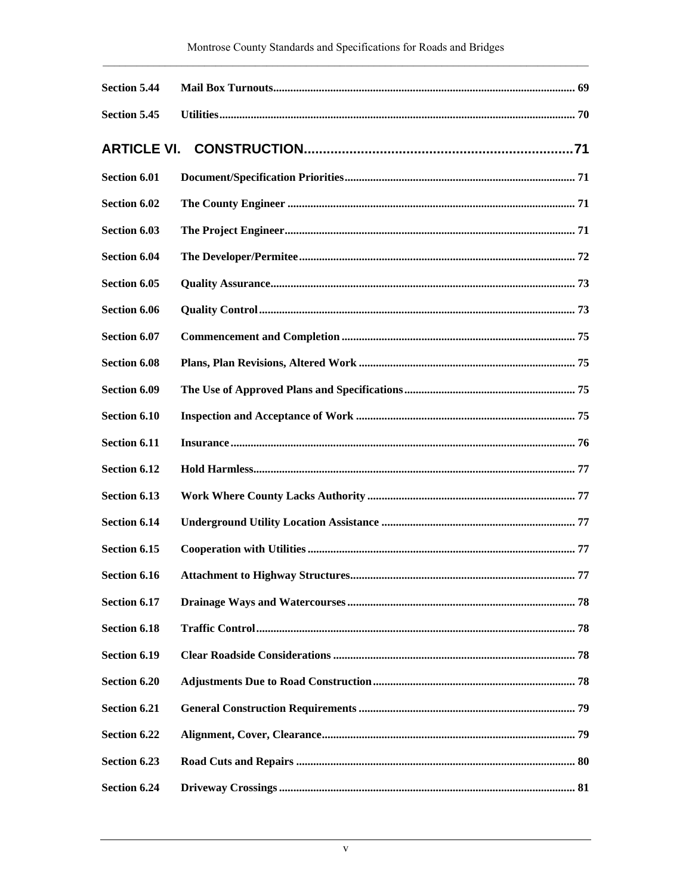**Section 5.44 Mail Box Turnouts** ........................................ 69

**Section 5.45 Utilities** ........................................ 70

## ARTICLE VI. CONSTRUCTION ........................................ 71

**Section 6.01 Document/Specification Priorities** ........................................ 71

**Section 6.02 The County Engineer** ........................................ 71

**Section 6.03 The Project Engineer** ........................................ 71

**Section 6.04 The Developer/Permitee** ........................................ 72

**Section 6.05 Quality Assurance** ........................................ 73

**Section 6.06 Quality Control** ........................................ 73

**Section 6.07 Commencement and Completion** ........................................ 75

**Section 6.08 Plans, Plan Revisions, Altered Work** ........................................ 75

**Section 6.09 The Use of Approved Plans and Specifications** ........................................ 75

**Section 6.10 Inspection and Acceptance of Work** ........................................ 75

**Section 6.11 Insurance** ........................................ 76

**Section 6.12 Hold Harmless** ........................................ 77

**Section 6.13 Work Where County Lacks Authority** ........................................ 77

**Section 6.14 Underground Utility Location Assistance** ........................................ 77

**Section 6.15 Cooperation with Utilities** ........................................ 77

**Section 6.16 Attachment to Highway Structures** ........................................ 77

**Section 6.17 Drainage Ways and Watercourses** ........................................ 78

**Section 6.18 Traffic Control** ........................................ 78

**Section 6.19 Clear Roadside Considerations** ........................................ 78

**Section 6.20 Adjustments Due to Road Construction** ........................................ 78

**Section 6.21 General Construction Requirements** ........................................ 79

**Section 6.22 Alignment, Cover, Clearance** ........................................ 79

**Section 6.23 Road Cuts and Repairs** ........................................ 80

**Section 6.24 Driveway Crossings** ........................................ 81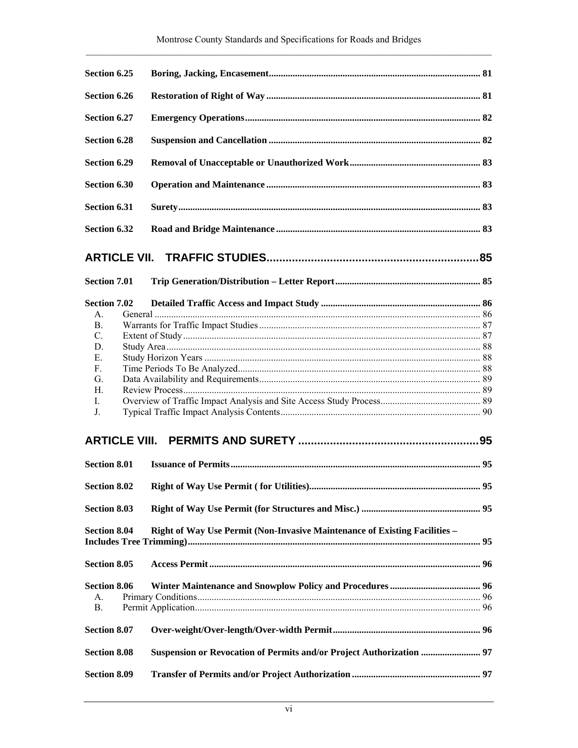**Section 6.25 Boring, Jacking, Encasement** ........................................ 81

**Section 6.26 Restoration of Right of Way** ........................................ 81

**Section 6.27 Emergency Operations** ........................................ 82

**Section 6.28 Suspension and Cancellation** ........................................ 82

**Section 6.29 Removal of Unacceptable or Unauthorized Work** ........................................ 83

**Section 6.30 Operation and Maintenance** ........................................ 83

**Section 6.31 Surety** ........................................ 83

**Section 6.32 Road and Bridge Maintenance** ........................................ 83

## ARTICLE VII. TRAFFIC STUDIES ........................................ 85

**Section 7.01 Trip Generation/Distribution – Letter Report** ........................................ 85

**Section 7.02 Detailed Traffic Access and Impact Study** ........................................ 86

- A. General ........................................ 86
- B. Warrants for Traffic Impact Studies ........................................ 87
- C. Extent of Study ........................................ 87
- D. Study Area ........................................ 88
- E. Study Horizon Years ........................................ 88
- F. Time Periods To Be Analyzed ........................................ 88
- G. Data Availability and Requirements ........................................ 89
- H. Review Process ........................................ 89
- I. Overview of Traffic Impact Analysis and Site Access Study Process ........................................ 89
- J. Typical Traffic Impact Analysis Contents ........................................ 90

## ARTICLE VIII. PERMITS AND SURETY ........................................ 95

**Section 8.01 Issuance of Permits** ........................................ 95

**Section 8.02 Right of Way Use Permit ( for Utilities)** ........................................ 95

**Section 8.03 Right of Way Use Permit (for Structures and Misc.)** ........................................ 95

**Section 8.04 Right of Way Use Permit (Non-Invasive Maintenance of Existing Facilities – Includes Tree Trimming)** ........................................ 95

**Section 8.05 Access Permit** ........................................ 96

**Section 8.06 Winter Maintenance and Snowplow Policy and Procedures** ........................................ 96

- A. Primary Conditions ........................................ 96
- B. Permit Application ........................................ 96

**Section 8.07 Over-weight/Over-length/Over-width Permit** ........................................ 96

**Section 8.08 Suspension or Revocation of Permits and/or Project Authorization** ........................................ 97

**Section 8.09 Transfer of Permits and/or Project Authorization** ........................................ 97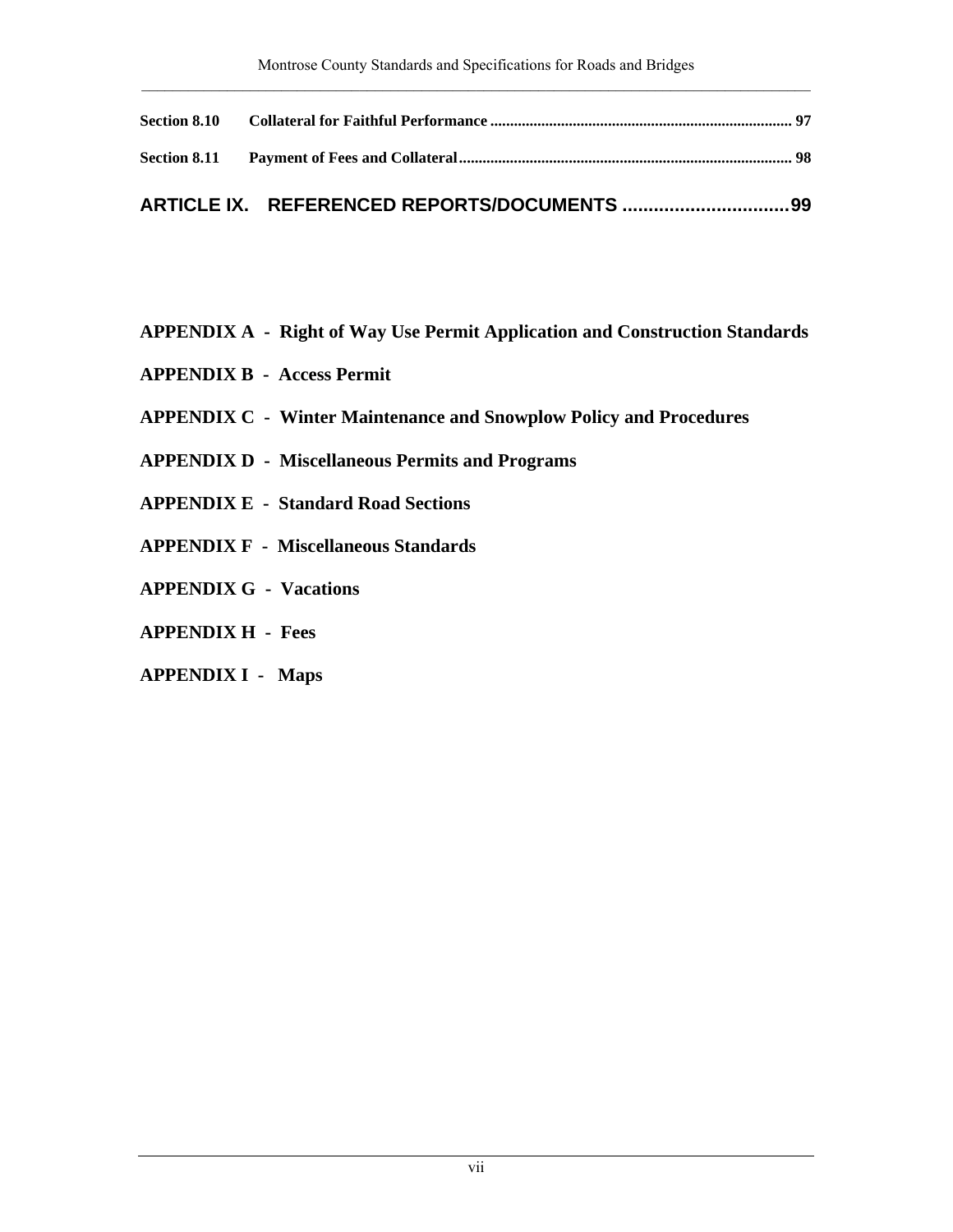**Section 8.10 Collateral for Faithful Performance ............................................................................ 97**

**Section 8.11 Payment of Fees and Collateral.................................................................................... 98**

**ARTICLE IX. REFERENCED REPORTS/DOCUMENTS ................................99**

**APPENDIX A - Right of Way Use Permit Application and Construction Standards**

**APPENDIX B - Access Permit**

**APPENDIX C - Winter Maintenance and Snowplow Policy and Procedures**

**APPENDIX D - Miscellaneous Permits and Programs**

**APPENDIX E - Standard Road Sections**

**APPENDIX F - Miscellaneous Standards**

**APPENDIX G - Vacations**

**APPENDIX H - Fees**

**APPENDIX I - Maps**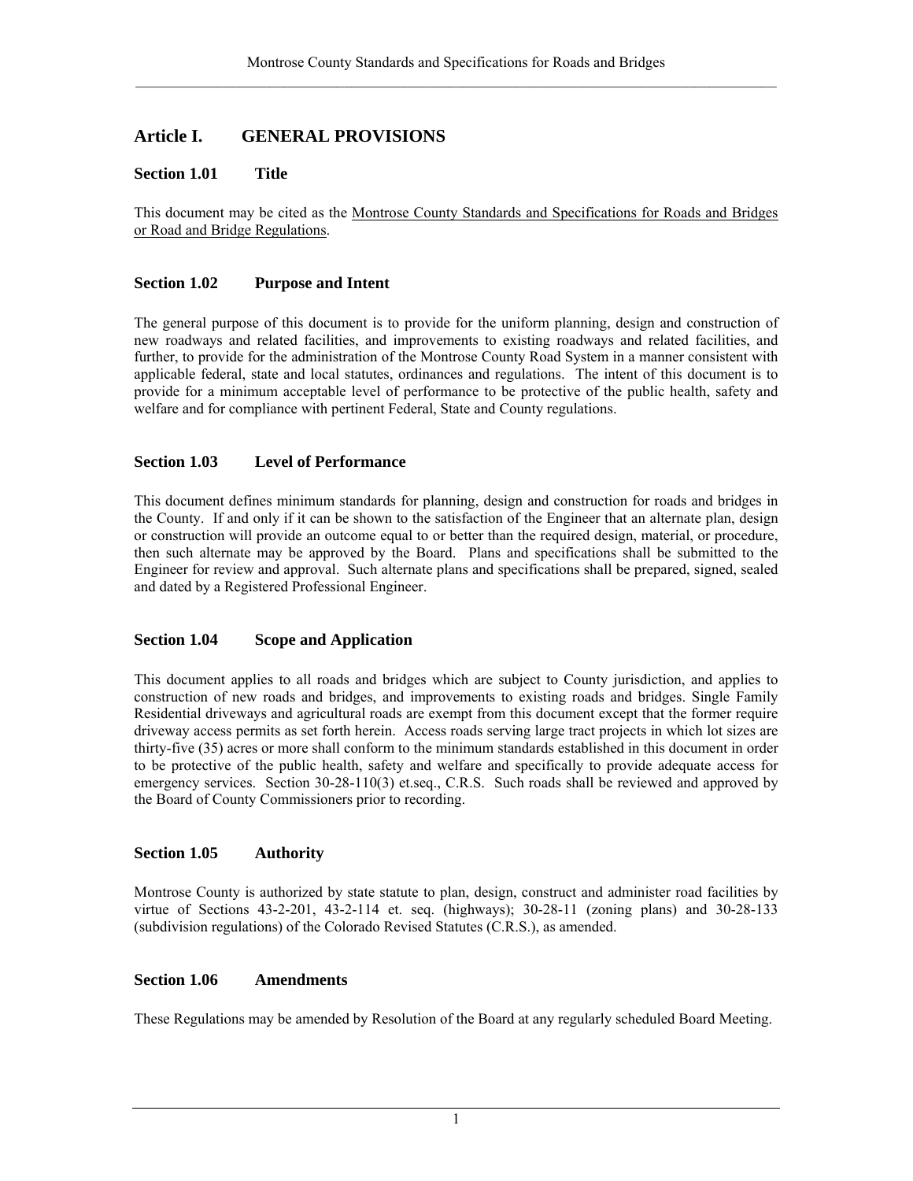# Article I. GENERAL PROVISIONS

## Section 1.01 Title

This document may be cited as the Montrose County Standards and Specifications for Roads and Bridges or Road and Bridge Regulations.

## Section 1.02 Purpose and Intent

The general purpose of this document is to provide for the uniform planning, design and construction of new roadways and related facilities, and improvements to existing roadways and related facilities, and further, to provide for the administration of the Montrose County Road System in a manner consistent with applicable federal, state and local statutes, ordinances and regulations. The intent of this document is to provide for a minimum acceptable level of performance to be protective of the public health, safety and welfare and for compliance with pertinent Federal, State and County regulations.

## Section 1.03 Level of Performance

This document defines minimum standards for planning, design and construction for roads and bridges in the County. If and only if it can be shown to the satisfaction of the Engineer that an alternate plan, design or construction will provide an outcome equal to or better than the required design, material, or procedure, then such alternate may be approved by the Board. Plans and specifications shall be submitted to the Engineer for review and approval. Such alternate plans and specifications shall be prepared, signed, sealed and dated by a Registered Professional Engineer.

## Section 1.04 Scope and Application

This document applies to all roads and bridges which are subject to County jurisdiction, and applies to construction of new roads and bridges, and improvements to existing roads and bridges. Single Family Residential driveways and agricultural roads are exempt from this document except that the former require driveway access permits as set forth herein. Access roads serving large tract projects in which lot sizes are thirty-five (35) acres or more shall conform to the minimum standards established in this document in order to be protective of the public health, safety and welfare and specifically to provide adequate access for emergency services. Section 30-28-110(3) et.seq., C.R.S. Such roads shall be reviewed and approved by the Board of County Commissioners prior to recording.

## Section 1.05 Authority

Montrose County is authorized by state statute to plan, design, construct and administer road facilities by virtue of Sections 43-2-201, 43-2-114 et. seq. (highways); 30-28-11 (zoning plans) and 30-28-133 (subdivision regulations) of the Colorado Revised Statutes (C.R.S.), as amended.

## Section 1.06 Amendments

These Regulations may be amended by Resolution of the Board at any regularly scheduled Board Meeting.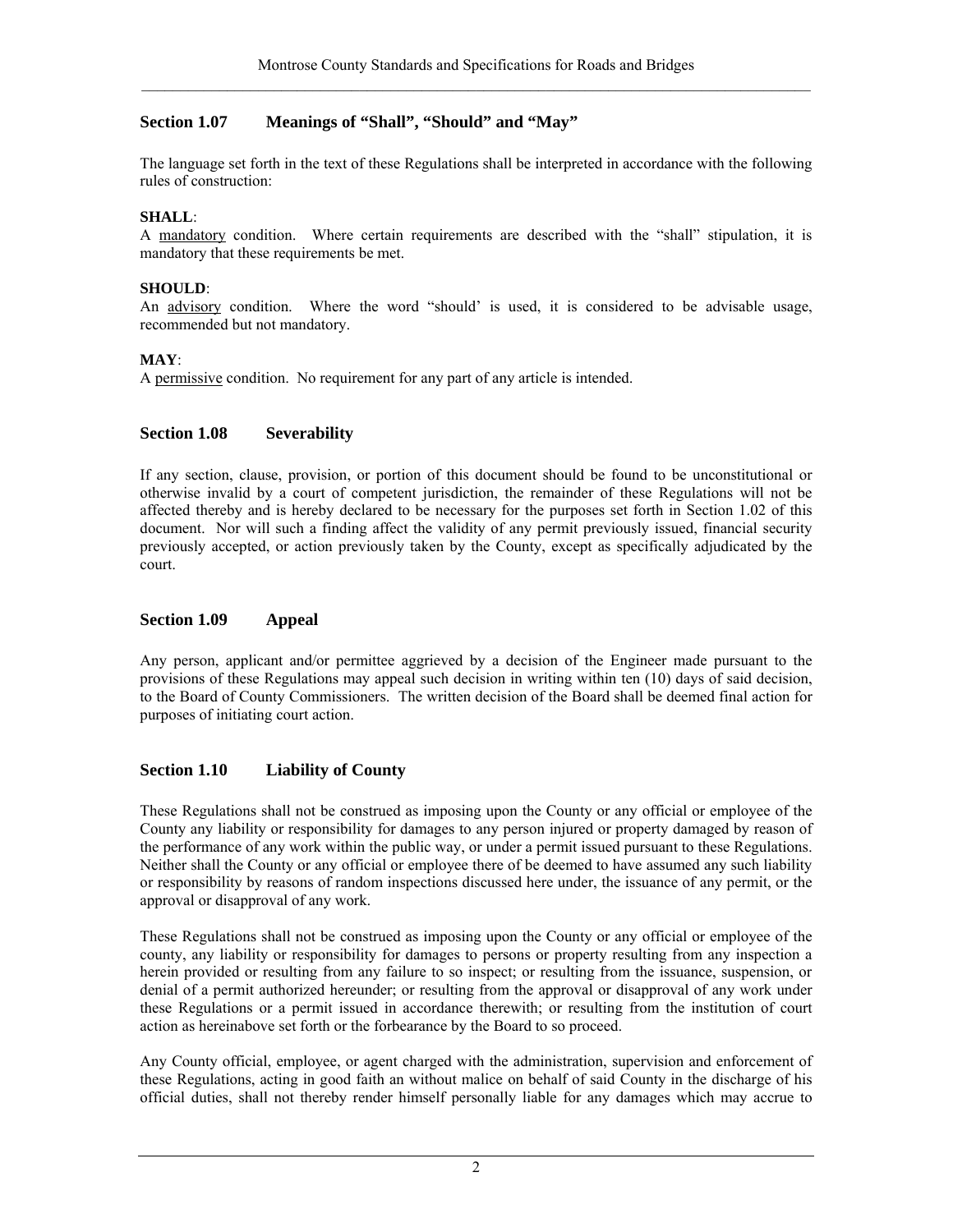## Section 1.07 Meanings of "Shall", "Should" and "May"

The language set forth in the text of these Regulations shall be interpreted in accordance with the following rules of construction:

**SHALL**:
A <u>mandatory</u> condition. Where certain requirements are described with the "shall" stipulation, it is mandatory that these requirements be met.

**SHOULD**:
An <u>advisory</u> condition. Where the word "should' is used, it is considered to be advisable usage, recommended but not mandatory.

**MAY**:
A <u>permissive</u> condition. No requirement for any part of any article is intended.

## Section 1.08 Severability

If any section, clause, provision, or portion of this document should be found to be unconstitutional or otherwise invalid by a court of competent jurisdiction, the remainder of these Regulations will not be affected thereby and is hereby declared to be necessary for the purposes set forth in Section 1.02 of this document. Nor will such a finding affect the validity of any permit previously issued, financial security previously accepted, or action previously taken by the County, except as specifically adjudicated by the court.

## Section 1.09 Appeal

Any person, applicant and/or permittee aggrieved by a decision of the Engineer made pursuant to the provisions of these Regulations may appeal such decision in writing within ten (10) days of said decision, to the Board of County Commissioners. The written decision of the Board shall be deemed final action for purposes of initiating court action.

## Section 1.10 Liability of County

These Regulations shall not be construed as imposing upon the County or any official or employee of the County any liability or responsibility for damages to any person injured or property damaged by reason of the performance of any work within the public way, or under a permit issued pursuant to these Regulations. Neither shall the County or any official or employee there of be deemed to have assumed any such liability or responsibility by reasons of random inspections discussed here under, the issuance of any permit, or the approval or disapproval of any work.

These Regulations shall not be construed as imposing upon the County or any official or employee of the county, any liability or responsibility for damages to persons or property resulting from any inspection a herein provided or resulting from any failure to so inspect; or resulting from the issuance, suspension, or denial of a permit authorized hereunder; or resulting from the approval or disapproval of any work under these Regulations or a permit issued in accordance therewith; or resulting from the institution of court action as hereinabove set forth or the forbearance by the Board to so proceed.

Any County official, employee, or agent charged with the administration, supervision and enforcement of these Regulations, acting in good faith an without malice on behalf of said County in the discharge of his official duties, shall not thereby render himself personally liable for any damages which may accrue to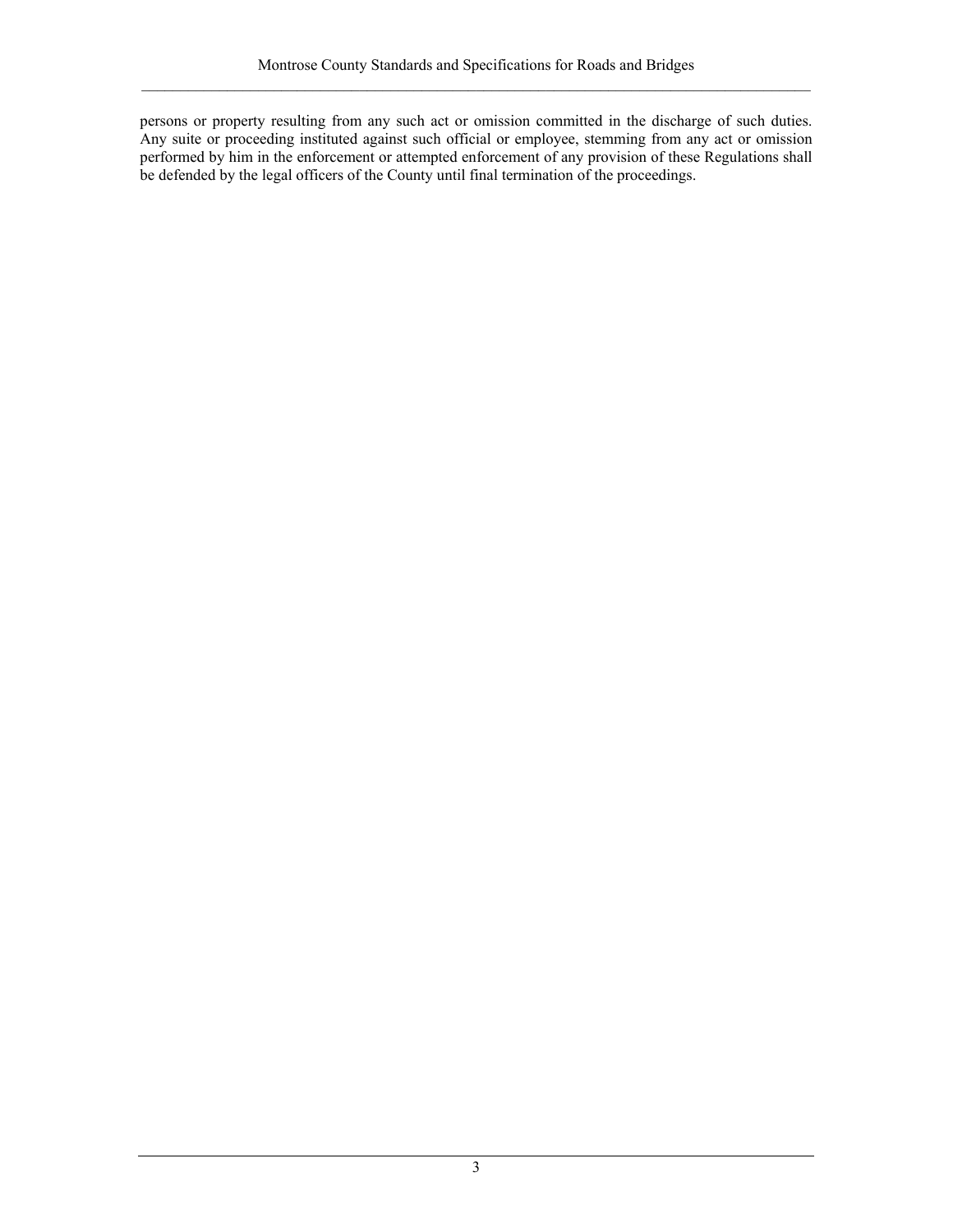persons or property resulting from any such act or omission committed in the discharge of such duties. Any suite or proceeding instituted against such official or employee, stemming from any act or omission performed by him in the enforcement or attempted enforcement of any provision of these Regulations shall be defended by the legal officers of the County until final termination of the proceedings.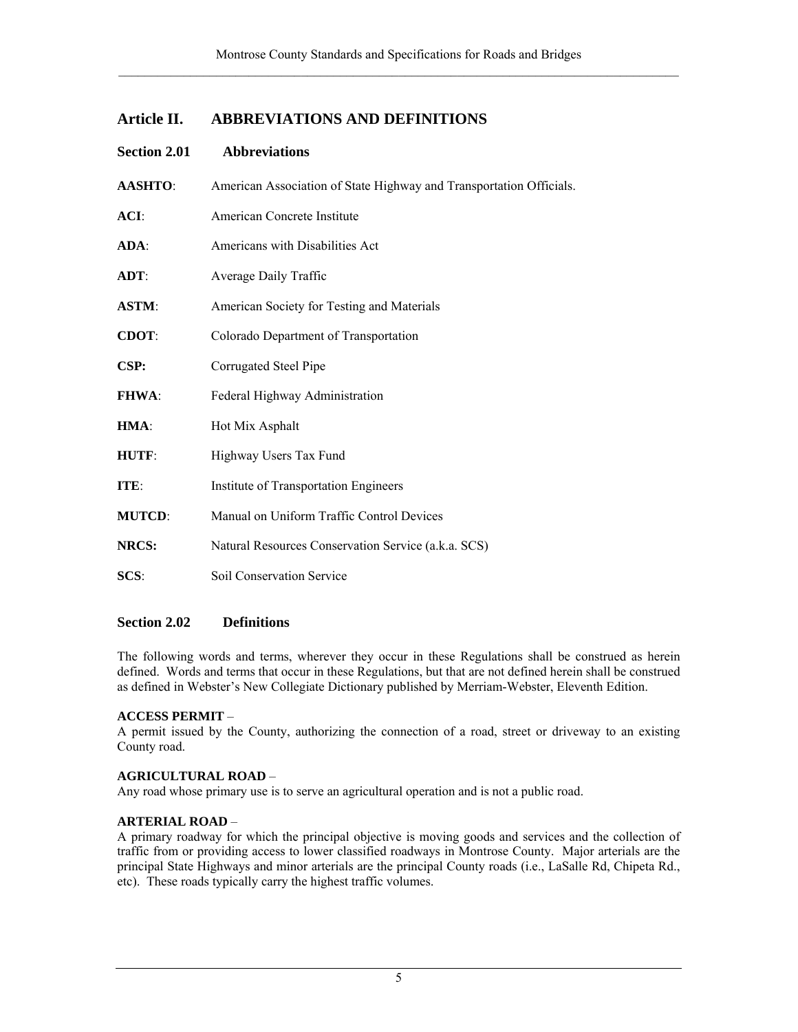# Article II. ABBREVIATIONS AND DEFINITIONS

## Section 2.01 Abbreviations

**AASHTO**: American Association of State Highway and Transportation Officials.

**ACI**: American Concrete Institute

**ADA**: Americans with Disabilities Act

**ADT**: Average Daily Traffic

**ASTM**: American Society for Testing and Materials

**CDOT**: Colorado Department of Transportation

**CSP:** Corrugated Steel Pipe

**FHWA**: Federal Highway Administration

**HMA**: Hot Mix Asphalt

**HUTF**: Highway Users Tax Fund

**ITE**: Institute of Transportation Engineers

**MUTCD**: Manual on Uniform Traffic Control Devices

**NRCS:** Natural Resources Conservation Service (a.k.a. SCS)

**SCS**: Soil Conservation Service

## Section 2.02 Definitions

The following words and terms, wherever they occur in these Regulations shall be construed as herein defined. Words and terms that occur in these Regulations, but that are not defined herein shall be construed as defined in Webster's New Collegiate Dictionary published by Merriam-Webster, Eleventh Edition.

**ACCESS PERMIT** –
A permit issued by the County, authorizing the connection of a road, street or driveway to an existing County road.

**AGRICULTURAL ROAD** –
Any road whose primary use is to serve an agricultural operation and is not a public road.

**ARTERIAL ROAD** –
A primary roadway for which the principal objective is moving goods and services and the collection of traffic from or providing access to lower classified roadways in Montrose County. Major arterials are the principal State Highways and minor arterials are the principal County roads (i.e., LaSalle Rd, Chipeta Rd., etc). These roads typically carry the highest traffic volumes.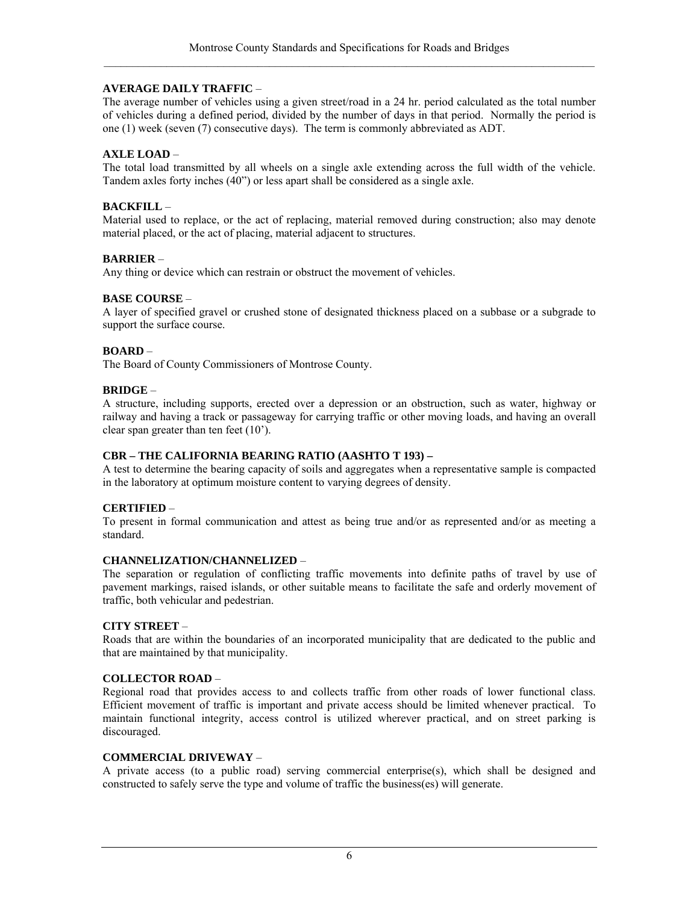**AVERAGE DAILY TRAFFIC** –
The average number of vehicles using a given street/road in a 24 hr. period calculated as the total number of vehicles during a defined period, divided by the number of days in that period. Normally the period is one (1) week (seven (7) consecutive days). The term is commonly abbreviated as ADT.

**AXLE LOAD** –
The total load transmitted by all wheels on a single axle extending across the full width of the vehicle. Tandem axles forty inches (40") or less apart shall be considered as a single axle.

**BACKFILL** –
Material used to replace, or the act of replacing, material removed during construction; also may denote material placed, or the act of placing, material adjacent to structures.

**BARRIER** –
Any thing or device which can restrain or obstruct the movement of vehicles.

**BASE COURSE** –
A layer of specified gravel or crushed stone of designated thickness placed on a subbase or a subgrade to support the surface course.

**BOARD** –
The Board of County Commissioners of Montrose County.

**BRIDGE** –
A structure, including supports, erected over a depression or an obstruction, such as water, highway or railway and having a track or passageway for carrying traffic or other moving loads, and having an overall clear span greater than ten feet (10').

**CBR – THE CALIFORNIA BEARING RATIO (AASHTO T 193) –**
A test to determine the bearing capacity of soils and aggregates when a representative sample is compacted in the laboratory at optimum moisture content to varying degrees of density.

**CERTIFIED** –
To present in formal communication and attest as being true and/or as represented and/or as meeting a standard.

**CHANNELIZATION/CHANNELIZED** –
The separation or regulation of conflicting traffic movements into definite paths of travel by use of pavement markings, raised islands, or other suitable means to facilitate the safe and orderly movement of traffic, both vehicular and pedestrian.

**CITY STREET** –
Roads that are within the boundaries of an incorporated municipality that are dedicated to the public and that are maintained by that municipality.

**COLLECTOR ROAD** –
Regional road that provides access to and collects traffic from other roads of lower functional class. Efficient movement of traffic is important and private access should be limited whenever practical. To maintain functional integrity, access control is utilized wherever practical, and on street parking is discouraged.

**COMMERCIAL DRIVEWAY** –
A private access (to a public road) serving commercial enterprise(s), which shall be designed and constructed to safely serve the type and volume of traffic the business(es) will generate.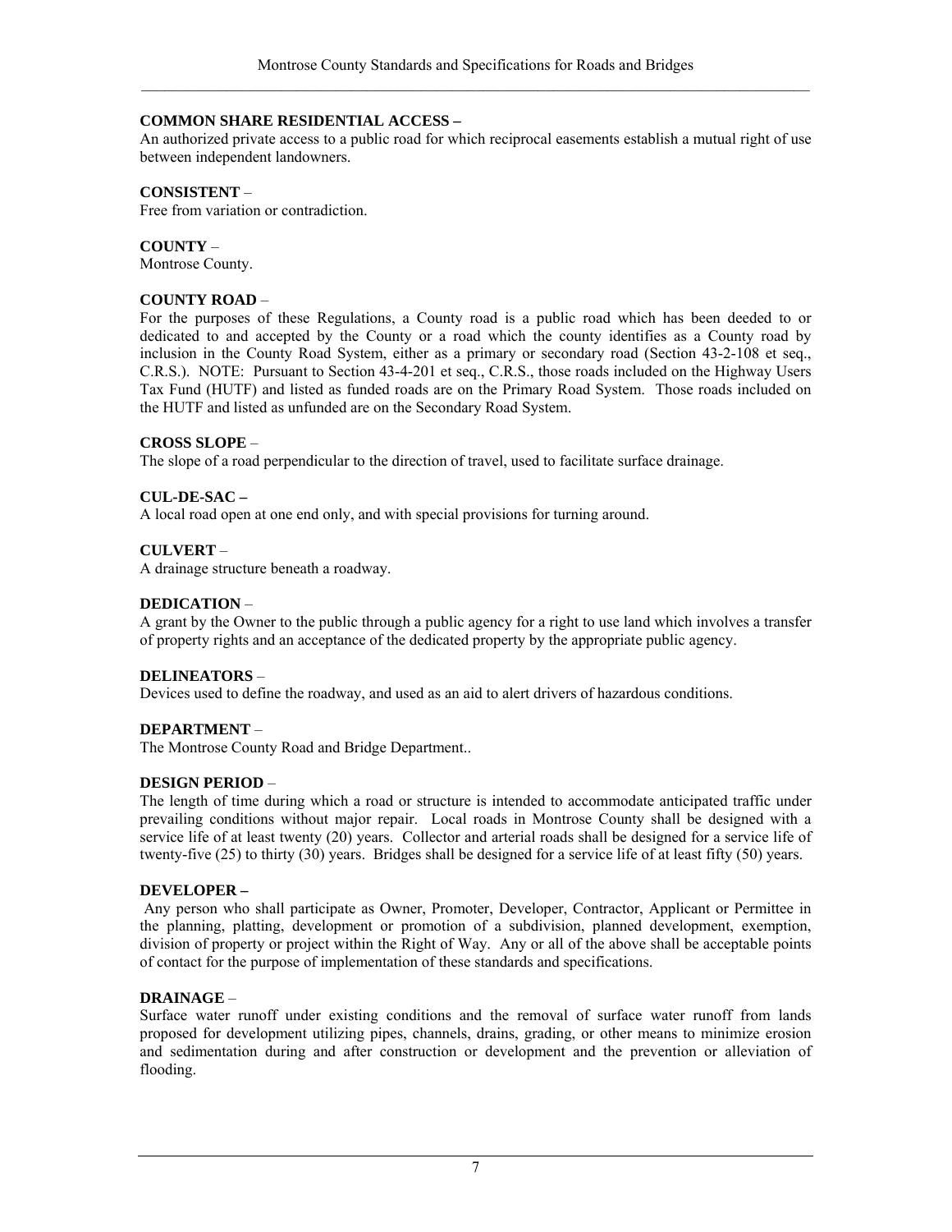**COMMON SHARE RESIDENTIAL ACCESS –**
An authorized private access to a public road for which reciprocal easements establish a mutual right of use between independent landowners.

**CONSISTENT** –
Free from variation or contradiction.

**COUNTY** –
Montrose County.

**COUNTY ROAD** –
For the purposes of these Regulations, a County road is a public road which has been deeded to or dedicated to and accepted by the County or a road which the county identifies as a County road by inclusion in the County Road System, either as a primary or secondary road (Section 43-2-108 et seq., C.R.S.). NOTE: Pursuant to Section 43-4-201 et seq., C.R.S., those roads included on the Highway Users Tax Fund (HUTF) and listed as funded roads are on the Primary Road System. Those roads included on the HUTF and listed as unfunded are on the Secondary Road System.

**CROSS SLOPE** –
The slope of a road perpendicular to the direction of travel, used to facilitate surface drainage.

**CUL-DE-SAC –**
A local road open at one end only, and with special provisions for turning around.

**CULVERT** –
A drainage structure beneath a roadway.

**DEDICATION** –
A grant by the Owner to the public through a public agency for a right to use land which involves a transfer of property rights and an acceptance of the dedicated property by the appropriate public agency.

**DELINEATORS** –
Devices used to define the roadway, and used as an aid to alert drivers of hazardous conditions.

**DEPARTMENT** –
The Montrose County Road and Bridge Department..

**DESIGN PERIOD** –
The length of time during which a road or structure is intended to accommodate anticipated traffic under prevailing conditions without major repair. Local roads in Montrose County shall be designed with a service life of at least twenty (20) years. Collector and arterial roads shall be designed for a service life of twenty-five (25) to thirty (30) years. Bridges shall be designed for a service life of at least fifty (50) years.

**DEVELOPER –**
Any person who shall participate as Owner, Promoter, Developer, Contractor, Applicant or Permittee in the planning, platting, development or promotion of a subdivision, planned development, exemption, division of property or project within the Right of Way. Any or all of the above shall be acceptable points of contact for the purpose of implementation of these standards and specifications.

**DRAINAGE** –
Surface water runoff under existing conditions and the removal of surface water runoff from lands proposed for development utilizing pipes, channels, drains, grading, or other means to minimize erosion and sedimentation during and after construction or development and the prevention or alleviation of flooding.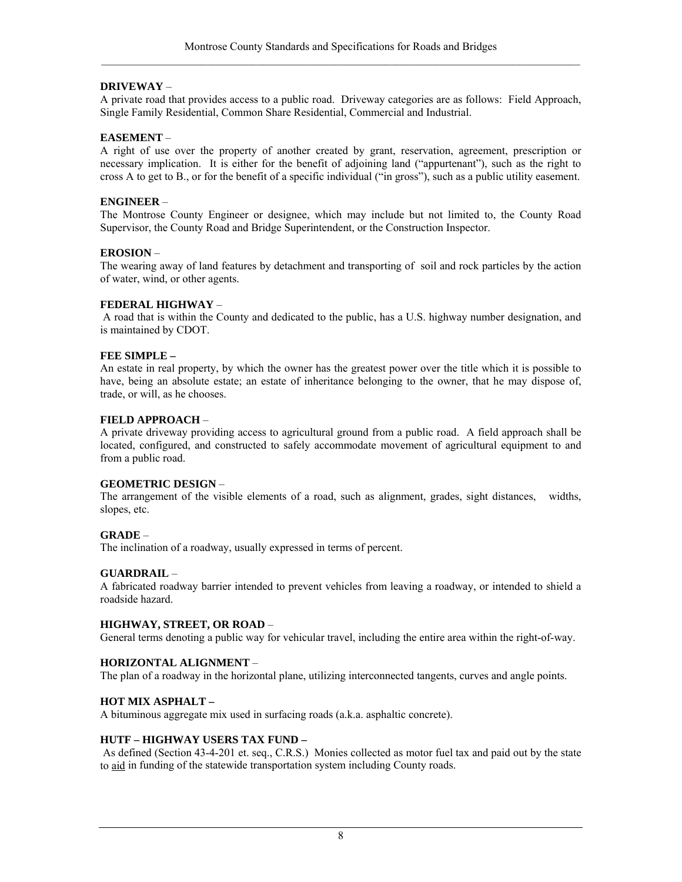**DRIVEWAY** –
A private road that provides access to a public road. Driveway categories are as follows: Field Approach, Single Family Residential, Common Share Residential, Commercial and Industrial.

**EASEMENT** –
A right of use over the property of another created by grant, reservation, agreement, prescription or necessary implication. It is either for the benefit of adjoining land ("appurtenant"), such as the right to cross A to get to B., or for the benefit of a specific individual ("in gross"), such as a public utility easement.

**ENGINEER** –
The Montrose County Engineer or designee, which may include but not limited to, the County Road Supervisor, the County Road and Bridge Superintendent, or the Construction Inspector.

**EROSION** –
The wearing away of land features by detachment and transporting of soil and rock particles by the action of water, wind, or other agents.

**FEDERAL HIGHWAY** –
A road that is within the County and dedicated to the public, has a U.S. highway number designation, and is maintained by CDOT.

**FEE SIMPLE –**
An estate in real property, by which the owner has the greatest power over the title which it is possible to have, being an absolute estate; an estate of inheritance belonging to the owner, that he may dispose of, trade, or will, as he chooses.

**FIELD APPROACH** –
A private driveway providing access to agricultural ground from a public road. A field approach shall be located, configured, and constructed to safely accommodate movement of agricultural equipment to and from a public road.

**GEOMETRIC DESIGN** –
The arrangement of the visible elements of a road, such as alignment, grades, sight distances, widths, slopes, etc.

**GRADE** –
The inclination of a roadway, usually expressed in terms of percent.

**GUARDRAIL** –
A fabricated roadway barrier intended to prevent vehicles from leaving a roadway, or intended to shield a roadside hazard.

**HIGHWAY, STREET, OR ROAD** –
General terms denoting a public way for vehicular travel, including the entire area within the right-of-way.

**HORIZONTAL ALIGNMENT** –
The plan of a roadway in the horizontal plane, utilizing interconnected tangents, curves and angle points.

**HOT MIX ASPHALT –**
A bituminous aggregate mix used in surfacing roads (a.k.a. asphaltic concrete).

**HUTF – HIGHWAY USERS TAX FUND –**
As defined (Section 43-4-201 et. seq., C.R.S.) Monies collected as motor fuel tax and paid out by the state to <u>aid</u> in funding of the statewide transportation system including County roads.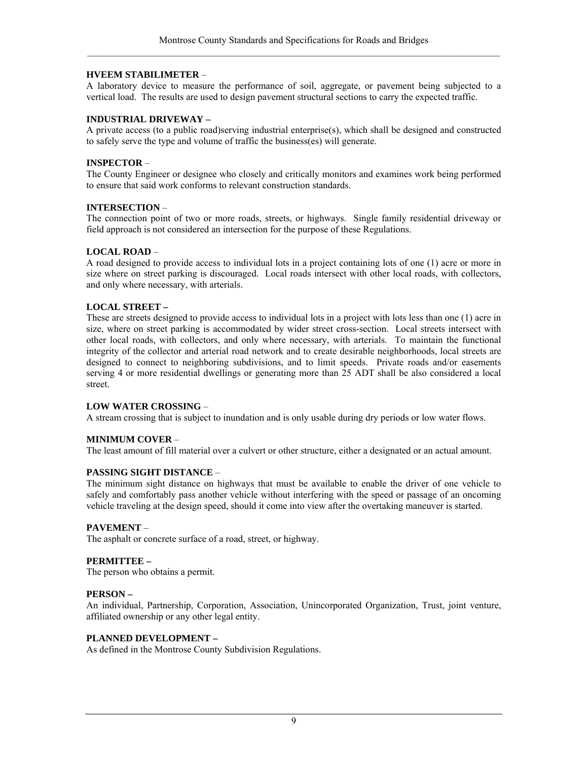**HVEEM STABILIMETER** –
A laboratory device to measure the performance of soil, aggregate, or pavement being subjected to a vertical load. The results are used to design pavement structural sections to carry the expected traffic.

**INDUSTRIAL DRIVEWAY –**
A private access (to a public road)serving industrial enterprise(s), which shall be designed and constructed to safely serve the type and volume of traffic the business(es) will generate.

**INSPECTOR** –
The County Engineer or designee who closely and critically monitors and examines work being performed to ensure that said work conforms to relevant construction standards.

**INTERSECTION** –
The connection point of two or more roads, streets, or highways. Single family residential driveway or field approach is not considered an intersection for the purpose of these Regulations.

**LOCAL ROAD** –
A road designed to provide access to individual lots in a project containing lots of one (1) acre or more in size where on street parking is discouraged. Local roads intersect with other local roads, with collectors, and only where necessary, with arterials.

**LOCAL STREET –**
These are streets designed to provide access to individual lots in a project with lots less than one (1) acre in size, where on street parking is accommodated by wider street cross-section. Local streets intersect with other local roads, with collectors, and only where necessary, with arterials. To maintain the functional integrity of the collector and arterial road network and to create desirable neighborhoods, local streets are designed to connect to neighboring subdivisions, and to limit speeds. Private roads and/or easements serving 4 or more residential dwellings or generating more than 25 ADT shall be also considered a local street.

**LOW WATER CROSSING** –
A stream crossing that is subject to inundation and is only usable during dry periods or low water flows.

**MINIMUM COVER** –
The least amount of fill material over a culvert or other structure, either a designated or an actual amount.

**PASSING SIGHT DISTANCE** –
The minimum sight distance on highways that must be available to enable the driver of one vehicle to safely and comfortably pass another vehicle without interfering with the speed or passage of an oncoming vehicle traveling at the design speed, should it come into view after the overtaking maneuver is started.

**PAVEMENT** –
The asphalt or concrete surface of a road, street, or highway.

**PERMITTEE –**
The person who obtains a permit.

**PERSON –**
An individual, Partnership, Corporation, Association, Unincorporated Organization, Trust, joint venture, affiliated ownership or any other legal entity.

**PLANNED DEVELOPMENT –**
As defined in the Montrose County Subdivision Regulations.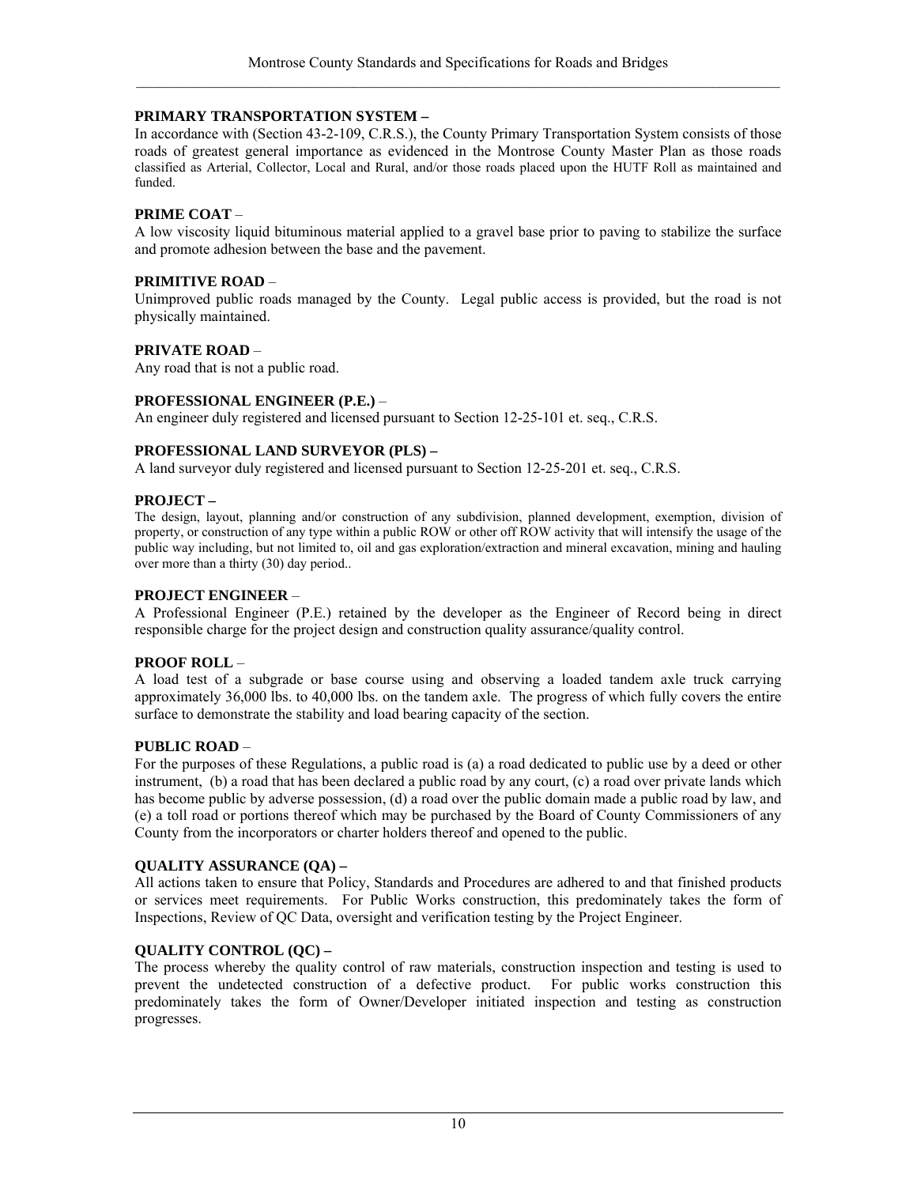**PRIMARY TRANSPORTATION SYSTEM –**
In accordance with (Section 43-2-109, C.R.S.), the County Primary Transportation System consists of those roads of greatest general importance as evidenced in the Montrose County Master Plan as those roads classified as Arterial, Collector, Local and Rural, and/or those roads placed upon the HUTF Roll as maintained and funded.

**PRIME COAT** –
A low viscosity liquid bituminous material applied to a gravel base prior to paving to stabilize the surface and promote adhesion between the base and the pavement.

**PRIMITIVE ROAD** –
Unimproved public roads managed by the County. Legal public access is provided, but the road is not physically maintained.

**PRIVATE ROAD** –
Any road that is not a public road.

**PROFESSIONAL ENGINEER (P.E.)** –
An engineer duly registered and licensed pursuant to Section 12-25-101 et. seq., C.R.S.

**PROFESSIONAL LAND SURVEYOR (PLS) –**
A land surveyor duly registered and licensed pursuant to Section 12-25-201 et. seq., C.R.S.

**PROJECT –**
The design, layout, planning and/or construction of any subdivision, planned development, exemption, division of property, or construction of any type within a public ROW or other off ROW activity that will intensify the usage of the public way including, but not limited to, oil and gas exploration/extraction and mineral excavation, mining and hauling over more than a thirty (30) day period..

**PROJECT ENGINEER** –
A Professional Engineer (P.E.) retained by the developer as the Engineer of Record being in direct responsible charge for the project design and construction quality assurance/quality control.

**PROOF ROLL** –
A load test of a subgrade or base course using and observing a loaded tandem axle truck carrying approximately 36,000 lbs. to 40,000 lbs. on the tandem axle. The progress of which fully covers the entire surface to demonstrate the stability and load bearing capacity of the section.

**PUBLIC ROAD** –
For the purposes of these Regulations, a public road is (a) a road dedicated to public use by a deed or other instrument, (b) a road that has been declared a public road by any court, (c) a road over private lands which has become public by adverse possession, (d) a road over the public domain made a public road by law, and (e) a toll road or portions thereof which may be purchased by the Board of County Commissioners of any County from the incorporators or charter holders thereof and opened to the public.

**QUALITY ASSURANCE (QA) –**
All actions taken to ensure that Policy, Standards and Procedures are adhered to and that finished products or services meet requirements. For Public Works construction, this predominately takes the form of Inspections, Review of QC Data, oversight and verification testing by the Project Engineer.

**QUALITY CONTROL (QC) –**
The process whereby the quality control of raw materials, construction inspection and testing is used to prevent the undetected construction of a defective product. For public works construction this predominately takes the form of Owner/Developer initiated inspection and testing as construction progresses.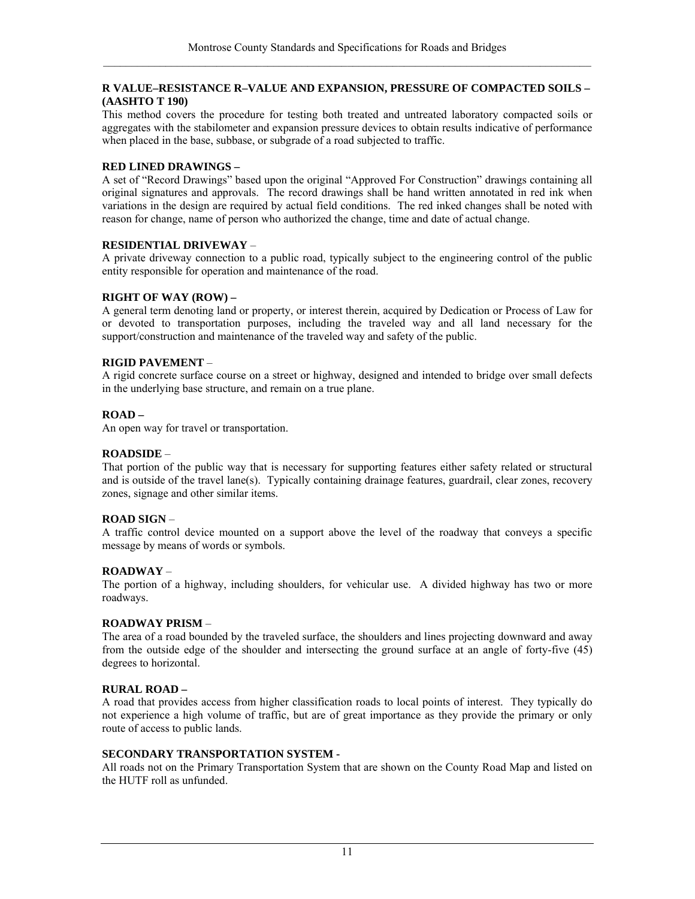**R VALUE–RESISTANCE R–VALUE AND EXPANSION, PRESSURE OF COMPACTED SOILS – (AASHTO T 190)**

This method covers the procedure for testing both treated and untreated laboratory compacted soils or aggregates with the stabilometer and expansion pressure devices to obtain results indicative of performance when placed in the base, subbase, or subgrade of a road subjected to traffic.

**RED LINED DRAWINGS –**

A set of "Record Drawings" based upon the original "Approved For Construction" drawings containing all original signatures and approvals. The record drawings shall be hand written annotated in red ink when variations in the design are required by actual field conditions. The red inked changes shall be noted with reason for change, name of person who authorized the change, time and date of actual change.

**RESIDENTIAL DRIVEWAY** –

A private driveway connection to a public road, typically subject to the engineering control of the public entity responsible for operation and maintenance of the road.

**RIGHT OF WAY (ROW) –**

A general term denoting land or property, or interest therein, acquired by Dedication or Process of Law for or devoted to transportation purposes, including the traveled way and all land necessary for the support/construction and maintenance of the traveled way and safety of the public.

**RIGID PAVEMENT** –

A rigid concrete surface course on a street or highway, designed and intended to bridge over small defects in the underlying base structure, and remain on a true plane.

**ROAD –**

An open way for travel or transportation.

**ROADSIDE** –

That portion of the public way that is necessary for supporting features either safety related or structural and is outside of the travel lane(s). Typically containing drainage features, guardrail, clear zones, recovery zones, signage and other similar items.

**ROAD SIGN** –

A traffic control device mounted on a support above the level of the roadway that conveys a specific message by means of words or symbols.

**ROADWAY** –

The portion of a highway, including shoulders, for vehicular use. A divided highway has two or more roadways.

**ROADWAY PRISM** –

The area of a road bounded by the traveled surface, the shoulders and lines projecting downward and away from the outside edge of the shoulder and intersecting the ground surface at an angle of forty-five (45) degrees to horizontal.

**RURAL ROAD –**

A road that provides access from higher classification roads to local points of interest. They typically do not experience a high volume of traffic, but are of great importance as they provide the primary or only route of access to public lands.

**SECONDARY TRANSPORTATION SYSTEM -**

All roads not on the Primary Transportation System that are shown on the County Road Map and listed on the HUTF roll as unfunded.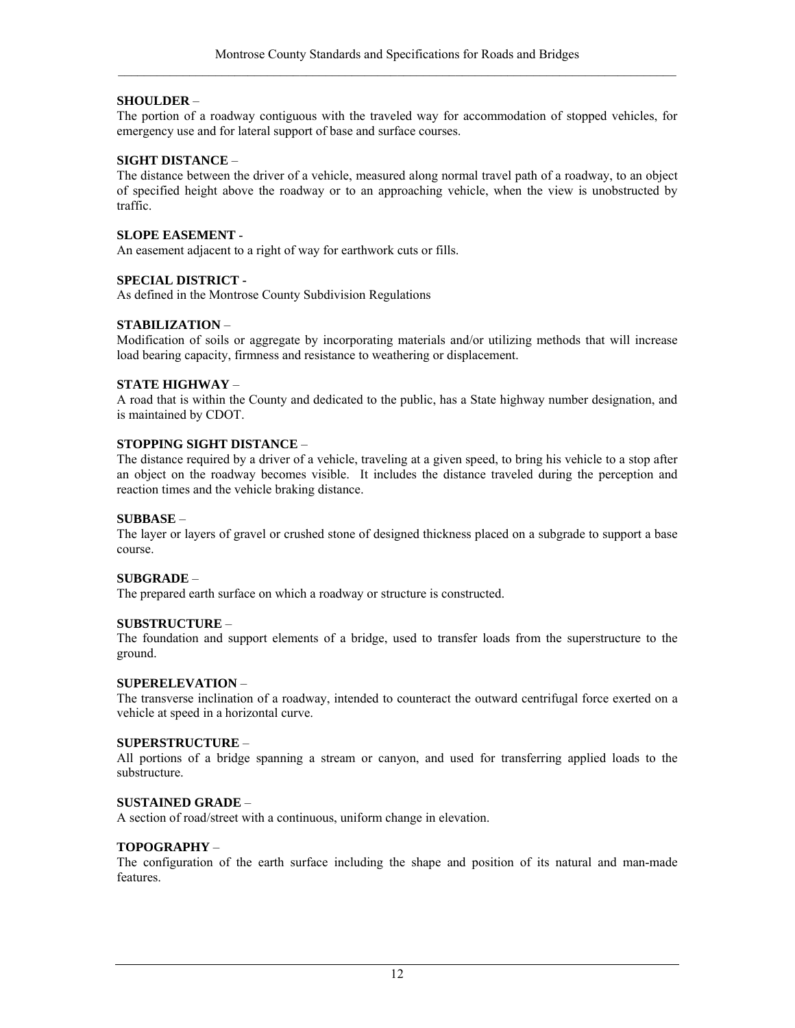**SHOULDER** –
The portion of a roadway contiguous with the traveled way for accommodation of stopped vehicles, for emergency use and for lateral support of base and surface courses.

**SIGHT DISTANCE** –
The distance between the driver of a vehicle, measured along normal travel path of a roadway, to an object of specified height above the roadway or to an approaching vehicle, when the view is unobstructed by traffic.

**SLOPE EASEMENT** -
An easement adjacent to a right of way for earthwork cuts or fills.

**SPECIAL DISTRICT -**
As defined in the Montrose County Subdivision Regulations

**STABILIZATION** –
Modification of soils or aggregate by incorporating materials and/or utilizing methods that will increase load bearing capacity, firmness and resistance to weathering or displacement.

**STATE HIGHWAY** –
A road that is within the County and dedicated to the public, has a State highway number designation, and is maintained by CDOT.

**STOPPING SIGHT DISTANCE** –
The distance required by a driver of a vehicle, traveling at a given speed, to bring his vehicle to a stop after an object on the roadway becomes visible. It includes the distance traveled during the perception and reaction times and the vehicle braking distance.

**SUBBASE** –
The layer or layers of gravel or crushed stone of designed thickness placed on a subgrade to support a base course.

**SUBGRADE** –
The prepared earth surface on which a roadway or structure is constructed.

**SUBSTRUCTURE** –
The foundation and support elements of a bridge, used to transfer loads from the superstructure to the ground.

**SUPERELEVATION** –
The transverse inclination of a roadway, intended to counteract the outward centrifugal force exerted on a vehicle at speed in a horizontal curve.

**SUPERSTRUCTURE** –
All portions of a bridge spanning a stream or canyon, and used for transferring applied loads to the substructure.

**SUSTAINED GRADE** –
A section of road/street with a continuous, uniform change in elevation.

**TOPOGRAPHY** –
The configuration of the earth surface including the shape and position of its natural and man-made features.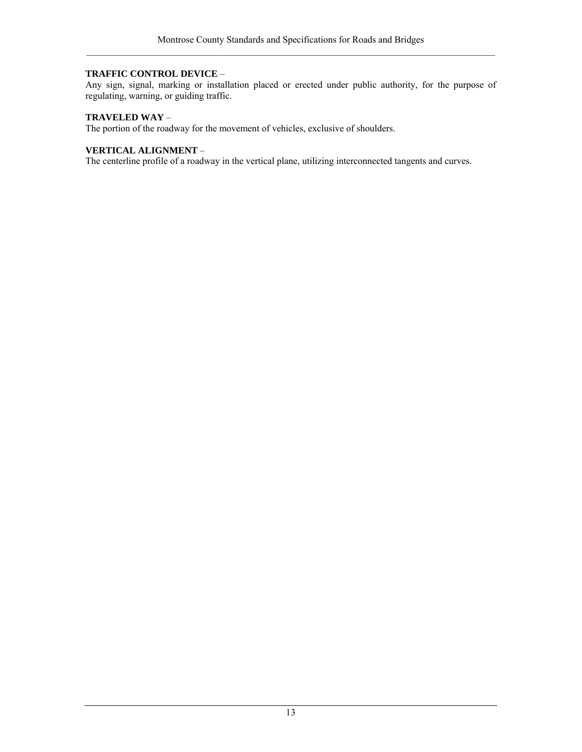**TRAFFIC CONTROL DEVICE** –
Any sign, signal, marking or installation placed or erected under public authority, for the purpose of regulating, warning, or guiding traffic.

**TRAVELED WAY** –
The portion of the roadway for the movement of vehicles, exclusive of shoulders.

**VERTICAL ALIGNMENT** –
The centerline profile of a roadway in the vertical plane, utilizing interconnected tangents and curves.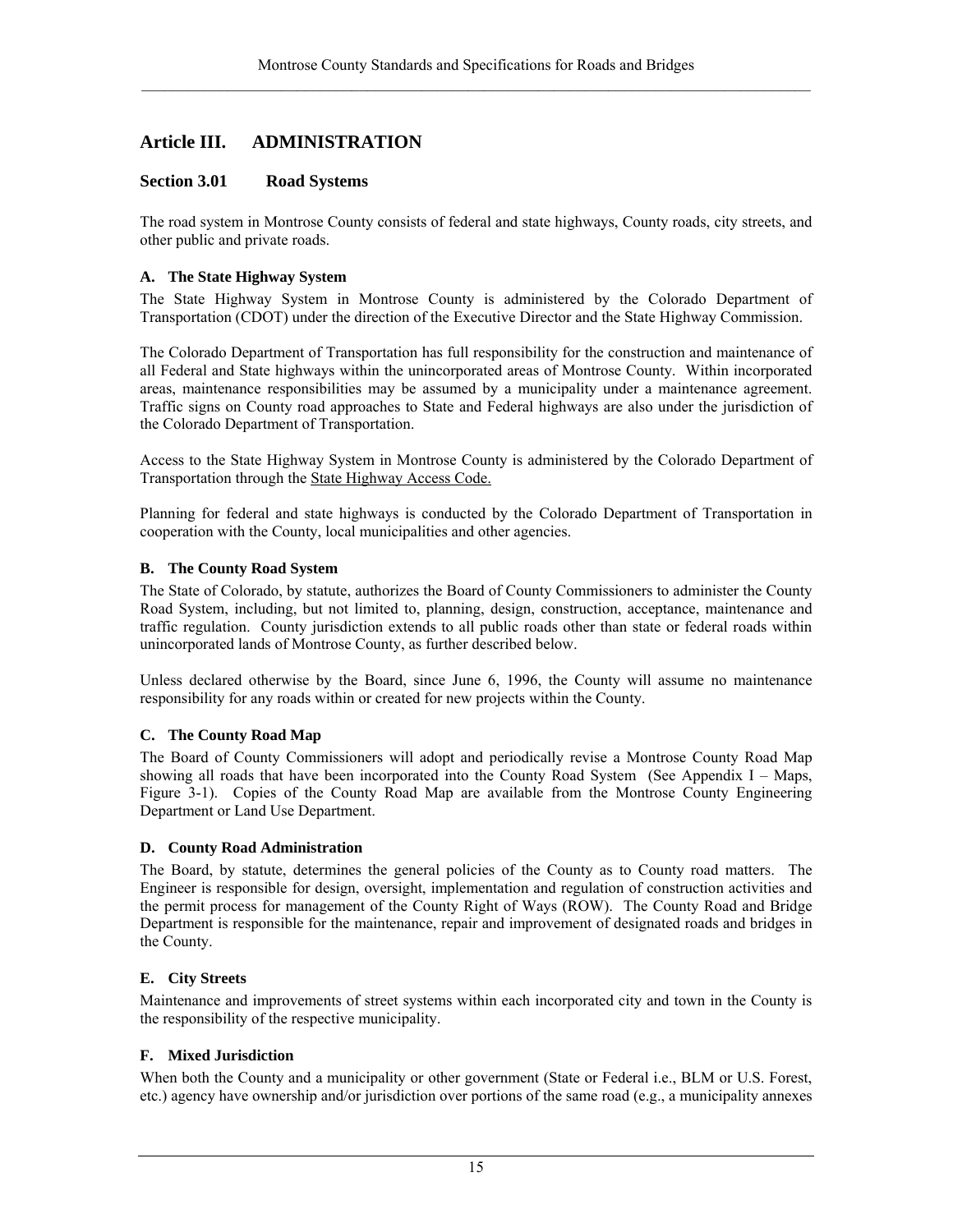# Article III. ADMINISTRATION

## Section 3.01 Road Systems

The road system in Montrose County consists of federal and state highways, County roads, city streets, and other public and private roads.

### A. The State Highway System

The State Highway System in Montrose County is administered by the Colorado Department of Transportation (CDOT) under the direction of the Executive Director and the State Highway Commission.

The Colorado Department of Transportation has full responsibility for the construction and maintenance of all Federal and State highways within the unincorporated areas of Montrose County. Within incorporated areas, maintenance responsibilities may be assumed by a municipality under a maintenance agreement. Traffic signs on County road approaches to State and Federal highways are also under the jurisdiction of the Colorado Department of Transportation.

Access to the State Highway System in Montrose County is administered by the Colorado Department of Transportation through the State Highway Access Code.

Planning for federal and state highways is conducted by the Colorado Department of Transportation in cooperation with the County, local municipalities and other agencies.

### B. The County Road System

The State of Colorado, by statute, authorizes the Board of County Commissioners to administer the County Road System, including, but not limited to, planning, design, construction, acceptance, maintenance and traffic regulation. County jurisdiction extends to all public roads other than state or federal roads within unincorporated lands of Montrose County, as further described below.

Unless declared otherwise by the Board, since June 6, 1996, the County will assume no maintenance responsibility for any roads within or created for new projects within the County.

### C. The County Road Map

The Board of County Commissioners will adopt and periodically revise a Montrose County Road Map showing all roads that have been incorporated into the County Road System (See Appendix I – Maps, Figure 3-1). Copies of the County Road Map are available from the Montrose County Engineering Department or Land Use Department.

### D. County Road Administration

The Board, by statute, determines the general policies of the County as to County road matters. The Engineer is responsible for design, oversight, implementation and regulation of construction activities and the permit process for management of the County Right of Ways (ROW). The County Road and Bridge Department is responsible for the maintenance, repair and improvement of designated roads and bridges in the County.

### E. City Streets

Maintenance and improvements of street systems within each incorporated city and town in the County is the responsibility of the respective municipality.

### F. Mixed Jurisdiction

When both the County and a municipality or other government (State or Federal i.e., BLM or U.S. Forest, etc.) agency have ownership and/or jurisdiction over portions of the same road (e.g., a municipality annexes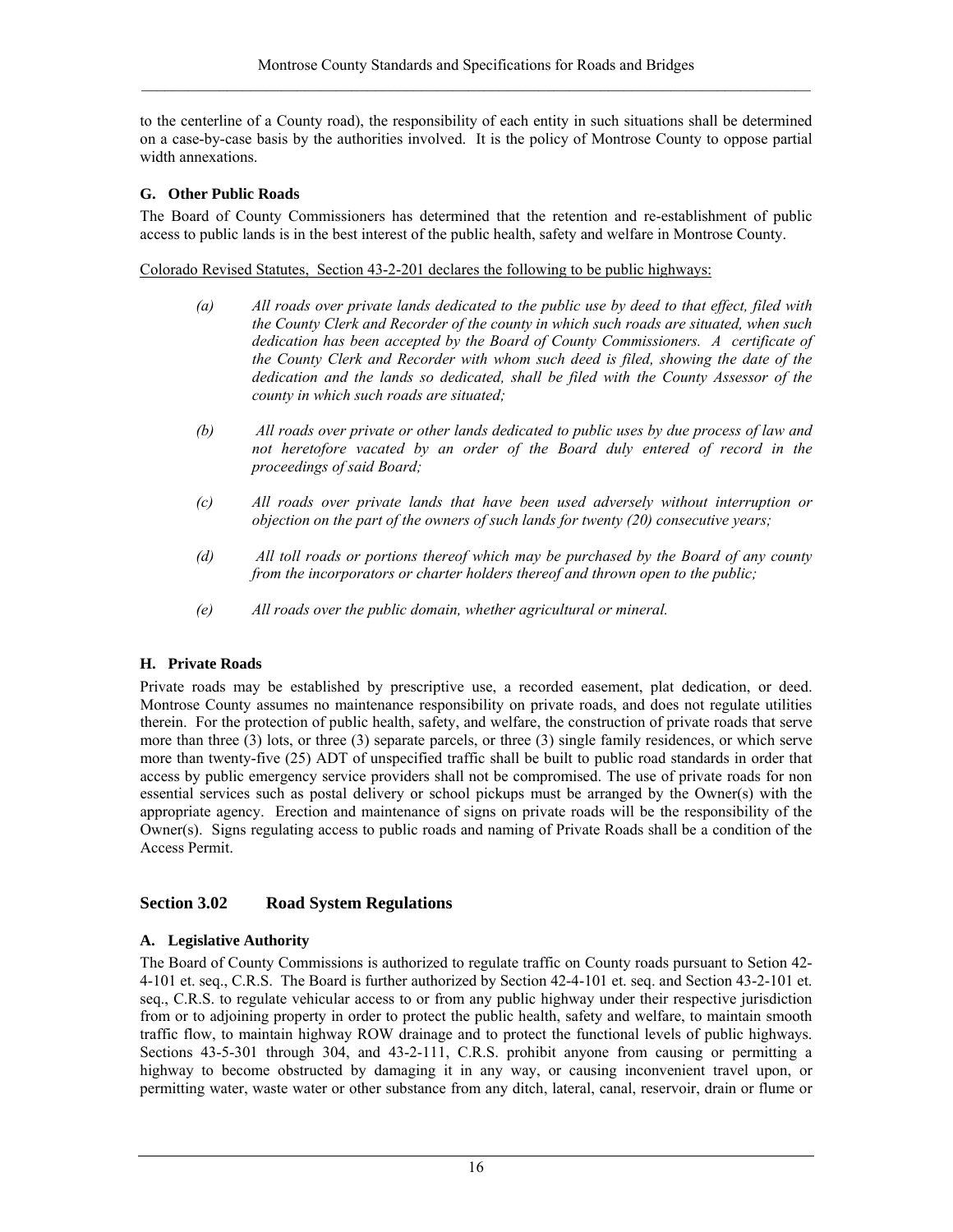to the centerline of a County road), the responsibility of each entity in such situations shall be determined on a case-by-case basis by the authorities involved. It is the policy of Montrose County to oppose partial width annexations.

### G. Other Public Roads

The Board of County Commissioners has determined that the retention and re-establishment of public access to public lands is in the best interest of the public health, safety and welfare in Montrose County.

<u>Colorado Revised Statutes, Section 43-2-201 declares the following to be public highways:</u>

*(a)* *All roads over private lands dedicated to the public use by deed to that effect, filed with the County Clerk and Recorder of the county in which such roads are situated, when such dedication has been accepted by the Board of County Commissioners. A certificate of the County Clerk and Recorder with whom such deed is filed, showing the date of the dedication and the lands so dedicated, shall be filed with the County Assessor of the county in which such roads are situated;*

*(b)* *All roads over private or other lands dedicated to public uses by due process of law and not heretofore vacated by an order of the Board duly entered of record in the proceedings of said Board;*

*(c)* *All roads over private lands that have been used adversely without interruption or objection on the part of the owners of such lands for twenty (20) consecutive years;*

*(d)* *All toll roads or portions thereof which may be purchased by the Board of any county from the incorporators or charter holders thereof and thrown open to the public;*

*(e)* *All roads over the public domain, whether agricultural or mineral.*

### H. Private Roads

Private roads may be established by prescriptive use, a recorded easement, plat dedication, or deed. Montrose County assumes no maintenance responsibility on private roads, and does not regulate utilities therein. For the protection of public health, safety, and welfare, the construction of private roads that serve more than three (3) lots, or three (3) separate parcels, or three (3) single family residences, or which serve more than twenty-five (25) ADT of unspecified traffic shall be built to public road standards in order that access by public emergency service providers shall not be compromised. The use of private roads for non essential services such as postal delivery or school pickups must be arranged by the Owner(s) with the appropriate agency. Erection and maintenance of signs on private roads will be the responsibility of the Owner(s). Signs regulating access to public roads and naming of Private Roads shall be a condition of the Access Permit.

## Section 3.02 Road System Regulations

### A. Legislative Authority

The Board of County Commissions is authorized to regulate traffic on County roads pursuant to Setion 42-4-101 et. seq., C.R.S. The Board is further authorized by Section 42-4-101 et. seq. and Section 43-2-101 et. seq., C.R.S. to regulate vehicular access to or from any public highway under their respective jurisdiction from or to adjoining property in order to protect the public health, safety and welfare, to maintain smooth traffic flow, to maintain highway ROW drainage and to protect the functional levels of public highways. Sections 43-5-301 through 304, and 43-2-111, C.R.S. prohibit anyone from causing or permitting a highway to become obstructed by damaging it in any way, or causing inconvenient travel upon, or permitting water, waste water or other substance from any ditch, lateral, canal, reservoir, drain or flume or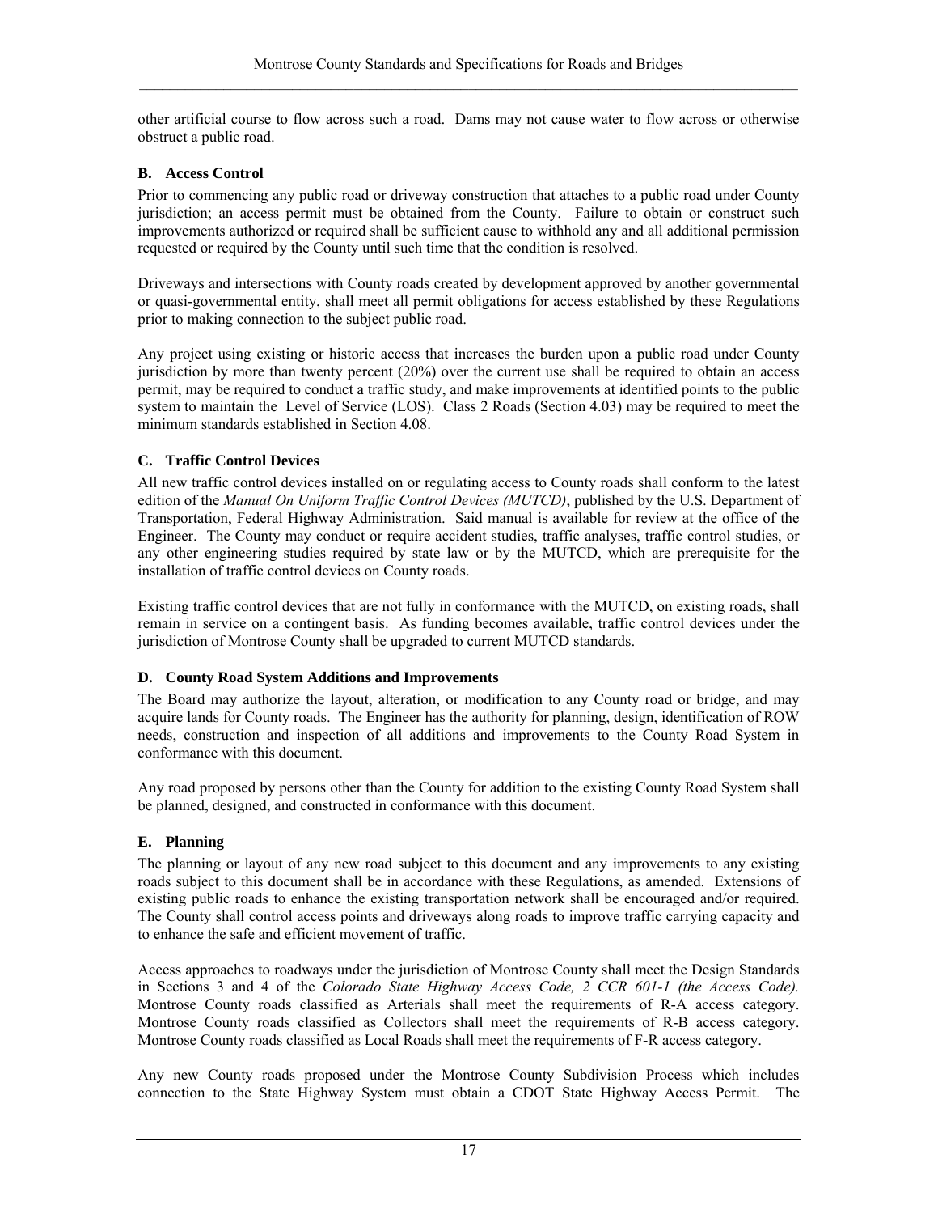other artificial course to flow across such a road. Dams may not cause water to flow across or otherwise obstruct a public road.

### B. Access Control

Prior to commencing any public road or driveway construction that attaches to a public road under County jurisdiction; an access permit must be obtained from the County. Failure to obtain or construct such improvements authorized or required shall be sufficient cause to withhold any and all additional permission requested or required by the County until such time that the condition is resolved.

Driveways and intersections with County roads created by development approved by another governmental or quasi-governmental entity, shall meet all permit obligations for access established by these Regulations prior to making connection to the subject public road.

Any project using existing or historic access that increases the burden upon a public road under County jurisdiction by more than twenty percent (20%) over the current use shall be required to obtain an access permit, may be required to conduct a traffic study, and make improvements at identified points to the public system to maintain the Level of Service (LOS). Class 2 Roads (Section 4.03) may be required to meet the minimum standards established in Section 4.08.

### C. Traffic Control Devices

All new traffic control devices installed on or regulating access to County roads shall conform to the latest edition of the *Manual On Uniform Traffic Control Devices (MUTCD)*, published by the U.S. Department of Transportation, Federal Highway Administration. Said manual is available for review at the office of the Engineer. The County may conduct or require accident studies, traffic analyses, traffic control studies, or any other engineering studies required by state law or by the MUTCD, which are prerequisite for the installation of traffic control devices on County roads.

Existing traffic control devices that are not fully in conformance with the MUTCD, on existing roads, shall remain in service on a contingent basis. As funding becomes available, traffic control devices under the jurisdiction of Montrose County shall be upgraded to current MUTCD standards.

### D. County Road System Additions and Improvements

The Board may authorize the layout, alteration, or modification to any County road or bridge, and may acquire lands for County roads. The Engineer has the authority for planning, design, identification of ROW needs, construction and inspection of all additions and improvements to the County Road System in conformance with this document.

Any road proposed by persons other than the County for addition to the existing County Road System shall be planned, designed, and constructed in conformance with this document.

### E. Planning

The planning or layout of any new road subject to this document and any improvements to any existing roads subject to this document shall be in accordance with these Regulations, as amended. Extensions of existing public roads to enhance the existing transportation network shall be encouraged and/or required. The County shall control access points and driveways along roads to improve traffic carrying capacity and to enhance the safe and efficient movement of traffic.

Access approaches to roadways under the jurisdiction of Montrose County shall meet the Design Standards in Sections 3 and 4 of the *Colorado State Highway Access Code, 2 CCR 601-1 (the Access Code).* Montrose County roads classified as Arterials shall meet the requirements of R-A access category. Montrose County roads classified as Collectors shall meet the requirements of R-B access category. Montrose County roads classified as Local Roads shall meet the requirements of F-R access category.

Any new County roads proposed under the Montrose County Subdivision Process which includes connection to the State Highway System must obtain a CDOT State Highway Access Permit. The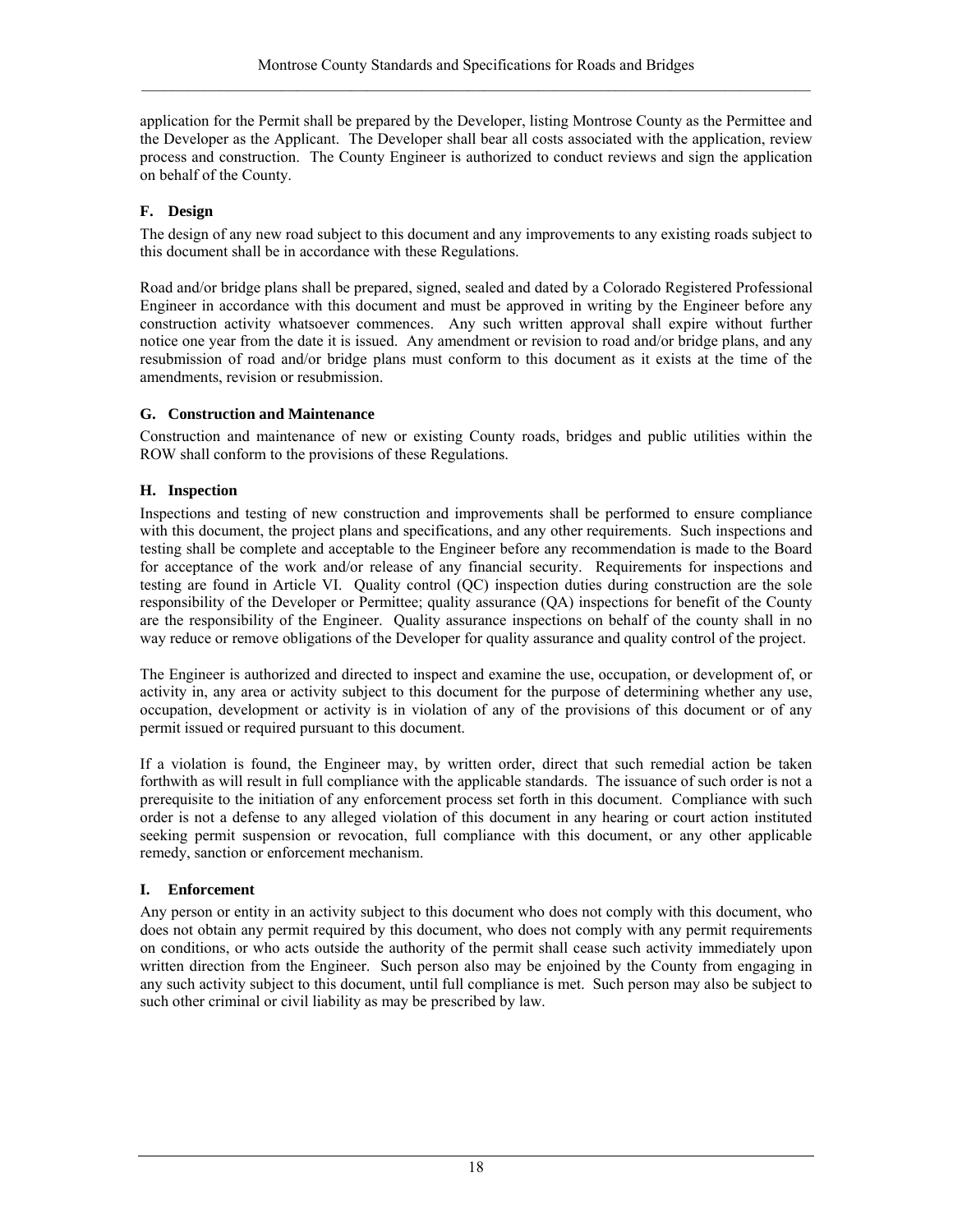application for the Permit shall be prepared by the Developer, listing Montrose County as the Permittee and the Developer as the Applicant. The Developer shall bear all costs associated with the application, review process and construction. The County Engineer is authorized to conduct reviews and sign the application on behalf of the County.

### F. Design

The design of any new road subject to this document and any improvements to any existing roads subject to this document shall be in accordance with these Regulations.

Road and/or bridge plans shall be prepared, signed, sealed and dated by a Colorado Registered Professional Engineer in accordance with this document and must be approved in writing by the Engineer before any construction activity whatsoever commences. Any such written approval shall expire without further notice one year from the date it is issued. Any amendment or revision to road and/or bridge plans, and any resubmission of road and/or bridge plans must conform to this document as it exists at the time of the amendments, revision or resubmission.

### G. Construction and Maintenance

Construction and maintenance of new or existing County roads, bridges and public utilities within the ROW shall conform to the provisions of these Regulations.

### H. Inspection

Inspections and testing of new construction and improvements shall be performed to ensure compliance with this document, the project plans and specifications, and any other requirements. Such inspections and testing shall be complete and acceptable to the Engineer before any recommendation is made to the Board for acceptance of the work and/or release of any financial security. Requirements for inspections and testing are found in Article VI. Quality control (QC) inspection duties during construction are the sole responsibility of the Developer or Permittee; quality assurance (QA) inspections for benefit of the County are the responsibility of the Engineer. Quality assurance inspections on behalf of the county shall in no way reduce or remove obligations of the Developer for quality assurance and quality control of the project.

The Engineer is authorized and directed to inspect and examine the use, occupation, or development of, or activity in, any area or activity subject to this document for the purpose of determining whether any use, occupation, development or activity is in violation of any of the provisions of this document or of any permit issued or required pursuant to this document.

If a violation is found, the Engineer may, by written order, direct that such remedial action be taken forthwith as will result in full compliance with the applicable standards. The issuance of such order is not a prerequisite to the initiation of any enforcement process set forth in this document. Compliance with such order is not a defense to any alleged violation of this document in any hearing or court action instituted seeking permit suspension or revocation, full compliance with this document, or any other applicable remedy, sanction or enforcement mechanism.

### I. Enforcement

Any person or entity in an activity subject to this document who does not comply with this document, who does not obtain any permit required by this document, who does not comply with any permit requirements on conditions, or who acts outside the authority of the permit shall cease such activity immediately upon written direction from the Engineer. Such person also may be enjoined by the County from engaging in any such activity subject to this document, until full compliance is met. Such person may also be subject to such other criminal or civil liability as may be prescribed by law.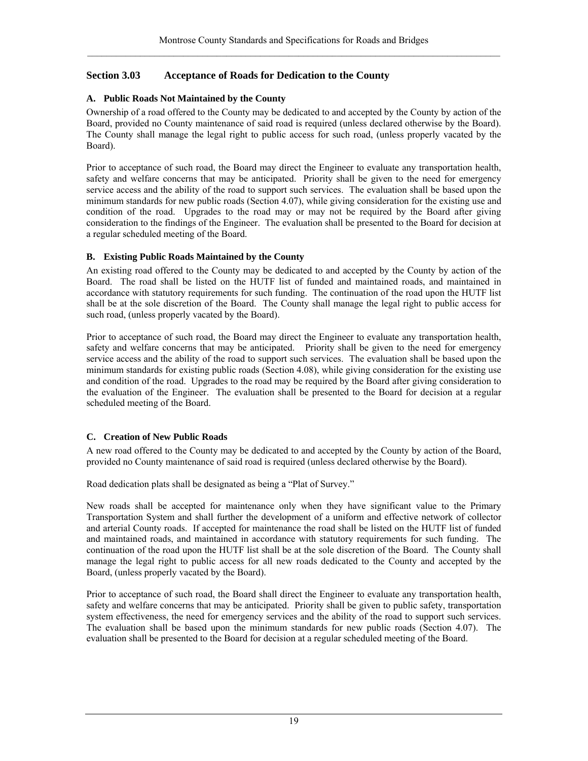## Section 3.03 Acceptance of Roads for Dedication to the County

### A. Public Roads Not Maintained by the County

Ownership of a road offered to the County may be dedicated to and accepted by the County by action of the Board, provided no County maintenance of said road is required (unless declared otherwise by the Board). The County shall manage the legal right to public access for such road, (unless properly vacated by the Board).

Prior to acceptance of such road, the Board may direct the Engineer to evaluate any transportation health, safety and welfare concerns that may be anticipated. Priority shall be given to the need for emergency service access and the ability of the road to support such services. The evaluation shall be based upon the minimum standards for new public roads (Section 4.07), while giving consideration for the existing use and condition of the road. Upgrades to the road may or may not be required by the Board after giving consideration to the findings of the Engineer. The evaluation shall be presented to the Board for decision at a regular scheduled meeting of the Board.

### B. Existing Public Roads Maintained by the County

An existing road offered to the County may be dedicated to and accepted by the County by action of the Board. The road shall be listed on the HUTF list of funded and maintained roads, and maintained in accordance with statutory requirements for such funding. The continuation of the road upon the HUTF list shall be at the sole discretion of the Board. The County shall manage the legal right to public access for such road, (unless properly vacated by the Board).

Prior to acceptance of such road, the Board may direct the Engineer to evaluate any transportation health, safety and welfare concerns that may be anticipated. Priority shall be given to the need for emergency service access and the ability of the road to support such services. The evaluation shall be based upon the minimum standards for existing public roads (Section 4.08), while giving consideration for the existing use and condition of the road. Upgrades to the road may be required by the Board after giving consideration to the evaluation of the Engineer. The evaluation shall be presented to the Board for decision at a regular scheduled meeting of the Board.

### C. Creation of New Public Roads

A new road offered to the County may be dedicated to and accepted by the County by action of the Board, provided no County maintenance of said road is required (unless declared otherwise by the Board).

Road dedication plats shall be designated as being a "Plat of Survey."

New roads shall be accepted for maintenance only when they have significant value to the Primary Transportation System and shall further the development of a uniform and effective network of collector and arterial County roads. If accepted for maintenance the road shall be listed on the HUTF list of funded and maintained roads, and maintained in accordance with statutory requirements for such funding. The continuation of the road upon the HUTF list shall be at the sole discretion of the Board. The County shall manage the legal right to public access for all new roads dedicated to the County and accepted by the Board, (unless properly vacated by the Board).

Prior to acceptance of such road, the Board shall direct the Engineer to evaluate any transportation health, safety and welfare concerns that may be anticipated. Priority shall be given to public safety, transportation system effectiveness, the need for emergency services and the ability of the road to support such services. The evaluation shall be based upon the minimum standards for new public roads (Section 4.07). The evaluation shall be presented to the Board for decision at a regular scheduled meeting of the Board.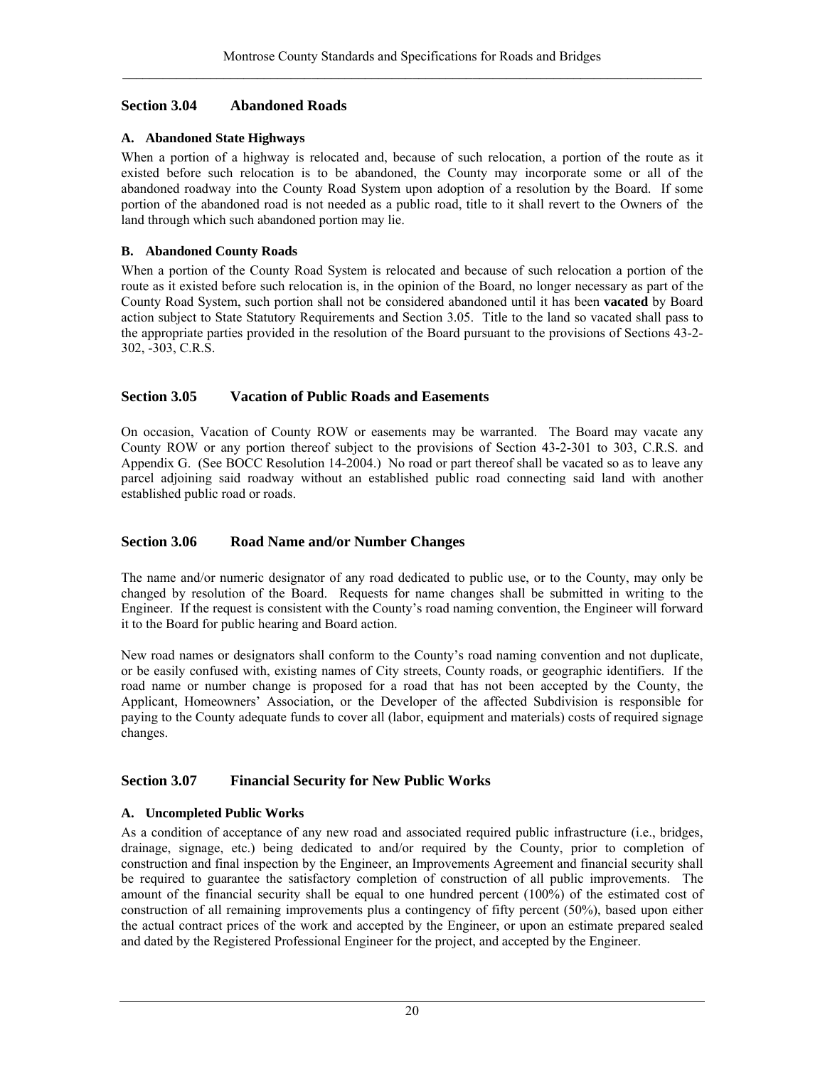## Section 3.04 Abandoned Roads

### A. Abandoned State Highways

When a portion of a highway is relocated and, because of such relocation, a portion of the route as it existed before such relocation is to be abandoned, the County may incorporate some or all of the abandoned roadway into the County Road System upon adoption of a resolution by the Board. If some portion of the abandoned road is not needed as a public road, title to it shall revert to the Owners of the land through which such abandoned portion may lie.

### B. Abandoned County Roads

When a portion of the County Road System is relocated and because of such relocation a portion of the route as it existed before such relocation is, in the opinion of the Board, no longer necessary as part of the County Road System, such portion shall not be considered abandoned until it has been **vacated** by Board action subject to State Statutory Requirements and Section 3.05. Title to the land so vacated shall pass to the appropriate parties provided in the resolution of the Board pursuant to the provisions of Sections 43-2-302, -303, C.R.S.

## Section 3.05 Vacation of Public Roads and Easements

On occasion, Vacation of County ROW or easements may be warranted. The Board may vacate any County ROW or any portion thereof subject to the provisions of Section 43-2-301 to 303, C.R.S. and Appendix G. (See BOCC Resolution 14-2004.) No road or part thereof shall be vacated so as to leave any parcel adjoining said roadway without an established public road connecting said land with another established public road or roads.

## Section 3.06 Road Name and/or Number Changes

The name and/or numeric designator of any road dedicated to public use, or to the County, may only be changed by resolution of the Board. Requests for name changes shall be submitted in writing to the Engineer. If the request is consistent with the County's road naming convention, the Engineer will forward it to the Board for public hearing and Board action.

New road names or designators shall conform to the County's road naming convention and not duplicate, or be easily confused with, existing names of City streets, County roads, or geographic identifiers. If the road name or number change is proposed for a road that has not been accepted by the County, the Applicant, Homeowners' Association, or the Developer of the affected Subdivision is responsible for paying to the County adequate funds to cover all (labor, equipment and materials) costs of required signage changes.

## Section 3.07 Financial Security for New Public Works

### A. Uncompleted Public Works

As a condition of acceptance of any new road and associated required public infrastructure (i.e., bridges, drainage, signage, etc.) being dedicated to and/or required by the County, prior to completion of construction and final inspection by the Engineer, an Improvements Agreement and financial security shall be required to guarantee the satisfactory completion of construction of all public improvements. The amount of the financial security shall be equal to one hundred percent (100%) of the estimated cost of construction of all remaining improvements plus a contingency of fifty percent (50%), based upon either the actual contract prices of the work and accepted by the Engineer, or upon an estimate prepared sealed and dated by the Registered Professional Engineer for the project, and accepted by the Engineer.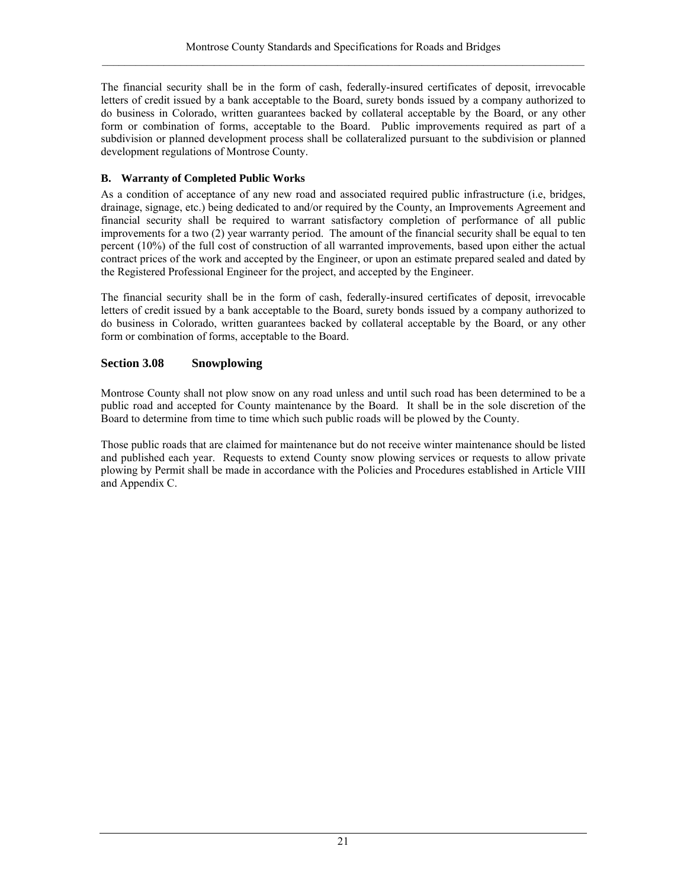The financial security shall be in the form of cash, federally-insured certificates of deposit, irrevocable letters of credit issued by a bank acceptable to the Board, surety bonds issued by a company authorized to do business in Colorado, written guarantees backed by collateral acceptable by the Board, or any other form or combination of forms, acceptable to the Board. Public improvements required as part of a subdivision or planned development process shall be collateralized pursuant to the subdivision or planned development regulations of Montrose County.

**B. Warranty of Completed Public Works**

As a condition of acceptance of any new road and associated required public infrastructure (i.e, bridges, drainage, signage, etc.) being dedicated to and/or required by the County, an Improvements Agreement and financial security shall be required to warrant satisfactory completion of performance of all public improvements for a two (2) year warranty period. The amount of the financial security shall be equal to ten percent (10%) of the full cost of construction of all warranted improvements, based upon either the actual contract prices of the work and accepted by the Engineer, or upon an estimate prepared sealed and dated by the Registered Professional Engineer for the project, and accepted by the Engineer.

The financial security shall be in the form of cash, federally-insured certificates of deposit, irrevocable letters of credit issued by a bank acceptable to the Board, surety bonds issued by a company authorized to do business in Colorado, written guarantees backed by collateral acceptable by the Board, or any other form or combination of forms, acceptable to the Board.

## Section 3.08 Snowplowing

Montrose County shall not plow snow on any road unless and until such road has been determined to be a public road and accepted for County maintenance by the Board. It shall be in the sole discretion of the Board to determine from time to time which such public roads will be plowed by the County.

Those public roads that are claimed for maintenance but do not receive winter maintenance should be listed and published each year. Requests to extend County snow plowing services or requests to allow private plowing by Permit shall be made in accordance with the Policies and Procedures established in Article VIII and Appendix C.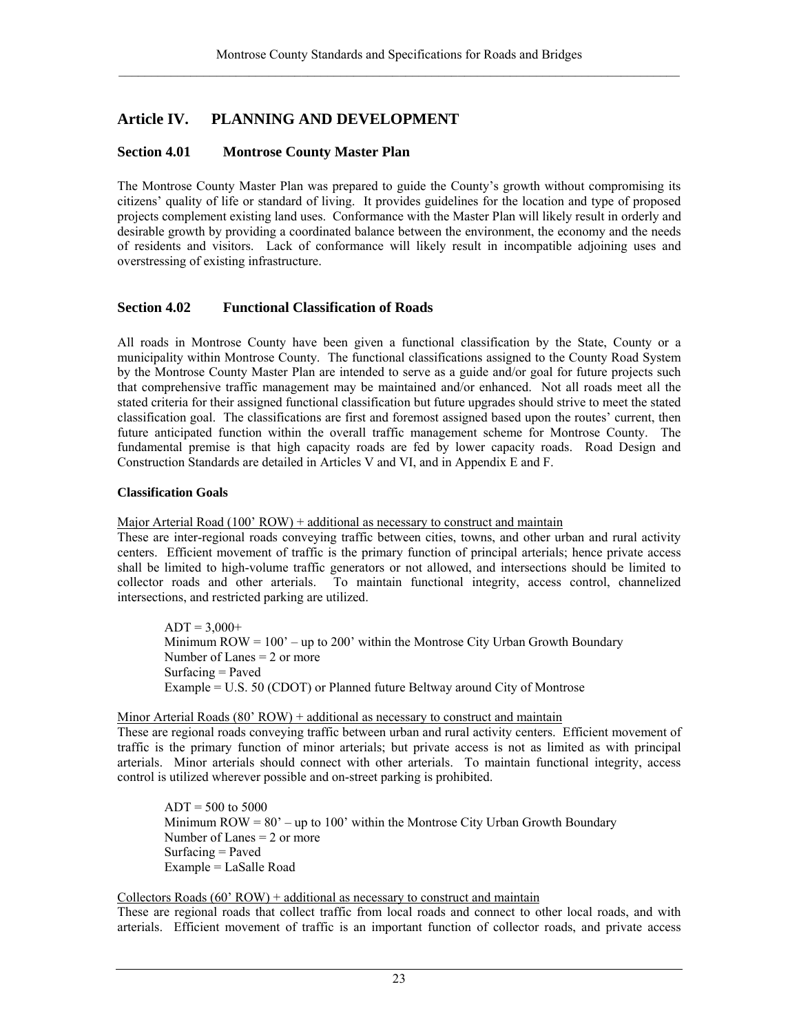# Article IV. PLANNING AND DEVELOPMENT

## Section 4.01 Montrose County Master Plan

The Montrose County Master Plan was prepared to guide the County's growth without compromising its citizens' quality of life or standard of living. It provides guidelines for the location and type of proposed projects complement existing land uses. Conformance with the Master Plan will likely result in orderly and desirable growth by providing a coordinated balance between the environment, the economy and the needs of residents and visitors. Lack of conformance will likely result in incompatible adjoining uses and overstressing of existing infrastructure.

## Section 4.02 Functional Classification of Roads

All roads in Montrose County have been given a functional classification by the State, County or a municipality within Montrose County. The functional classifications assigned to the County Road System by the Montrose County Master Plan are intended to serve as a guide and/or goal for future projects such that comprehensive traffic management may be maintained and/or enhanced. Not all roads meet all the stated criteria for their assigned functional classification but future upgrades should strive to meet the stated classification goal. The classifications are first and foremost assigned based upon the routes' current, then future anticipated function within the overall traffic management scheme for Montrose County. The fundamental premise is that high capacity roads are fed by lower capacity roads. Road Design and Construction Standards are detailed in Articles V and VI, and in Appendix E and F.

**Classification Goals**

<u>Major Arterial Road (100' ROW) + additional as necessary to construct and maintain</u>

These are inter-regional roads conveying traffic between cities, towns, and other urban and rural activity centers. Efficient movement of traffic is the primary function of principal arterials; hence private access shall be limited to high-volume traffic generators or not allowed, and intersections should be limited to collector roads and other arterials. To maintain functional integrity, access control, channelized intersections, and restricted parking are utilized.

> ADT = 3,000+
> Minimum ROW = 100' – up to 200' within the Montrose City Urban Growth Boundary
> Number of Lanes = 2 or more
> Surfacing = Paved
> Example = U.S. 50 (CDOT) or Planned future Beltway around City of Montrose

<u>Minor Arterial Roads (80' ROW) + additional as necessary to construct and maintain</u>

These are regional roads conveying traffic between urban and rural activity centers. Efficient movement of traffic is the primary function of minor arterials; but private access is not as limited as with principal arterials. Minor arterials should connect with other arterials. To maintain functional integrity, access control is utilized wherever possible and on-street parking is prohibited.

> ADT = 500 to 5000
> Minimum ROW = 80' – up to 100' within the Montrose City Urban Growth Boundary
> Number of Lanes = 2 or more
> Surfacing = Paved
> Example = LaSalle Road

<u>Collectors Roads (60' ROW) + additional as necessary to construct and maintain</u>

These are regional roads that collect traffic from local roads and connect to other local roads, and with arterials. Efficient movement of traffic is an important function of collector roads, and private access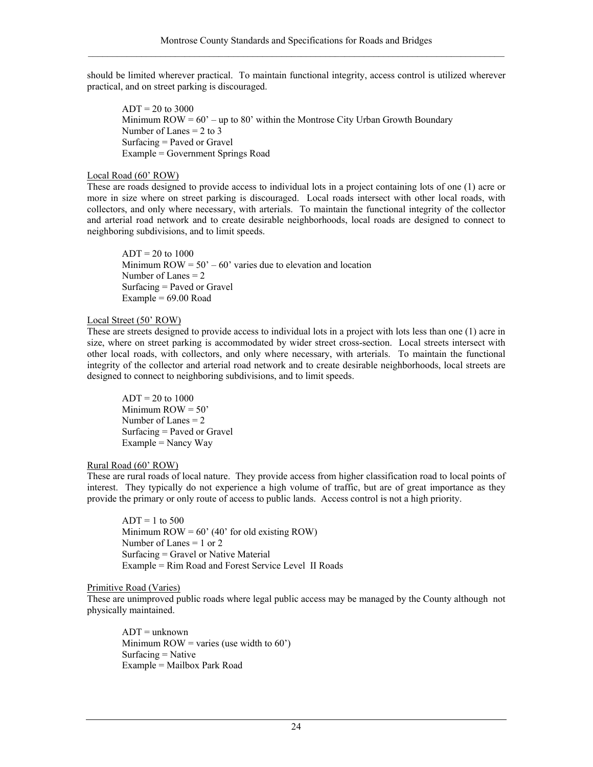should be limited wherever practical. To maintain functional integrity, access control is utilized wherever practical, and on street parking is discouraged.

ADT = 20 to 3000
Minimum ROW = 60' – up to 80' within the Montrose City Urban Growth Boundary
Number of Lanes = 2 to 3
Surfacing = Paved or Gravel
Example = Government Springs Road

<u>Local Road (60' ROW)</u>
These are roads designed to provide access to individual lots in a project containing lots of one (1) acre or more in size where on street parking is discouraged. Local roads intersect with other local roads, with collectors, and only where necessary, with arterials. To maintain the functional integrity of the collector and arterial road network and to create desirable neighborhoods, local roads are designed to connect to neighboring subdivisions, and to limit speeds.

ADT = 20 to 1000
Minimum ROW = 50' – 60' varies due to elevation and location
Number of Lanes = 2
Surfacing = Paved or Gravel
Example = 69.00 Road

<u>Local Street (50' ROW)</u>
These are streets designed to provide access to individual lots in a project with lots less than one (1) acre in size, where on street parking is accommodated by wider street cross-section. Local streets intersect with other local roads, with collectors, and only where necessary, with arterials. To maintain the functional integrity of the collector and arterial road network and to create desirable neighborhoods, local streets are designed to connect to neighboring subdivisions, and to limit speeds.

ADT = 20 to 1000
Minimum ROW = 50'
Number of Lanes = 2
Surfacing = Paved or Gravel
Example = Nancy Way

<u>Rural Road (60' ROW)</u>
These are rural roads of local nature. They provide access from higher classification road to local points of interest. They typically do not experience a high volume of traffic, but are of great importance as they provide the primary or only route of access to public lands. Access control is not a high priority.

ADT = 1 to 500
Minimum ROW = 60' (40' for old existing ROW)
Number of Lanes = 1 or 2
Surfacing = Gravel or Native Material
Example = Rim Road and Forest Service Level II Roads

<u>Primitive Road (Varies)</u>
These are unimproved public roads where legal public access may be managed by the County although not physically maintained.

ADT = unknown
Minimum ROW = varies (use width to 60')
Surfacing = Native
Example = Mailbox Park Road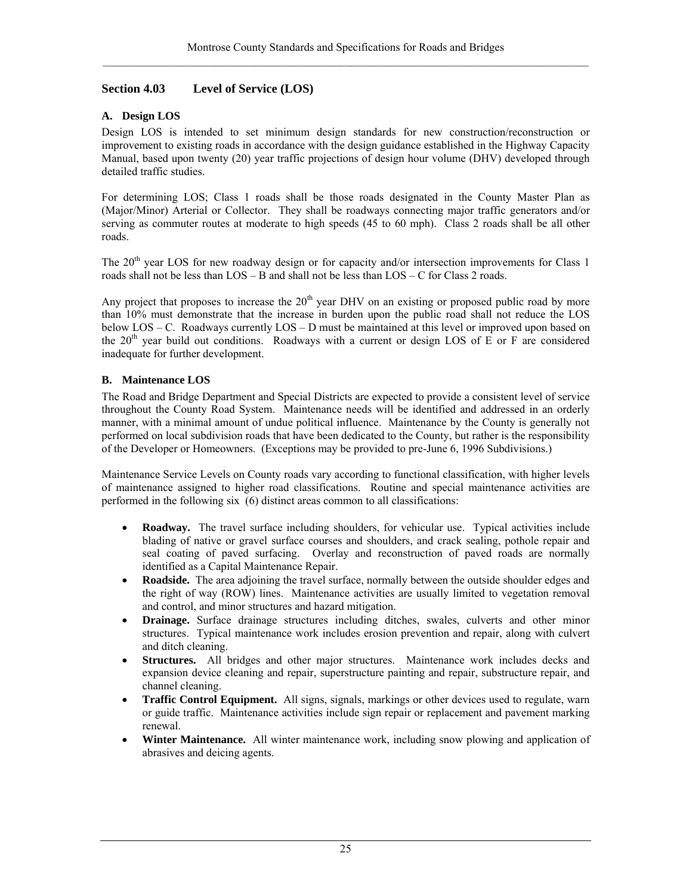## Section 4.03 Level of Service (LOS)

### A. Design LOS

Design LOS is intended to set minimum design standards for new construction/reconstruction or improvement to existing roads in accordance with the design guidance established in the Highway Capacity Manual, based upon twenty (20) year traffic projections of design hour volume (DHV) developed through detailed traffic studies.

For determining LOS; Class 1 roads shall be those roads designated in the County Master Plan as (Major/Minor) Arterial or Collector. They shall be roadways connecting major traffic generators and/or serving as commuter routes at moderate to high speeds (45 to 60 mph). Class 2 roads shall be all other roads.

The 20th year LOS for new roadway design or for capacity and/or intersection improvements for Class 1 roads shall not be less than LOS – B and shall not be less than LOS – C for Class 2 roads.

Any project that proposes to increase the 20th year DHV on an existing or proposed public road by more than 10% must demonstrate that the increase in burden upon the public road shall not reduce the LOS below LOS – C. Roadways currently LOS – D must be maintained at this level or improved upon based on the 20th year build out conditions. Roadways with a current or design LOS of E or F are considered inadequate for further development.

### B. Maintenance LOS

The Road and Bridge Department and Special Districts are expected to provide a consistent level of service throughout the County Road System. Maintenance needs will be identified and addressed in an orderly manner, with a minimal amount of undue political influence. Maintenance by the County is generally not performed on local subdivision roads that have been dedicated to the County, but rather is the responsibility of the Developer or Homeowners. (Exceptions may be provided to pre-June 6, 1996 Subdivisions.)

Maintenance Service Levels on County roads vary according to functional classification, with higher levels of maintenance assigned to higher road classifications. Routine and special maintenance activities are performed in the following six (6) distinct areas common to all classifications:

- **Roadway.** The travel surface including shoulders, for vehicular use. Typical activities include blading of native or gravel surface courses and shoulders, and crack sealing, pothole repair and seal coating of paved surfacing. Overlay and reconstruction of paved roads are normally identified as a Capital Maintenance Repair.
- **Roadside.** The area adjoining the travel surface, normally between the outside shoulder edges and the right of way (ROW) lines. Maintenance activities are usually limited to vegetation removal and control, and minor structures and hazard mitigation.
- **Drainage.** Surface drainage structures including ditches, swales, culverts and other minor structures. Typical maintenance work includes erosion prevention and repair, along with culvert and ditch cleaning.
- **Structures.** All bridges and other major structures. Maintenance work includes decks and expansion device cleaning and repair, superstructure painting and repair, substructure repair, and channel cleaning.
- **Traffic Control Equipment.** All signs, signals, markings or other devices used to regulate, warn or guide traffic. Maintenance activities include sign repair or replacement and pavement marking renewal.
- **Winter Maintenance.** All winter maintenance work, including snow plowing and application of abrasives and deicing agents.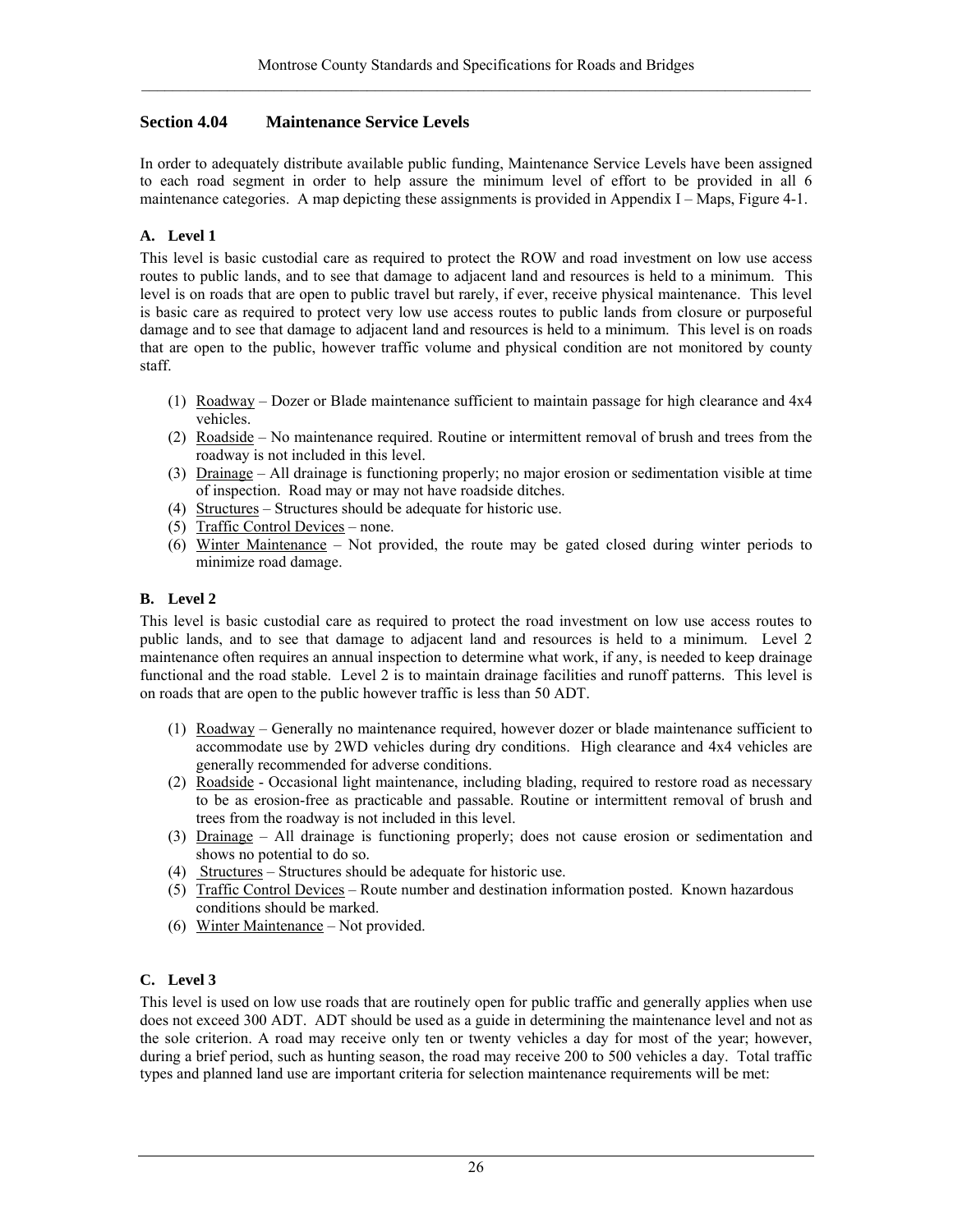## Section 4.04 Maintenance Service Levels

In order to adequately distribute available public funding, Maintenance Service Levels have been assigned to each road segment in order to help assure the minimum level of effort to be provided in all 6 maintenance categories. A map depicting these assignments is provided in Appendix I – Maps, Figure 4-1.

### A. Level 1

This level is basic custodial care as required to protect the ROW and road investment on low use access routes to public lands, and to see that damage to adjacent land and resources is held to a minimum. This level is on roads that are open to public travel but rarely, if ever, receive physical maintenance. This level is basic care as required to protect very low use access routes to public lands from closure or purposeful damage and to see that damage to adjacent land and resources is held to a minimum. This level is on roads that are open to the public, however traffic volume and physical condition are not monitored by county staff.

(1) Roadway – Dozer or Blade maintenance sufficient to maintain passage for high clearance and 4x4 vehicles.
(2) Roadside – No maintenance required. Routine or intermittent removal of brush and trees from the roadway is not included in this level.
(3) Drainage – All drainage is functioning properly; no major erosion or sedimentation visible at time of inspection. Road may or may not have roadside ditches.
(4) Structures – Structures should be adequate for historic use.
(5) Traffic Control Devices – none.
(6) Winter Maintenance – Not provided, the route may be gated closed during winter periods to minimize road damage.

### B. Level 2

This level is basic custodial care as required to protect the road investment on low use access routes to public lands, and to see that damage to adjacent land and resources is held to a minimum. Level 2 maintenance often requires an annual inspection to determine what work, if any, is needed to keep drainage functional and the road stable. Level 2 is to maintain drainage facilities and runoff patterns. This level is on roads that are open to the public however traffic is less than 50 ADT.

(1) Roadway – Generally no maintenance required, however dozer or blade maintenance sufficient to accommodate use by 2WD vehicles during dry conditions. High clearance and 4x4 vehicles are generally recommended for adverse conditions.
(2) Roadside - Occasional light maintenance, including blading, required to restore road as necessary to be as erosion-free as practicable and passable. Routine or intermittent removal of brush and trees from the roadway is not included in this level.
(3) Drainage – All drainage is functioning properly; does not cause erosion or sedimentation and shows no potential to do so.
(4) Structures – Structures should be adequate for historic use.
(5) Traffic Control Devices – Route number and destination information posted. Known hazardous conditions should be marked.
(6) Winter Maintenance – Not provided.

### C. Level 3

This level is used on low use roads that are routinely open for public traffic and generally applies when use does not exceed 300 ADT. ADT should be used as a guide in determining the maintenance level and not as the sole criterion. A road may receive only ten or twenty vehicles a day for most of the year; however, during a brief period, such as hunting season, the road may receive 200 to 500 vehicles a day. Total traffic types and planned land use are important criteria for selection maintenance requirements will be met: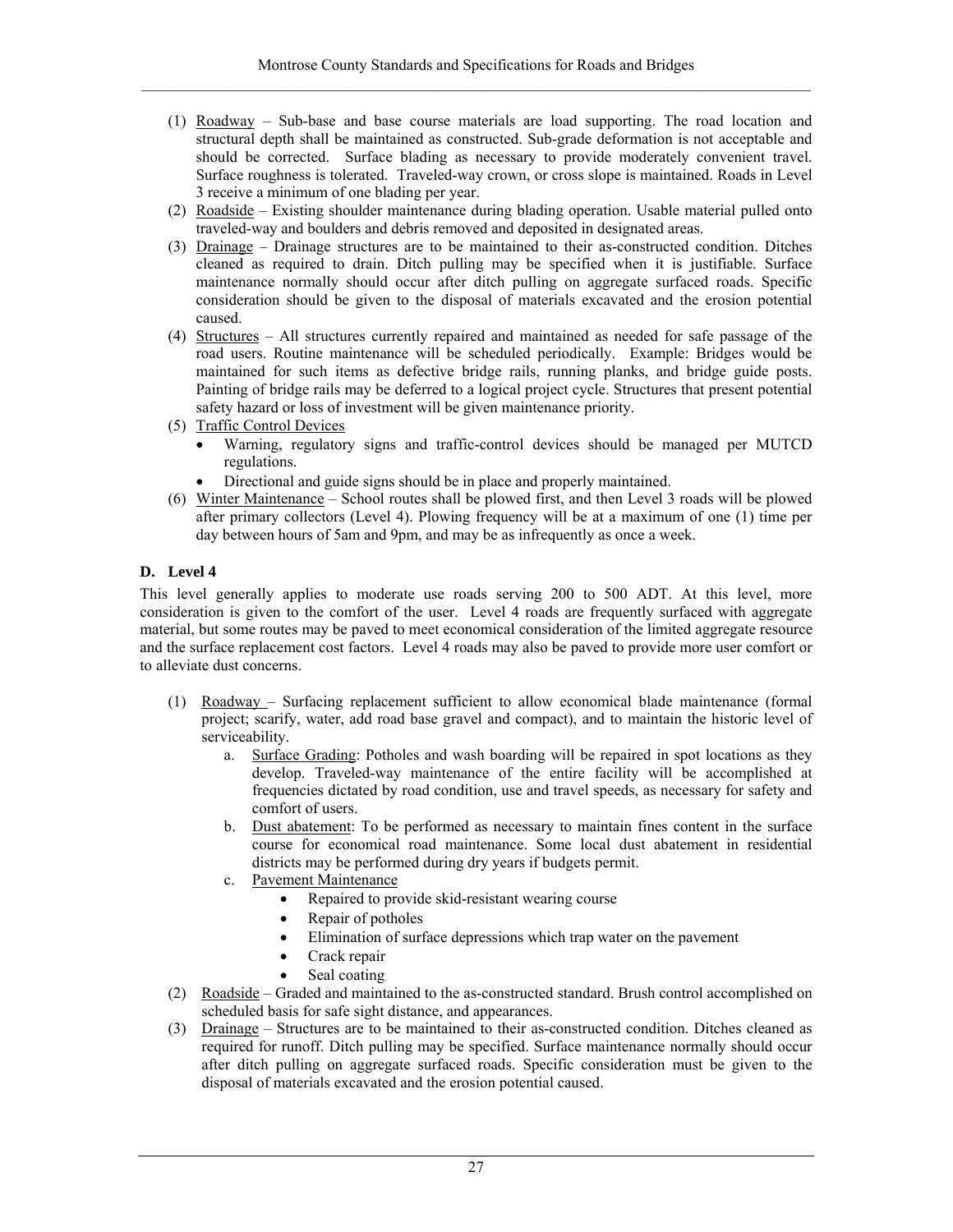(1) Roadway – Sub-base and base course materials are load supporting. The road location and structural depth shall be maintained as constructed. Sub-grade deformation is not acceptable and should be corrected. Surface blading as necessary to provide moderately convenient travel. Surface roughness is tolerated. Traveled-way crown, or cross slope is maintained. Roads in Level 3 receive a minimum of one blading per year.

(2) Roadside – Existing shoulder maintenance during blading operation. Usable material pulled onto traveled-way and boulders and debris removed and deposited in designated areas.

(3) Drainage – Drainage structures are to be maintained to their as-constructed condition. Ditches cleaned as required to drain. Ditch pulling may be specified when it is justifiable. Surface maintenance normally should occur after ditch pulling on aggregate surfaced roads. Specific consideration should be given to the disposal of materials excavated and the erosion potential caused.

(4) Structures – All structures currently repaired and maintained as needed for safe passage of the road users. Routine maintenance will be scheduled periodically. Example: Bridges would be maintained for such items as defective bridge rails, running planks, and bridge guide posts. Painting of bridge rails may be deferred to a logical project cycle. Structures that present potential safety hazard or loss of investment will be given maintenance priority.

(5) Traffic Control Devices
- Warning, regulatory signs and traffic-control devices should be managed per MUTCD regulations.
- Directional and guide signs should be in place and properly maintained.

(6) Winter Maintenance – School routes shall be plowed first, and then Level 3 roads will be plowed after primary collectors (Level 4). Plowing frequency will be at a maximum of one (1) time per day between hours of 5am and 9pm, and may be as infrequently as once a week.

### D. Level 4

This level generally applies to moderate use roads serving 200 to 500 ADT. At this level, more consideration is given to the comfort of the user. Level 4 roads are frequently surfaced with aggregate material, but some routes may be paved to meet economical consideration of the limited aggregate resource and the surface replacement cost factors. Level 4 roads may also be paved to provide more user comfort or to alleviate dust concerns.

(1) Roadway – Surfacing replacement sufficient to allow economical blade maintenance (formal project; scarify, water, add road base gravel and compact), and to maintain the historic level of serviceability.

   a. Surface Grading: Potholes and wash boarding will be repaired in spot locations as they develop. Traveled-way maintenance of the entire facility will be accomplished at frequencies dictated by road condition, use and travel speeds, as necessary for safety and comfort of users.

   b. Dust abatement: To be performed as necessary to maintain fines content in the surface course for economical road maintenance. Some local dust abatement in residential districts may be performed during dry years if budgets permit.

   c. Pavement Maintenance
      - Repaired to provide skid-resistant wearing course
      - Repair of potholes
      - Elimination of surface depressions which trap water on the pavement
      - Crack repair
      - Seal coating

(2) Roadside – Graded and maintained to the as-constructed standard. Brush control accomplished on scheduled basis for safe sight distance, and appearances.

(3) Drainage – Structures are to be maintained to their as-constructed condition. Ditches cleaned as required for runoff. Ditch pulling may be specified. Surface maintenance normally should occur after ditch pulling on aggregate surfaced roads. Specific consideration must be given to the disposal of materials excavated and the erosion potential caused.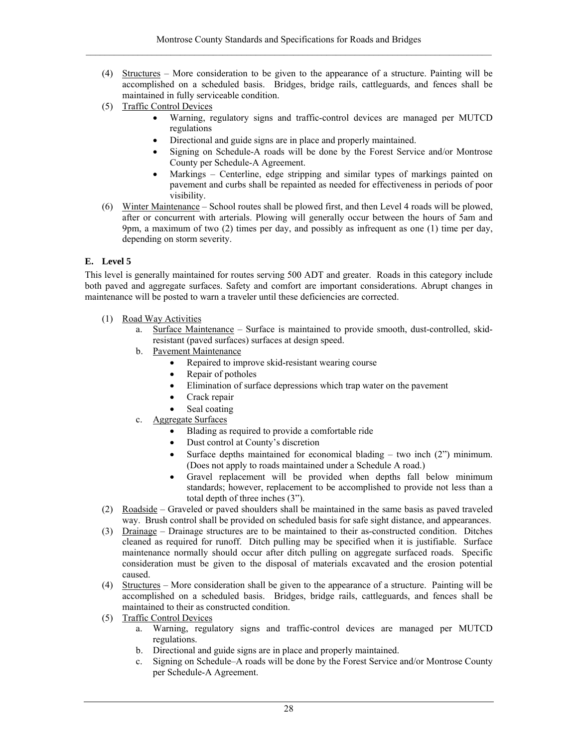(4) Structures – More consideration to be given to the appearance of a structure. Painting will be accomplished on a scheduled basis. Bridges, bridge rails, cattleguards, and fences shall be maintained in fully serviceable condition.

(5) Traffic Control Devices

- Warning, regulatory signs and traffic-control devices are managed per MUTCD regulations
- Directional and guide signs are in place and properly maintained.
- Signing on Schedule-A roads will be done by the Forest Service and/or Montrose County per Schedule-A Agreement.
- Markings – Centerline, edge stripping and similar types of markings painted on pavement and curbs shall be repainted as needed for effectiveness in periods of poor visibility.

(6) Winter Maintenance – School routes shall be plowed first, and then Level 4 roads will be plowed, after or concurrent with arterials. Plowing will generally occur between the hours of 5am and 9pm, a maximum of two (2) times per day, and possibly as infrequent as one (1) time per day, depending on storm severity.

### E. Level 5

This level is generally maintained for routes serving 500 ADT and greater. Roads in this category include both paved and aggregate surfaces. Safety and comfort are important considerations. Abrupt changes in maintenance will be posted to warn a traveler until these deficiencies are corrected.

(1) Road Way Activities

a. Surface Maintenance – Surface is maintained to provide smooth, dust-controlled, skid-resistant (paved surfaces) surfaces at design speed.

b. Pavement Maintenance

- Repaired to improve skid-resistant wearing course
- Repair of potholes
- Elimination of surface depressions which trap water on the pavement
- Crack repair
- Seal coating

c. Aggregate Surfaces

- Blading as required to provide a comfortable ride
- Dust control at County's discretion
- Surface depths maintained for economical blading – two inch (2") minimum. (Does not apply to roads maintained under a Schedule A road.)
- Gravel replacement will be provided when depths fall below minimum standards; however, replacement to be accomplished to provide not less than a total depth of three inches (3").

(2) Roadside – Graveled or paved shoulders shall be maintained in the same basis as paved traveled way. Brush control shall be provided on scheduled basis for safe sight distance, and appearances.

(3) Drainage – Drainage structures are to be maintained to their as-constructed condition. Ditches cleaned as required for runoff. Ditch pulling may be specified when it is justifiable. Surface maintenance normally should occur after ditch pulling on aggregate surfaced roads. Specific consideration must be given to the disposal of materials excavated and the erosion potential caused.

(4) Structures – More consideration shall be given to the appearance of a structure. Painting will be accomplished on a scheduled basis. Bridges, bridge rails, cattleguards, and fences shall be maintained to their as constructed condition.

(5) Traffic Control Devices

a. Warning, regulatory signs and traffic-control devices are managed per MUTCD regulations.

b. Directional and guide signs are in place and properly maintained.

c. Signing on Schedule–A roads will be done by the Forest Service and/or Montrose County per Schedule-A Agreement.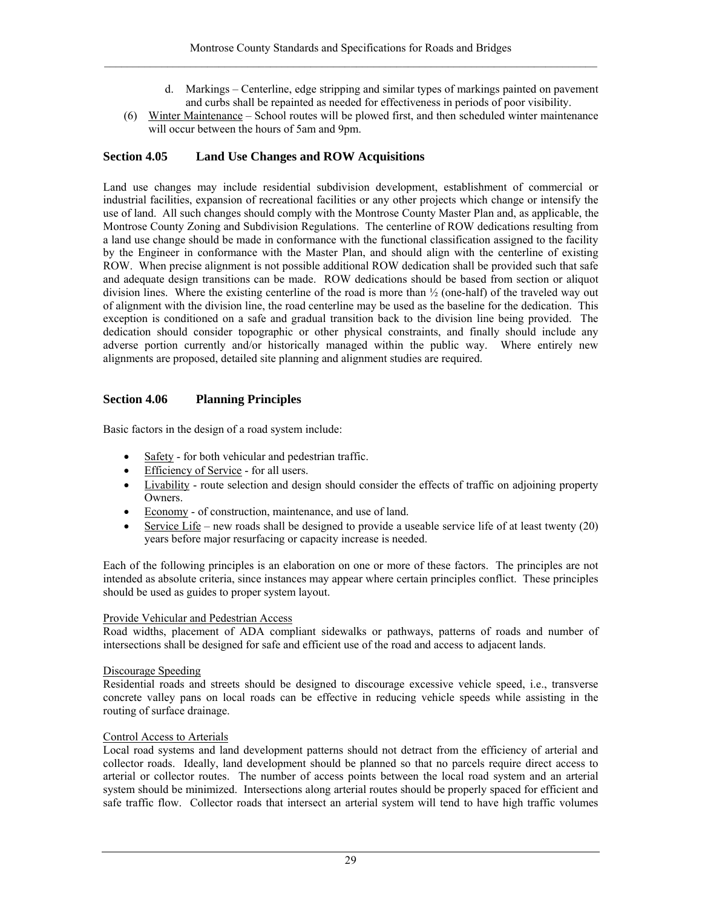d. Markings – Centerline, edge stripping and similar types of markings painted on pavement and curbs shall be repainted as needed for effectiveness in periods of poor visibility.

(6) Winter Maintenance – School routes will be plowed first, and then scheduled winter maintenance will occur between the hours of 5am and 9pm.

## Section 4.05 Land Use Changes and ROW Acquisitions

Land use changes may include residential subdivision development, establishment of commercial or industrial facilities, expansion of recreational facilities or any other projects which change or intensify the use of land. All such changes should comply with the Montrose County Master Plan and, as applicable, the Montrose County Zoning and Subdivision Regulations. The centerline of ROW dedications resulting from a land use change should be made in conformance with the functional classification assigned to the facility by the Engineer in conformance with the Master Plan, and should align with the centerline of existing ROW. When precise alignment is not possible additional ROW dedication shall be provided such that safe and adequate design transitions can be made. ROW dedications should be based from section or aliquot division lines. Where the existing centerline of the road is more than ½ (one-half) of the traveled way out of alignment with the division line, the road centerline may be used as the baseline for the dedication. This exception is conditioned on a safe and gradual transition back to the division line being provided. The dedication should consider topographic or other physical constraints, and finally should include any adverse portion currently and/or historically managed within the public way. Where entirely new alignments are proposed, detailed site planning and alignment studies are required.

## Section 4.06 Planning Principles

Basic factors in the design of a road system include:

- Safety - for both vehicular and pedestrian traffic.
- Efficiency of Service - for all users.
- Livability - route selection and design should consider the effects of traffic on adjoining property Owners.
- Economy - of construction, maintenance, and use of land.
- Service Life – new roads shall be designed to provide a useable service life of at least twenty (20) years before major resurfacing or capacity increase is needed.

Each of the following principles is an elaboration on one or more of these factors. The principles are not intended as absolute criteria, since instances may appear where certain principles conflict. These principles should be used as guides to proper system layout.

Provide Vehicular and Pedestrian Access

Road widths, placement of ADA compliant sidewalks or pathways, patterns of roads and number of intersections shall be designed for safe and efficient use of the road and access to adjacent lands.

Discourage Speeding

Residential roads and streets should be designed to discourage excessive vehicle speed, i.e., transverse concrete valley pans on local roads can be effective in reducing vehicle speeds while assisting in the routing of surface drainage.

Control Access to Arterials

Local road systems and land development patterns should not detract from the efficiency of arterial and collector roads. Ideally, land development should be planned so that no parcels require direct access to arterial or collector routes. The number of access points between the local road system and an arterial system should be minimized. Intersections along arterial routes should be properly spaced for efficient and safe traffic flow. Collector roads that intersect an arterial system will tend to have high traffic volumes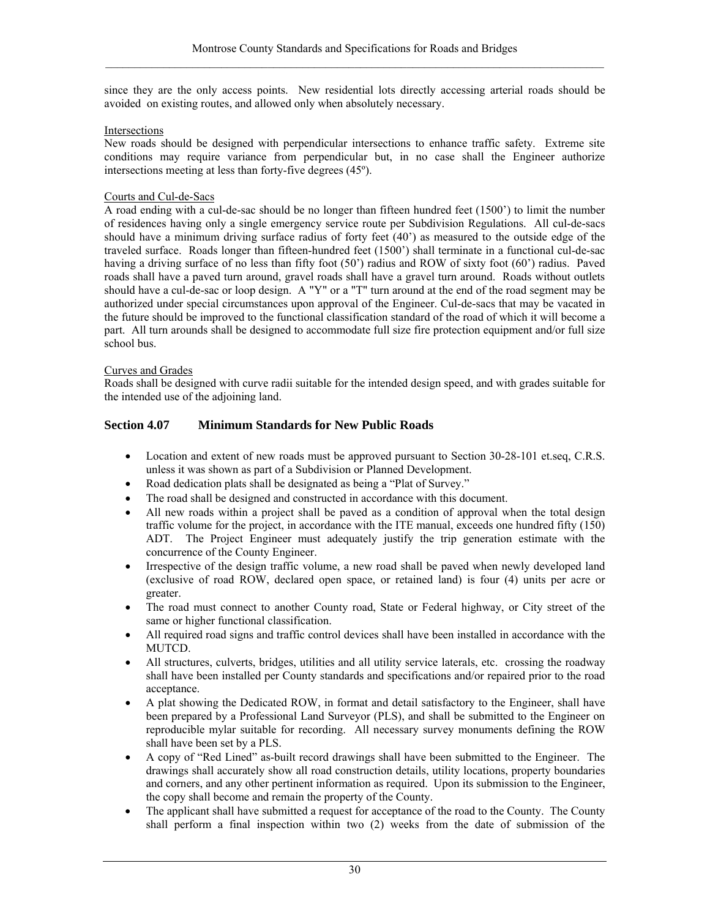since they are the only access points. New residential lots directly accessing arterial roads should be avoided on existing routes, and allowed only when absolutely necessary.

Intersections

New roads should be designed with perpendicular intersections to enhance traffic safety. Extreme site conditions may require variance from perpendicular but, in no case shall the Engineer authorize intersections meeting at less than forty-five degrees (45º).

Courts and Cul-de-Sacs

A road ending with a cul-de-sac should be no longer than fifteen hundred feet (1500') to limit the number of residences having only a single emergency service route per Subdivision Regulations. All cul-de-sacs should have a minimum driving surface radius of forty feet (40') as measured to the outside edge of the traveled surface. Roads longer than fifteen-hundred feet (1500') shall terminate in a functional cul-de-sac having a driving surface of no less than fifty foot (50') radius and ROW of sixty foot (60') radius. Paved roads shall have a paved turn around, gravel roads shall have a gravel turn around. Roads without outlets should have a cul-de-sac or loop design. A "Y" or a "T" turn around at the end of the road segment may be authorized under special circumstances upon approval of the Engineer. Cul-de-sacs that may be vacated in the future should be improved to the functional classification standard of the road of which it will become a part. All turn arounds shall be designed to accommodate full size fire protection equipment and/or full size school bus.

Curves and Grades

Roads shall be designed with curve radii suitable for the intended design speed, and with grades suitable for the intended use of the adjoining land.

## Section 4.07 Minimum Standards for New Public Roads

- Location and extent of new roads must be approved pursuant to Section 30-28-101 et.seq, C.R.S. unless it was shown as part of a Subdivision or Planned Development.
- Road dedication plats shall be designated as being a "Plat of Survey."
- The road shall be designed and constructed in accordance with this document.
- All new roads within a project shall be paved as a condition of approval when the total design traffic volume for the project, in accordance with the ITE manual, exceeds one hundred fifty (150) ADT. The Project Engineer must adequately justify the trip generation estimate with the concurrence of the County Engineer.
- Irrespective of the design traffic volume, a new road shall be paved when newly developed land (exclusive of road ROW, declared open space, or retained land) is four (4) units per acre or greater.
- The road must connect to another County road, State or Federal highway, or City street of the same or higher functional classification.
- All required road signs and traffic control devices shall have been installed in accordance with the MUTCD.
- All structures, culverts, bridges, utilities and all utility service laterals, etc. crossing the roadway shall have been installed per County standards and specifications and/or repaired prior to the road acceptance.
- A plat showing the Dedicated ROW, in format and detail satisfactory to the Engineer, shall have been prepared by a Professional Land Surveyor (PLS), and shall be submitted to the Engineer on reproducible mylar suitable for recording. All necessary survey monuments defining the ROW shall have been set by a PLS.
- A copy of "Red Lined" as-built record drawings shall have been submitted to the Engineer. The drawings shall accurately show all road construction details, utility locations, property boundaries and corners, and any other pertinent information as required. Upon its submission to the Engineer, the copy shall become and remain the property of the County.
- The applicant shall have submitted a request for acceptance of the road to the County. The County shall perform a final inspection within two (2) weeks from the date of submission of the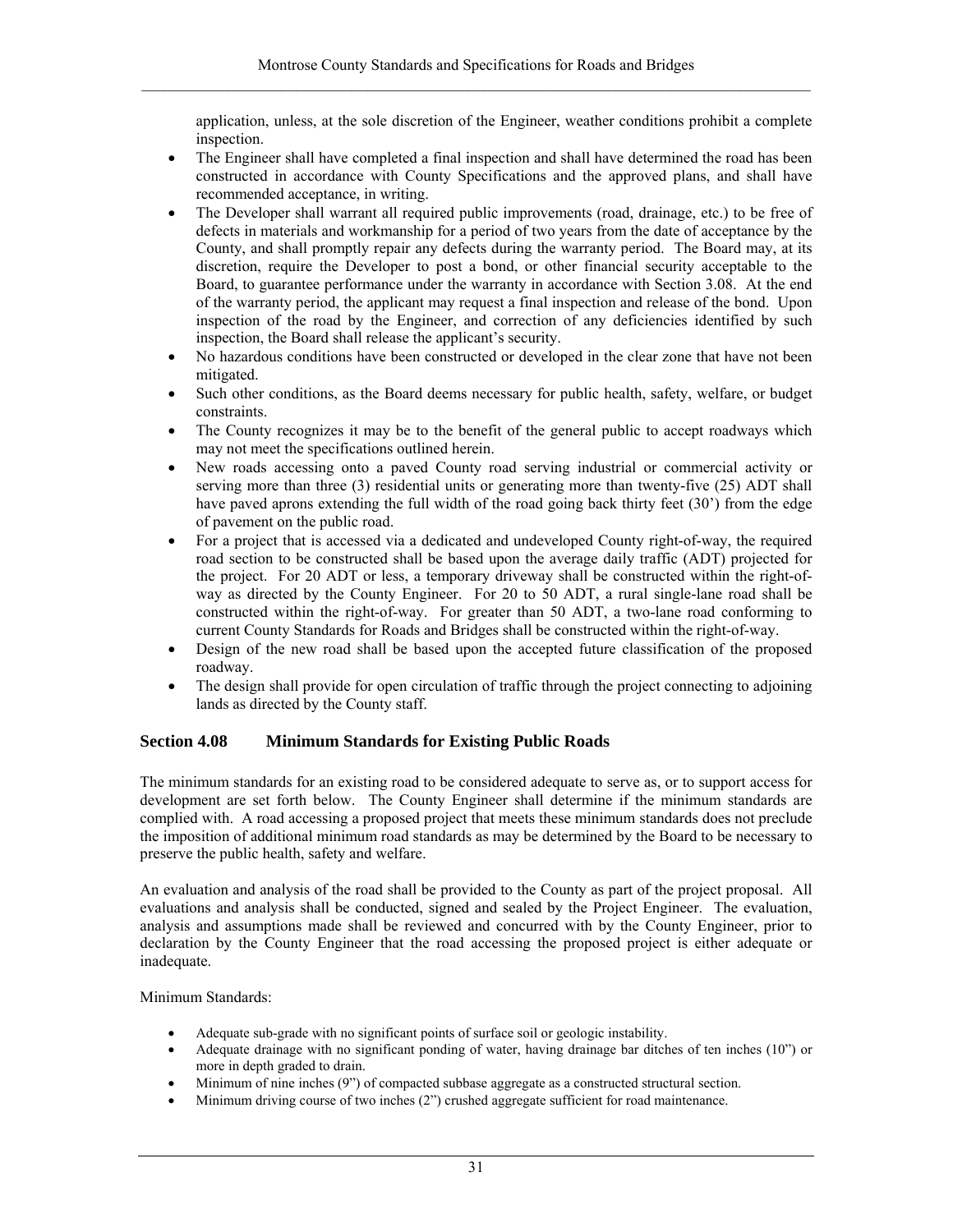application, unless, at the sole discretion of the Engineer, weather conditions prohibit a complete inspection.

- The Engineer shall have completed a final inspection and shall have determined the road has been constructed in accordance with County Specifications and the approved plans, and shall have recommended acceptance, in writing.
- The Developer shall warrant all required public improvements (road, drainage, etc.) to be free of defects in materials and workmanship for a period of two years from the date of acceptance by the County, and shall promptly repair any defects during the warranty period. The Board may, at its discretion, require the Developer to post a bond, or other financial security acceptable to the Board, to guarantee performance under the warranty in accordance with Section 3.08. At the end of the warranty period, the applicant may request a final inspection and release of the bond. Upon inspection of the road by the Engineer, and correction of any deficiencies identified by such inspection, the Board shall release the applicant's security.
- No hazardous conditions have been constructed or developed in the clear zone that have not been mitigated.
- Such other conditions, as the Board deems necessary for public health, safety, welfare, or budget constraints.
- The County recognizes it may be to the benefit of the general public to accept roadways which may not meet the specifications outlined herein.
- New roads accessing onto a paved County road serving industrial or commercial activity or serving more than three (3) residential units or generating more than twenty-five (25) ADT shall have paved aprons extending the full width of the road going back thirty feet (30') from the edge of pavement on the public road.
- For a project that is accessed via a dedicated and undeveloped County right-of-way, the required road section to be constructed shall be based upon the average daily traffic (ADT) projected for the project. For 20 ADT or less, a temporary driveway shall be constructed within the right-of-way as directed by the County Engineer. For 20 to 50 ADT, a rural single-lane road shall be constructed within the right-of-way. For greater than 50 ADT, a two-lane road conforming to current County Standards for Roads and Bridges shall be constructed within the right-of-way.
- Design of the new road shall be based upon the accepted future classification of the proposed roadway.
- The design shall provide for open circulation of traffic through the project connecting to adjoining lands as directed by the County staff.

## Section 4.08 Minimum Standards for Existing Public Roads

The minimum standards for an existing road to be considered adequate to serve as, or to support access for development are set forth below. The County Engineer shall determine if the minimum standards are complied with. A road accessing a proposed project that meets these minimum standards does not preclude the imposition of additional minimum road standards as may be determined by the Board to be necessary to preserve the public health, safety and welfare.

An evaluation and analysis of the road shall be provided to the County as part of the project proposal. All evaluations and analysis shall be conducted, signed and sealed by the Project Engineer. The evaluation, analysis and assumptions made shall be reviewed and concurred with by the County Engineer, prior to declaration by the County Engineer that the road accessing the proposed project is either adequate or inadequate.

Minimum Standards:

- Adequate sub-grade with no significant points of surface soil or geologic instability.
- Adequate drainage with no significant ponding of water, having drainage bar ditches of ten inches (10") or more in depth graded to drain.
- Minimum of nine inches (9") of compacted subbase aggregate as a constructed structural section.
- Minimum driving course of two inches (2") crushed aggregate sufficient for road maintenance.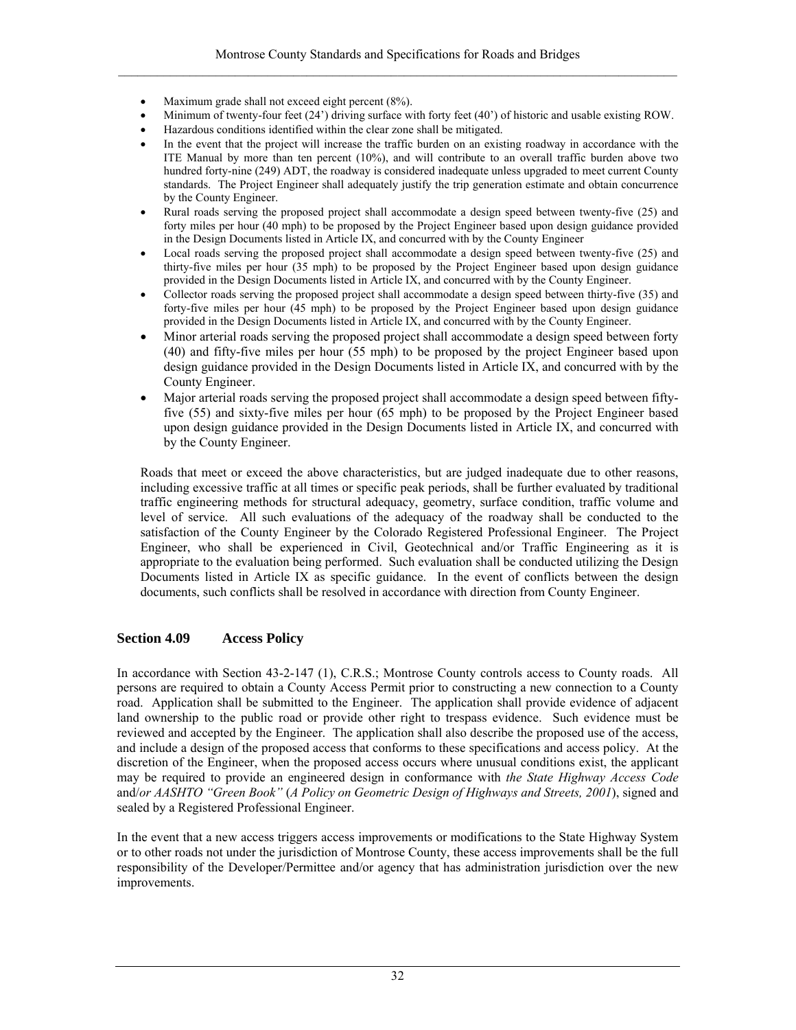- Maximum grade shall not exceed eight percent (8%).
- Minimum of twenty-four feet (24') driving surface with forty feet (40') of historic and usable existing ROW.
- Hazardous conditions identified within the clear zone shall be mitigated.
- In the event that the project will increase the traffic burden on an existing roadway in accordance with the ITE Manual by more than ten percent (10%), and will contribute to an overall traffic burden above two hundred forty-nine (249) ADT, the roadway is considered inadequate unless upgraded to meet current County standards. The Project Engineer shall adequately justify the trip generation estimate and obtain concurrence by the County Engineer.
- Rural roads serving the proposed project shall accommodate a design speed between twenty-five (25) and forty miles per hour (40 mph) to be proposed by the Project Engineer based upon design guidance provided in the Design Documents listed in Article IX, and concurred with by the County Engineer
- Local roads serving the proposed project shall accommodate a design speed between twenty-five (25) and thirty-five miles per hour (35 mph) to be proposed by the Project Engineer based upon design guidance provided in the Design Documents listed in Article IX, and concurred with by the County Engineer.
- Collector roads serving the proposed project shall accommodate a design speed between thirty-five (35) and forty-five miles per hour (45 mph) to be proposed by the Project Engineer based upon design guidance provided in the Design Documents listed in Article IX, and concurred with by the County Engineer.
- Minor arterial roads serving the proposed project shall accommodate a design speed between forty (40) and fifty-five miles per hour (55 mph) to be proposed by the project Engineer based upon design guidance provided in the Design Documents listed in Article IX, and concurred with by the County Engineer.
- Major arterial roads serving the proposed project shall accommodate a design speed between fifty-five (55) and sixty-five miles per hour (65 mph) to be proposed by the Project Engineer based upon design guidance provided in the Design Documents listed in Article IX, and concurred with by the County Engineer.

Roads that meet or exceed the above characteristics, but are judged inadequate due to other reasons, including excessive traffic at all times or specific peak periods, shall be further evaluated by traditional traffic engineering methods for structural adequacy, geometry, surface condition, traffic volume and level of service. All such evaluations of the adequacy of the roadway shall be conducted to the satisfaction of the County Engineer by the Colorado Registered Professional Engineer. The Project Engineer, who shall be experienced in Civil, Geotechnical and/or Traffic Engineering as it is appropriate to the evaluation being performed. Such evaluation shall be conducted utilizing the Design Documents listed in Article IX as specific guidance. In the event of conflicts between the design documents, such conflicts shall be resolved in accordance with direction from County Engineer.

## Section 4.09 Access Policy

In accordance with Section 43-2-147 (1), C.R.S.; Montrose County controls access to County roads. All persons are required to obtain a County Access Permit prior to constructing a new connection to a County road. Application shall be submitted to the Engineer. The application shall provide evidence of adjacent land ownership to the public road or provide other right to trespass evidence. Such evidence must be reviewed and accepted by the Engineer. The application shall also describe the proposed use of the access, and include a design of the proposed access that conforms to these specifications and access policy. At the discretion of the Engineer, when the proposed access occurs where unusual conditions exist, the applicant may be required to provide an engineered design in conformance with *the State Highway Access Code* and/*or AASHTO "Green Book"* (*A Policy on Geometric Design of Highways and Streets, 2001*), signed and sealed by a Registered Professional Engineer.

In the event that a new access triggers access improvements or modifications to the State Highway System or to other roads not under the jurisdiction of Montrose County, these access improvements shall be the full responsibility of the Developer/Permittee and/or agency that has administration jurisdiction over the new improvements.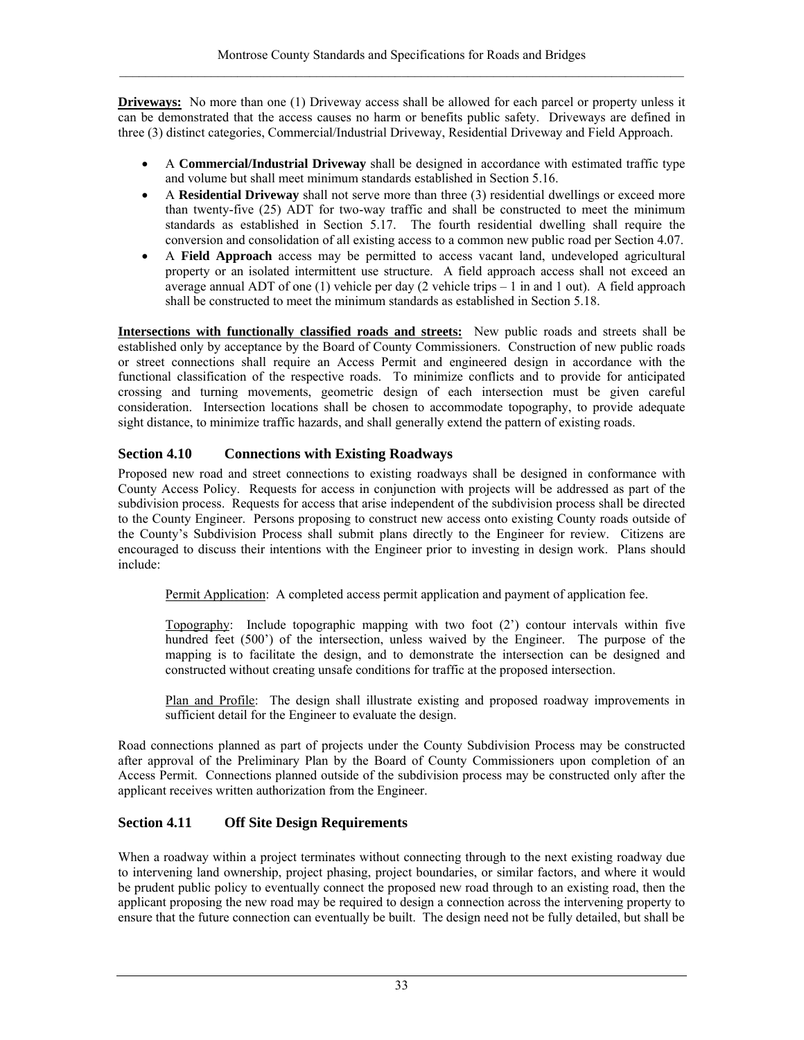**Driveways:** No more than one (1) Driveway access shall be allowed for each parcel or property unless it can be demonstrated that the access causes no harm or benefits public safety. Driveways are defined in three (3) distinct categories, Commercial/Industrial Driveway, Residential Driveway and Field Approach.

- A **Commercial/Industrial Driveway** shall be designed in accordance with estimated traffic type and volume but shall meet minimum standards established in Section 5.16.
- A **Residential Driveway** shall not serve more than three (3) residential dwellings or exceed more than twenty-five (25) ADT for two-way traffic and shall be constructed to meet the minimum standards as established in Section 5.17. The fourth residential dwelling shall require the conversion and consolidation of all existing access to a common new public road per Section 4.07.
- A **Field Approach** access may be permitted to access vacant land, undeveloped agricultural property or an isolated intermittent use structure. A field approach access shall not exceed an average annual ADT of one (1) vehicle per day (2 vehicle trips – 1 in and 1 out). A field approach shall be constructed to meet the minimum standards as established in Section 5.18.

**Intersections with functionally classified roads and streets:** New public roads and streets shall be established only by acceptance by the Board of County Commissioners. Construction of new public roads or street connections shall require an Access Permit and engineered design in accordance with the functional classification of the respective roads. To minimize conflicts and to provide for anticipated crossing and turning movements, geometric design of each intersection must be given careful consideration. Intersection locations shall be chosen to accommodate topography, to provide adequate sight distance, to minimize traffic hazards, and shall generally extend the pattern of existing roads.

## Section 4.10 Connections with Existing Roadways

Proposed new road and street connections to existing roadways shall be designed in conformance with County Access Policy. Requests for access in conjunction with projects will be addressed as part of the subdivision process. Requests for access that arise independent of the subdivision process shall be directed to the County Engineer. Persons proposing to construct new access onto existing County roads outside of the County's Subdivision Process shall submit plans directly to the Engineer for review. Citizens are encouraged to discuss their intentions with the Engineer prior to investing in design work. Plans should include:

Permit Application: A completed access permit application and payment of application fee.

Topography: Include topographic mapping with two foot (2') contour intervals within five hundred feet (500') of the intersection, unless waived by the Engineer. The purpose of the mapping is to facilitate the design, and to demonstrate the intersection can be designed and constructed without creating unsafe conditions for traffic at the proposed intersection.

Plan and Profile: The design shall illustrate existing and proposed roadway improvements in sufficient detail for the Engineer to evaluate the design.

Road connections planned as part of projects under the County Subdivision Process may be constructed after approval of the Preliminary Plan by the Board of County Commissioners upon completion of an Access Permit. Connections planned outside of the subdivision process may be constructed only after the applicant receives written authorization from the Engineer.

## Section 4.11 Off Site Design Requirements

When a roadway within a project terminates without connecting through to the next existing roadway due to intervening land ownership, project phasing, project boundaries, or similar factors, and where it would be prudent public policy to eventually connect the proposed new road through to an existing road, then the applicant proposing the new road may be required to design a connection across the intervening property to ensure that the future connection can eventually be built. The design need not be fully detailed, but shall be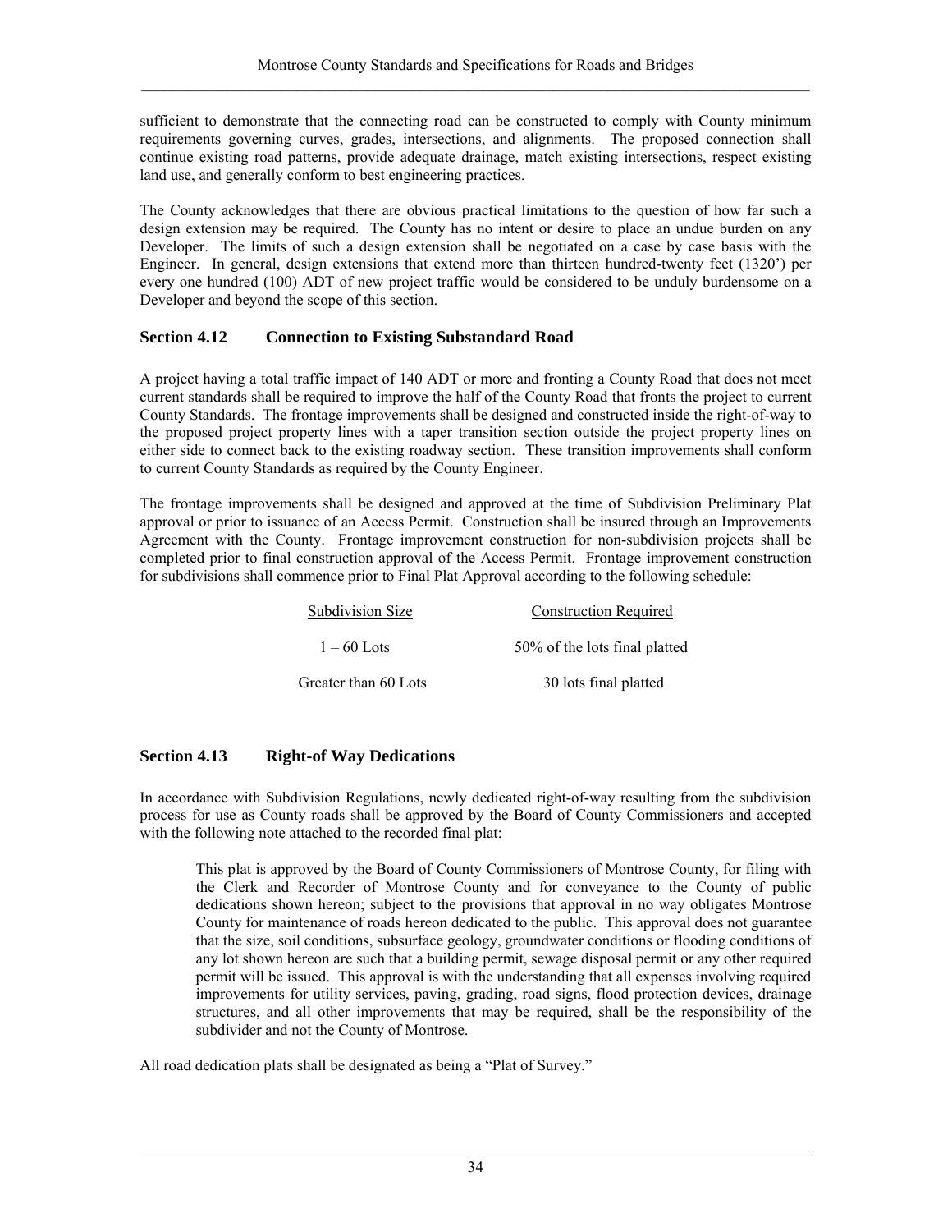sufficient to demonstrate that the connecting road can be constructed to comply with County minimum requirements governing curves, grades, intersections, and alignments. The proposed connection shall continue existing road patterns, provide adequate drainage, match existing intersections, respect existing land use, and generally conform to best engineering practices.

The County acknowledges that there are obvious practical limitations to the question of how far such a design extension may be required. The County has no intent or desire to place an undue burden on any Developer. The limits of such a design extension shall be negotiated on a case by case basis with the Engineer. In general, design extensions that extend more than thirteen hundred-twenty feet (1320') per every one hundred (100) ADT of new project traffic would be considered to be unduly burdensome on a Developer and beyond the scope of this section.

## Section 4.12 Connection to Existing Substandard Road

A project having a total traffic impact of 140 ADT or more and fronting a County Road that does not meet current standards shall be required to improve the half of the County Road that fronts the project to current County Standards. The frontage improvements shall be designed and constructed inside the right-of-way to the proposed project property lines with a taper transition section outside the project property lines on either side to connect back to the existing roadway section. These transition improvements shall conform to current County Standards as required by the County Engineer.

The frontage improvements shall be designed and approved at the time of Subdivision Preliminary Plat approval or prior to issuance of an Access Permit. Construction shall be insured through an Improvements Agreement with the County. Frontage improvement construction for non-subdivision projects shall be completed prior to final construction approval of the Access Permit. Frontage improvement construction for subdivisions shall commence prior to Final Plat Approval according to the following schedule:

| Subdivision Size | Construction Required |
|---|---|
| 1 – 60 Lots | 50% of the lots final platted |
| Greater than 60 Lots | 30 lots final platted |

## Section 4.13 Right-of Way Dedications

In accordance with Subdivision Regulations, newly dedicated right-of-way resulting from the subdivision process for use as County roads shall be approved by the Board of County Commissioners and accepted with the following note attached to the recorded final plat:

> This plat is approved by the Board of County Commissioners of Montrose County, for filing with the Clerk and Recorder of Montrose County and for conveyance to the County of public dedications shown hereon; subject to the provisions that approval in no way obligates Montrose County for maintenance of roads hereon dedicated to the public. This approval does not guarantee that the size, soil conditions, subsurface geology, groundwater conditions or flooding conditions of any lot shown hereon are such that a building permit, sewage disposal permit or any other required permit will be issued. This approval is with the understanding that all expenses involving required improvements for utility services, paving, grading, road signs, flood protection devices, drainage structures, and all other improvements that may be required, shall be the responsibility of the subdivider and not the County of Montrose.

All road dedication plats shall be designated as being a "Plat of Survey."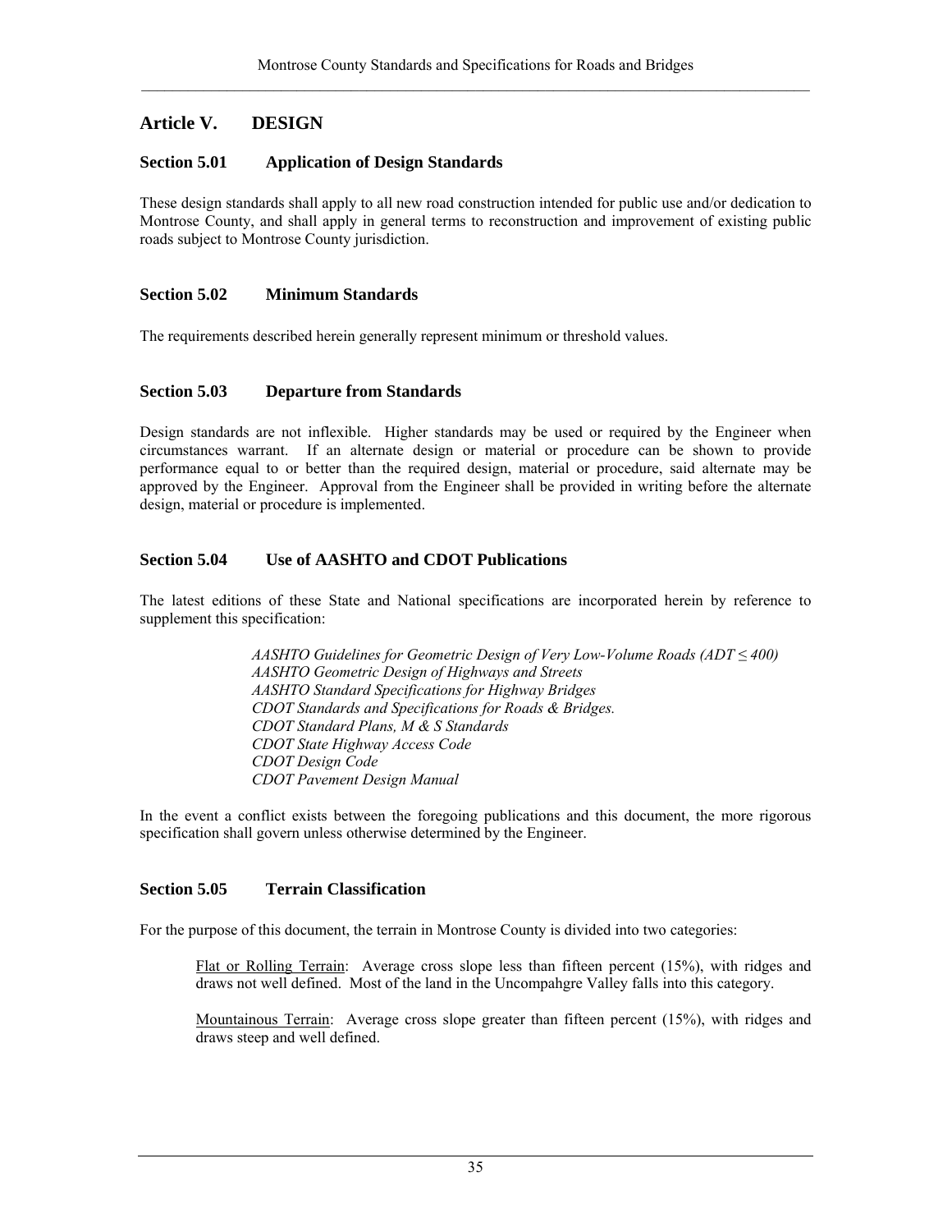## Article V. DESIGN

### Section 5.01 Application of Design Standards

These design standards shall apply to all new road construction intended for public use and/or dedication to Montrose County, and shall apply in general terms to reconstruction and improvement of existing public roads subject to Montrose County jurisdiction.

### Section 5.02 Minimum Standards

The requirements described herein generally represent minimum or threshold values.

### Section 5.03 Departure from Standards

Design standards are not inflexible. Higher standards may be used or required by the Engineer when circumstances warrant. If an alternate design or material or procedure can be shown to provide performance equal to or better than the required design, material or procedure, said alternate may be approved by the Engineer. Approval from the Engineer shall be provided in writing before the alternate design, material or procedure is implemented.

### Section 5.04 Use of AASHTO and CDOT Publications

The latest editions of these State and National specifications are incorporated herein by reference to supplement this specification:

*AASHTO Guidelines for Geometric Design of Very Low-Volume Roads (ADT ≤ 400)*
*AASHTO Geometric Design of Highways and Streets*
*AASHTO Standard Specifications for Highway Bridges*
*CDOT Standards and Specifications for Roads & Bridges.*
*CDOT Standard Plans, M & S Standards*
*CDOT State Highway Access Code*
*CDOT Design Code*
*CDOT Pavement Design Manual*

In the event a conflict exists between the foregoing publications and this document, the more rigorous specification shall govern unless otherwise determined by the Engineer.

### Section 5.05 Terrain Classification

For the purpose of this document, the terrain in Montrose County is divided into two categories:

Flat or Rolling Terrain: Average cross slope less than fifteen percent (15%), with ridges and draws not well defined. Most of the land in the Uncompahgre Valley falls into this category.

Mountainous Terrain: Average cross slope greater than fifteen percent (15%), with ridges and draws steep and well defined.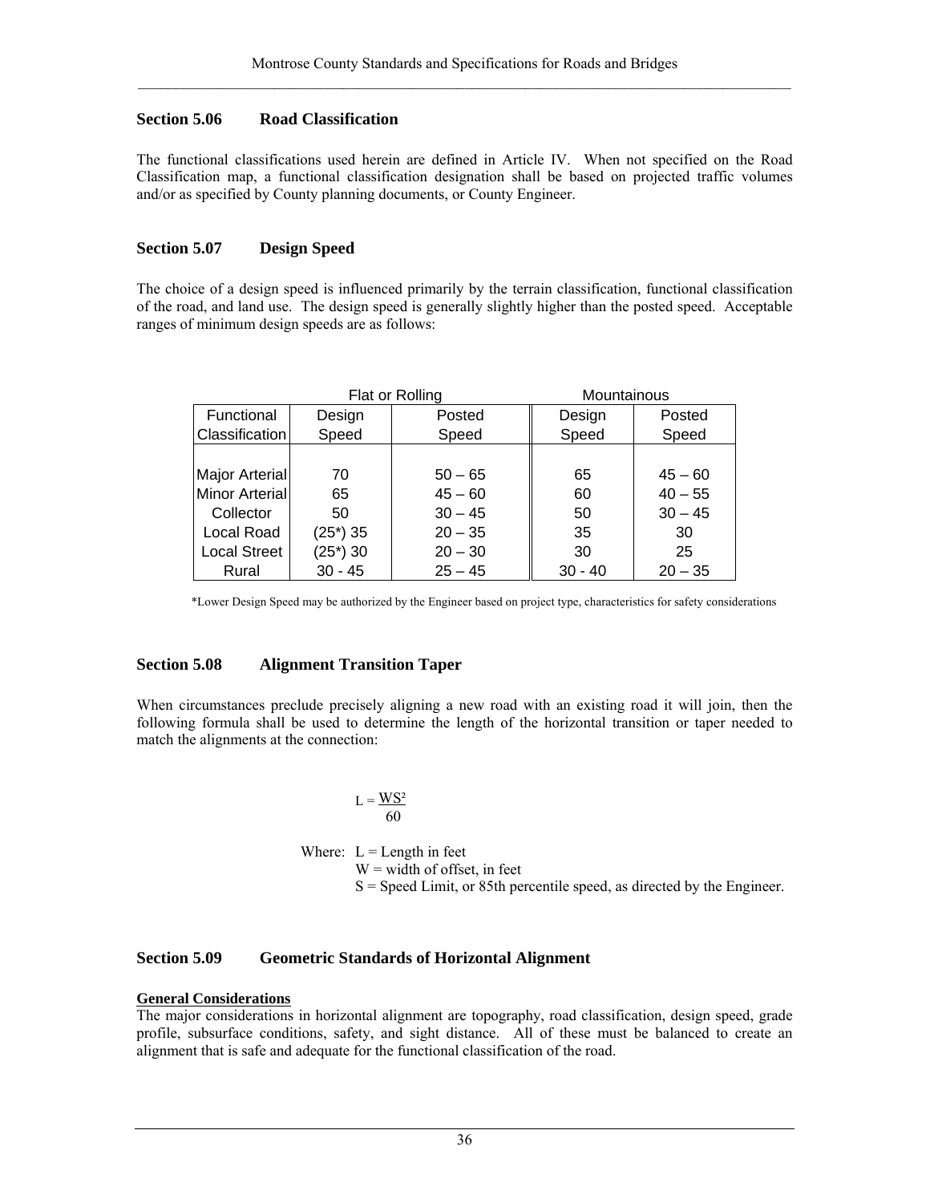## Section 5.06 Road Classification

The functional classifications used herein are defined in Article IV. When not specified on the Road Classification map, a functional classification designation shall be based on projected traffic volumes and/or as specified by County planning documents, or County Engineer.

## Section 5.07 Design Speed

The choice of a design speed is influenced primarily by the terrain classification, functional classification of the road, and land use. The design speed is generally slightly higher than the posted speed. Acceptable ranges of minimum design speeds are as follows:

| | Flat or Rolling | | Mountainous | |
|---|---|---|---|---|
| Functional Classification | Design Speed | Posted Speed | Design Speed | Posted Speed |
| Major Arterial | 70 | 50 – 65 | 65 | 45 – 60 |
| Minor Arterial | 65 | 45 – 60 | 60 | 40 – 55 |
| Collector | 50 | 30 – 45 | 50 | 30 – 45 |
| Local Road | (25*) 35 | 20 – 35 | 35 | 30 |
| Local Street | (25*) 30 | 20 – 30 | 30 | 25 |
| Rural | 30 - 45 | 25 – 45 | 30 - 40 | 20 – 35 |

*Lower Design Speed may be authorized by the Engineer based on project type, characteristics for safety considerations

## Section 5.08 Alignment Transition Taper

When circumstances preclude precisely aligning a new road with an existing road it will join, then the following formula shall be used to determine the length of the horizontal transition or taper needed to match the alignments at the connection:

$$L = \frac{WS^2}{60}$$

Where: L = Length in feet
W = width of offset, in feet
S = Speed Limit, or 85th percentile speed, as directed by the Engineer.

## Section 5.09 Geometric Standards of Horizontal Alignment

**General Considerations**

The major considerations in horizontal alignment are topography, road classification, design speed, grade profile, subsurface conditions, safety, and sight distance. All of these must be balanced to create an alignment that is safe and adequate for the functional classification of the road.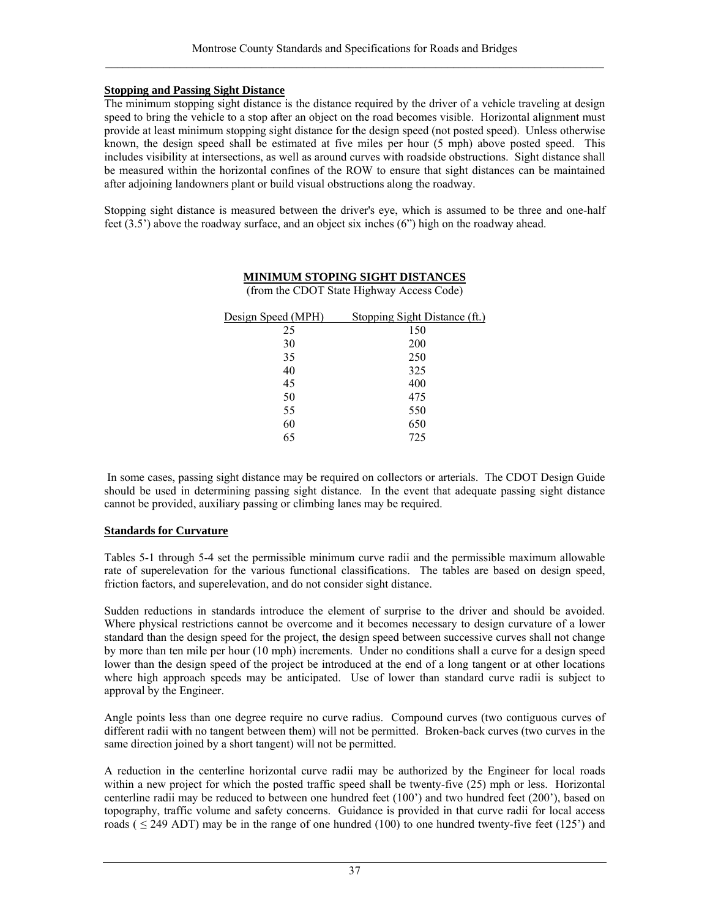**Stopping and Passing Sight Distance**

The minimum stopping sight distance is the distance required by the driver of a vehicle traveling at design speed to bring the vehicle to a stop after an object on the road becomes visible. Horizontal alignment must provide at least minimum stopping sight distance for the design speed (not posted speed). Unless otherwise known, the design speed shall be estimated at five miles per hour (5 mph) above posted speed. This includes visibility at intersections, as well as around curves with roadside obstructions. Sight distance shall be measured within the horizontal confines of the ROW to ensure that sight distances can be maintained after adjoining landowners plant or build visual obstructions along the roadway.

Stopping sight distance is measured between the driver's eye, which is assumed to be three and one-half feet (3.5') above the roadway surface, and an object six inches (6") high on the roadway ahead.

**MINIMUM STOPING SIGHT DISTANCES**

(from the CDOT State Highway Access Code)

| Design Speed (MPH) | Stopping Sight Distance (ft.) |
|---|---|
| 25 | 150 |
| 30 | 200 |
| 35 | 250 |
| 40 | 325 |
| 45 | 400 |
| 50 | 475 |
| 55 | 550 |
| 60 | 650 |
| 65 | 725 |

In some cases, passing sight distance may be required on collectors or arterials. The CDOT Design Guide should be used in determining passing sight distance. In the event that adequate passing sight distance cannot be provided, auxiliary passing or climbing lanes may be required.

**Standards for Curvature**

Tables 5-1 through 5-4 set the permissible minimum curve radii and the permissible maximum allowable rate of superelevation for the various functional classifications. The tables are based on design speed, friction factors, and superelevation, and do not consider sight distance.

Sudden reductions in standards introduce the element of surprise to the driver and should be avoided. Where physical restrictions cannot be overcome and it becomes necessary to design curvature of a lower standard than the design speed for the project, the design speed between successive curves shall not change by more than ten mile per hour (10 mph) increments. Under no conditions shall a curve for a design speed lower than the design speed of the project be introduced at the end of a long tangent or at other locations where high approach speeds may be anticipated. Use of lower than standard curve radii is subject to approval by the Engineer.

Angle points less than one degree require no curve radius. Compound curves (two contiguous curves of different radii with no tangent between them) will not be permitted. Broken-back curves (two curves in the same direction joined by a short tangent) will not be permitted.

A reduction in the centerline horizontal curve radii may be authorized by the Engineer for local roads within a new project for which the posted traffic speed shall be twenty-five (25) mph or less. Horizontal centerline radii may be reduced to between one hundred feet (100') and two hundred feet (200'), based on topography, traffic volume and safety concerns. Guidance is provided in that curve radii for local access roads ( $\leq$ 249 ADT) may be in the range of one hundred (100) to one hundred twenty-five feet (125') and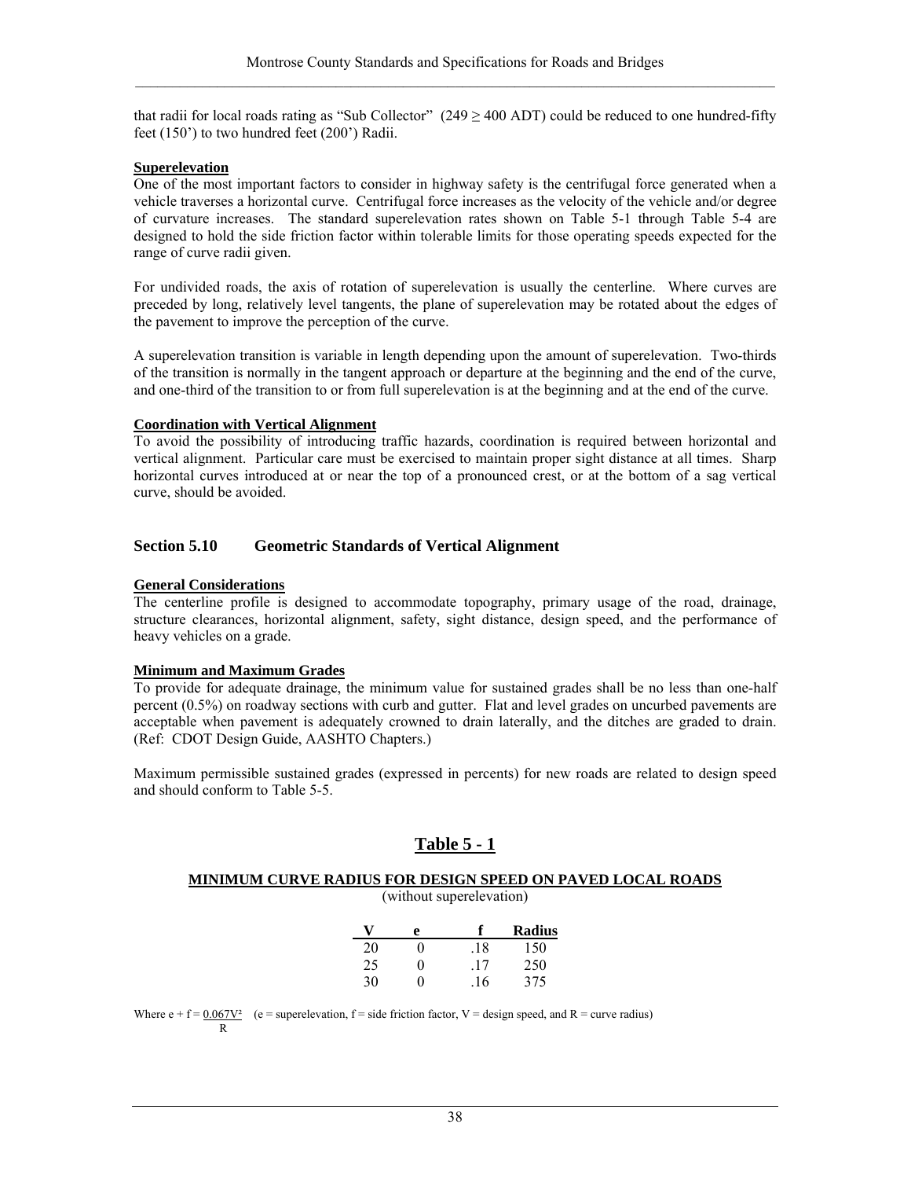that radii for local roads rating as "Sub Collector" ($249 \geq 400$ ADT) could be reduced to one hundred-fifty feet (150') to two hundred feet (200') Radii.

**Superelevation**

One of the most important factors to consider in highway safety is the centrifugal force generated when a vehicle traverses a horizontal curve. Centrifugal force increases as the velocity of the vehicle and/or degree of curvature increases. The standard superelevation rates shown on Table 5-1 through Table 5-4 are designed to hold the side friction factor within tolerable limits for those operating speeds expected for the range of curve radii given.

For undivided roads, the axis of rotation of superelevation is usually the centerline. Where curves are preceded by long, relatively level tangents, the plane of superelevation may be rotated about the edges of the pavement to improve the perception of the curve.

A superelevation transition is variable in length depending upon the amount of superelevation. Two-thirds of the transition is normally in the tangent approach or departure at the beginning and the end of the curve, and one-third of the transition to or from full superelevation is at the beginning and at the end of the curve.

**Coordination with Vertical Alignment**

To avoid the possibility of introducing traffic hazards, coordination is required between horizontal and vertical alignment. Particular care must be exercised to maintain proper sight distance at all times. Sharp horizontal curves introduced at or near the top of a pronounced crest, or at the bottom of a sag vertical curve, should be avoided.

## Section 5.10 Geometric Standards of Vertical Alignment

**General Considerations**

The centerline profile is designed to accommodate topography, primary usage of the road, drainage, structure clearances, horizontal alignment, safety, sight distance, design speed, and the performance of heavy vehicles on a grade.

**Minimum and Maximum Grades**

To provide for adequate drainage, the minimum value for sustained grades shall be no less than one-half percent (0.5%) on roadway sections with curb and gutter. Flat and level grades on uncurbed pavements are acceptable when pavement is adequately crowned to drain laterally, and the ditches are graded to drain. (Ref: CDOT Design Guide, AASHTO Chapters.)

Maximum permissible sustained grades (expressed in percents) for new roads are related to design speed and should conform to Table 5-5.

## Table 5 - 1

**MINIMUM CURVE RADIUS FOR DESIGN SPEED ON PAVED LOCAL ROADS**

(without superelevation)

| V | e | f | Radius |
|---|---|---|---|
| 20 | 0 | .18 | 150 |
| 25 | 0 | .17 | 250 |
| 30 | 0 | .16 | 375 |

Where $e + f = \frac{0.067V^2}{R}$ (e = superelevation, f = side friction factor, V = design speed, and R = curve radius)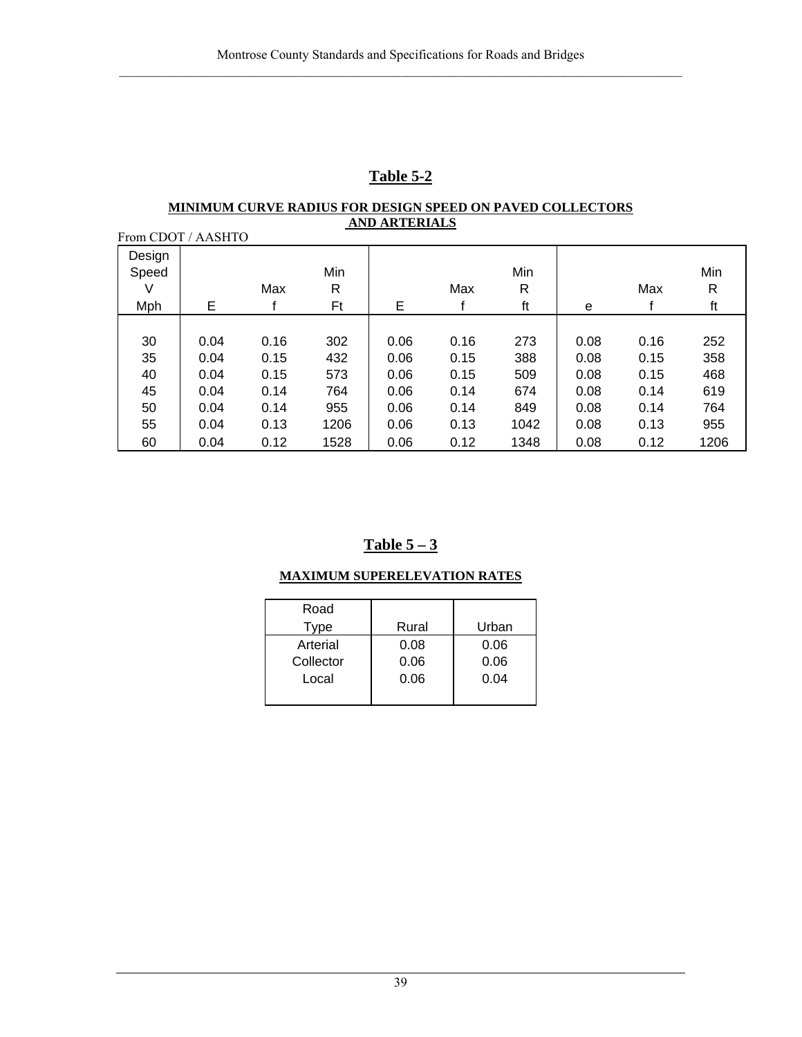## Table 5-2

**MINIMUM CURVE RADIUS FOR DESIGN SPEED ON PAVED COLLECTORS AND ARTERIALS**

From CDOT / AASHTO

| Design Speed V Mph | E | Max f | Min R Ft | E | Max f | Min R ft | e | Max f | Min R ft |
|---|---|---|---|---|---|---|---|---|---|
| 30 | 0.04 | 0.16 | 302 | 0.06 | 0.16 | 273 | 0.08 | 0.16 | 252 |
| 35 | 0.04 | 0.15 | 432 | 0.06 | 0.15 | 388 | 0.08 | 0.15 | 358 |
| 40 | 0.04 | 0.15 | 573 | 0.06 | 0.15 | 509 | 0.08 | 0.15 | 468 |
| 45 | 0.04 | 0.14 | 764 | 0.06 | 0.14 | 674 | 0.08 | 0.14 | 619 |
| 50 | 0.04 | 0.14 | 955 | 0.06 | 0.14 | 849 | 0.08 | 0.14 | 764 |
| 55 | 0.04 | 0.13 | 1206 | 0.06 | 0.13 | 1042 | 0.08 | 0.13 | 955 |
| 60 | 0.04 | 0.12 | 1528 | 0.06 | 0.12 | 1348 | 0.08 | 0.12 | 1206 |

## Table 5 – 3

**MAXIMUM SUPERELEVATION RATES**

| Road Type | Rural | Urban |
|---|---|---|
| Arterial | 0.08 | 0.06 |
| Collector | 0.06 | 0.06 |
| Local | 0.06 | 0.04 |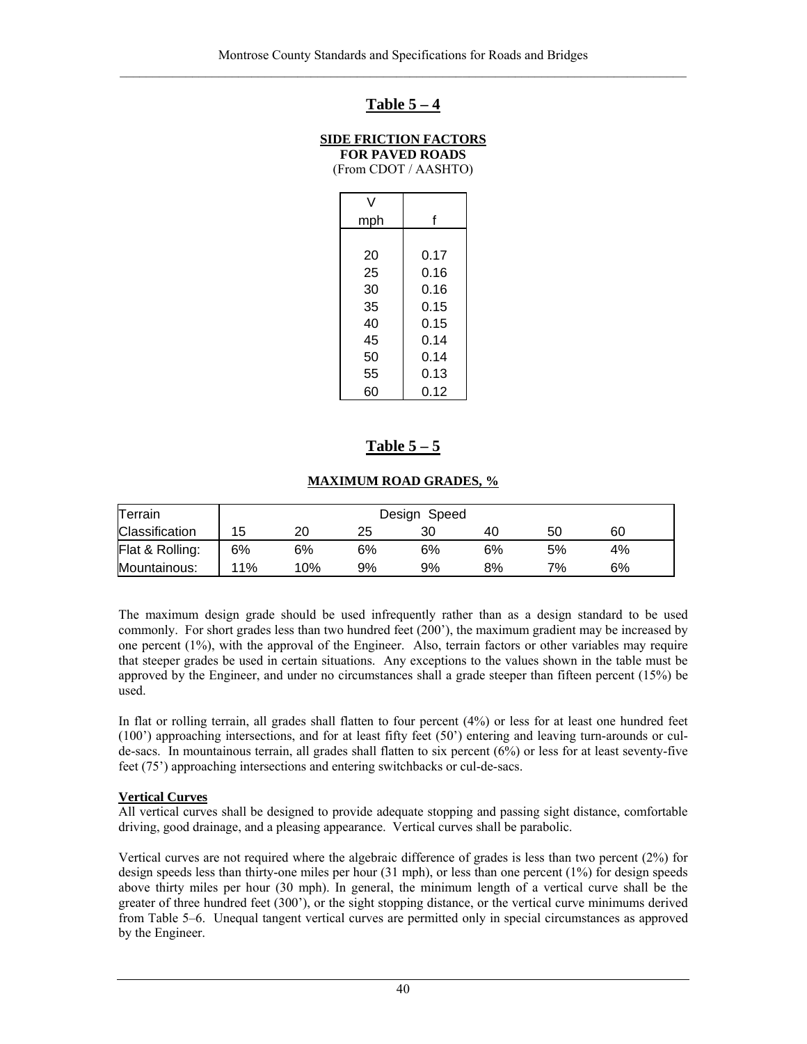## Table 5 – 4

**SIDE FRICTION FACTORS**
**FOR PAVED ROADS**
(From CDOT / AASHTO)

| V mph | f |
|---|---|
| 20 | 0.17 |
| 25 | 0.16 |
| 30 | 0.16 |
| 35 | 0.15 |
| 40 | 0.15 |
| 45 | 0.14 |
| 50 | 0.14 |
| 55 | 0.13 |
| 60 | 0.12 |

## Table 5 – 5

**MAXIMUM ROAD GRADES, %**

| Terrain | Design Speed | | | | | | |
|---|---|---|---|---|---|---|---|
| Classification | 15 | 20 | 25 | 30 | 40 | 50 | 60 |
| Flat & Rolling: | 6% | 6% | 6% | 6% | 6% | 5% | 4% |
| Mountainous: | 11% | 10% | 9% | 9% | 8% | 7% | 6% |

The maximum design grade should be used infrequently rather than as a design standard to be used commonly. For short grades less than two hundred feet (200'), the maximum gradient may be increased by one percent (1%), with the approval of the Engineer. Also, terrain factors or other variables may require that steeper grades be used in certain situations. Any exceptions to the values shown in the table must be approved by the Engineer, and under no circumstances shall a grade steeper than fifteen percent (15%) be used.

In flat or rolling terrain, all grades shall flatten to four percent (4%) or less for at least one hundred feet (100') approaching intersections, and for at least fifty feet (50') entering and leaving turn-arounds or cul-de-sacs. In mountainous terrain, all grades shall flatten to six percent (6%) or less for at least seventy-five feet (75') approaching intersections and entering switchbacks or cul-de-sacs.

**Vertical Curves**

All vertical curves shall be designed to provide adequate stopping and passing sight distance, comfortable driving, good drainage, and a pleasing appearance. Vertical curves shall be parabolic.

Vertical curves are not required where the algebraic difference of grades is less than two percent (2%) for design speeds less than thirty-one miles per hour (31 mph), or less than one percent (1%) for design speeds above thirty miles per hour (30 mph). In general, the minimum length of a vertical curve shall be the greater of three hundred feet (300'), or the sight stopping distance, or the vertical curve minimums derived from Table 5–6. Unequal tangent vertical curves are permitted only in special circumstances as approved by the Engineer.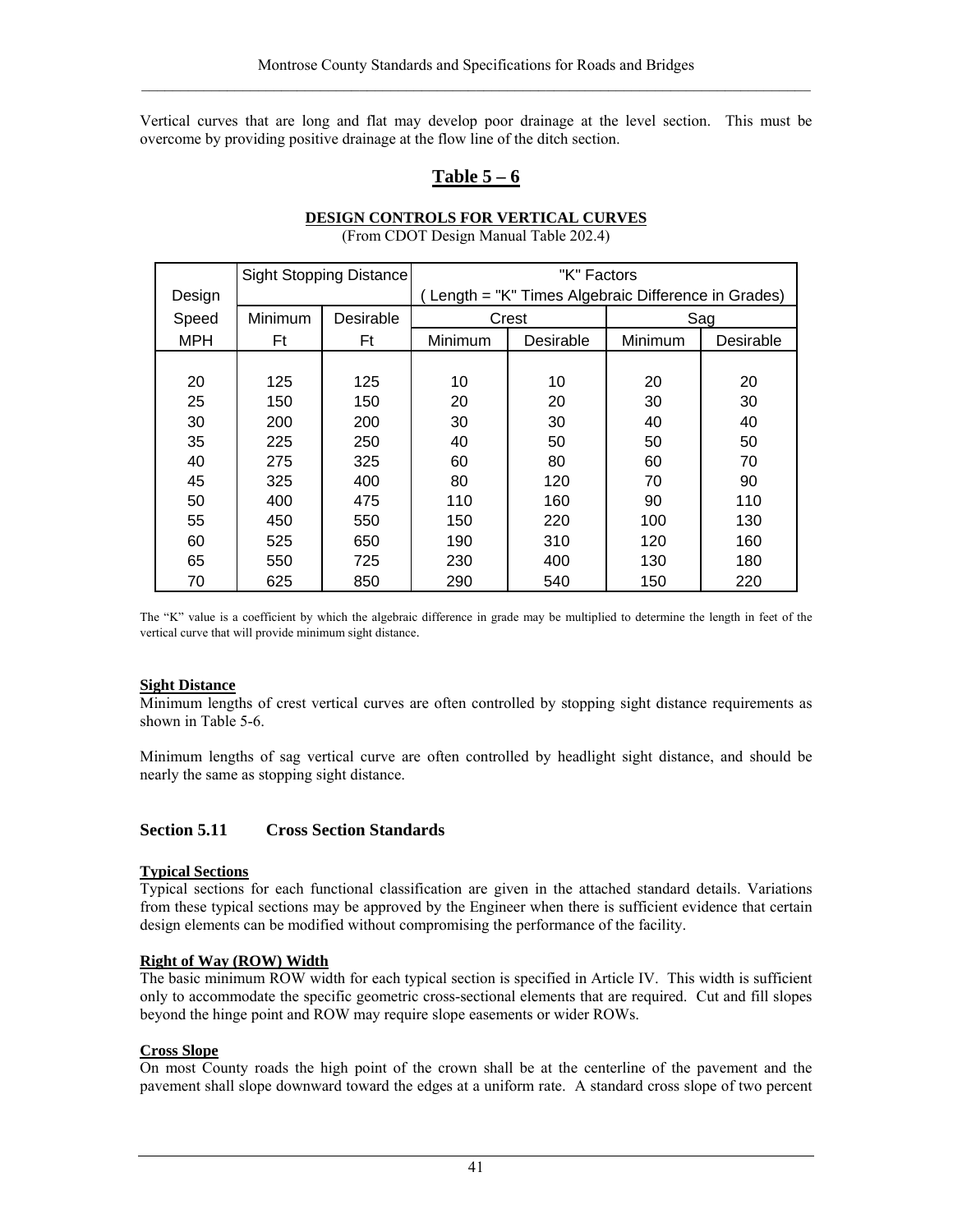Vertical curves that are long and flat may develop poor drainage at the level section. This must be overcome by providing positive drainage at the flow line of the ditch section.

## Table 5 – 6

**DESIGN CONTROLS FOR VERTICAL CURVES**

(From CDOT Design Manual Table 202.4)

| Design | Sight Stopping Distance | | "K" Factors ( Length = "K" Times Algebraic Difference in Grades) | | | |
|---|---|---|---|---|---|---|
| Speed | Minimum | Desirable | Crest | | Sag | |
| MPH | Ft | Ft | Minimum | Desirable | Minimum | Desirable |
| 20 | 125 | 125 | 10 | 10 | 20 | 20 |
| 25 | 150 | 150 | 20 | 20 | 30 | 30 |
| 30 | 200 | 200 | 30 | 30 | 40 | 40 |
| 35 | 225 | 250 | 40 | 50 | 50 | 50 |
| 40 | 275 | 325 | 60 | 80 | 60 | 70 |
| 45 | 325 | 400 | 80 | 120 | 70 | 90 |
| 50 | 400 | 475 | 110 | 160 | 90 | 110 |
| 55 | 450 | 550 | 150 | 220 | 100 | 130 |
| 60 | 525 | 650 | 190 | 310 | 120 | 160 |
| 65 | 550 | 725 | 230 | 400 | 130 | 180 |
| 70 | 625 | 850 | 290 | 540 | 150 | 220 |

The "K" value is a coefficient by which the algebraic difference in grade may be multiplied to determine the length in feet of the vertical curve that will provide minimum sight distance.

**Sight Distance**

Minimum lengths of crest vertical curves are often controlled by stopping sight distance requirements as shown in Table 5-6.

Minimum lengths of sag vertical curve are often controlled by headlight sight distance, and should be nearly the same as stopping sight distance.

### Section 5.11 Cross Section Standards

**Typical Sections**

Typical sections for each functional classification are given in the attached standard details. Variations from these typical sections may be approved by the Engineer when there is sufficient evidence that certain design elements can be modified without compromising the performance of the facility.

**Right of Way (ROW) Width**

The basic minimum ROW width for each typical section is specified in Article IV. This width is sufficient only to accommodate the specific geometric cross-sectional elements that are required. Cut and fill slopes beyond the hinge point and ROW may require slope easements or wider ROWs.

**Cross Slope**

On most County roads the high point of the crown shall be at the centerline of the pavement and the pavement shall slope downward toward the edges at a uniform rate. A standard cross slope of two percent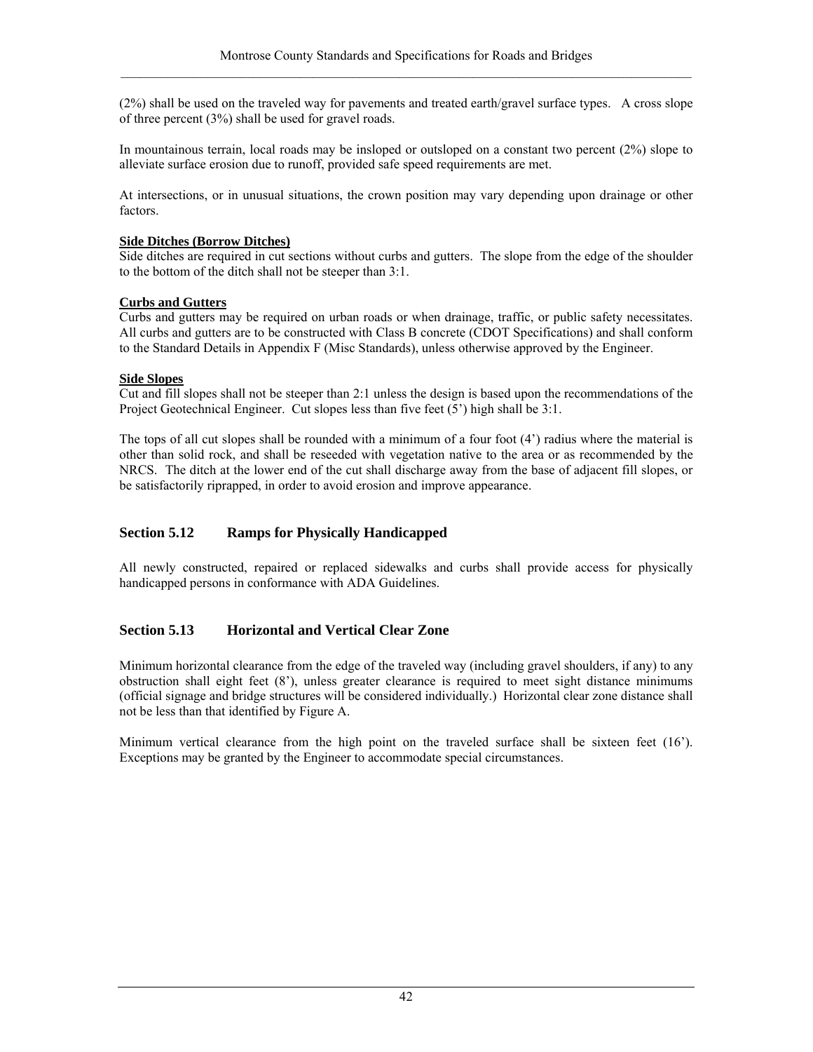(2%) shall be used on the traveled way for pavements and treated earth/gravel surface types. A cross slope of three percent (3%) shall be used for gravel roads.

In mountainous terrain, local roads may be insloped or outsloped on a constant two percent (2%) slope to alleviate surface erosion due to runoff, provided safe speed requirements are met.

At intersections, or in unusual situations, the crown position may vary depending upon drainage or other factors.

**Side Ditches (Borrow Ditches)**

Side ditches are required in cut sections without curbs and gutters. The slope from the edge of the shoulder to the bottom of the ditch shall not be steeper than 3:1.

**Curbs and Gutters**

Curbs and gutters may be required on urban roads or when drainage, traffic, or public safety necessitates. All curbs and gutters are to be constructed with Class B concrete (CDOT Specifications) and shall conform to the Standard Details in Appendix F (Misc Standards), unless otherwise approved by the Engineer.

**Side Slopes**

Cut and fill slopes shall not be steeper than 2:1 unless the design is based upon the recommendations of the Project Geotechnical Engineer. Cut slopes less than five feet (5') high shall be 3:1.

The tops of all cut slopes shall be rounded with a minimum of a four foot (4') radius where the material is other than solid rock, and shall be reseeded with vegetation native to the area or as recommended by the NRCS. The ditch at the lower end of the cut shall discharge away from the base of adjacent fill slopes, or be satisfactorily riprapped, in order to avoid erosion and improve appearance.

## Section 5.12 Ramps for Physically Handicapped

All newly constructed, repaired or replaced sidewalks and curbs shall provide access for physically handicapped persons in conformance with ADA Guidelines.

## Section 5.13 Horizontal and Vertical Clear Zone

Minimum horizontal clearance from the edge of the traveled way (including gravel shoulders, if any) to any obstruction shall eight feet (8'), unless greater clearance is required to meet sight distance minimums (official signage and bridge structures will be considered individually.) Horizontal clear zone distance shall not be less than that identified by Figure A.

Minimum vertical clearance from the high point on the traveled surface shall be sixteen feet (16'). Exceptions may be granted by the Engineer to accommodate special circumstances.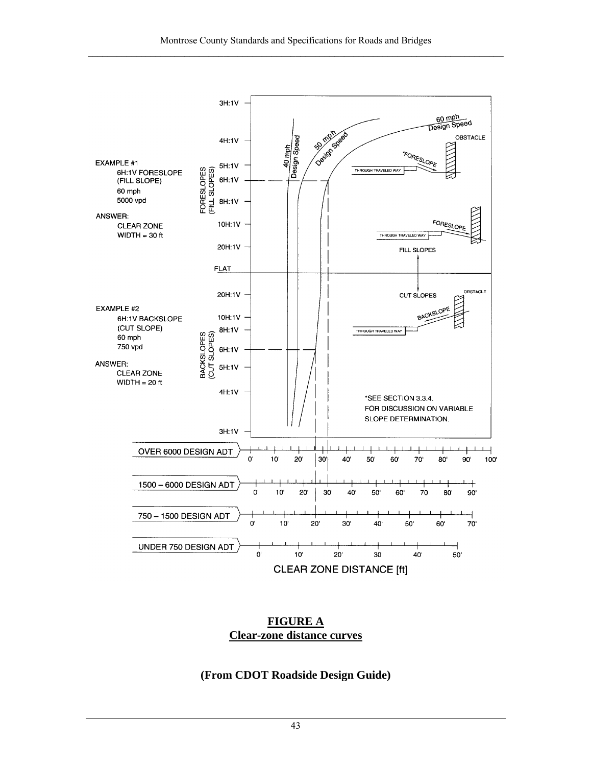EXAMPLE #1
6H:1V FORESLOPE
(FILL SLOPE)
60 mph
5000 vpd

ANSWER:
CLEAR ZONE
WIDTH = 30 ft

EXAMPLE #2
6H:1V BACKSLOPE
(CUT SLOPE)
60 mph
750 vpd

ANSWER:
CLEAR ZONE
WIDTH = 20 ft

*SEE SECTION 3.3.4.
FOR DISCUSSION ON VARIABLE
SLOPE DETERMINATION.

CLEAR ZONE DISTANCE [ft]

**FIGURE A**
**Clear-zone distance curves**

**(From CDOT Roadside Design Guide)**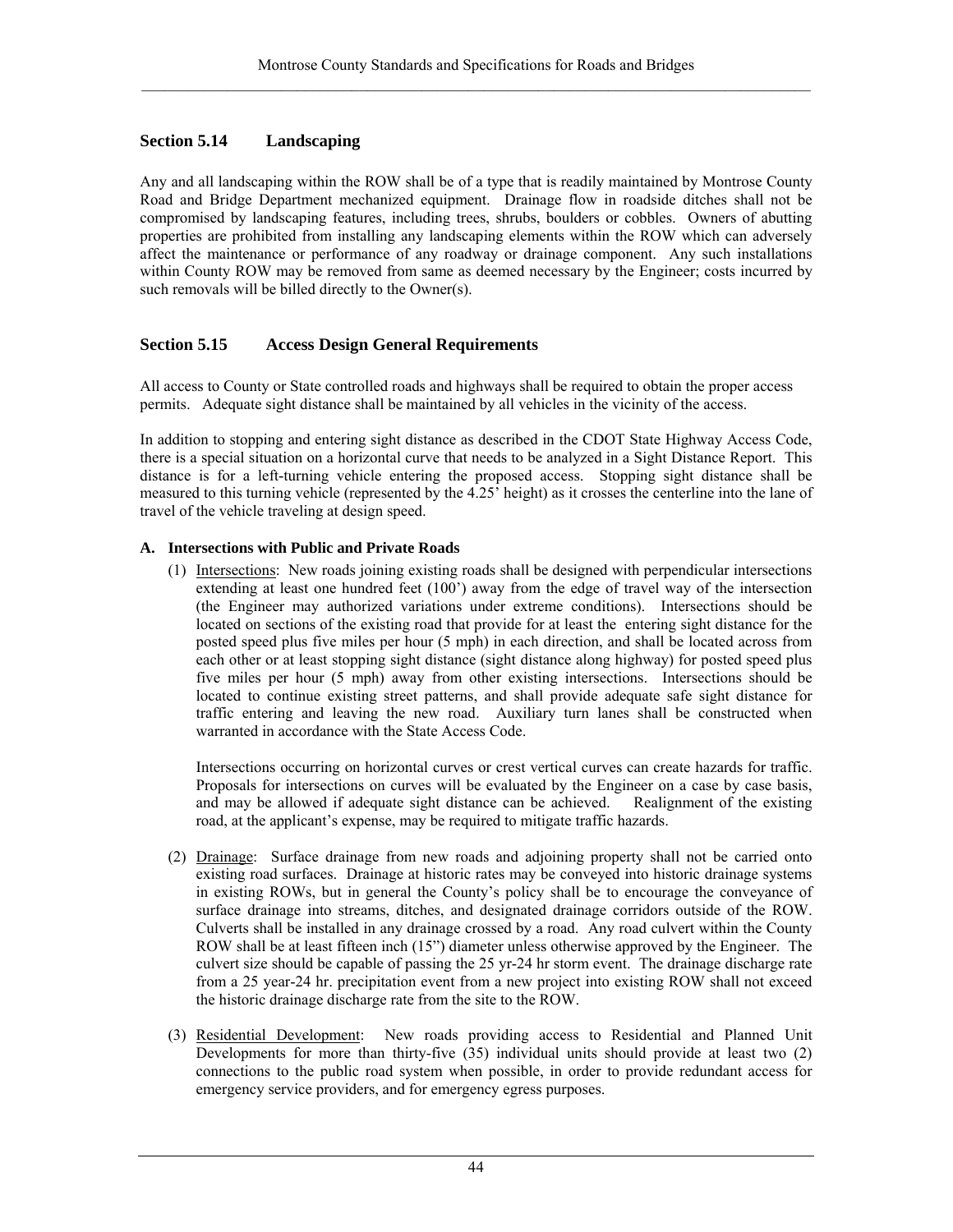## Section 5.14 Landscaping

Any and all landscaping within the ROW shall be of a type that is readily maintained by Montrose County Road and Bridge Department mechanized equipment. Drainage flow in roadside ditches shall not be compromised by landscaping features, including trees, shrubs, boulders or cobbles. Owners of abutting properties are prohibited from installing any landscaping elements within the ROW which can adversely affect the maintenance or performance of any roadway or drainage component. Any such installations within County ROW may be removed from same as deemed necessary by the Engineer; costs incurred by such removals will be billed directly to the Owner(s).

## Section 5.15 Access Design General Requirements

All access to County or State controlled roads and highways shall be required to obtain the proper access permits. Adequate sight distance shall be maintained by all vehicles in the vicinity of the access.

In addition to stopping and entering sight distance as described in the CDOT State Highway Access Code, there is a special situation on a horizontal curve that needs to be analyzed in a Sight Distance Report. This distance is for a left-turning vehicle entering the proposed access. Stopping sight distance shall be measured to this turning vehicle (represented by the 4.25' height) as it crosses the centerline into the lane of travel of the vehicle traveling at design speed.

### A. Intersections with Public and Private Roads

(1) Intersections: New roads joining existing roads shall be designed with perpendicular intersections extending at least one hundred feet (100') away from the edge of travel way of the intersection (the Engineer may authorized variations under extreme conditions). Intersections should be located on sections of the existing road that provide for at least the entering sight distance for the posted speed plus five miles per hour (5 mph) in each direction, and shall be located across from each other or at least stopping sight distance (sight distance along highway) for posted speed plus five miles per hour (5 mph) away from other existing intersections. Intersections should be located to continue existing street patterns, and shall provide adequate safe sight distance for traffic entering and leaving the new road. Auxiliary turn lanes shall be constructed when warranted in accordance with the State Access Code.

Intersections occurring on horizontal curves or crest vertical curves can create hazards for traffic. Proposals for intersections on curves will be evaluated by the Engineer on a case by case basis, and may be allowed if adequate sight distance can be achieved. Realignment of the existing road, at the applicant's expense, may be required to mitigate traffic hazards.

(2) Drainage: Surface drainage from new roads and adjoining property shall not be carried onto existing road surfaces. Drainage at historic rates may be conveyed into historic drainage systems in existing ROWs, but in general the County's policy shall be to encourage the conveyance of surface drainage into streams, ditches, and designated drainage corridors outside of the ROW. Culverts shall be installed in any drainage crossed by a road. Any road culvert within the County ROW shall be at least fifteen inch (15") diameter unless otherwise approved by the Engineer. The culvert size should be capable of passing the 25 yr-24 hr storm event. The drainage discharge rate from a 25 year-24 hr. precipitation event from a new project into existing ROW shall not exceed the historic drainage discharge rate from the site to the ROW.

(3) Residential Development: New roads providing access to Residential and Planned Unit Developments for more than thirty-five (35) individual units should provide at least two (2) connections to the public road system when possible, in order to provide redundant access for emergency service providers, and for emergency egress purposes.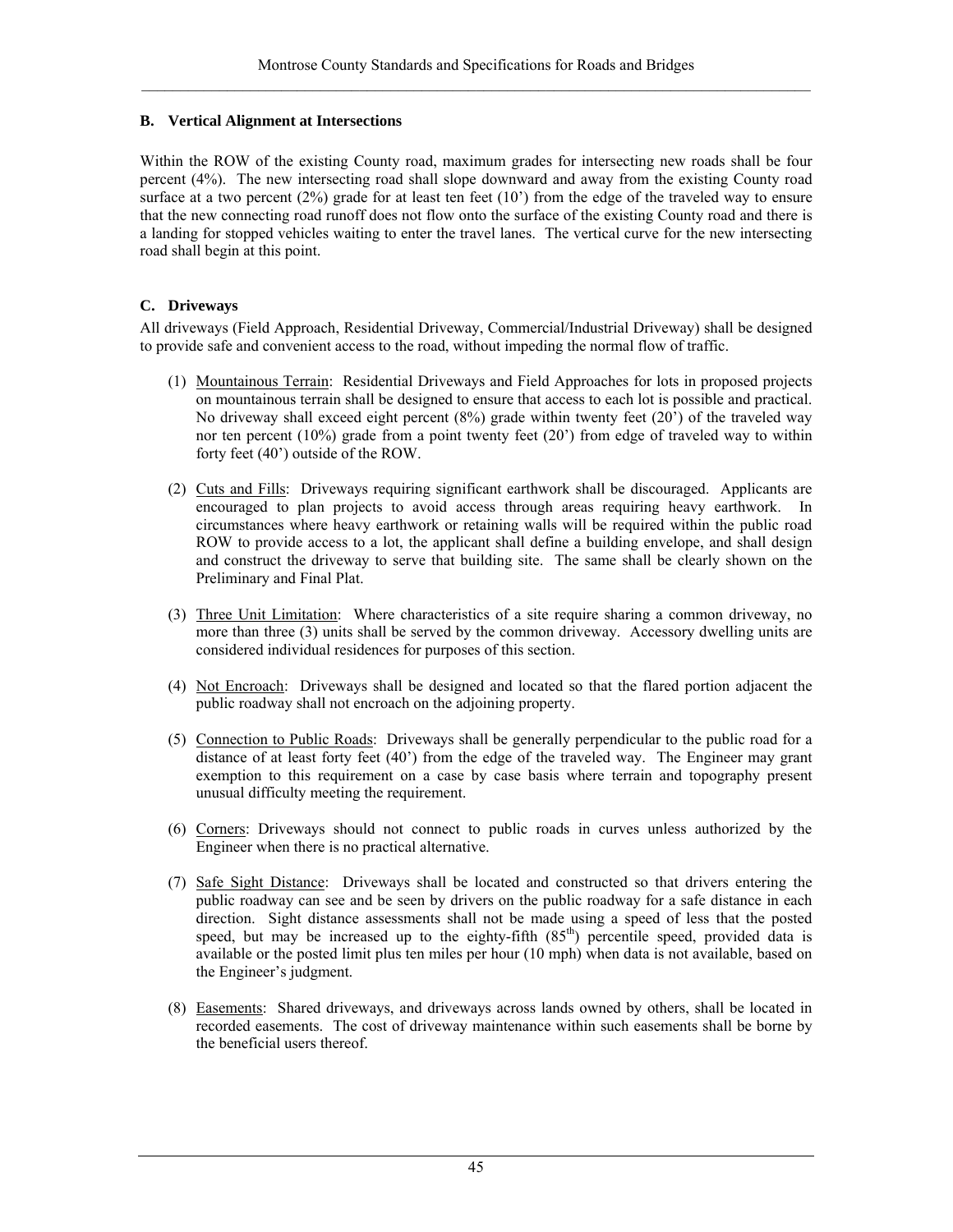### B. Vertical Alignment at Intersections

Within the ROW of the existing County road, maximum grades for intersecting new roads shall be four percent (4%). The new intersecting road shall slope downward and away from the existing County road surface at a two percent (2%) grade for at least ten feet (10') from the edge of the traveled way to ensure that the new connecting road runoff does not flow onto the surface of the existing County road and there is a landing for stopped vehicles waiting to enter the travel lanes. The vertical curve for the new intersecting road shall begin at this point.

### C. Driveways

All driveways (Field Approach, Residential Driveway, Commercial/Industrial Driveway) shall be designed to provide safe and convenient access to the road, without impeding the normal flow of traffic.

(1) Mountainous Terrain: Residential Driveways and Field Approaches for lots in proposed projects on mountainous terrain shall be designed to ensure that access to each lot is possible and practical. No driveway shall exceed eight percent (8%) grade within twenty feet (20') of the traveled way nor ten percent (10%) grade from a point twenty feet (20') from edge of traveled way to within forty feet (40') outside of the ROW.

(2) Cuts and Fills: Driveways requiring significant earthwork shall be discouraged. Applicants are encouraged to plan projects to avoid access through areas requiring heavy earthwork. In circumstances where heavy earthwork or retaining walls will be required within the public road ROW to provide access to a lot, the applicant shall define a building envelope, and shall design and construct the driveway to serve that building site. The same shall be clearly shown on the Preliminary and Final Plat.

(3) Three Unit Limitation: Where characteristics of a site require sharing a common driveway, no more than three (3) units shall be served by the common driveway. Accessory dwelling units are considered individual residences for purposes of this section.

(4) Not Encroach: Driveways shall be designed and located so that the flared portion adjacent the public roadway shall not encroach on the adjoining property.

(5) Connection to Public Roads: Driveways shall be generally perpendicular to the public road for a distance of at least forty feet (40') from the edge of the traveled way. The Engineer may grant exemption to this requirement on a case by case basis where terrain and topography present unusual difficulty meeting the requirement.

(6) Corners: Driveways should not connect to public roads in curves unless authorized by the Engineer when there is no practical alternative.

(7) Safe Sight Distance: Driveways shall be located and constructed so that drivers entering the public roadway can see and be seen by drivers on the public roadway for a safe distance in each direction. Sight distance assessments shall not be made using a speed of less that the posted speed, but may be increased up to the eighty-fifth ($85^{th}$) percentile speed, provided data is available or the posted limit plus ten miles per hour (10 mph) when data is not available, based on the Engineer's judgment.

(8) Easements: Shared driveways, and driveways across lands owned by others, shall be located in recorded easements. The cost of driveway maintenance within such easements shall be borne by the beneficial users thereof.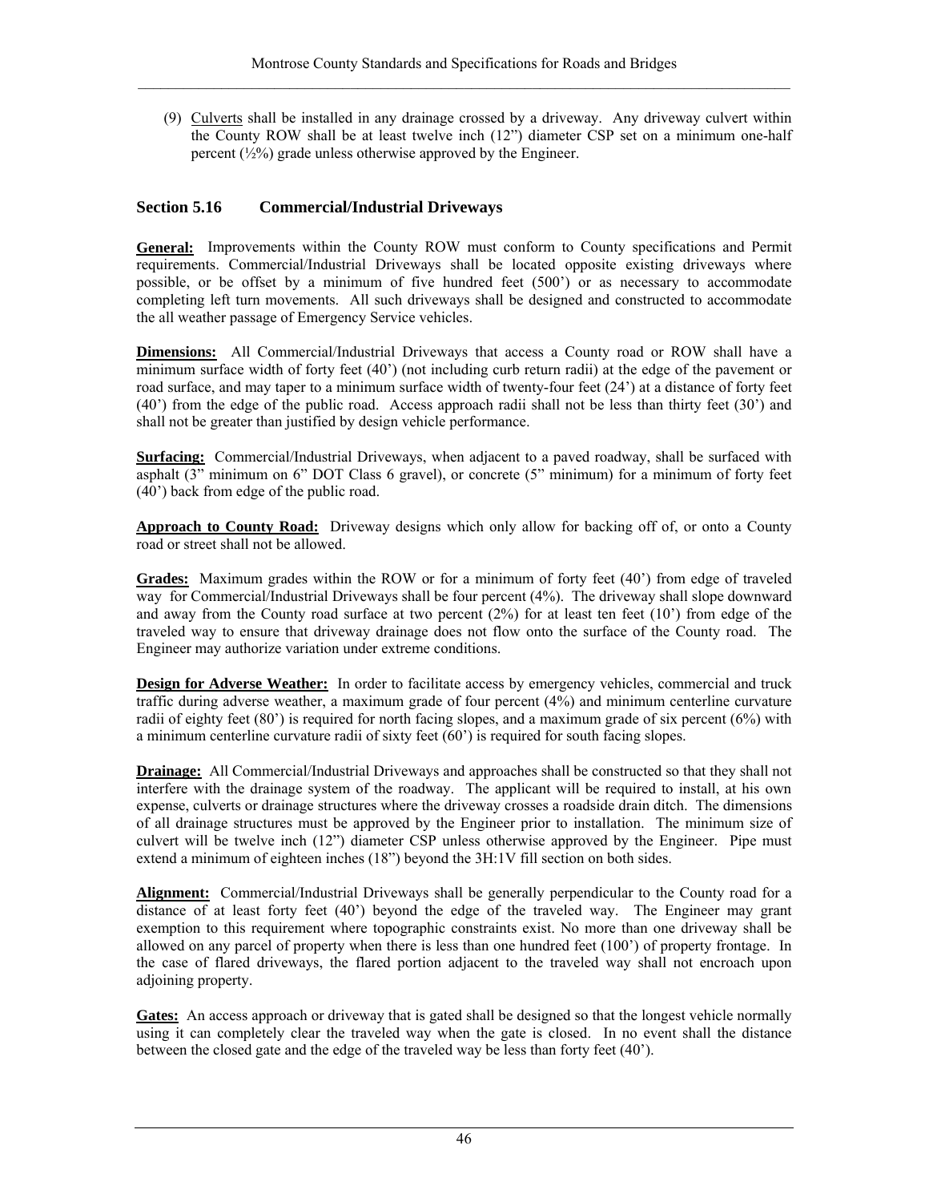(9) Culverts shall be installed in any drainage crossed by a driveway. Any driveway culvert within the County ROW shall be at least twelve inch (12") diameter CSP set on a minimum one-half percent (½%) grade unless otherwise approved by the Engineer.

### Section 5.16 Commercial/Industrial Driveways

**General:** Improvements within the County ROW must conform to County specifications and Permit requirements. Commercial/Industrial Driveways shall be located opposite existing driveways where possible, or be offset by a minimum of five hundred feet (500') or as necessary to accommodate completing left turn movements. All such driveways shall be designed and constructed to accommodate the all weather passage of Emergency Service vehicles.

**Dimensions:** All Commercial/Industrial Driveways that access a County road or ROW shall have a minimum surface width of forty feet (40') (not including curb return radii) at the edge of the pavement or road surface, and may taper to a minimum surface width of twenty-four feet (24') at a distance of forty feet (40') from the edge of the public road. Access approach radii shall not be less than thirty feet (30') and shall not be greater than justified by design vehicle performance.

**Surfacing:** Commercial/Industrial Driveways, when adjacent to a paved roadway, shall be surfaced with asphalt (3" minimum on 6" DOT Class 6 gravel), or concrete (5" minimum) for a minimum of forty feet (40') back from edge of the public road.

**Approach to County Road:** Driveway designs which only allow for backing off of, or onto a County road or street shall not be allowed.

**Grades:** Maximum grades within the ROW or for a minimum of forty feet (40') from edge of traveled way for Commercial/Industrial Driveways shall be four percent (4%). The driveway shall slope downward and away from the County road surface at two percent (2%) for at least ten feet (10') from edge of the traveled way to ensure that driveway drainage does not flow onto the surface of the County road. The Engineer may authorize variation under extreme conditions.

**Design for Adverse Weather:** In order to facilitate access by emergency vehicles, commercial and truck traffic during adverse weather, a maximum grade of four percent (4%) and minimum centerline curvature radii of eighty feet (80') is required for north facing slopes, and a maximum grade of six percent (6%) with a minimum centerline curvature radii of sixty feet (60') is required for south facing slopes.

**Drainage:** All Commercial/Industrial Driveways and approaches shall be constructed so that they shall not interfere with the drainage system of the roadway. The applicant will be required to install, at his own expense, culverts or drainage structures where the driveway crosses a roadside drain ditch. The dimensions of all drainage structures must be approved by the Engineer prior to installation. The minimum size of culvert will be twelve inch (12") diameter CSP unless otherwise approved by the Engineer. Pipe must extend a minimum of eighteen inches (18") beyond the 3H:1V fill section on both sides.

**Alignment:** Commercial/Industrial Driveways shall be generally perpendicular to the County road for a distance of at least forty feet (40') beyond the edge of the traveled way. The Engineer may grant exemption to this requirement where topographic constraints exist. No more than one driveway shall be allowed on any parcel of property when there is less than one hundred feet (100') of property frontage. In the case of flared driveways, the flared portion adjacent to the traveled way shall not encroach upon adjoining property.

**Gates:** An access approach or driveway that is gated shall be designed so that the longest vehicle normally using it can completely clear the traveled way when the gate is closed. In no event shall the distance between the closed gate and the edge of the traveled way be less than forty feet (40').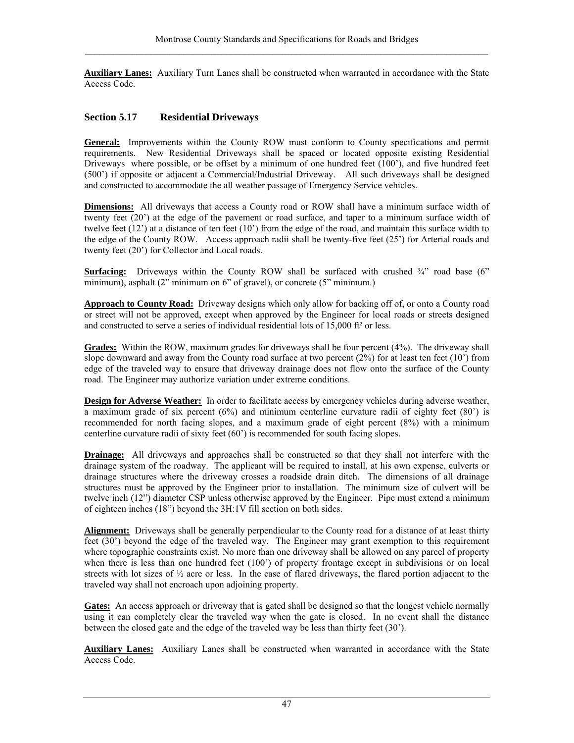**Auxiliary Lanes:** Auxiliary Turn Lanes shall be constructed when warranted in accordance with the State Access Code.

### Section 5.17 Residential Driveways

**General:** Improvements within the County ROW must conform to County specifications and permit requirements. New Residential Driveways shall be spaced or located opposite existing Residential Driveways where possible, or be offset by a minimum of one hundred feet (100'), and five hundred feet (500') if opposite or adjacent a Commercial/Industrial Driveway. All such driveways shall be designed and constructed to accommodate the all weather passage of Emergency Service vehicles.

**Dimensions:** All driveways that access a County road or ROW shall have a minimum surface width of twenty feet (20') at the edge of the pavement or road surface, and taper to a minimum surface width of twelve feet (12') at a distance of ten feet (10') from the edge of the road, and maintain this surface width to the edge of the County ROW. Access approach radii shall be twenty-five feet (25') for Arterial roads and twenty feet (20') for Collector and Local roads.

**Surfacing:** Driveways within the County ROW shall be surfaced with crushed ¾" road base (6" minimum), asphalt (2" minimum on 6" of gravel), or concrete (5" minimum.)

**Approach to County Road:** Driveway designs which only allow for backing off of, or onto a County road or street will not be approved, except when approved by the Engineer for local roads or streets designed and constructed to serve a series of individual residential lots of 15,000 ft² or less.

**Grades:** Within the ROW, maximum grades for driveways shall be four percent (4%). The driveway shall slope downward and away from the County road surface at two percent (2%) for at least ten feet (10') from edge of the traveled way to ensure that driveway drainage does not flow onto the surface of the County road. The Engineer may authorize variation under extreme conditions.

**Design for Adverse Weather:** In order to facilitate access by emergency vehicles during adverse weather, a maximum grade of six percent (6%) and minimum centerline curvature radii of eighty feet (80') is recommended for north facing slopes, and a maximum grade of eight percent (8%) with a minimum centerline curvature radii of sixty feet (60') is recommended for south facing slopes.

**Drainage:** All driveways and approaches shall be constructed so that they shall not interfere with the drainage system of the roadway. The applicant will be required to install, at his own expense, culverts or drainage structures where the driveway crosses a roadside drain ditch. The dimensions of all drainage structures must be approved by the Engineer prior to installation. The minimum size of culvert will be twelve inch (12") diameter CSP unless otherwise approved by the Engineer. Pipe must extend a minimum of eighteen inches (18") beyond the 3H:1V fill section on both sides.

**Alignment:** Driveways shall be generally perpendicular to the County road for a distance of at least thirty feet (30') beyond the edge of the traveled way. The Engineer may grant exemption to this requirement where topographic constraints exist. No more than one driveway shall be allowed on any parcel of property when there is less than one hundred feet (100') of property frontage except in subdivisions or on local streets with lot sizes of ½ acre or less. In the case of flared driveways, the flared portion adjacent to the traveled way shall not encroach upon adjoining property.

**Gates:** An access approach or driveway that is gated shall be designed so that the longest vehicle normally using it can completely clear the traveled way when the gate is closed. In no event shall the distance between the closed gate and the edge of the traveled way be less than thirty feet (30').

**Auxiliary Lanes:** Auxiliary Lanes shall be constructed when warranted in accordance with the State Access Code.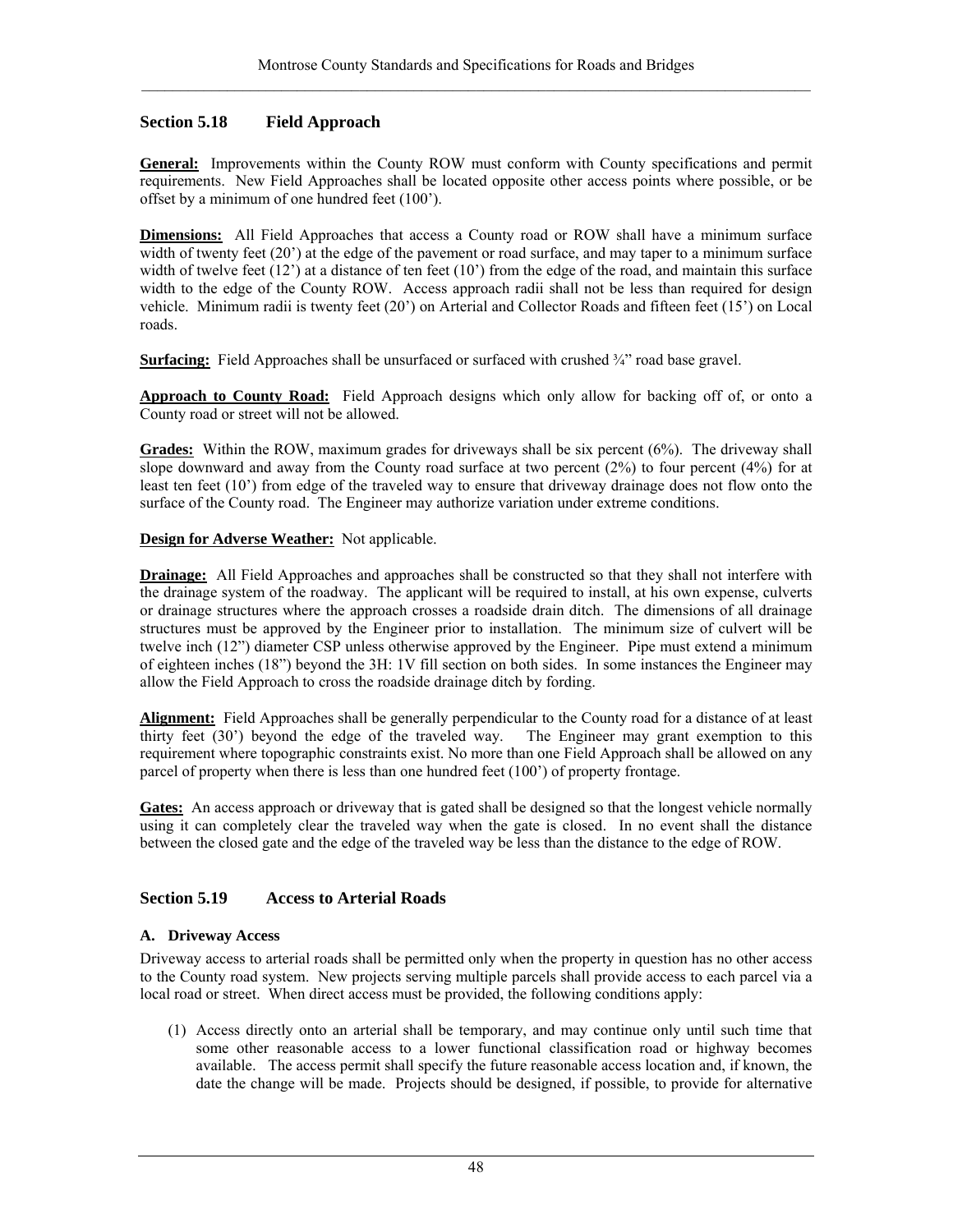## Section 5.18 Field Approach

**General:** Improvements within the County ROW must conform with County specifications and permit requirements. New Field Approaches shall be located opposite other access points where possible, or be offset by a minimum of one hundred feet (100').

**Dimensions:** All Field Approaches that access a County road or ROW shall have a minimum surface width of twenty feet (20') at the edge of the pavement or road surface, and may taper to a minimum surface width of twelve feet (12') at a distance of ten feet (10') from the edge of the road, and maintain this surface width to the edge of the County ROW. Access approach radii shall not be less than required for design vehicle. Minimum radii is twenty feet (20') on Arterial and Collector Roads and fifteen feet (15') on Local roads.

**Surfacing:** Field Approaches shall be unsurfaced or surfaced with crushed ¾" road base gravel.

**Approach to County Road:** Field Approach designs which only allow for backing off of, or onto a County road or street will not be allowed.

**Grades:** Within the ROW, maximum grades for driveways shall be six percent (6%). The driveway shall slope downward and away from the County road surface at two percent (2%) to four percent (4%) for at least ten feet (10') from edge of the traveled way to ensure that driveway drainage does not flow onto the surface of the County road. The Engineer may authorize variation under extreme conditions.

**Design for Adverse Weather:** Not applicable.

**Drainage:** All Field Approaches and approaches shall be constructed so that they shall not interfere with the drainage system of the roadway. The applicant will be required to install, at his own expense, culverts or drainage structures where the approach crosses a roadside drain ditch. The dimensions of all drainage structures must be approved by the Engineer prior to installation. The minimum size of culvert will be twelve inch (12") diameter CSP unless otherwise approved by the Engineer. Pipe must extend a minimum of eighteen inches (18") beyond the 3H: 1V fill section on both sides. In some instances the Engineer may allow the Field Approach to cross the roadside drainage ditch by fording.

**Alignment:** Field Approaches shall be generally perpendicular to the County road for a distance of at least thirty feet (30') beyond the edge of the traveled way. The Engineer may grant exemption to this requirement where topographic constraints exist. No more than one Field Approach shall be allowed on any parcel of property when there is less than one hundred feet (100') of property frontage.

**Gates:** An access approach or driveway that is gated shall be designed so that the longest vehicle normally using it can completely clear the traveled way when the gate is closed. In no event shall the distance between the closed gate and the edge of the traveled way be less than the distance to the edge of ROW.

## Section 5.19 Access to Arterial Roads

### A. Driveway Access

Driveway access to arterial roads shall be permitted only when the property in question has no other access to the County road system. New projects serving multiple parcels shall provide access to each parcel via a local road or street. When direct access must be provided, the following conditions apply:

(1) Access directly onto an arterial shall be temporary, and may continue only until such time that some other reasonable access to a lower functional classification road or highway becomes available. The access permit shall specify the future reasonable access location and, if known, the date the change will be made. Projects should be designed, if possible, to provide for alternative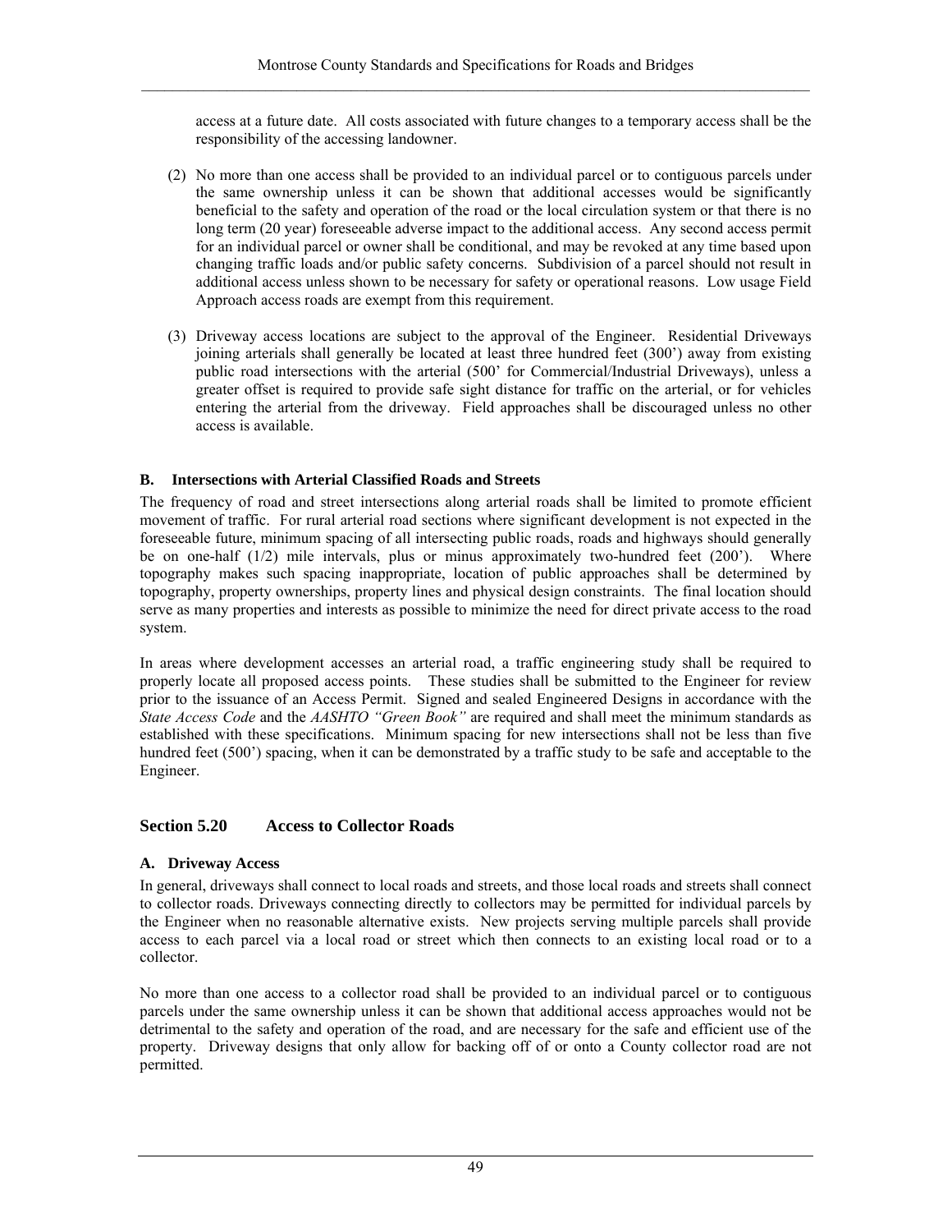access at a future date. All costs associated with future changes to a temporary access shall be the responsibility of the accessing landowner.

(2) No more than one access shall be provided to an individual parcel or to contiguous parcels under the same ownership unless it can be shown that additional accesses would be significantly beneficial to the safety and operation of the road or the local circulation system or that there is no long term (20 year) foreseeable adverse impact to the additional access. Any second access permit for an individual parcel or owner shall be conditional, and may be revoked at any time based upon changing traffic loads and/or public safety concerns. Subdivision of a parcel should not result in additional access unless shown to be necessary for safety or operational reasons. Low usage Field Approach access roads are exempt from this requirement.

(3) Driveway access locations are subject to the approval of the Engineer. Residential Driveways joining arterials shall generally be located at least three hundred feet (300') away from existing public road intersections with the arterial (500' for Commercial/Industrial Driveways), unless a greater offset is required to provide safe sight distance for traffic on the arterial, or for vehicles entering the arterial from the driveway. Field approaches shall be discouraged unless no other access is available.

#### B. Intersections with Arterial Classified Roads and Streets

The frequency of road and street intersections along arterial roads shall be limited to promote efficient movement of traffic. For rural arterial road sections where significant development is not expected in the foreseeable future, minimum spacing of all intersecting public roads, roads and highways should generally be on one-half (1/2) mile intervals, plus or minus approximately two-hundred feet (200'). Where topography makes such spacing inappropriate, location of public approaches shall be determined by topography, property ownerships, property lines and physical design constraints. The final location should serve as many properties and interests as possible to minimize the need for direct private access to the road system.

In areas where development accesses an arterial road, a traffic engineering study shall be required to properly locate all proposed access points. These studies shall be submitted to the Engineer for review prior to the issuance of an Access Permit. Signed and sealed Engineered Designs in accordance with the *State Access Code* and the *AASHTO "Green Book"* are required and shall meet the minimum standards as established with these specifications. Minimum spacing for new intersections shall not be less than five hundred feet (500') spacing, when it can be demonstrated by a traffic study to be safe and acceptable to the Engineer.

### Section 5.20 Access to Collector Roads

#### A. Driveway Access

In general, driveways shall connect to local roads and streets, and those local roads and streets shall connect to collector roads. Driveways connecting directly to collectors may be permitted for individual parcels by the Engineer when no reasonable alternative exists. New projects serving multiple parcels shall provide access to each parcel via a local road or street which then connects to an existing local road or to a collector.

No more than one access to a collector road shall be provided to an individual parcel or to contiguous parcels under the same ownership unless it can be shown that additional access approaches would not be detrimental to the safety and operation of the road, and are necessary for the safe and efficient use of the property. Driveway designs that only allow for backing off of or onto a County collector road are not permitted.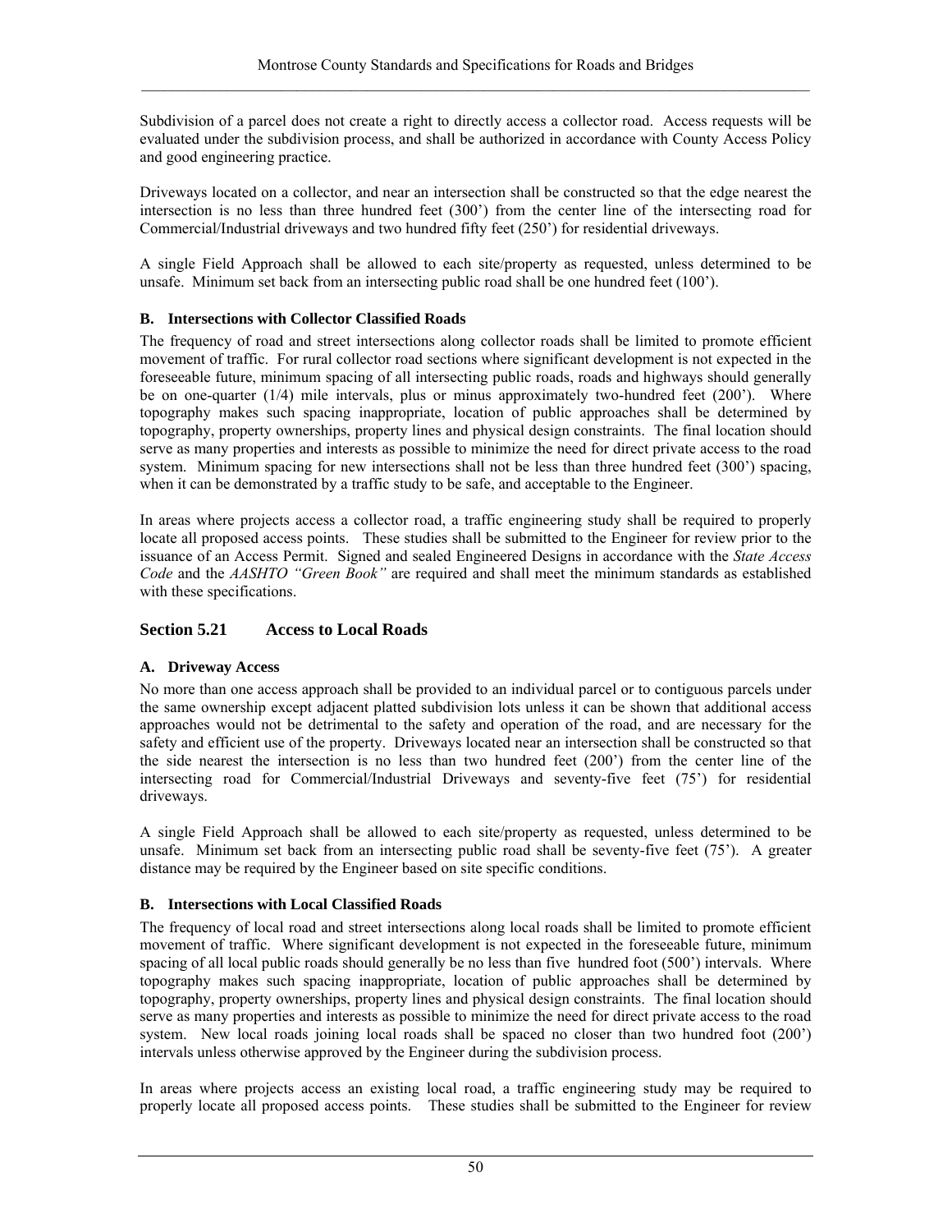Subdivision of a parcel does not create a right to directly access a collector road. Access requests will be evaluated under the subdivision process, and shall be authorized in accordance with County Access Policy and good engineering practice.

Driveways located on a collector, and near an intersection shall be constructed so that the edge nearest the intersection is no less than three hundred feet (300') from the center line of the intersecting road for Commercial/Industrial driveways and two hundred fifty feet (250') for residential driveways.

A single Field Approach shall be allowed to each site/property as requested, unless determined to be unsafe. Minimum set back from an intersecting public road shall be one hundred feet (100').

### B. Intersections with Collector Classified Roads

The frequency of road and street intersections along collector roads shall be limited to promote efficient movement of traffic. For rural collector road sections where significant development is not expected in the foreseeable future, minimum spacing of all intersecting public roads, roads and highways should generally be on one-quarter (1/4) mile intervals, plus or minus approximately two-hundred feet (200'). Where topography makes such spacing inappropriate, location of public approaches shall be determined by topography, property ownerships, property lines and physical design constraints. The final location should serve as many properties and interests as possible to minimize the need for direct private access to the road system. Minimum spacing for new intersections shall not be less than three hundred feet (300') spacing, when it can be demonstrated by a traffic study to be safe, and acceptable to the Engineer.

In areas where projects access a collector road, a traffic engineering study shall be required to properly locate all proposed access points. These studies shall be submitted to the Engineer for review prior to the issuance of an Access Permit. Signed and sealed Engineered Designs in accordance with the *State Access Code* and the *AASHTO "Green Book"* are required and shall meet the minimum standards as established with these specifications.

## Section 5.21 Access to Local Roads

### A. Driveway Access

No more than one access approach shall be provided to an individual parcel or to contiguous parcels under the same ownership except adjacent platted subdivision lots unless it can be shown that additional access approaches would not be detrimental to the safety and operation of the road, and are necessary for the safety and efficient use of the property. Driveways located near an intersection shall be constructed so that the side nearest the intersection is no less than two hundred feet (200') from the center line of the intersecting road for Commercial/Industrial Driveways and seventy-five feet (75') for residential driveways.

A single Field Approach shall be allowed to each site/property as requested, unless determined to be unsafe. Minimum set back from an intersecting public road shall be seventy-five feet (75'). A greater distance may be required by the Engineer based on site specific conditions.

### B. Intersections with Local Classified Roads

The frequency of local road and street intersections along local roads shall be limited to promote efficient movement of traffic. Where significant development is not expected in the foreseeable future, minimum spacing of all local public roads should generally be no less than five hundred foot (500') intervals. Where topography makes such spacing inappropriate, location of public approaches shall be determined by topography, property ownerships, property lines and physical design constraints. The final location should serve as many properties and interests as possible to minimize the need for direct private access to the road system. New local roads joining local roads shall be spaced no closer than two hundred foot (200') intervals unless otherwise approved by the Engineer during the subdivision process.

In areas where projects access an existing local road, a traffic engineering study may be required to properly locate all proposed access points. These studies shall be submitted to the Engineer for review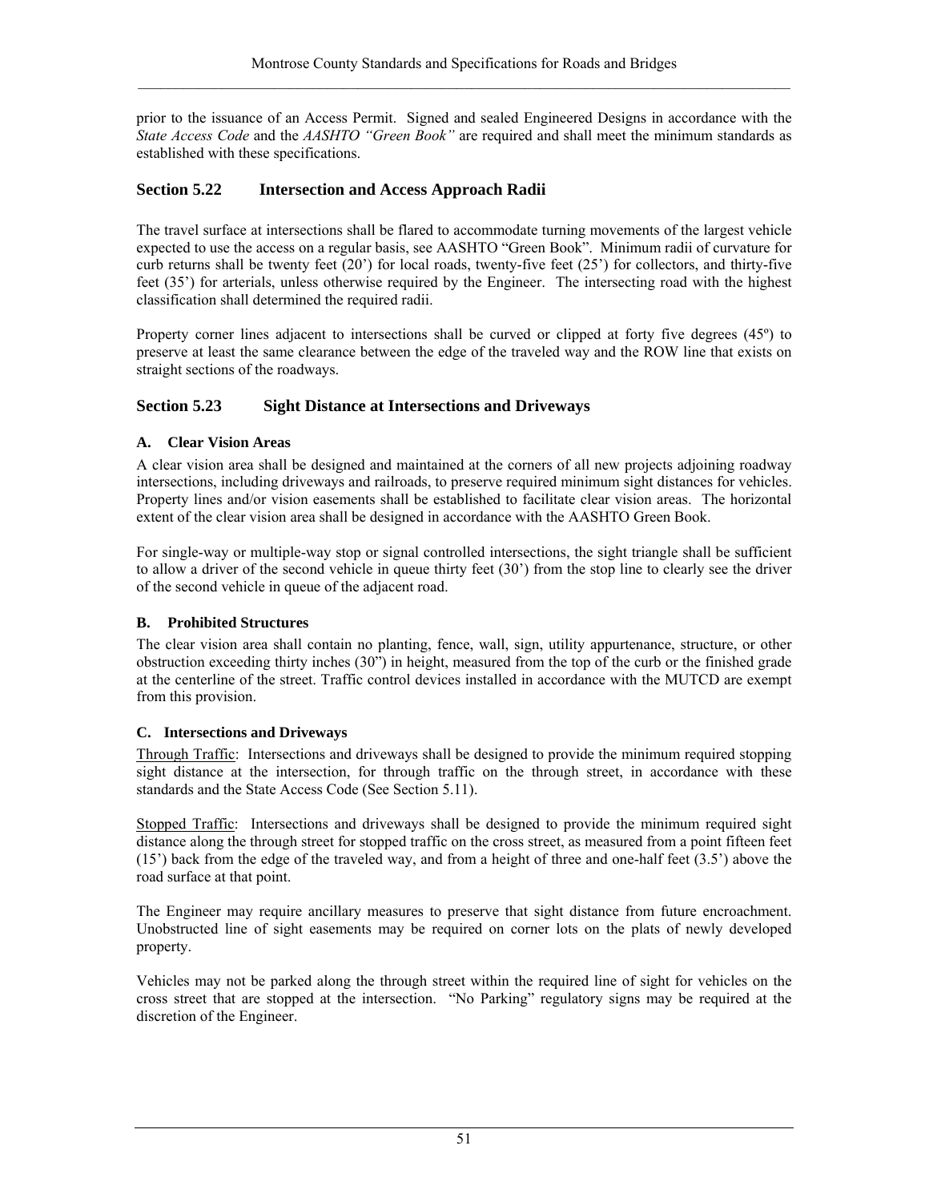prior to the issuance of an Access Permit. Signed and sealed Engineered Designs in accordance with the *State Access Code* and the *AASHTO "Green Book"* are required and shall meet the minimum standards as established with these specifications.

## Section 5.22 Intersection and Access Approach Radii

The travel surface at intersections shall be flared to accommodate turning movements of the largest vehicle expected to use the access on a regular basis, see AASHTO "Green Book". Minimum radii of curvature for curb returns shall be twenty feet (20') for local roads, twenty-five feet (25') for collectors, and thirty-five feet (35') for arterials, unless otherwise required by the Engineer. The intersecting road with the highest classification shall determined the required radii.

Property corner lines adjacent to intersections shall be curved or clipped at forty five degrees (45º) to preserve at least the same clearance between the edge of the traveled way and the ROW line that exists on straight sections of the roadways.

## Section 5.23 Sight Distance at Intersections and Driveways

### A. Clear Vision Areas

A clear vision area shall be designed and maintained at the corners of all new projects adjoining roadway intersections, including driveways and railroads, to preserve required minimum sight distances for vehicles. Property lines and/or vision easements shall be established to facilitate clear vision areas. The horizontal extent of the clear vision area shall be designed in accordance with the AASHTO Green Book.

For single-way or multiple-way stop or signal controlled intersections, the sight triangle shall be sufficient to allow a driver of the second vehicle in queue thirty feet (30') from the stop line to clearly see the driver of the second vehicle in queue of the adjacent road.

### B. Prohibited Structures

The clear vision area shall contain no planting, fence, wall, sign, utility appurtenance, structure, or other obstruction exceeding thirty inches (30") in height, measured from the top of the curb or the finished grade at the centerline of the street. Traffic control devices installed in accordance with the MUTCD are exempt from this provision.

### C. Intersections and Driveways

Through Traffic: Intersections and driveways shall be designed to provide the minimum required stopping sight distance at the intersection, for through traffic on the through street, in accordance with these standards and the State Access Code (See Section 5.11).

Stopped Traffic: Intersections and driveways shall be designed to provide the minimum required sight distance along the through street for stopped traffic on the cross street, as measured from a point fifteen feet (15') back from the edge of the traveled way, and from a height of three and one-half feet (3.5') above the road surface at that point.

The Engineer may require ancillary measures to preserve that sight distance from future encroachment. Unobstructed line of sight easements may be required on corner lots on the plats of newly developed property.

Vehicles may not be parked along the through street within the required line of sight for vehicles on the cross street that are stopped at the intersection. "No Parking" regulatory signs may be required at the discretion of the Engineer.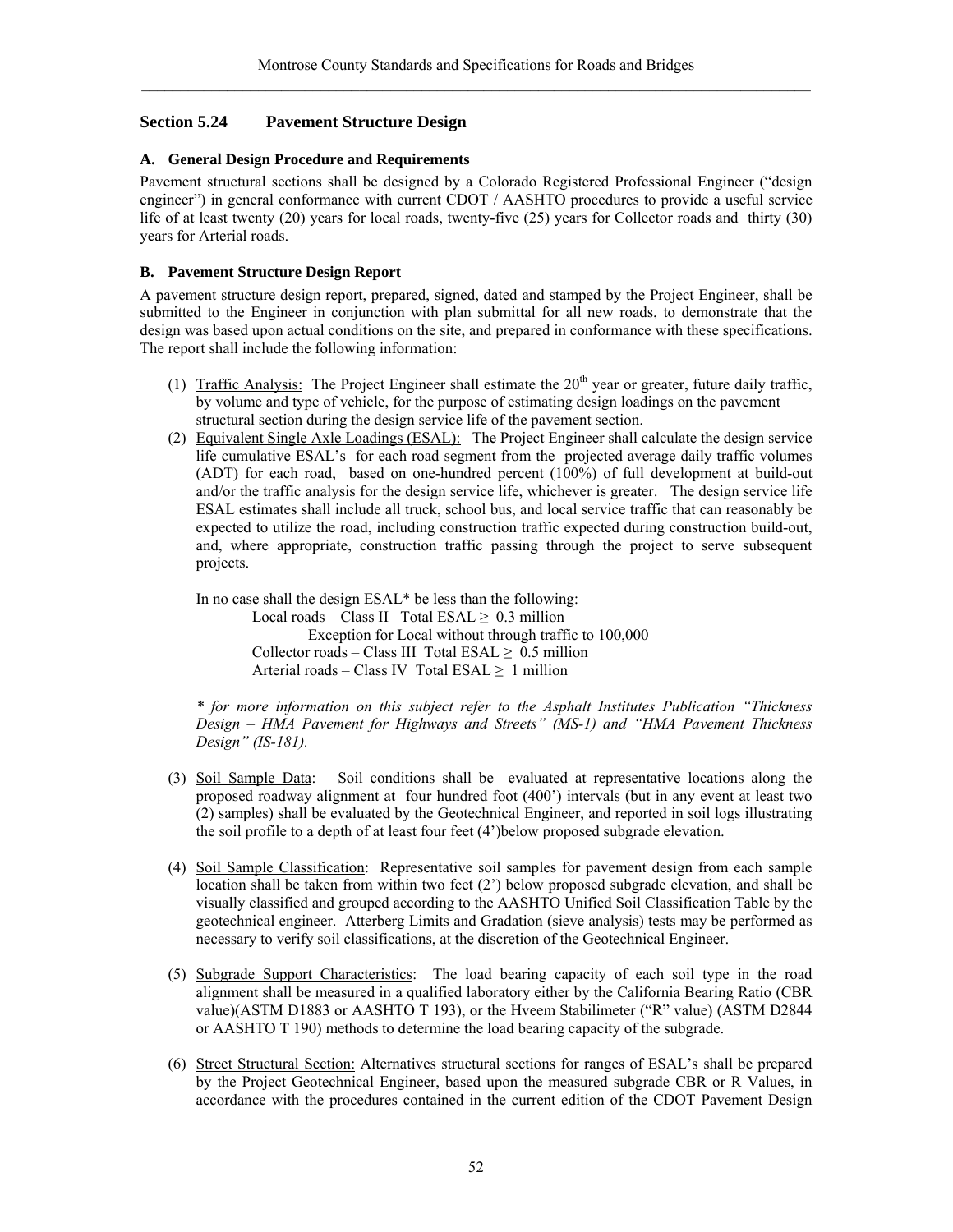## Section 5.24 Pavement Structure Design

### A. General Design Procedure and Requirements

Pavement structural sections shall be designed by a Colorado Registered Professional Engineer ("design engineer") in general conformance with current CDOT / AASHTO procedures to provide a useful service life of at least twenty (20) years for local roads, twenty-five (25) years for Collector roads and thirty (30) years for Arterial roads.

### B. Pavement Structure Design Report

A pavement structure design report, prepared, signed, dated and stamped by the Project Engineer, shall be submitted to the Engineer in conjunction with plan submittal for all new roads, to demonstrate that the design was based upon actual conditions on the site, and prepared in conformance with these specifications. The report shall include the following information:

(1) Traffic Analysis: The Project Engineer shall estimate the $20^{th}$ year or greater, future daily traffic, by volume and type of vehicle, for the purpose of estimating design loadings on the pavement structural section during the design service life of the pavement section.

(2) Equivalent Single Axle Loadings (ESAL): The Project Engineer shall calculate the design service life cumulative ESAL's for each road segment from the projected average daily traffic volumes (ADT) for each road, based on one-hundred percent (100%) of full development at build-out and/or the traffic analysis for the design service life, whichever is greater. The design service life ESAL estimates shall include all truck, school bus, and local service traffic that can reasonably be expected to utilize the road, including construction traffic expected during construction build-out, and, where appropriate, construction traffic passing through the project to serve subsequent projects.

In no case shall the design ESAL* be less than the following:

Local roads – Class II Total ESAL $\geq$ 0.3 million
Exception for Local without through traffic to 100,000
Collector roads – Class III Total ESAL $\geq$ 0.5 million
Arterial roads – Class IV Total ESAL $\geq$ 1 million

*\* for more information on this subject refer to the Asphalt Institutes Publication "Thickness Design – HMA Pavement for Highways and Streets" (MS-1) and "HMA Pavement Thickness Design" (IS-181).*

(3) Soil Sample Data: Soil conditions shall be evaluated at representative locations along the proposed roadway alignment at four hundred foot (400') intervals (but in any event at least two (2) samples) shall be evaluated by the Geotechnical Engineer, and reported in soil logs illustrating the soil profile to a depth of at least four feet (4')below proposed subgrade elevation.

(4) Soil Sample Classification: Representative soil samples for pavement design from each sample location shall be taken from within two feet (2') below proposed subgrade elevation, and shall be visually classified and grouped according to the AASHTO Unified Soil Classification Table by the geotechnical engineer. Atterberg Limits and Gradation (sieve analysis) tests may be performed as necessary to verify soil classifications, at the discretion of the Geotechnical Engineer.

(5) Subgrade Support Characteristics: The load bearing capacity of each soil type in the road alignment shall be measured in a qualified laboratory either by the California Bearing Ratio (CBR value)(ASTM D1883 or AASHTO T 193), or the Hveem Stabilimeter ("R" value) (ASTM D2844 or AASHTO T 190) methods to determine the load bearing capacity of the subgrade.

(6) Street Structural Section: Alternatives structural sections for ranges of ESAL's shall be prepared by the Project Geotechnical Engineer, based upon the measured subgrade CBR or R Values, in accordance with the procedures contained in the current edition of the CDOT Pavement Design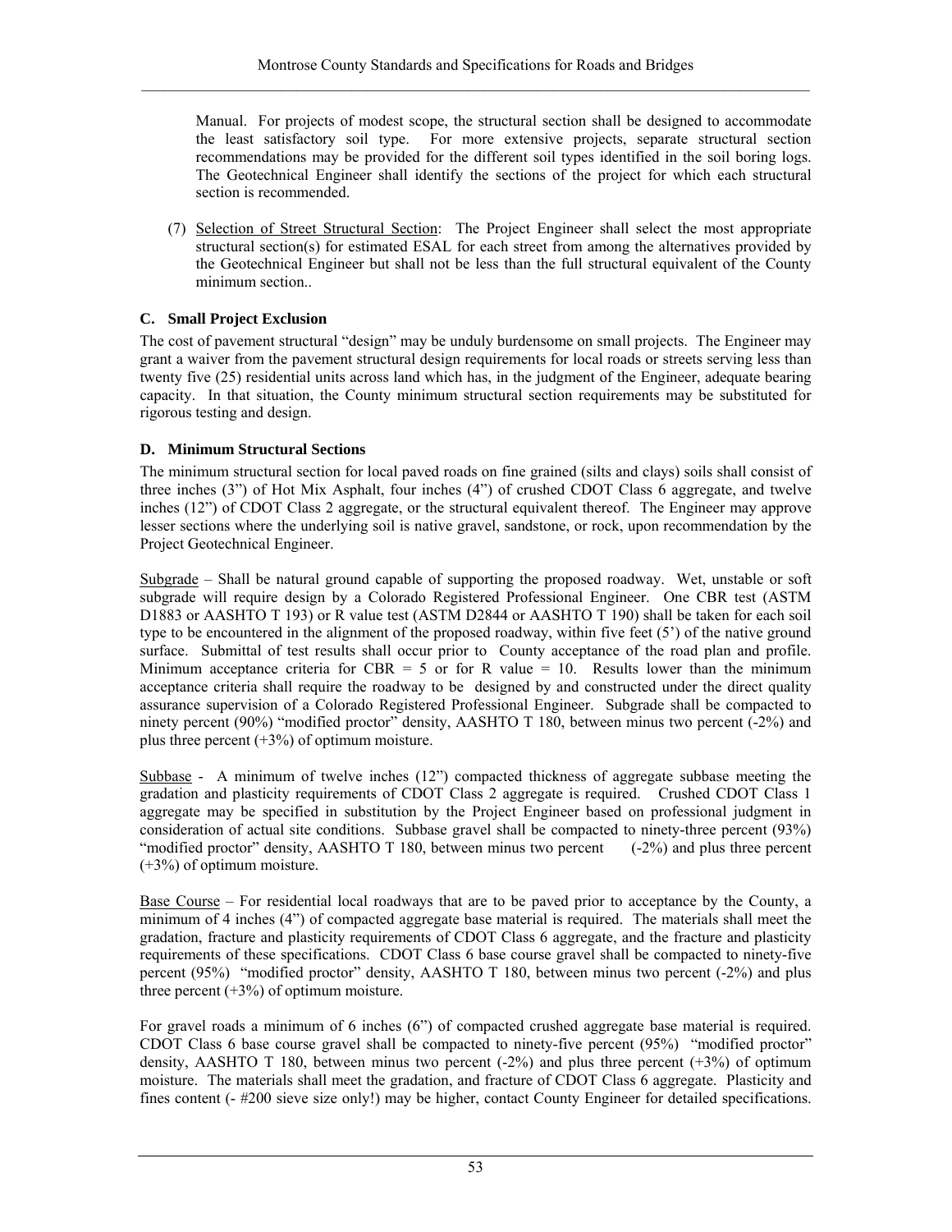Manual. For projects of modest scope, the structural section shall be designed to accommodate the least satisfactory soil type. For more extensive projects, separate structural section recommendations may be provided for the different soil types identified in the soil boring logs. The Geotechnical Engineer shall identify the sections of the project for which each structural section is recommended.

(7) Selection of Street Structural Section: The Project Engineer shall select the most appropriate structural section(s) for estimated ESAL for each street from among the alternatives provided by the Geotechnical Engineer but shall not be less than the full structural equivalent of the County minimum section..

### C. Small Project Exclusion

The cost of pavement structural "design" may be unduly burdensome on small projects. The Engineer may grant a waiver from the pavement structural design requirements for local roads or streets serving less than twenty five (25) residential units across land which has, in the judgment of the Engineer, adequate bearing capacity. In that situation, the County minimum structural section requirements may be substituted for rigorous testing and design.

### D. Minimum Structural Sections

The minimum structural section for local paved roads on fine grained (silts and clays) soils shall consist of three inches (3") of Hot Mix Asphalt, four inches (4") of crushed CDOT Class 6 aggregate, and twelve inches (12") of CDOT Class 2 aggregate, or the structural equivalent thereof. The Engineer may approve lesser sections where the underlying soil is native gravel, sandstone, or rock, upon recommendation by the Project Geotechnical Engineer.

Subgrade – Shall be natural ground capable of supporting the proposed roadway. Wet, unstable or soft subgrade will require design by a Colorado Registered Professional Engineer. One CBR test (ASTM D1883 or AASHTO T 193) or R value test (ASTM D2844 or AASHTO T 190) shall be taken for each soil type to be encountered in the alignment of the proposed roadway, within five feet (5') of the native ground surface. Submittal of test results shall occur prior to County acceptance of the road plan and profile. Minimum acceptance criteria for CBR = 5 or for R value = 10. Results lower than the minimum acceptance criteria shall require the roadway to be designed by and constructed under the direct quality assurance supervision of a Colorado Registered Professional Engineer. Subgrade shall be compacted to ninety percent (90%) "modified proctor" density, AASHTO T 180, between minus two percent (-2%) and plus three percent (+3%) of optimum moisture.

Subbase - A minimum of twelve inches (12") compacted thickness of aggregate subbase meeting the gradation and plasticity requirements of CDOT Class 2 aggregate is required. Crushed CDOT Class 1 aggregate may be specified in substitution by the Project Engineer based on professional judgment in consideration of actual site conditions. Subbase gravel shall be compacted to ninety-three percent (93%) "modified proctor" density, AASHTO T 180, between minus two percent (-2%) and plus three percent (+3%) of optimum moisture.

Base Course – For residential local roadways that are to be paved prior to acceptance by the County, a minimum of 4 inches (4") of compacted aggregate base material is required. The materials shall meet the gradation, fracture and plasticity requirements of CDOT Class 6 aggregate, and the fracture and plasticity requirements of these specifications. CDOT Class 6 base course gravel shall be compacted to ninety-five percent (95%) "modified proctor" density, AASHTO T 180, between minus two percent (-2%) and plus three percent (+3%) of optimum moisture.

For gravel roads a minimum of 6 inches (6") of compacted crushed aggregate base material is required. CDOT Class 6 base course gravel shall be compacted to ninety-five percent (95%) "modified proctor" density, AASHTO T 180, between minus two percent (-2%) and plus three percent (+3%) of optimum moisture. The materials shall meet the gradation, and fracture of CDOT Class 6 aggregate. Plasticity and fines content (- #200 sieve size only!) may be higher, contact County Engineer for detailed specifications.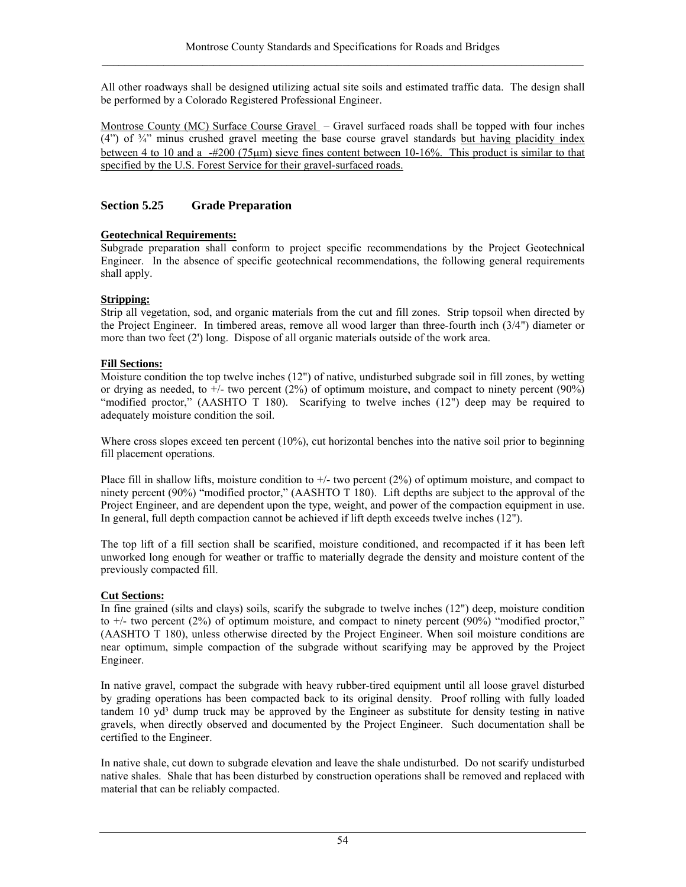All other roadways shall be designed utilizing actual site soils and estimated traffic data. The design shall be performed by a Colorado Registered Professional Engineer.

Montrose County (MC) Surface Course Gravel – Gravel surfaced roads shall be topped with four inches (4") of ¾" minus crushed gravel meeting the base course gravel standards but having placidity index between 4 to 10 and a -#200 (75μm) sieve fines content between 10-16%. This product is similar to that specified by the U.S. Forest Service for their gravel-surfaced roads.

## Section 5.25 Grade Preparation

**Geotechnical Requirements:**
Subgrade preparation shall conform to project specific recommendations by the Project Geotechnical Engineer. In the absence of specific geotechnical recommendations, the following general requirements shall apply.

**Stripping:**
Strip all vegetation, sod, and organic materials from the cut and fill zones. Strip topsoil when directed by the Project Engineer. In timbered areas, remove all wood larger than three-fourth inch (3/4") diameter or more than two feet (2') long. Dispose of all organic materials outside of the work area.

**Fill Sections:**
Moisture condition the top twelve inches (12") of native, undisturbed subgrade soil in fill zones, by wetting or drying as needed, to +/- two percent (2%) of optimum moisture, and compact to ninety percent (90%) "modified proctor," (AASHTO T 180). Scarifying to twelve inches (12") deep may be required to adequately moisture condition the soil.

Where cross slopes exceed ten percent (10%), cut horizontal benches into the native soil prior to beginning fill placement operations.

Place fill in shallow lifts, moisture condition to +/- two percent (2%) of optimum moisture, and compact to ninety percent (90%) "modified proctor," (AASHTO T 180). Lift depths are subject to the approval of the Project Engineer, and are dependent upon the type, weight, and power of the compaction equipment in use. In general, full depth compaction cannot be achieved if lift depth exceeds twelve inches (12").

The top lift of a fill section shall be scarified, moisture conditioned, and recompacted if it has been left unworked long enough for weather or traffic to materially degrade the density and moisture content of the previously compacted fill.

**Cut Sections:**
In fine grained (silts and clays) soils, scarify the subgrade to twelve inches (12") deep, moisture condition to +/- two percent (2%) of optimum moisture, and compact to ninety percent (90%) "modified proctor," (AASHTO T 180), unless otherwise directed by the Project Engineer. When soil moisture conditions are near optimum, simple compaction of the subgrade without scarifying may be approved by the Project Engineer.

In native gravel, compact the subgrade with heavy rubber-tired equipment until all loose gravel disturbed by grading operations has been compacted back to its original density. Proof rolling with fully loaded tandem 10 yd³ dump truck may be approved by the Engineer as substitute for density testing in native gravels, when directly observed and documented by the Project Engineer. Such documentation shall be certified to the Engineer.

In native shale, cut down to subgrade elevation and leave the shale undisturbed. Do not scarify undisturbed native shales. Shale that has been disturbed by construction operations shall be removed and replaced with material that can be reliably compacted.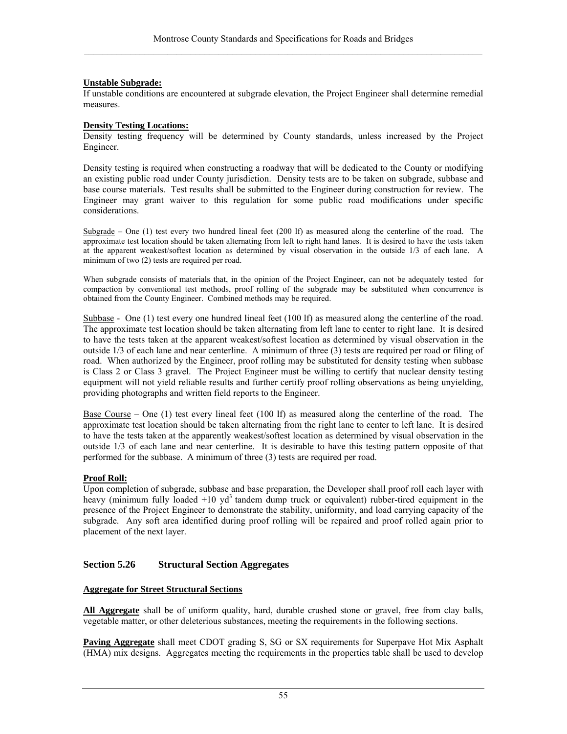**Unstable Subgrade:**
If unstable conditions are encountered at subgrade elevation, the Project Engineer shall determine remedial measures.

**Density Testing Locations:**
Density testing frequency will be determined by County standards, unless increased by the Project Engineer.

Density testing is required when constructing a roadway that will be dedicated to the County or modifying an existing public road under County jurisdiction. Density tests are to be taken on subgrade, subbase and base course materials. Test results shall be submitted to the Engineer during construction for review. The Engineer may grant waiver to this regulation for some public road modifications under specific considerations.

Subgrade – One (1) test every two hundred lineal feet (200 lf) as measured along the centerline of the road. The approximate test location should be taken alternating from left to right hand lanes. It is desired to have the tests taken at the apparent weakest/softest location as determined by visual observation in the outside 1/3 of each lane. A minimum of two (2) tests are required per road.

When subgrade consists of materials that, in the opinion of the Project Engineer, can not be adequately tested for compaction by conventional test methods, proof rolling of the subgrade may be substituted when concurrence is obtained from the County Engineer. Combined methods may be required.

Subbase - One (1) test every one hundred lineal feet (100 lf) as measured along the centerline of the road. The approximate test location should be taken alternating from left lane to center to right lane. It is desired to have the tests taken at the apparent weakest/softest location as determined by visual observation in the outside 1/3 of each lane and near centerline. A minimum of three (3) tests are required per road or filing of road. When authorized by the Engineer, proof rolling may be substituted for density testing when subbase is Class 2 or Class 3 gravel. The Project Engineer must be willing to certify that nuclear density testing equipment will not yield reliable results and further certify proof rolling observations as being unyielding, providing photographs and written field reports to the Engineer.

Base Course – One (1) test every lineal feet (100 lf) as measured along the centerline of the road. The approximate test location should be taken alternating from the right lane to center to left lane. It is desired to have the tests taken at the apparently weakest/softest location as determined by visual observation in the outside 1/3 of each lane and near centerline. It is desirable to have this testing pattern opposite of that performed for the subbase. A minimum of three (3) tests are required per road.

**Proof Roll:**
Upon completion of subgrade, subbase and base preparation, the Developer shall proof roll each layer with heavy (minimum fully loaded +10 $yd^3$ tandem dump truck or equivalent) rubber-tired equipment in the presence of the Project Engineer to demonstrate the stability, uniformity, and load carrying capacity of the subgrade. Any soft area identified during proof rolling will be repaired and proof rolled again prior to placement of the next layer.

## Section 5.26 Structural Section Aggregates

**Aggregate for Street Structural Sections**

**All Aggregate** shall be of uniform quality, hard, durable crushed stone or gravel, free from clay balls, vegetable matter, or other deleterious substances, meeting the requirements in the following sections.

**Paving Aggregate** shall meet CDOT grading S, SG or SX requirements for Superpave Hot Mix Asphalt (HMA) mix designs. Aggregates meeting the requirements in the properties table shall be used to develop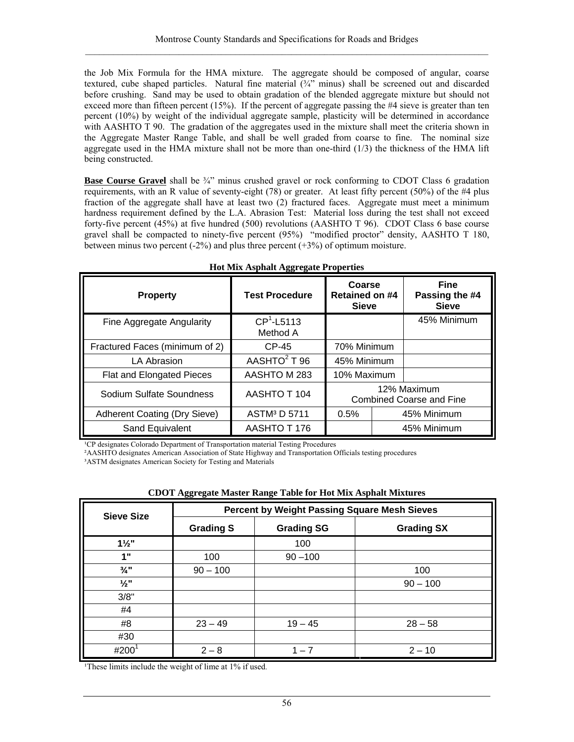the Job Mix Formula for the HMA mixture. The aggregate should be composed of angular, coarse textured, cube shaped particles. Natural fine material (¾" minus) shall be screened out and discarded before crushing. Sand may be used to obtain gradation of the blended aggregate mixture but should not exceed more than fifteen percent (15%). If the percent of aggregate passing the #4 sieve is greater than ten percent (10%) by weight of the individual aggregate sample, plasticity will be determined in accordance with AASHTO T 90. The gradation of the aggregates used in the mixture shall meet the criteria shown in the Aggregate Master Range Table, and shall be well graded from coarse to fine. The nominal size aggregate used in the HMA mixture shall not be more than one-third (1/3) the thickness of the HMA lift being constructed.

**Base Course Gravel** shall be ¾" minus crushed gravel or rock conforming to CDOT Class 6 gradation requirements, with an R value of seventy-eight (78) or greater. At least fifty percent (50%) of the #4 plus fraction of the aggregate shall have at least two (2) fractured faces. Aggregate must meet a minimum hardness requirement defined by the L.A. Abrasion Test: Material loss during the test shall not exceed forty-five percent (45%) at five hundred (500) revolutions (AASHTO T 96). CDOT Class 6 base course gravel shall be compacted to ninety-five percent (95%) "modified proctor" density, AASHTO T 180, between minus two percent (-2%) and plus three percent (+3%) of optimum moisture.

**Hot Mix Asphalt Aggregate Properties**

| Property | Test Procedure | Coarse Retained on #4 Sieve | Fine Passing the #4 Sieve |
|---|---|---|---|
| Fine Aggregate Angularity | CP[1]-L5113 Method A | | 45% Minimum |
| Fractured Faces (minimum of 2) | CP-45 | 70% Minimum | |
| LA Abrasion | AASHTO[2] T 96 | 45% Minimum | |
| Flat and Elongated Pieces | AASHTO M 283 | 10% Maximum | |
| Sodium Sulfate Soundness | AASHTO T 104 | 12% Maximum Combined Coarse and Fine | |
| Adherent Coating (Dry Sieve) | ASTM[3] D 5711 | 0.5% | 45% Minimum |
| Sand Equivalent | AASHTO T 176 | | 45% Minimum |

[1]CP designates Colorado Department of Transportation material Testing Procedures
[2]AASHTO designates American Association of State Highway and Transportation Officials testing procedures
[3]ASTM designates American Society for Testing and Materials

**CDOT Aggregate Master Range Table for Hot Mix Asphalt Mixtures**

| Sieve Size | Percent by Weight Passing Square Mesh Sieves | | |
|---|---|---|---|
| | Grading S | Grading SG | Grading SX |
| **1½"** | | 100 | |
| **1"** | 100 | 90 –100 | |
| **¾"** | 90 – 100 | | 100 |
| **½"** | | | 90 – 100 |
| 3/8" | | | |
| #4 | | | |
| #8 | 23 – 49 | 19 – 45 | 28 – 58 |
| #30 | | | |
| #200[1] | 2 – 8 | 1 – 7 | 2 – 10 |

[1]These limits include the weight of lime at 1% if used.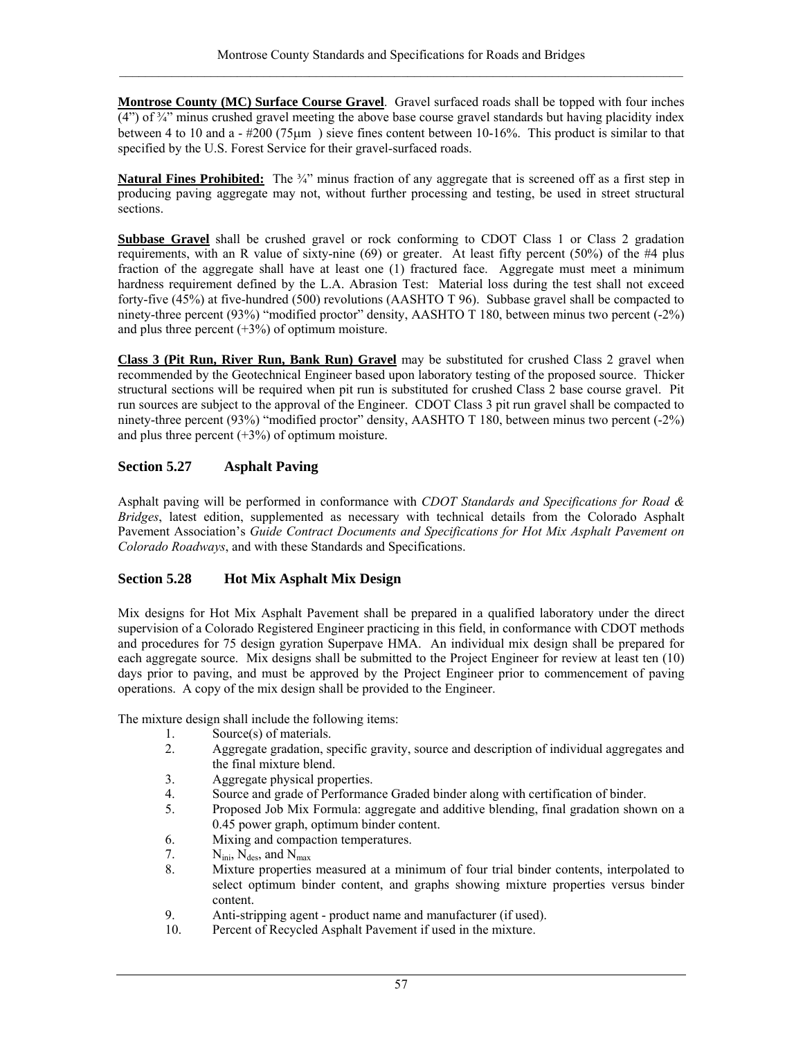**Montrose County (MC) Surface Course Gravel**. Gravel surfaced roads shall be topped with four inches (4") of ¾" minus crushed gravel meeting the above base course gravel standards but having placidity index between 4 to 10 and a - #200 (75μm ) sieve fines content between 10-16%. This product is similar to that specified by the U.S. Forest Service for their gravel-surfaced roads.

**Natural Fines Prohibited:** The ¾" minus fraction of any aggregate that is screened off as a first step in producing paving aggregate may not, without further processing and testing, be used in street structural sections.

**Subbase Gravel** shall be crushed gravel or rock conforming to CDOT Class 1 or Class 2 gradation requirements, with an R value of sixty-nine (69) or greater. At least fifty percent (50%) of the #4 plus fraction of the aggregate shall have at least one (1) fractured face. Aggregate must meet a minimum hardness requirement defined by the L.A. Abrasion Test: Material loss during the test shall not exceed forty-five (45%) at five-hundred (500) revolutions (AASHTO T 96). Subbase gravel shall be compacted to ninety-three percent (93%) "modified proctor" density, AASHTO T 180, between minus two percent (-2%) and plus three percent (+3%) of optimum moisture.

**Class 3 (Pit Run, River Run, Bank Run) Gravel** may be substituted for crushed Class 2 gravel when recommended by the Geotechnical Engineer based upon laboratory testing of the proposed source. Thicker structural sections will be required when pit run is substituted for crushed Class 2 base course gravel. Pit run sources are subject to the approval of the Engineer. CDOT Class 3 pit run gravel shall be compacted to ninety-three percent (93%) "modified proctor" density, AASHTO T 180, between minus two percent (-2%) and plus three percent (+3%) of optimum moisture.

## Section 5.27 Asphalt Paving

Asphalt paving will be performed in conformance with *CDOT Standards and Specifications for Road & Bridges*, latest edition, supplemented as necessary with technical details from the Colorado Asphalt Pavement Association's *Guide Contract Documents and Specifications for Hot Mix Asphalt Pavement on Colorado Roadways*, and with these Standards and Specifications.

## Section 5.28 Hot Mix Asphalt Mix Design

Mix designs for Hot Mix Asphalt Pavement shall be prepared in a qualified laboratory under the direct supervision of a Colorado Registered Engineer practicing in this field, in conformance with CDOT methods and procedures for 75 design gyration Superpave HMA. An individual mix design shall be prepared for each aggregate source. Mix designs shall be submitted to the Project Engineer for review at least ten (10) days prior to paving, and must be approved by the Project Engineer prior to commencement of paving operations. A copy of the mix design shall be provided to the Engineer.

The mixture design shall include the following items:

1. Source(s) of materials.
2. Aggregate gradation, specific gravity, source and description of individual aggregates and the final mixture blend.
3. Aggregate physical properties.
4. Source and grade of Performance Graded binder along with certification of binder.
5. Proposed Job Mix Formula: aggregate and additive blending, final gradation shown on a 0.45 power graph, optimum binder content.
6. Mixing and compaction temperatures.
7. $N_{ini}$, $N_{des}$, and $N_{max}$
8. Mixture properties measured at a minimum of four trial binder contents, interpolated to select optimum binder content, and graphs showing mixture properties versus binder content.
9. Anti-stripping agent - product name and manufacturer (if used).
10. Percent of Recycled Asphalt Pavement if used in the mixture.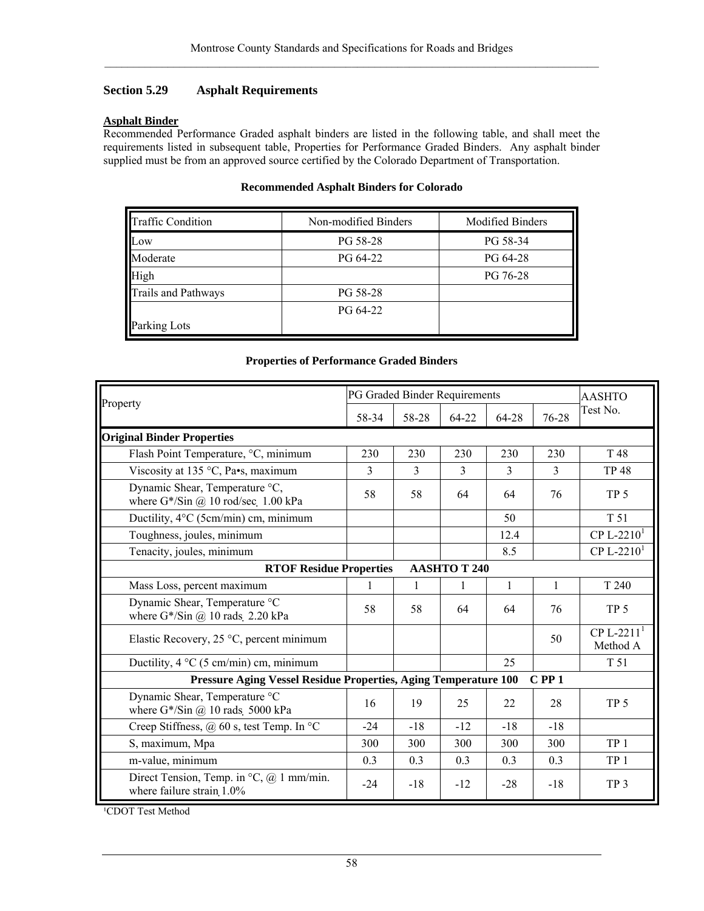## Section 5.29 Asphalt Requirements

**Asphalt Binder**

Recommended Performance Graded asphalt binders are listed in the following table, and shall meet the requirements listed in subsequent table, Properties for Performance Graded Binders. Any asphalt binder supplied must be from an approved source certified by the Colorado Department of Transportation.

**Recommended Asphalt Binders for Colorado**

| Traffic Condition | Non-modified Binders | Modified Binders |
|---|---|---|
| Low | PG 58-28 | PG 58-34 |
| Moderate | PG 64-22 | PG 64-28 |
| High | | PG 76-28 |
| Trails and Pathways | PG 58-28 | |
| Parking Lots | PG 64-22 | |

**Properties of Performance Graded Binders**

| Property | PG Graded Binder Requirements | | | | | AASHTO Test No. |
|---|---|---|---|---|---|---|
| | 58-34 | 58-28 | 64-22 | 64-28 | 76-28 | |
| **Original Binder Properties** | | | | | | |
| Flash Point Temperature, °C, minimum | 230 | 230 | 230 | 230 | 230 | T 48 |
| Viscosity at 135 °C, Pa•s, maximum | 3 | 3 | 3 | 3 | 3 | TP 48 |
| Dynamic Shear, Temperature °C, where G*/Sin @ 10 rod/sec. 1.00 kPa | 58 | 58 | 64 | 64 | 76 | TP 5 |
| Ductility, 4°C (5cm/min) cm, minimum | | | | 50 | | T 51 |
| Toughness, joules, minimum | | | | 12.4 | | CP L-2210[1] |
| Tenacity, joules, minimum | | | | 8.5 | | CP L-2210[1] |
| **RTOF Residue Properties AASHTO T 240** | | | | | | |
| Mass Loss, percent maximum | 1 | 1 | 1 | 1 | 1 | T 240 |
| Dynamic Shear, Temperature °C where G*/Sin @ 10 rads. 2.20 kPa | 58 | 58 | 64 | 64 | 76 | TP 5 |
| Elastic Recovery, 25 °C, percent minimum | | | | | 50 | CP L-2211[1] Method A |
| Ductility, 4 °C (5 cm/min) cm, minimum | | | | 25 | | T 51 |
| **Pressure Aging Vessel Residue Properties, Aging Temperature 100 C PP 1** | | | | | | |
| Dynamic Shear, Temperature °C where G*/Sin @ 10 rads. 5000 kPa | 16 | 19 | 25 | 22 | 28 | TP 5 |
| Creep Stiffness, @ 60 s, test Temp. In °C | -24 | -18 | -12 | -18 | -18 | |
| S, maximum, Mpa | 300 | 300 | 300 | 300 | 300 | TP 1 |
| m-value, minimum | 0.3 | 0.3 | 0.3 | 0.3 | 0.3 | TP 1 |
| Direct Tension, Temp. in °C, @ 1 mm/min. where failure strain. 1.0% | -24 | -18 | -12 | -28 | -18 | TP 3 |

[1]CDOT Test Method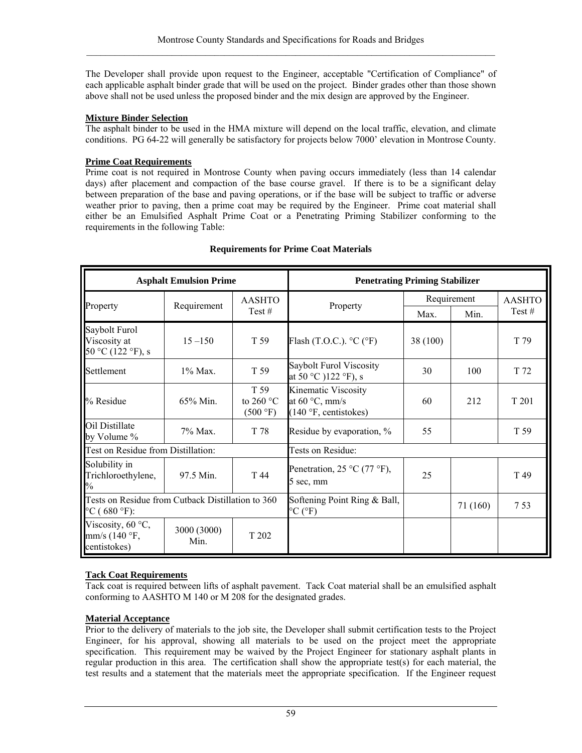The Developer shall provide upon request to the Engineer, acceptable "Certification of Compliance" of each applicable asphalt binder grade that will be used on the project. Binder grades other than those shown above shall not be used unless the proposed binder and the mix design are approved by the Engineer.

**Mixture Binder Selection**

The asphalt binder to be used in the HMA mixture will depend on the local traffic, elevation, and climate conditions. PG 64-22 will generally be satisfactory for projects below 7000' elevation in Montrose County.

**Prime Coat Requirements**

Prime coat is not required in Montrose County when paving occurs immediately (less than 14 calendar days) after placement and compaction of the base course gravel. If there is to be a significant delay between preparation of the base and paving operations, or if the base will be subject to traffic or adverse weather prior to paving, then a prime coat may be required by the Engineer. Prime coat material shall either be an Emulsified Asphalt Prime Coat or a Penetrating Priming Stabilizer conforming to the requirements in the following Table:

**Requirements for Prime Coat Materials**

| Asphalt Emulsion Prime | | | Penetrating Priming Stabilizer | | | |
|---|---|---|---|---|---|---|
| Property | Requirement | AASHTO Test # | Property | Requirement Max. | Requirement Min. | AASHTO Test # |
| Saybolt Furol Viscosity at 50 °C (122 °F), s | 15 –150 | T 59 | Flash (T.O.C.). °C (°F) | 38 (100) | | T 79 |
| Settlement | 1% Max. | T 59 | Saybolt Furol Viscosity at 50 °C )122 °F), s | 30 | 100 | T 72 |
| % Residue | 65% Min. | T 59 to 260 °C (500 °F) | Kinematic Viscosity at 60 °C, mm/s (140 °F, centistokes) | 60 | 212 | T 201 |
| Oil Distillate by Volume % | 7% Max. | T 78 | Residue by evaporation, % | 55 | | T 59 |
| Test on Residue from Distillation: | | | Tests on Residue: | | | |
| Solubility in Trichloroethylene, % | 97.5 Min. | T 44 | Penetration, 25 °C (77 °F), 5 sec, mm | 25 | | T 49 |
| Tests on Residue from Cutback Distillation to 360 °C ( 680 °F): | | | Softening Point Ring & Ball, °C (°F) | | 71 (160) | 7 53 |
| Viscosity, 60 °C, mm/s (140 °F, centistokes) | 3000 (3000) Min. | T 202 | | | | |

**Tack Coat Requirements**

Tack coat is required between lifts of asphalt pavement. Tack Coat material shall be an emulsified asphalt conforming to AASHTO M 140 or M 208 for the designated grades.

**Material Acceptance**

Prior to the delivery of materials to the job site, the Developer shall submit certification tests to the Project Engineer, for his approval, showing all materials to be used on the project meet the appropriate specification. This requirement may be waived by the Project Engineer for stationary asphalt plants in regular production in this area. The certification shall show the appropriate test(s) for each material, the test results and a statement that the materials meet the appropriate specification. If the Engineer request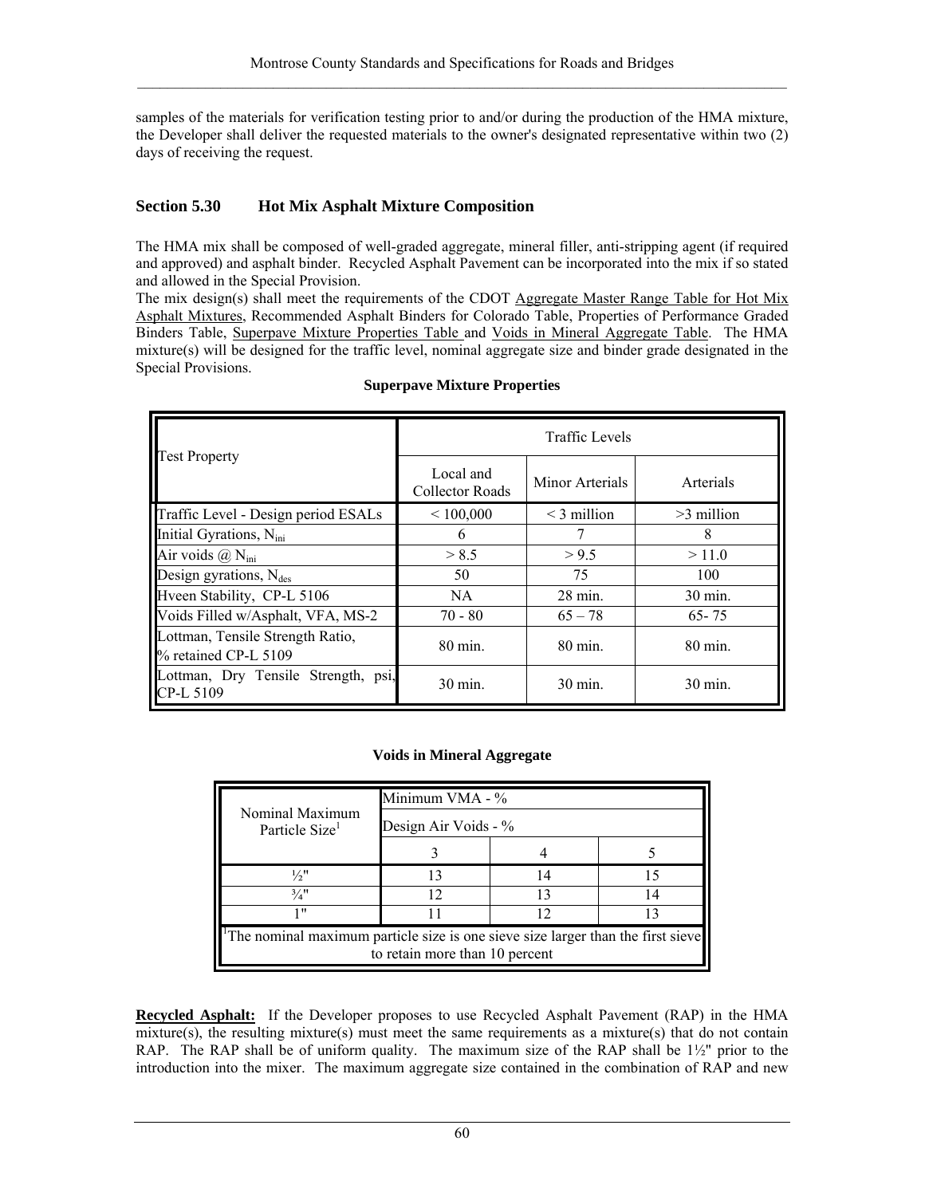samples of the materials for verification testing prior to and/or during the production of the HMA mixture, the Developer shall deliver the requested materials to the owner's designated representative within two (2) days of receiving the request.

## Section 5.30 Hot Mix Asphalt Mixture Composition

The HMA mix shall be composed of well-graded aggregate, mineral filler, anti-stripping agent (if required and approved) and asphalt binder. Recycled Asphalt Pavement can be incorporated into the mix if so stated and allowed in the Special Provision.

The mix design(s) shall meet the requirements of the CDOT Aggregate Master Range Table for Hot Mix Asphalt Mixtures, Recommended Asphalt Binders for Colorado Table, Properties of Performance Graded Binders Table, Superpave Mixture Properties Table and Voids in Mineral Aggregate Table. The HMA mixture(s) will be designed for the traffic level, nominal aggregate size and binder grade designated in the Special Provisions.

**Superpave Mixture Properties**

| Test Property | Traffic Levels | | |
|---|---|---|---|
| | Local and Collector Roads | Minor Arterials | Arterials |
| Traffic Level - Design period ESALs | < 100,000 | < 3 million | >3 million |
| Initial Gyrations, $N_{ini}$ | 6 | 7 | 8 |
| Air voids @ $N_{ini}$ | > 8.5 | > 9.5 | > 11.0 |
| Design gyrations, $N_{des}$ | 50 | 75 | 100 |
| Hveen Stability, CP-L 5106 | NA | 28 min. | 30 min. |
| Voids Filled w/Asphalt, VFA, MS-2 | 70 - 80 | 65 – 78 | 65- 75 |
| Lottman, Tensile Strength Ratio, % retained CP-L 5109 | 80 min. | 80 min. | 80 min. |
| Lottman, Dry Tensile Strength, psi, CP-L 5109 | 30 min. | 30 min. | 30 min. |

**Voids in Mineral Aggregate**

| Nominal Maximum Particle Size[1] | Minimum VMA - % | | |
|---|---|---|---|
| | Design Air Voids - % | | |
| | 3 | 4 | 5 |
| ½" | 13 | 14 | 15 |
| ¾" | 12 | 13 | 14 |
| 1" | 11 | 12 | 13 |

[1]The nominal maximum particle size is one sieve size larger than the first sieve to retain more than 10 percent

**Recycled Asphalt:** If the Developer proposes to use Recycled Asphalt Pavement (RAP) in the HMA mixture(s), the resulting mixture(s) must meet the same requirements as a mixture(s) that do not contain RAP. The RAP shall be of uniform quality. The maximum size of the RAP shall be 1½" prior to the introduction into the mixer. The maximum aggregate size contained in the combination of RAP and new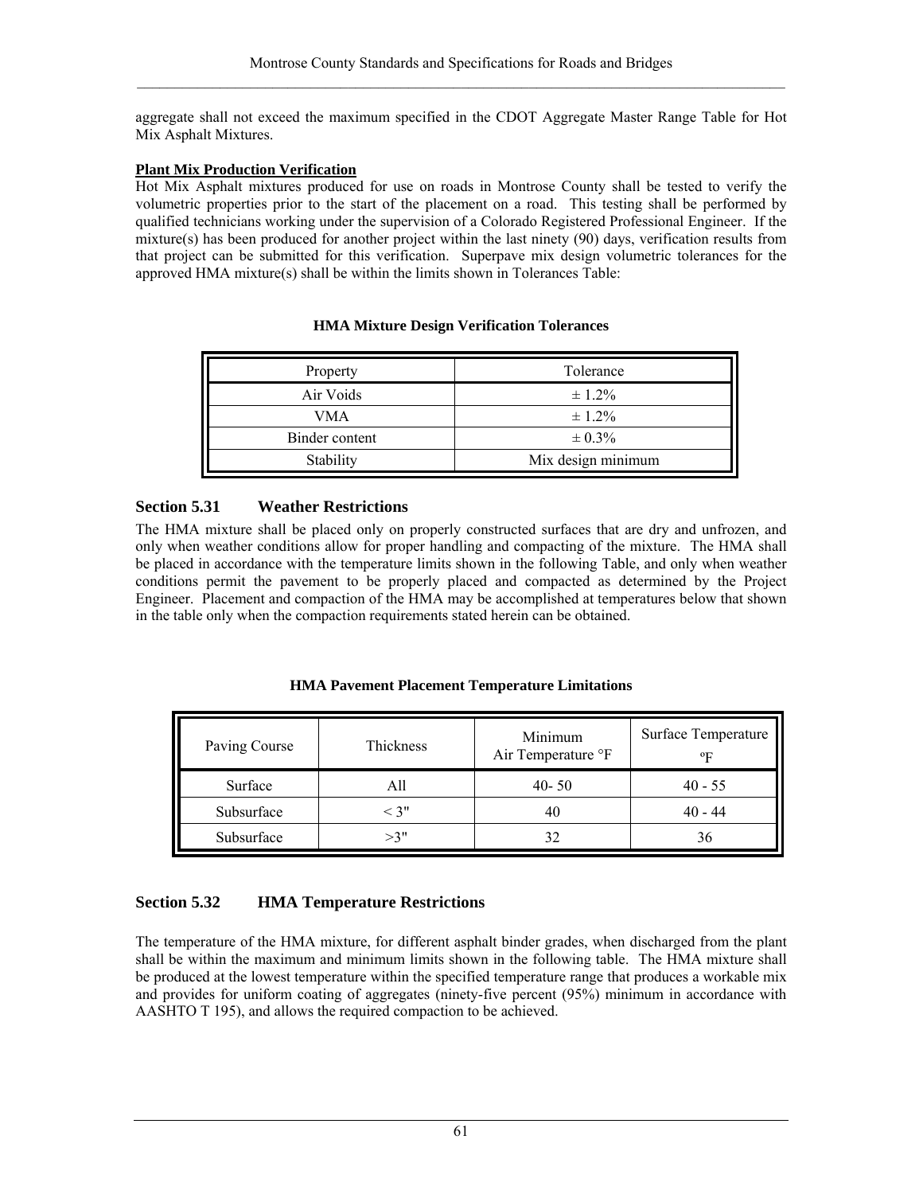aggregate shall not exceed the maximum specified in the CDOT Aggregate Master Range Table for Hot Mix Asphalt Mixtures.

**Plant Mix Production Verification**

Hot Mix Asphalt mixtures produced for use on roads in Montrose County shall be tested to verify the volumetric properties prior to the start of the placement on a road. This testing shall be performed by qualified technicians working under the supervision of a Colorado Registered Professional Engineer. If the mixture(s) has been produced for another project within the last ninety (90) days, verification results from that project can be submitted for this verification. Superpave mix design volumetric tolerances for the approved HMA mixture(s) shall be within the limits shown in Tolerances Table:

**HMA Mixture Design Verification Tolerances**

| Property | Tolerance |
|---|---|
| Air Voids | ± 1.2% |
| VMA | ± 1.2% |
| Binder content | ± 0.3% |
| Stability | Mix design minimum |

## Section 5.31 Weather Restrictions

The HMA mixture shall be placed only on properly constructed surfaces that are dry and unfrozen, and only when weather conditions allow for proper handling and compacting of the mixture. The HMA shall be placed in accordance with the temperature limits shown in the following Table, and only when weather conditions permit the pavement to be properly placed and compacted as determined by the Project Engineer. Placement and compaction of the HMA may be accomplished at temperatures below that shown in the table only when the compaction requirements stated herein can be obtained.

**HMA Pavement Placement Temperature Limitations**

| Paving Course | Thickness | Minimum Air Temperature °F | Surface Temperature ºF |
|---|---|---|---|
| Surface | All | 40- 50 | 40 - 55 |
| Subsurface | < 3" | 40 | 40 - 44 |
| Subsurface | >3" | 32 | 36 |

## Section 5.32 HMA Temperature Restrictions

The temperature of the HMA mixture, for different asphalt binder grades, when discharged from the plant shall be within the maximum and minimum limits shown in the following table. The HMA mixture shall be produced at the lowest temperature within the specified temperature range that produces a workable mix and provides for uniform coating of aggregates (ninety-five percent (95%) minimum in accordance with AASHTO T 195), and allows the required compaction to be achieved.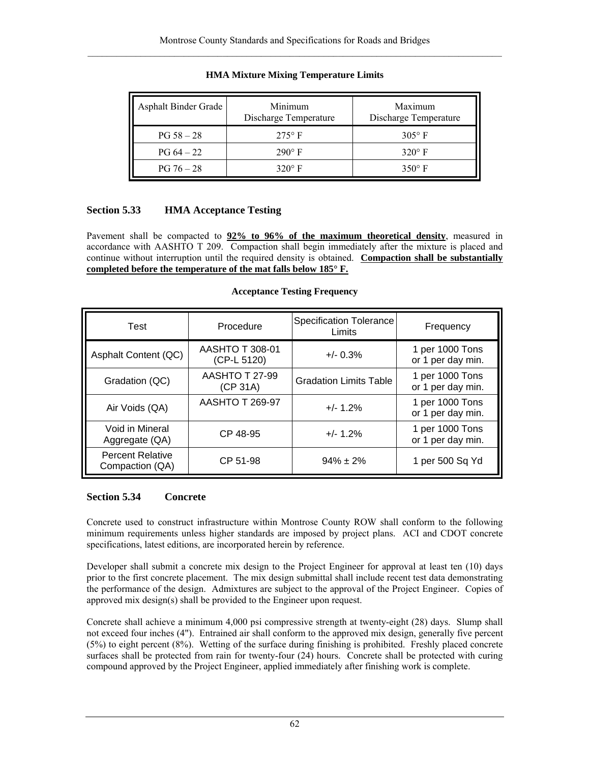**HMA Mixture Mixing Temperature Limits**

| Asphalt Binder Grade | Minimum Discharge Temperature | Maximum Discharge Temperature |
|---|---|---|
| PG 58 – 28 | 275° F | 305° F |
| PG 64 – 22 | 290° F | 320° F |
| PG 76 – 28 | 320° F | 350° F |

## Section 5.33 HMA Acceptance Testing

Pavement shall be compacted to **92% to 96% of the maximum theoretical density**, measured in accordance with AASHTO T 209. Compaction shall begin immediately after the mixture is placed and continue without interruption until the required density is obtained. **Compaction shall be substantially completed before the temperature of the mat falls below 185° F.**

**Acceptance Testing Frequency**

| Test | Procedure | Specification Tolerance Limits | Frequency |
|---|---|---|---|
| Asphalt Content (QC) | AASHTO T 308-01 (CP-L 5120) | +/- 0.3% | 1 per 1000 Tons or 1 per day min. |
| Gradation (QC) | AASHTO T 27-99 (CP 31A) | Gradation Limits Table | 1 per 1000 Tons or 1 per day min. |
| Air Voids (QA) | AASHTO T 269-97 | +/- 1.2% | 1 per 1000 Tons or 1 per day min. |
| Void in Mineral Aggregate (QA) | CP 48-95 | +/- 1.2% | 1 per 1000 Tons or 1 per day min. |
| Percent Relative Compaction (QA) | CP 51-98 | 94% ± 2% | 1 per 500 Sq Yd |

## Section 5.34 Concrete

Concrete used to construct infrastructure within Montrose County ROW shall conform to the following minimum requirements unless higher standards are imposed by project plans. ACI and CDOT concrete specifications, latest editions, are incorporated herein by reference.

Developer shall submit a concrete mix design to the Project Engineer for approval at least ten (10) days prior to the first concrete placement. The mix design submittal shall include recent test data demonstrating the performance of the design. Admixtures are subject to the approval of the Project Engineer. Copies of approved mix design(s) shall be provided to the Engineer upon request.

Concrete shall achieve a minimum 4,000 psi compressive strength at twenty-eight (28) days. Slump shall not exceed four inches (4"). Entrained air shall conform to the approved mix design, generally five percent (5%) to eight percent (8%). Wetting of the surface during finishing is prohibited. Freshly placed concrete surfaces shall be protected from rain for twenty-four (24) hours. Concrete shall be protected with curing compound approved by the Project Engineer, applied immediately after finishing work is complete.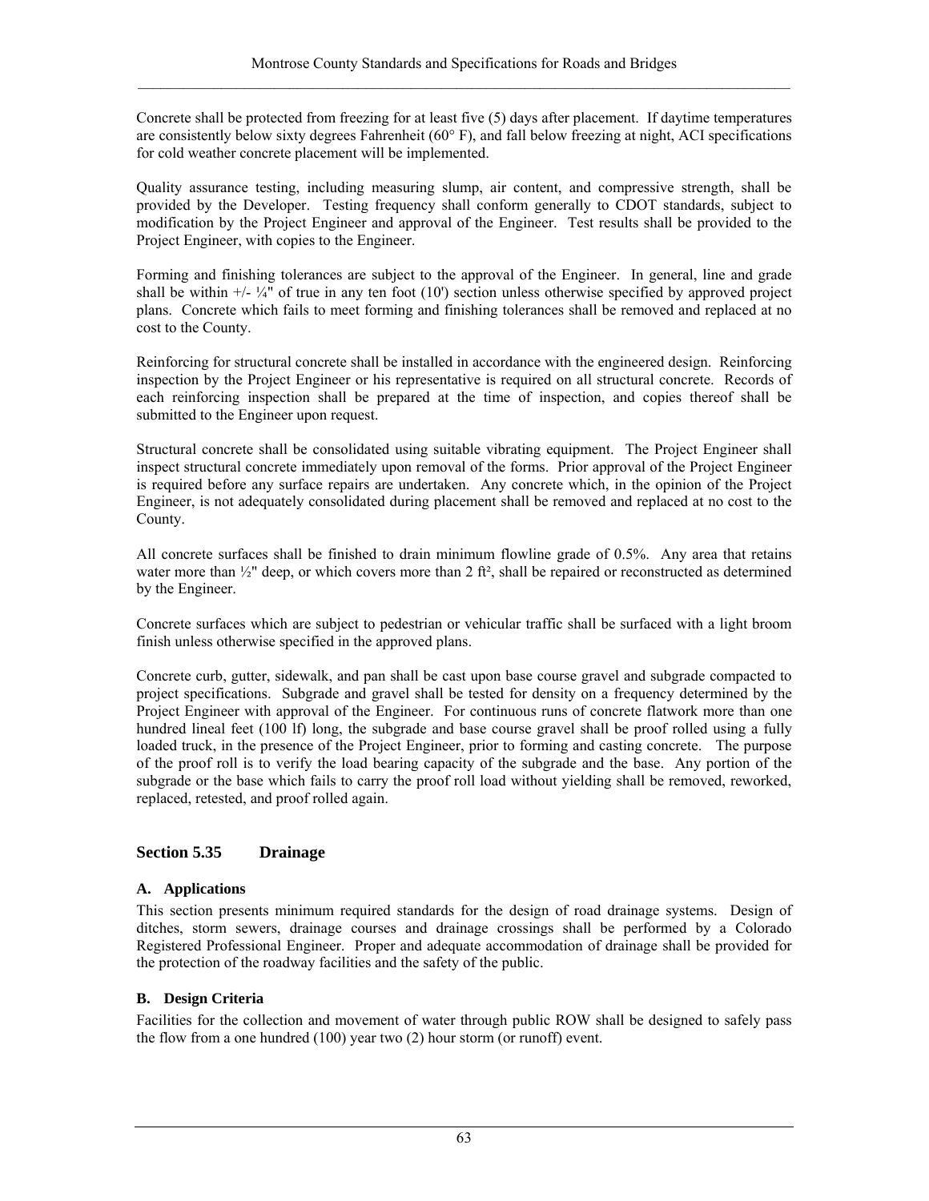Concrete shall be protected from freezing for at least five (5) days after placement. If daytime temperatures are consistently below sixty degrees Fahrenheit (60° F), and fall below freezing at night, ACI specifications for cold weather concrete placement will be implemented.

Quality assurance testing, including measuring slump, air content, and compressive strength, shall be provided by the Developer. Testing frequency shall conform generally to CDOT standards, subject to modification by the Project Engineer and approval of the Engineer. Test results shall be provided to the Project Engineer, with copies to the Engineer.

Forming and finishing tolerances are subject to the approval of the Engineer. In general, line and grade shall be within +/- ¼" of true in any ten foot (10') section unless otherwise specified by approved project plans. Concrete which fails to meet forming and finishing tolerances shall be removed and replaced at no cost to the County.

Reinforcing for structural concrete shall be installed in accordance with the engineered design. Reinforcing inspection by the Project Engineer or his representative is required on all structural concrete. Records of each reinforcing inspection shall be prepared at the time of inspection, and copies thereof shall be submitted to the Engineer upon request.

Structural concrete shall be consolidated using suitable vibrating equipment. The Project Engineer shall inspect structural concrete immediately upon removal of the forms. Prior approval of the Project Engineer is required before any surface repairs are undertaken. Any concrete which, in the opinion of the Project Engineer, is not adequately consolidated during placement shall be removed and replaced at no cost to the County.

All concrete surfaces shall be finished to drain minimum flowline grade of 0.5%. Any area that retains water more than ½" deep, or which covers more than 2 ft², shall be repaired or reconstructed as determined by the Engineer.

Concrete surfaces which are subject to pedestrian or vehicular traffic shall be surfaced with a light broom finish unless otherwise specified in the approved plans.

Concrete curb, gutter, sidewalk, and pan shall be cast upon base course gravel and subgrade compacted to project specifications. Subgrade and gravel shall be tested for density on a frequency determined by the Project Engineer with approval of the Engineer. For continuous runs of concrete flatwork more than one hundred lineal feet (100 lf) long, the subgrade and base course gravel shall be proof rolled using a fully loaded truck, in the presence of the Project Engineer, prior to forming and casting concrete. The purpose of the proof roll is to verify the load bearing capacity of the subgrade and the base. Any portion of the subgrade or the base which fails to carry the proof roll load without yielding shall be removed, reworked, replaced, retested, and proof rolled again.

## Section 5.35 Drainage

### A. Applications

This section presents minimum required standards for the design of road drainage systems. Design of ditches, storm sewers, drainage courses and drainage crossings shall be performed by a Colorado Registered Professional Engineer. Proper and adequate accommodation of drainage shall be provided for the protection of the roadway facilities and the safety of the public.

### B. Design Criteria

Facilities for the collection and movement of water through public ROW shall be designed to safely pass the flow from a one hundred (100) year two (2) hour storm (or runoff) event.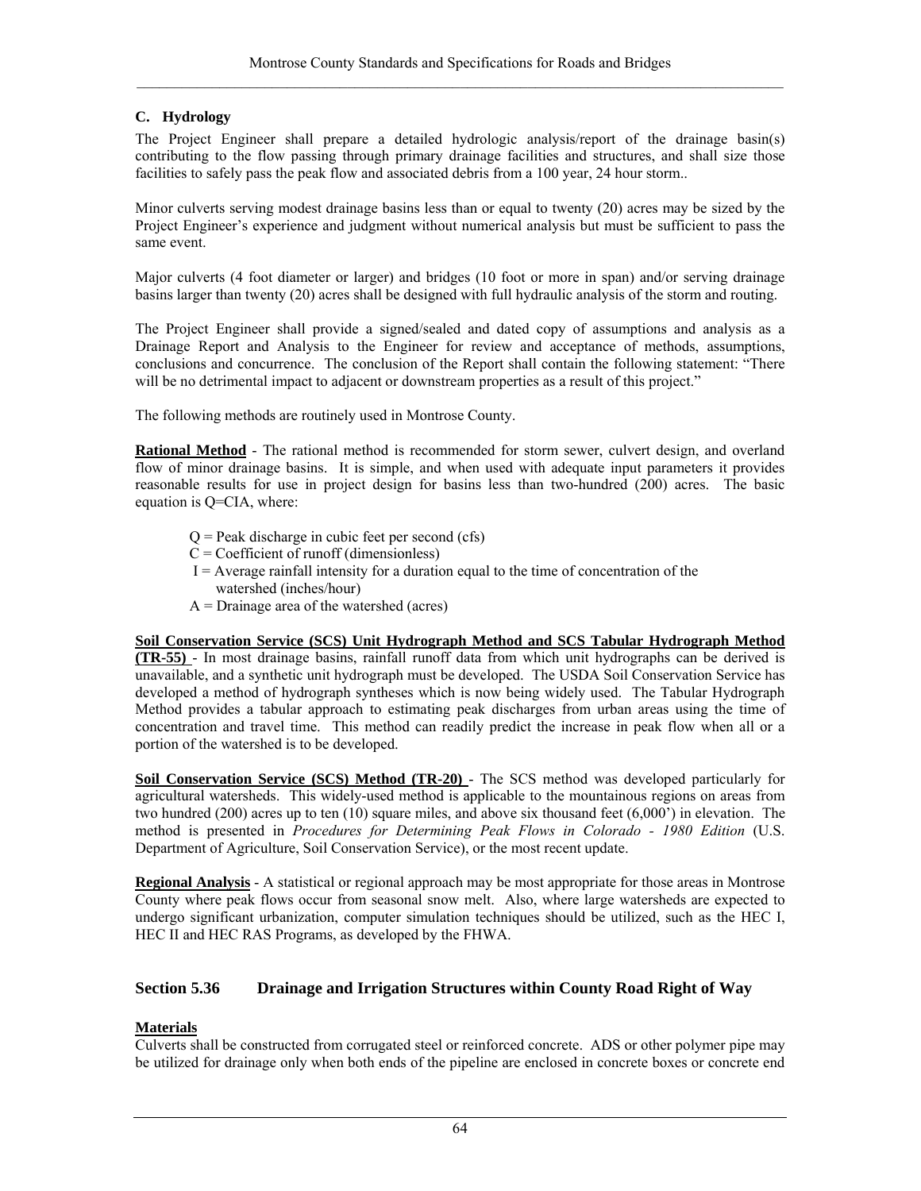### C. Hydrology

The Project Engineer shall prepare a detailed hydrologic analysis/report of the drainage basin(s) contributing to the flow passing through primary drainage facilities and structures, and shall size those facilities to safely pass the peak flow and associated debris from a 100 year, 24 hour storm..

Minor culverts serving modest drainage basins less than or equal to twenty (20) acres may be sized by the Project Engineer's experience and judgment without numerical analysis but must be sufficient to pass the same event.

Major culverts (4 foot diameter or larger) and bridges (10 foot or more in span) and/or serving drainage basins larger than twenty (20) acres shall be designed with full hydraulic analysis of the storm and routing.

The Project Engineer shall provide a signed/sealed and dated copy of assumptions and analysis as a Drainage Report and Analysis to the Engineer for review and acceptance of methods, assumptions, conclusions and concurrence. The conclusion of the Report shall contain the following statement: "There will be no detrimental impact to adjacent or downstream properties as a result of this project."

The following methods are routinely used in Montrose County.

**Rational Method** - The rational method is recommended for storm sewer, culvert design, and overland flow of minor drainage basins. It is simple, and when used with adequate input parameters it provides reasonable results for use in project design for basins less than two-hundred (200) acres. The basic equation is Q=CIA, where:

- Q = Peak discharge in cubic feet per second (cfs)
- C = Coefficient of runoff (dimensionless)
- I = Average rainfall intensity for a duration equal to the time of concentration of the watershed (inches/hour)
- A = Drainage area of the watershed (acres)

**Soil Conservation Service (SCS) Unit Hydrograph Method and SCS Tabular Hydrograph Method (TR-55)** - In most drainage basins, rainfall runoff data from which unit hydrographs can be derived is unavailable, and a synthetic unit hydrograph must be developed. The USDA Soil Conservation Service has developed a method of hydrograph syntheses which is now being widely used. The Tabular Hydrograph Method provides a tabular approach to estimating peak discharges from urban areas using the time of concentration and travel time. This method can readily predict the increase in peak flow when all or a portion of the watershed is to be developed.

**Soil Conservation Service (SCS) Method (TR-20)** - The SCS method was developed particularly for agricultural watersheds. This widely-used method is applicable to the mountainous regions on areas from two hundred (200) acres up to ten (10) square miles, and above six thousand feet (6,000') in elevation. The method is presented in *Procedures for Determining Peak Flows in Colorado - 1980 Edition* (U.S. Department of Agriculture, Soil Conservation Service), or the most recent update.

**Regional Analysis** - A statistical or regional approach may be most appropriate for those areas in Montrose County where peak flows occur from seasonal snow melt. Also, where large watersheds are expected to undergo significant urbanization, computer simulation techniques should be utilized, such as the HEC I, HEC II and HEC RAS Programs, as developed by the FHWA.

## Section 5.36 Drainage and Irrigation Structures within County Road Right of Way

**Materials**

Culverts shall be constructed from corrugated steel or reinforced concrete. ADS or other polymer pipe may be utilized for drainage only when both ends of the pipeline are enclosed in concrete boxes or concrete end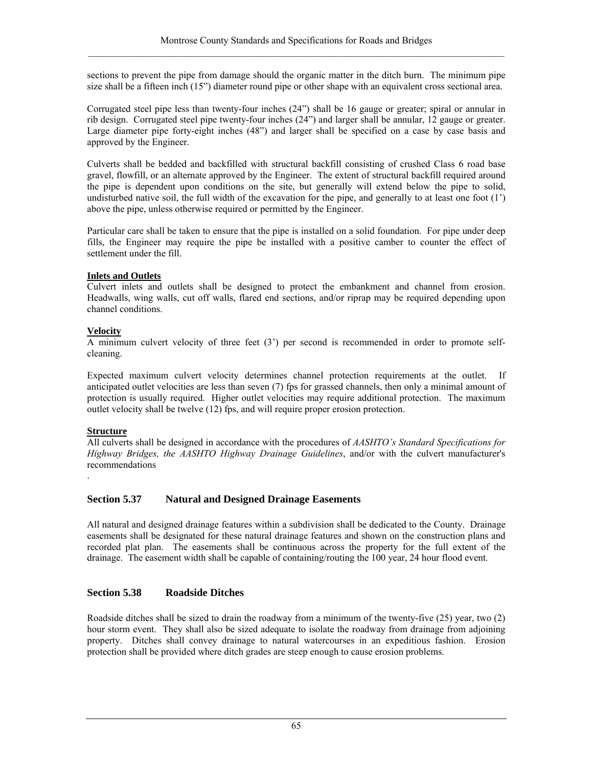sections to prevent the pipe from damage should the organic matter in the ditch burn. The minimum pipe size shall be a fifteen inch (15") diameter round pipe or other shape with an equivalent cross sectional area.

Corrugated steel pipe less than twenty-four inches (24") shall be 16 gauge or greater; spiral or annular in rib design. Corrugated steel pipe twenty-four inches (24") and larger shall be annular, 12 gauge or greater. Large diameter pipe forty-eight inches (48") and larger shall be specified on a case by case basis and approved by the Engineer.

Culverts shall be bedded and backfilled with structural backfill consisting of crushed Class 6 road base gravel, flowfill, or an alternate approved by the Engineer. The extent of structural backfill required around the pipe is dependent upon conditions on the site, but generally will extend below the pipe to solid, undisturbed native soil, the full width of the excavation for the pipe, and generally to at least one foot (1') above the pipe, unless otherwise required or permitted by the Engineer.

Particular care shall be taken to ensure that the pipe is installed on a solid foundation. For pipe under deep fills, the Engineer may require the pipe be installed with a positive camber to counter the effect of settlement under the fill.

**Inlets and Outlets**
Culvert inlets and outlets shall be designed to protect the embankment and channel from erosion. Headwalls, wing walls, cut off walls, flared end sections, and/or riprap may be required depending upon channel conditions.

**Velocity**
A minimum culvert velocity of three feet (3') per second is recommended in order to promote self-cleaning.

Expected maximum culvert velocity determines channel protection requirements at the outlet. If anticipated outlet velocities are less than seven (7) fps for grassed channels, then only a minimal amount of protection is usually required. Higher outlet velocities may require additional protection. The maximum outlet velocity shall be twelve (12) fps, and will require proper erosion protection.

**Structure**
All culverts shall be designed in accordance with the procedures of *AASHTO's Standard Specifications for Highway Bridges, the AASHTO Highway Drainage Guidelines*, and/or with the culvert manufacturer's recommendations
.

## Section 5.37 Natural and Designed Drainage Easements

All natural and designed drainage features within a subdivision shall be dedicated to the County. Drainage easements shall be designated for these natural drainage features and shown on the construction plans and recorded plat plan. The easements shall be continuous across the property for the full extent of the drainage. The easement width shall be capable of containing/routing the 100 year, 24 hour flood event.

## Section 5.38 Roadside Ditches

Roadside ditches shall be sized to drain the roadway from a minimum of the twenty-five (25) year, two (2) hour storm event. They shall also be sized adequate to isolate the roadway from drainage from adjoining property. Ditches shall convey drainage to natural watercourses in an expeditious fashion. Erosion protection shall be provided where ditch grades are steep enough to cause erosion problems.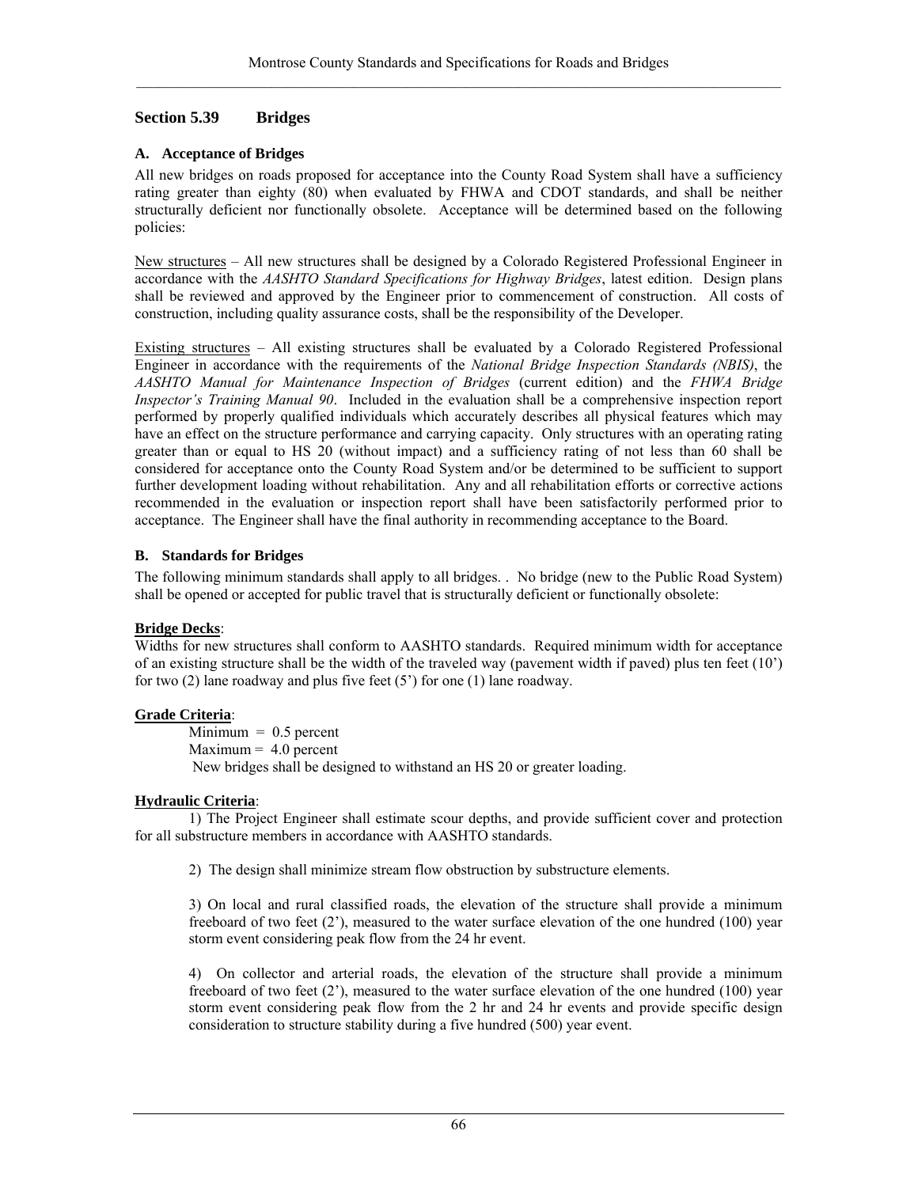## Section 5.39 Bridges

### A. Acceptance of Bridges

All new bridges on roads proposed for acceptance into the County Road System shall have a sufficiency rating greater than eighty (80) when evaluated by FHWA and CDOT standards, and shall be neither structurally deficient nor functionally obsolete. Acceptance will be determined based on the following policies:

New structures – All new structures shall be designed by a Colorado Registered Professional Engineer in accordance with the *AASHTO Standard Specifications for Highway Bridges*, latest edition. Design plans shall be reviewed and approved by the Engineer prior to commencement of construction. All costs of construction, including quality assurance costs, shall be the responsibility of the Developer.

Existing structures – All existing structures shall be evaluated by a Colorado Registered Professional Engineer in accordance with the requirements of the *National Bridge Inspection Standards (NBIS)*, the *AASHTO Manual for Maintenance Inspection of Bridges* (current edition) and the *FHWA Bridge Inspector's Training Manual 90*. Included in the evaluation shall be a comprehensive inspection report performed by properly qualified individuals which accurately describes all physical features which may have an effect on the structure performance and carrying capacity. Only structures with an operating rating greater than or equal to HS 20 (without impact) and a sufficiency rating of not less than 60 shall be considered for acceptance onto the County Road System and/or be determined to be sufficient to support further development loading without rehabilitation. Any and all rehabilitation efforts or corrective actions recommended in the evaluation or inspection report shall have been satisfactorily performed prior to acceptance. The Engineer shall have the final authority in recommending acceptance to the Board.

### B. Standards for Bridges

The following minimum standards shall apply to all bridges. . No bridge (new to the Public Road System) shall be opened or accepted for public travel that is structurally deficient or functionally obsolete:

**Bridge Decks**:
Widths for new structures shall conform to AASHTO standards. Required minimum width for acceptance of an existing structure shall be the width of the traveled way (pavement width if paved) plus ten feet (10') for two (2) lane roadway and plus five feet (5') for one (1) lane roadway.

**Grade Criteria**:

Minimum = 0.5 percent
Maximum = 4.0 percent
New bridges shall be designed to withstand an HS 20 or greater loading.

**Hydraulic Criteria**:

1) The Project Engineer shall estimate scour depths, and provide sufficient cover and protection for all substructure members in accordance with AASHTO standards.

2) The design shall minimize stream flow obstruction by substructure elements.

3) On local and rural classified roads, the elevation of the structure shall provide a minimum freeboard of two feet (2'), measured to the water surface elevation of the one hundred (100) year storm event considering peak flow from the 24 hr event.

4) On collector and arterial roads, the elevation of the structure shall provide a minimum freeboard of two feet (2'), measured to the water surface elevation of the one hundred (100) year storm event considering peak flow from the 2 hr and 24 hr events and provide specific design consideration to structure stability during a five hundred (500) year event.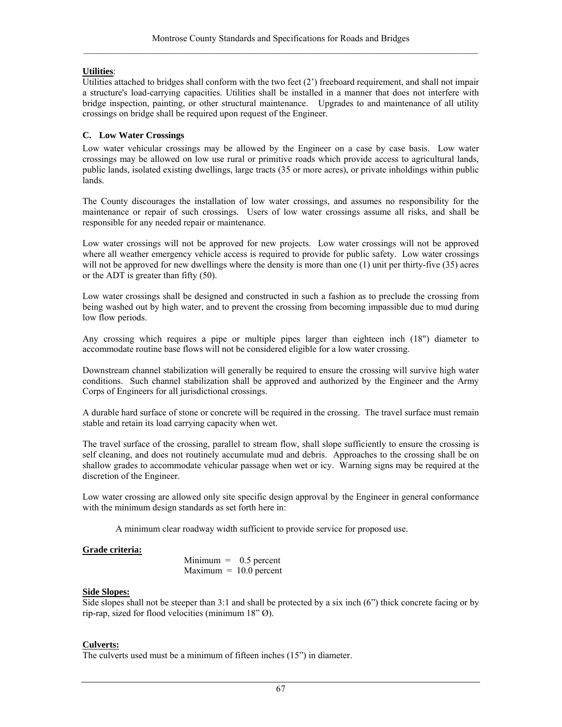**Utilities**:
Utilities attached to bridges shall conform with the two feet (2') freeboard requirement, and shall not impair a structure's load-carrying capacities. Utilities shall be installed in a manner that does not interfere with bridge inspection, painting, or other structural maintenance. Upgrades to and maintenance of all utility crossings on bridge shall be required upon request of the Engineer.

### C. Low Water Crossings

Low water vehicular crossings may be allowed by the Engineer on a case by case basis. Low water crossings may be allowed on low use rural or primitive roads which provide access to agricultural lands, public lands, isolated existing dwellings, large tracts (35 or more acres), or private inholdings within public lands.

The County discourages the installation of low water crossings, and assumes no responsibility for the maintenance or repair of such crossings. Users of low water crossings assume all risks, and shall be responsible for any needed repair or maintenance.

Low water crossings will not be approved for new projects. Low water crossings will not be approved where all weather emergency vehicle access is required to provide for public safety. Low water crossings will not be approved for new dwellings where the density is more than one (1) unit per thirty-five (35) acres or the ADT is greater than fifty (50).

Low water crossings shall be designed and constructed in such a fashion as to preclude the crossing from being washed out by high water, and to prevent the crossing from becoming impassible due to mud during low flow periods.

Any crossing which requires a pipe or multiple pipes larger than eighteen inch (18") diameter to accommodate routine base flows will not be considered eligible for a low water crossing.

Downstream channel stabilization will generally be required to ensure the crossing will survive high water conditions. Such channel stabilization shall be approved and authorized by the Engineer and the Army Corps of Engineers for all jurisdictional crossings.

A durable hard surface of stone or concrete will be required in the crossing. The travel surface must remain stable and retain its load carrying capacity when wet.

The travel surface of the crossing, parallel to stream flow, shall slope sufficiently to ensure the crossing is self cleaning, and does not routinely accumulate mud and debris. Approaches to the crossing shall be on shallow grades to accommodate vehicular passage when wet or icy. Warning signs may be required at the discretion of the Engineer.

Low water crossing are allowed only site specific design approval by the Engineer in general conformance with the minimum design standards as set forth here in:

A minimum clear roadway width sufficient to provide service for proposed use.

**Grade criteria:**

Minimum = 0.5 percent
Maximum = 10.0 percent

**Side Slopes:**
Side slopes shall not be steeper than 3:1 and shall be protected by a six inch (6") thick concrete facing or by rip-rap, sized for flood velocities (minimum 18" Ø).

**Culverts:**
The culverts used must be a minimum of fifteen inches (15") in diameter.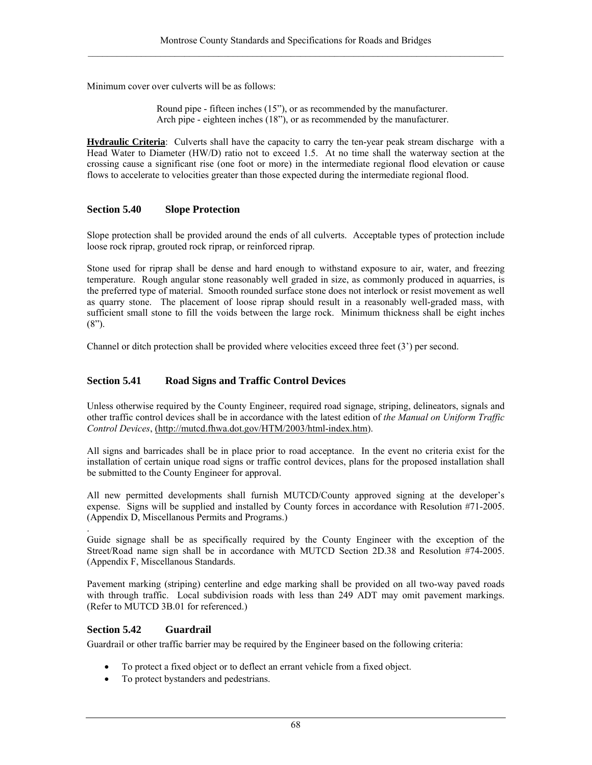Minimum cover over culverts will be as follows:

Round pipe - fifteen inches (15"), or as recommended by the manufacturer.
Arch pipe - eighteen inches (18"), or as recommended by the manufacturer.

**Hydraulic Criteria**: Culverts shall have the capacity to carry the ten-year peak stream discharge with a Head Water to Diameter (HW/D) ratio not to exceed 1.5. At no time shall the waterway section at the crossing cause a significant rise (one foot or more) in the intermediate regional flood elevation or cause flows to accelerate to velocities greater than those expected during the intermediate regional flood.

## Section 5.40 Slope Protection

Slope protection shall be provided around the ends of all culverts. Acceptable types of protection include loose rock riprap, grouted rock riprap, or reinforced riprap.

Stone used for riprap shall be dense and hard enough to withstand exposure to air, water, and freezing temperature. Rough angular stone reasonably well graded in size, as commonly produced in aquarries, is the preferred type of material. Smooth rounded surface stone does not interlock or resist movement as well as quarry stone. The placement of loose riprap should result in a reasonably well-graded mass, with sufficient small stone to fill the voids between the large rock. Minimum thickness shall be eight inches (8").

Channel or ditch protection shall be provided where velocities exceed three feet (3') per second.

## Section 5.41 Road Signs and Traffic Control Devices

Unless otherwise required by the County Engineer, required road signage, striping, delineators, signals and other traffic control devices shall be in accordance with the latest edition of *the Manual on Uniform Traffic Control Devices*, (http://mutcd.fhwa.dot.gov/HTM/2003/html-index.htm).

All signs and barricades shall be in place prior to road acceptance. In the event no criteria exist for the installation of certain unique road signs or traffic control devices, plans for the proposed installation shall be submitted to the County Engineer for approval.

All new permitted developments shall furnish MUTCD/County approved signing at the developer's expense. Signs will be supplied and installed by County forces in accordance with Resolution #71-2005. (Appendix D, Miscellanous Permits and Programs.)

.
Guide signage shall be as specifically required by the County Engineer with the exception of the Street/Road name sign shall be in accordance with MUTCD Section 2D.38 and Resolution #74-2005. (Appendix F, Miscellanous Standards.

Pavement marking (striping) centerline and edge marking shall be provided on all two-way paved roads with through traffic. Local subdivision roads with less than 249 ADT may omit pavement markings. (Refer to MUTCD 3B.01 for referenced.)

## Section 5.42 Guardrail

Guardrail or other traffic barrier may be required by the Engineer based on the following criteria:

- To protect a fixed object or to deflect an errant vehicle from a fixed object.
- To protect bystanders and pedestrians.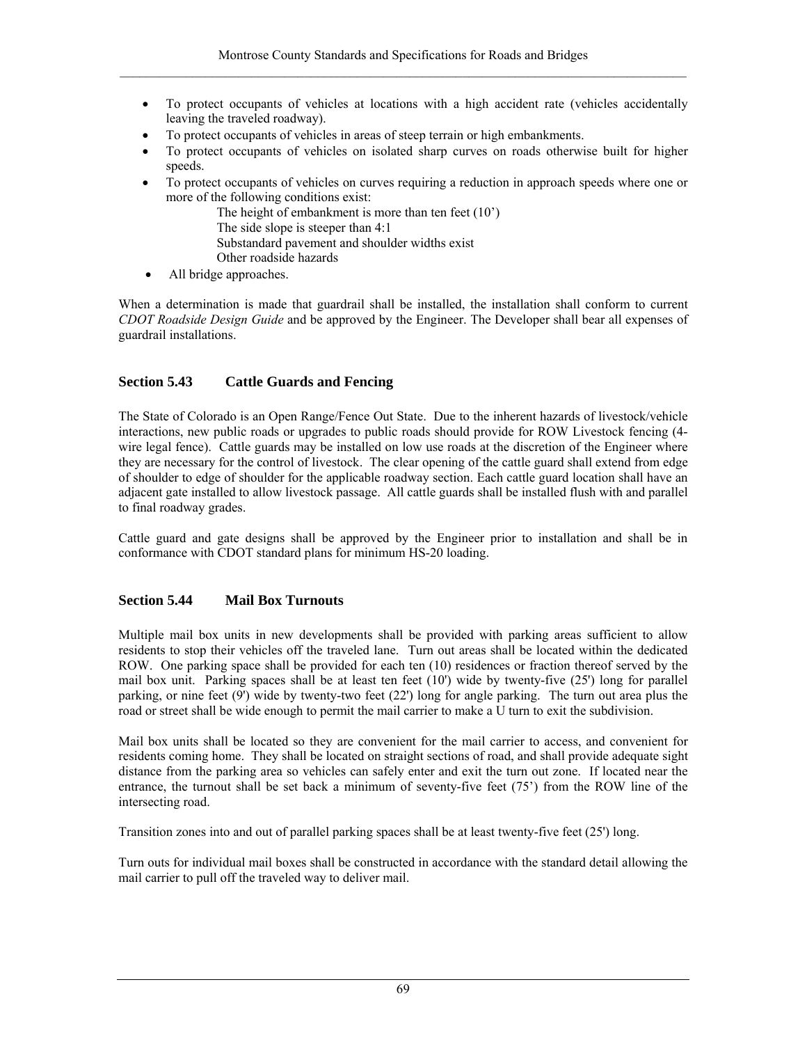- To protect occupants of vehicles at locations with a high accident rate (vehicles accidentally leaving the traveled roadway).
- To protect occupants of vehicles in areas of steep terrain or high embankments.
- To protect occupants of vehicles on isolated sharp curves on roads otherwise built for higher speeds.
- To protect occupants of vehicles on curves requiring a reduction in approach speeds where one or more of the following conditions exist:
  - The height of embankment is more than ten feet (10')
  - The side slope is steeper than 4:1
  - Substandard pavement and shoulder widths exist
  - Other roadside hazards
- All bridge approaches.

When a determination is made that guardrail shall be installed, the installation shall conform to current *CDOT Roadside Design Guide* and be approved by the Engineer. The Developer shall bear all expenses of guardrail installations.

### Section 5.43 Cattle Guards and Fencing

The State of Colorado is an Open Range/Fence Out State. Due to the inherent hazards of livestock/vehicle interactions, new public roads or upgrades to public roads should provide for ROW Livestock fencing (4-wire legal fence). Cattle guards may be installed on low use roads at the discretion of the Engineer where they are necessary for the control of livestock. The clear opening of the cattle guard shall extend from edge of shoulder to edge of shoulder for the applicable roadway section. Each cattle guard location shall have an adjacent gate installed to allow livestock passage. All cattle guards shall be installed flush with and parallel to final roadway grades.

Cattle guard and gate designs shall be approved by the Engineer prior to installation and shall be in conformance with CDOT standard plans for minimum HS-20 loading.

### Section 5.44 Mail Box Turnouts

Multiple mail box units in new developments shall be provided with parking areas sufficient to allow residents to stop their vehicles off the traveled lane. Turn out areas shall be located within the dedicated ROW. One parking space shall be provided for each ten (10) residences or fraction thereof served by the mail box unit. Parking spaces shall be at least ten feet (10') wide by twenty-five (25') long for parallel parking, or nine feet (9') wide by twenty-two feet (22') long for angle parking. The turn out area plus the road or street shall be wide enough to permit the mail carrier to make a U turn to exit the subdivision.

Mail box units shall be located so they are convenient for the mail carrier to access, and convenient for residents coming home. They shall be located on straight sections of road, and shall provide adequate sight distance from the parking area so vehicles can safely enter and exit the turn out zone. If located near the entrance, the turnout shall be set back a minimum of seventy-five feet (75') from the ROW line of the intersecting road.

Transition zones into and out of parallel parking spaces shall be at least twenty-five feet (25') long.

Turn outs for individual mail boxes shall be constructed in accordance with the standard detail allowing the mail carrier to pull off the traveled way to deliver mail.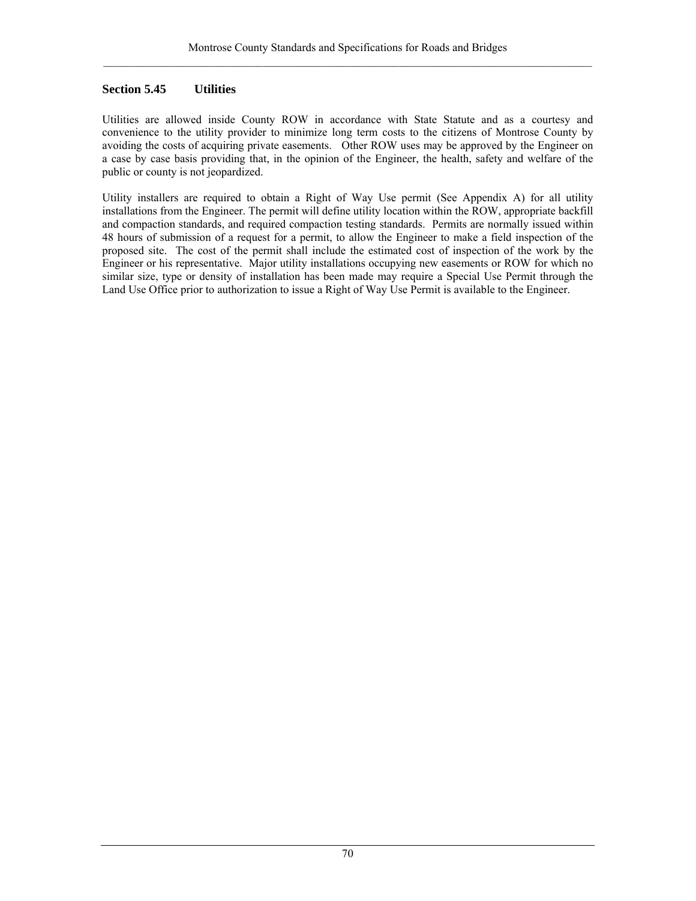## Section 5.45 Utilities

Utilities are allowed inside County ROW in accordance with State Statute and as a courtesy and convenience to the utility provider to minimize long term costs to the citizens of Montrose County by avoiding the costs of acquiring private easements. Other ROW uses may be approved by the Engineer on a case by case basis providing that, in the opinion of the Engineer, the health, safety and welfare of the public or county is not jeopardized.

Utility installers are required to obtain a Right of Way Use permit (See Appendix A) for all utility installations from the Engineer. The permit will define utility location within the ROW, appropriate backfill and compaction standards, and required compaction testing standards. Permits are normally issued within 48 hours of submission of a request for a permit, to allow the Engineer to make a field inspection of the proposed site. The cost of the permit shall include the estimated cost of inspection of the work by the Engineer or his representative. Major utility installations occupying new easements or ROW for which no similar size, type or density of installation has been made may require a Special Use Permit through the Land Use Office prior to authorization to issue a Right of Way Use Permit is available to the Engineer.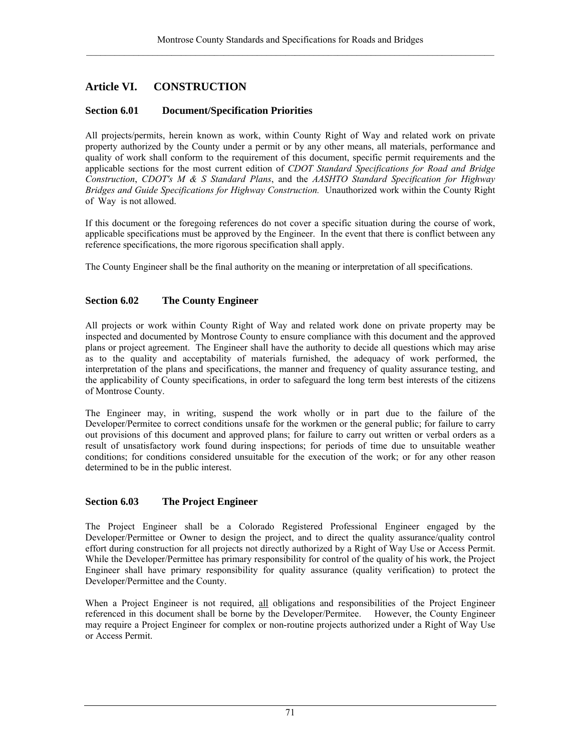## Article VI. CONSTRUCTION

### Section 6.01 Document/Specification Priorities

All projects/permits, herein known as work, within County Right of Way and related work on private property authorized by the County under a permit or by any other means, all materials, performance and quality of work shall conform to the requirement of this document, specific permit requirements and the applicable sections for the most current edition of *CDOT Standard Specifications for Road and Bridge Construction*, *CDOT's M & S Standard Plans*, and the *AASHTO Standard Specification for Highway Bridges and Guide Specifications for Highway Construction.* Unauthorized work within the County Right of Way is not allowed.

If this document or the foregoing references do not cover a specific situation during the course of work, applicable specifications must be approved by the Engineer. In the event that there is conflict between any reference specifications, the more rigorous specification shall apply.

The County Engineer shall be the final authority on the meaning or interpretation of all specifications.

### Section 6.02 The County Engineer

All projects or work within County Right of Way and related work done on private property may be inspected and documented by Montrose County to ensure compliance with this document and the approved plans or project agreement. The Engineer shall have the authority to decide all questions which may arise as to the quality and acceptability of materials furnished, the adequacy of work performed, the interpretation of the plans and specifications, the manner and frequency of quality assurance testing, and the applicability of County specifications, in order to safeguard the long term best interests of the citizens of Montrose County.

The Engineer may, in writing, suspend the work wholly or in part due to the failure of the Developer/Permitee to correct conditions unsafe for the workmen or the general public; for failure to carry out provisions of this document and approved plans; for failure to carry out written or verbal orders as a result of unsatisfactory work found during inspections; for periods of time due to unsuitable weather conditions; for conditions considered unsuitable for the execution of the work; or for any other reason determined to be in the public interest.

### Section 6.03 The Project Engineer

The Project Engineer shall be a Colorado Registered Professional Engineer engaged by the Developer/Permittee or Owner to design the project, and to direct the quality assurance/quality control effort during construction for all projects not directly authorized by a Right of Way Use or Access Permit. While the Developer/Permittee has primary responsibility for control of the quality of his work, the Project Engineer shall have primary responsibility for quality assurance (quality verification) to protect the Developer/Permittee and the County.

When a Project Engineer is not required, <u>all</u> obligations and responsibilities of the Project Engineer referenced in this document shall be borne by the Developer/Permitee. However, the County Engineer may require a Project Engineer for complex or non-routine projects authorized under a Right of Way Use or Access Permit.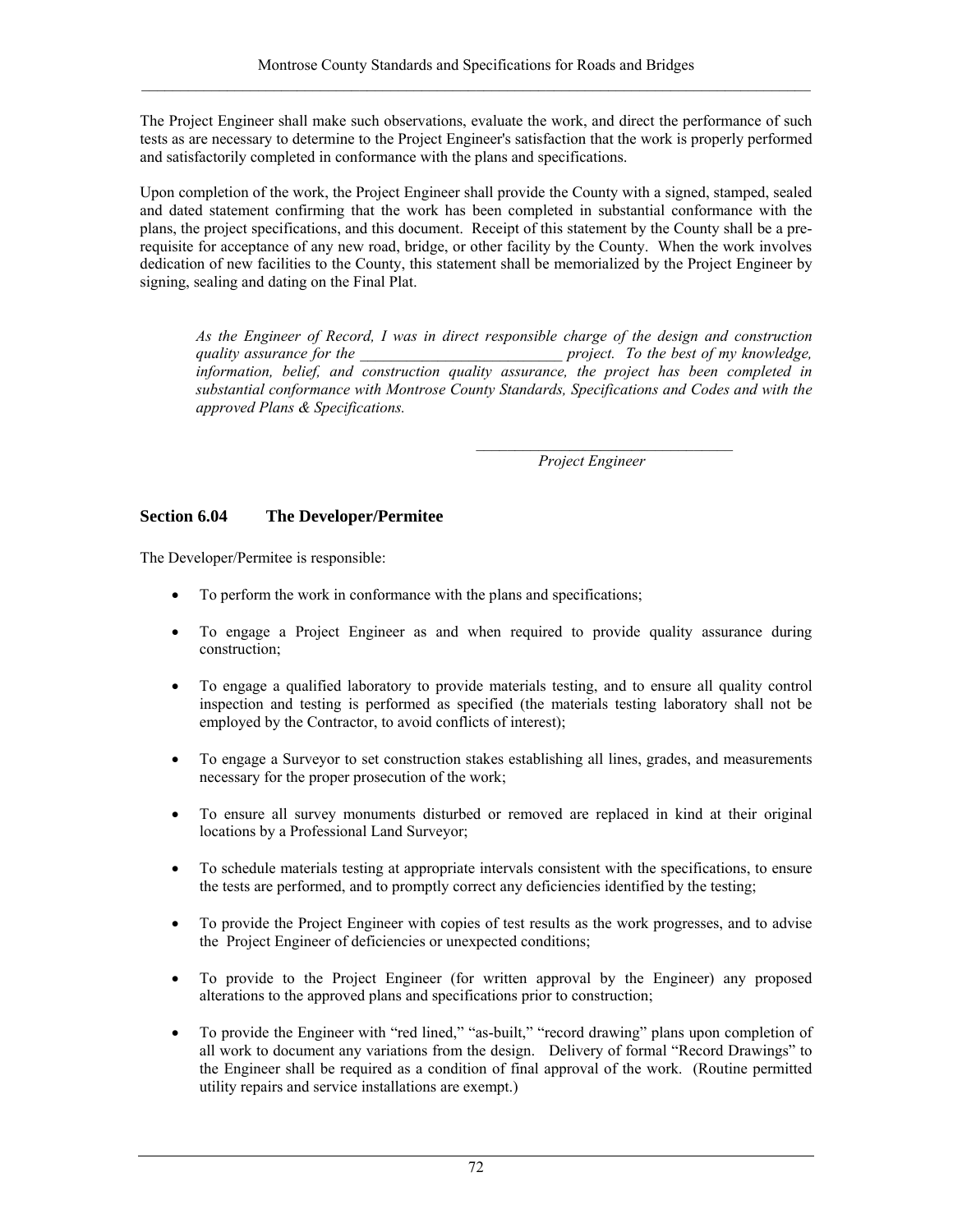The Project Engineer shall make such observations, evaluate the work, and direct the performance of such tests as are necessary to determine to the Project Engineer's satisfaction that the work is properly performed and satisfactorily completed in conformance with the plans and specifications.

Upon completion of the work, the Project Engineer shall provide the County with a signed, stamped, sealed and dated statement confirming that the work has been completed in substantial conformance with the plans, the project specifications, and this document. Receipt of this statement by the County shall be a pre-requisite for acceptance of any new road, bridge, or other facility by the County. When the work involves dedication of new facilities to the County, this statement shall be memorialized by the Project Engineer by signing, sealing and dating on the Final Plat.

> *As the Engineer of Record, I was in direct responsible charge of the design and construction quality assurance for the __________________________ project. To the best of my knowledge, information, belief, and construction quality assurance, the project has been completed in substantial conformance with Montrose County Standards, Specifications and Codes and with the approved Plans & Specifications.*
>
> __________________________________
> *Project Engineer*

## Section 6.04 The Developer/Permitee

The Developer/Permitee is responsible:

- To perform the work in conformance with the plans and specifications;
- To engage a Project Engineer as and when required to provide quality assurance during construction;
- To engage a qualified laboratory to provide materials testing, and to ensure all quality control inspection and testing is performed as specified (the materials testing laboratory shall not be employed by the Contractor, to avoid conflicts of interest);
- To engage a Surveyor to set construction stakes establishing all lines, grades, and measurements necessary for the proper prosecution of the work;
- To ensure all survey monuments disturbed or removed are replaced in kind at their original locations by a Professional Land Surveyor;
- To schedule materials testing at appropriate intervals consistent with the specifications, to ensure the tests are performed, and to promptly correct any deficiencies identified by the testing;
- To provide the Project Engineer with copies of test results as the work progresses, and to advise the Project Engineer of deficiencies or unexpected conditions;
- To provide to the Project Engineer (for written approval by the Engineer) any proposed alterations to the approved plans and specifications prior to construction;
- To provide the Engineer with "red lined," "as-built," "record drawing" plans upon completion of all work to document any variations from the design. Delivery of formal "Record Drawings" to the Engineer shall be required as a condition of final approval of the work. (Routine permitted utility repairs and service installations are exempt.)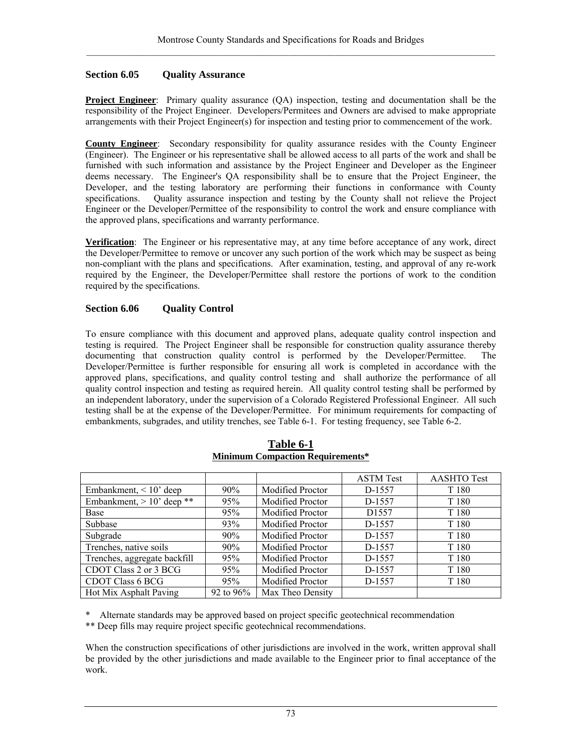## Section 6.05 Quality Assurance

**Project Engineer**: Primary quality assurance (QA) inspection, testing and documentation shall be the responsibility of the Project Engineer. Developers/Permitees and Owners are advised to make appropriate arrangements with their Project Engineer(s) for inspection and testing prior to commencement of the work.

**County Engineer**: Secondary responsibility for quality assurance resides with the County Engineer (Engineer). The Engineer or his representative shall be allowed access to all parts of the work and shall be furnished with such information and assistance by the Project Engineer and Developer as the Engineer deems necessary. The Engineer's QA responsibility shall be to ensure that the Project Engineer, the Developer, and the testing laboratory are performing their functions in conformance with County specifications. Quality assurance inspection and testing by the County shall not relieve the Project Engineer or the Developer/Permittee of the responsibility to control the work and ensure compliance with the approved plans, specifications and warranty performance.

**Verification**: The Engineer or his representative may, at any time before acceptance of any work, direct the Developer/Permittee to remove or uncover any such portion of the work which may be suspect as being non-compliant with the plans and specifications. After examination, testing, and approval of any re-work required by the Engineer, the Developer/Permittee shall restore the portions of work to the condition required by the specifications.

## Section 6.06 Quality Control

To ensure compliance with this document and approved plans, adequate quality control inspection and testing is required. The Project Engineer shall be responsible for construction quality assurance thereby documenting that construction quality control is performed by the Developer/Permittee. The Developer/Permittee is further responsible for ensuring all work is completed in accordance with the approved plans, specifications, and quality control testing and shall authorize the performance of all quality control inspection and testing as required herein. All quality control testing shall be performed by an independent laboratory, under the supervision of a Colorado Registered Professional Engineer. All such testing shall be at the expense of the Developer/Permittee. For minimum requirements for compacting of embankments, subgrades, and utility trenches, see Table 6-1. For testing frequency, see Table 6-2.

**Table 6-1**
**Minimum Compaction Requirements***

| | | | ASTM Test | AASHTO Test |
|---|---|---|---|---|
| Embankment, < 10' deep | 90% | Modified Proctor | D-1557 | T 180 |
| Embankment, > 10' deep ** | 95% | Modified Proctor | D-1557 | T 180 |
| Base | 95% | Modified Proctor | D1557 | T 180 |
| Subbase | 93% | Modified Proctor | D-1557 | T 180 |
| Subgrade | 90% | Modified Proctor | D-1557 | T 180 |
| Trenches, native soils | 90% | Modified Proctor | D-1557 | T 180 |
| Trenches, aggregate backfill | 95% | Modified Proctor | D-1557 | T 180 |
| CDOT Class 2 or 3 BCG | 95% | Modified Proctor | D-1557 | T 180 |
| CDOT Class 6 BCG | 95% | Modified Proctor | D-1557 | T 180 |
| Hot Mix Asphalt Paving | 92 to 96% | Max Theo Density | | |

\* Alternate standards may be approved based on project specific geotechnical recommendation

\** Deep fills may require project specific geotechnical recommendations.

When the construction specifications of other jurisdictions are involved in the work, written approval shall be provided by the other jurisdictions and made available to the Engineer prior to final acceptance of the work.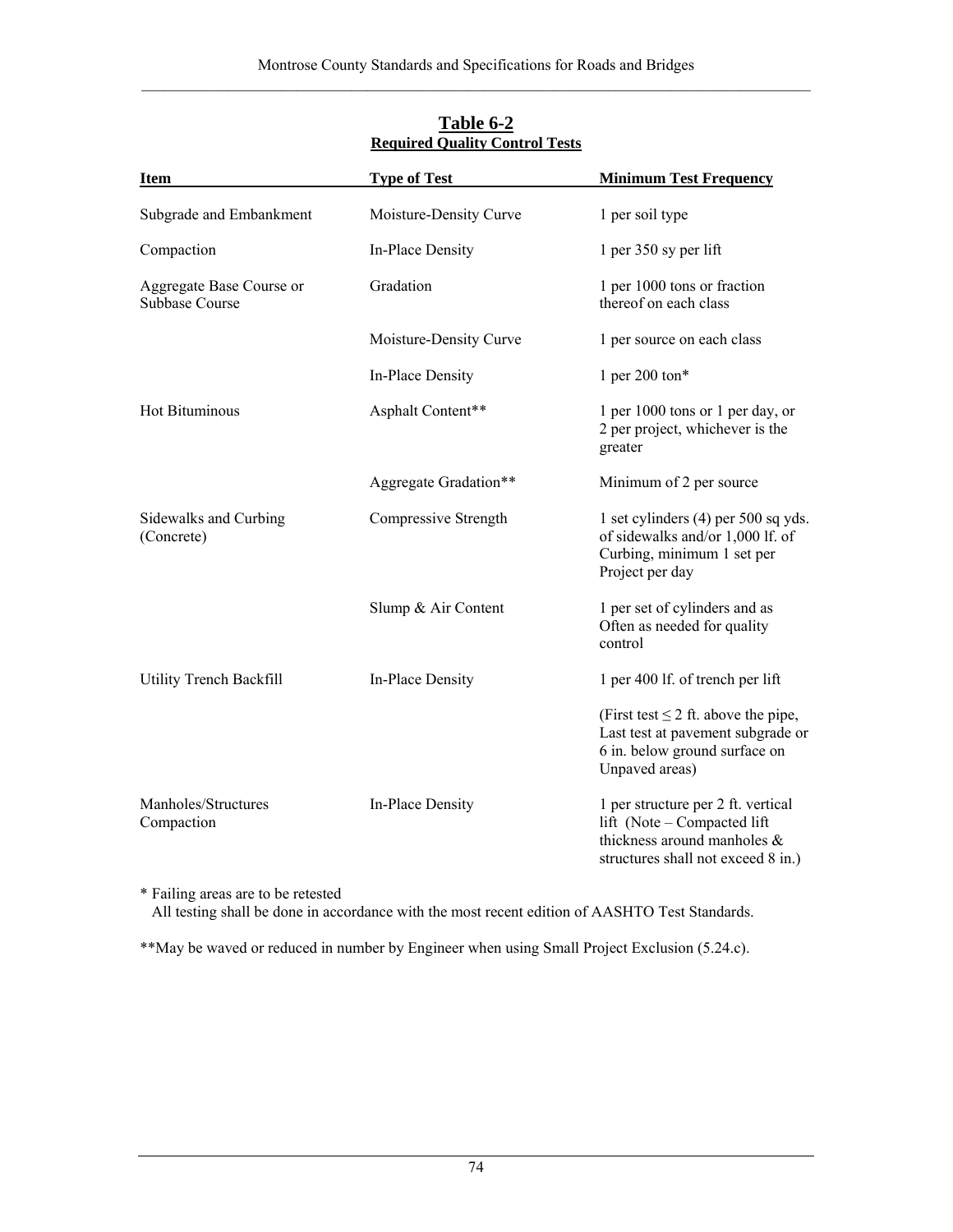## Table 6-2
### Required Quality Control Tests

| Item | Type of Test | Minimum Test Frequency |
|---|---|---|
| Subgrade and Embankment | Moisture-Density Curve | 1 per soil type |
| Compaction | In-Place Density | 1 per 350 sy per lift |
| Aggregate Base Course or Subbase Course | Gradation | 1 per 1000 tons or fraction thereof on each class |
| | Moisture-Density Curve | 1 per source on each class |
| | In-Place Density | 1 per 200 ton* |
| Hot Bituminous | Asphalt Content** | 1 per 1000 tons or 1 per day, or 2 per project, whichever is the greater |
| | Aggregate Gradation** | Minimum of 2 per source |
| Sidewalks and Curbing (Concrete) | Compressive Strength | 1 set cylinders (4) per 500 sq yds. of sidewalks and/or 1,000 lf. of Curbing, minimum 1 set per Project per day |
| | Slump & Air Content | 1 per set of cylinders and as Often as needed for quality control |
| Utility Trench Backfill | In-Place Density | 1 per 400 lf. of trench per lift |
| | | (First test $\leq$ 2 ft. above the pipe, Last test at pavement subgrade or 6 in. below ground surface on Unpaved areas) |
| Manholes/Structures Compaction | In-Place Density | 1 per structure per 2 ft. vertical lift (Note – Compacted lift thickness around manholes & structures shall not exceed 8 in.) |

\* Failing areas are to be retested
All testing shall be done in accordance with the most recent edition of AASHTO Test Standards.

**May be waved or reduced in number by Engineer when using Small Project Exclusion (5.24.c).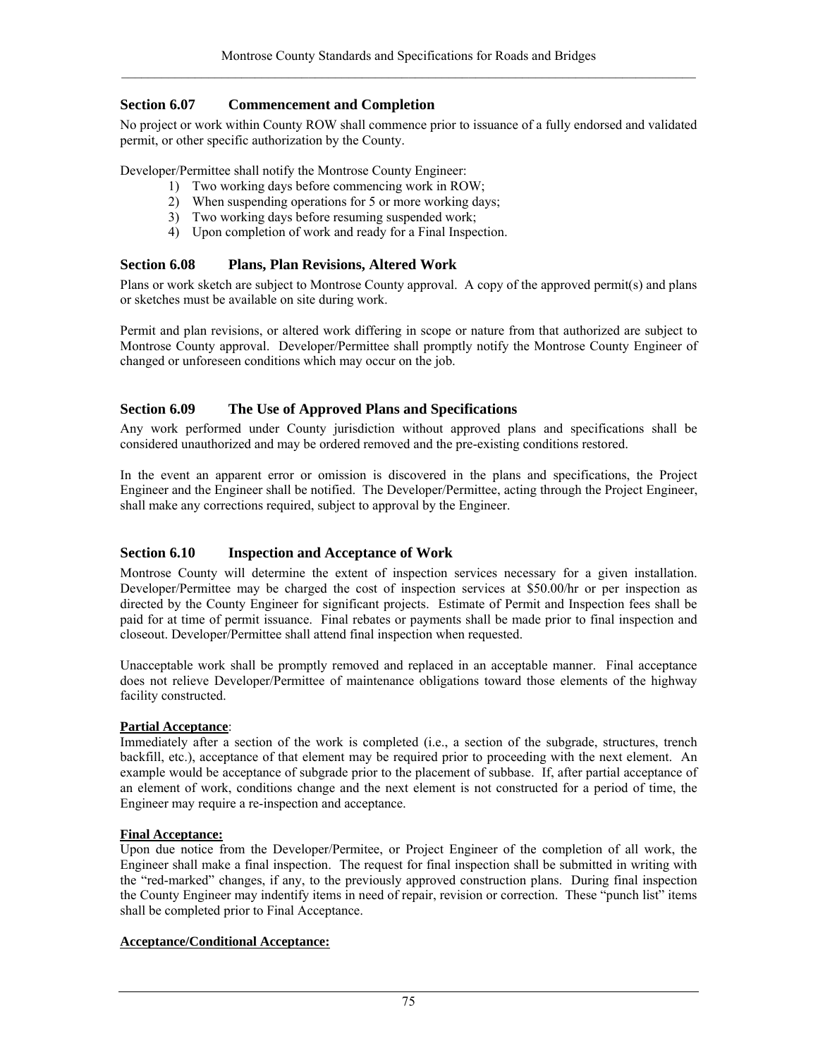## Section 6.07 Commencement and Completion

No project or work within County ROW shall commence prior to issuance of a fully endorsed and validated permit, or other specific authorization by the County.

Developer/Permittee shall notify the Montrose County Engineer:

1) Two working days before commencing work in ROW;
2) When suspending operations for 5 or more working days;
3) Two working days before resuming suspended work;
4) Upon completion of work and ready for a Final Inspection.

## Section 6.08 Plans, Plan Revisions, Altered Work

Plans or work sketch are subject to Montrose County approval. A copy of the approved permit(s) and plans or sketches must be available on site during work.

Permit and plan revisions, or altered work differing in scope or nature from that authorized are subject to Montrose County approval. Developer/Permittee shall promptly notify the Montrose County Engineer of changed or unforeseen conditions which may occur on the job.

## Section 6.09 The Use of Approved Plans and Specifications

Any work performed under County jurisdiction without approved plans and specifications shall be considered unauthorized and may be ordered removed and the pre-existing conditions restored.

In the event an apparent error or omission is discovered in the plans and specifications, the Project Engineer and the Engineer shall be notified. The Developer/Permittee, acting through the Project Engineer, shall make any corrections required, subject to approval by the Engineer.

## Section 6.10 Inspection and Acceptance of Work

Montrose County will determine the extent of inspection services necessary for a given installation. Developer/Permittee may be charged the cost of inspection services at $50.00/hr or per inspection as directed by the County Engineer for significant projects. Estimate of Permit and Inspection fees shall be paid for at time of permit issuance. Final rebates or payments shall be made prior to final inspection and closeout. Developer/Permittee shall attend final inspection when requested.

Unacceptable work shall be promptly removed and replaced in an acceptable manner. Final acceptance does not relieve Developer/Permittee of maintenance obligations toward those elements of the highway facility constructed.

**Partial Acceptance**:
Immediately after a section of the work is completed (i.e., a section of the subgrade, structures, trench backfill, etc.), acceptance of that element may be required prior to proceeding with the next element. An example would be acceptance of subgrade prior to the placement of subbase. If, after partial acceptance of an element of work, conditions change and the next element is not constructed for a period of time, the Engineer may require a re-inspection and acceptance.

**Final Acceptance:**
Upon due notice from the Developer/Permitee, or Project Engineer of the completion of all work, the Engineer shall make a final inspection. The request for final inspection shall be submitted in writing with the "red-marked" changes, if any, to the previously approved construction plans. During final inspection the County Engineer may indentify items in need of repair, revision or correction. These "punch list" items shall be completed prior to Final Acceptance.

**Acceptance/Conditional Acceptance:**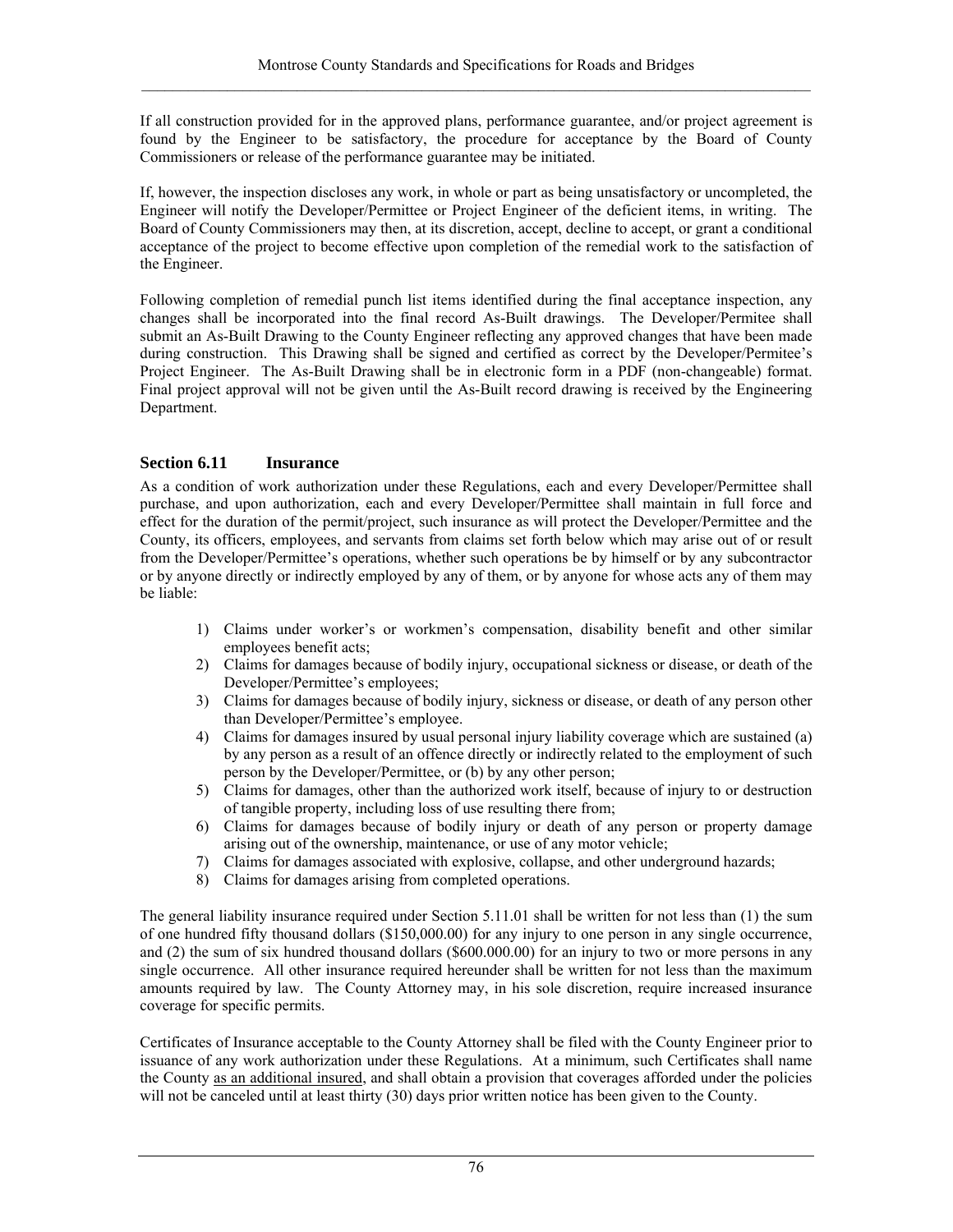If all construction provided for in the approved plans, performance guarantee, and/or project agreement is found by the Engineer to be satisfactory, the procedure for acceptance by the Board of County Commissioners or release of the performance guarantee may be initiated.

If, however, the inspection discloses any work, in whole or part as being unsatisfactory or uncompleted, the Engineer will notify the Developer/Permittee or Project Engineer of the deficient items, in writing. The Board of County Commissioners may then, at its discretion, accept, decline to accept, or grant a conditional acceptance of the project to become effective upon completion of the remedial work to the satisfaction of the Engineer.

Following completion of remedial punch list items identified during the final acceptance inspection, any changes shall be incorporated into the final record As-Built drawings. The Developer/Permitee shall submit an As-Built Drawing to the County Engineer reflecting any approved changes that have been made during construction. This Drawing shall be signed and certified as correct by the Developer/Permitee's Project Engineer. The As-Built Drawing shall be in electronic form in a PDF (non-changeable) format. Final project approval will not be given until the As-Built record drawing is received by the Engineering Department.

## Section 6.11 Insurance

As a condition of work authorization under these Regulations, each and every Developer/Permittee shall purchase, and upon authorization, each and every Developer/Permittee shall maintain in full force and effect for the duration of the permit/project, such insurance as will protect the Developer/Permittee and the County, its officers, employees, and servants from claims set forth below which may arise out of or result from the Developer/Permittee's operations, whether such operations be by himself or by any subcontractor or by anyone directly or indirectly employed by any of them, or by anyone for whose acts any of them may be liable:

1) Claims under worker's or workmen's compensation, disability benefit and other similar employees benefit acts;
2) Claims for damages because of bodily injury, occupational sickness or disease, or death of the Developer/Permittee's employees;
3) Claims for damages because of bodily injury, sickness or disease, or death of any person other than Developer/Permittee's employee.
4) Claims for damages insured by usual personal injury liability coverage which are sustained (a) by any person as a result of an offence directly or indirectly related to the employment of such person by the Developer/Permittee, or (b) by any other person;
5) Claims for damages, other than the authorized work itself, because of injury to or destruction of tangible property, including loss of use resulting there from;
6) Claims for damages because of bodily injury or death of any person or property damage arising out of the ownership, maintenance, or use of any motor vehicle;
7) Claims for damages associated with explosive, collapse, and other underground hazards;
8) Claims for damages arising from completed operations.

The general liability insurance required under Section 5.11.01 shall be written for not less than (1) the sum of one hundred fifty thousand dollars ($150,000.00) for any injury to one person in any single occurrence, and (2) the sum of six hundred thousand dollars ($600.000.00) for an injury to two or more persons in any single occurrence. All other insurance required hereunder shall be written for not less than the maximum amounts required by law. The County Attorney may, in his sole discretion, require increased insurance coverage for specific permits.

Certificates of Insurance acceptable to the County Attorney shall be filed with the County Engineer prior to issuance of any work authorization under these Regulations. At a minimum, such Certificates shall name the County as an additional insured, and shall obtain a provision that coverages afforded under the policies will not be canceled until at least thirty (30) days prior written notice has been given to the County.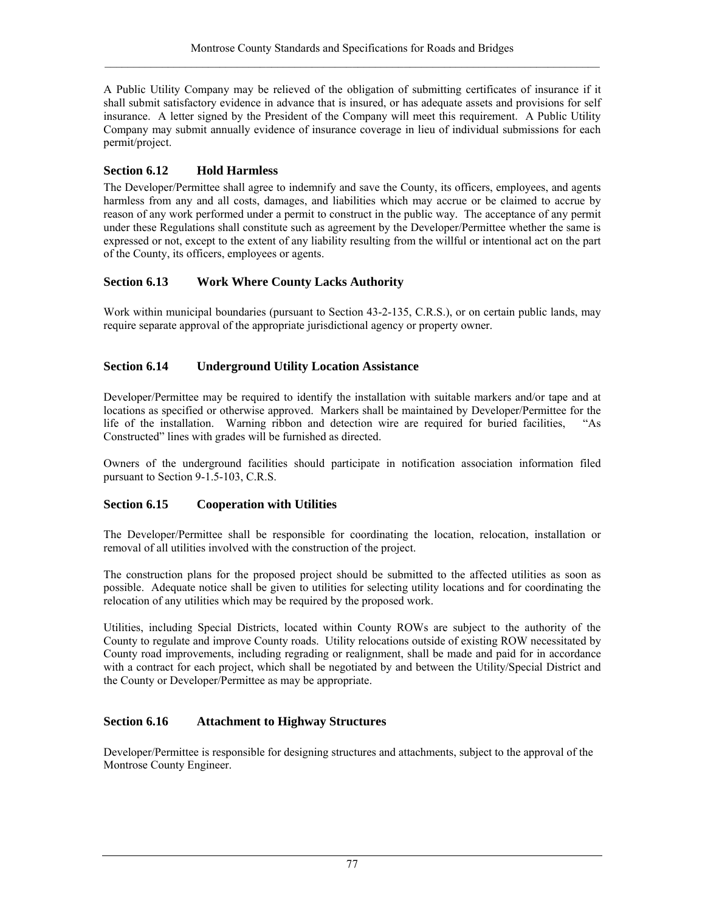A Public Utility Company may be relieved of the obligation of submitting certificates of insurance if it shall submit satisfactory evidence in advance that is insured, or has adequate assets and provisions for self insurance. A letter signed by the President of the Company will meet this requirement. A Public Utility Company may submit annually evidence of insurance coverage in lieu of individual submissions for each permit/project.

### Section 6.12 Hold Harmless

The Developer/Permittee shall agree to indemnify and save the County, its officers, employees, and agents harmless from any and all costs, damages, and liabilities which may accrue or be claimed to accrue by reason of any work performed under a permit to construct in the public way. The acceptance of any permit under these Regulations shall constitute such as agreement by the Developer/Permittee whether the same is expressed or not, except to the extent of any liability resulting from the willful or intentional act on the part of the County, its officers, employees or agents.

### Section 6.13 Work Where County Lacks Authority

Work within municipal boundaries (pursuant to Section 43-2-135, C.R.S.), or on certain public lands, may require separate approval of the appropriate jurisdictional agency or property owner.

### Section 6.14 Underground Utility Location Assistance

Developer/Permittee may be required to identify the installation with suitable markers and/or tape and at locations as specified or otherwise approved. Markers shall be maintained by Developer/Permittee for the life of the installation. Warning ribbon and detection wire are required for buried facilities, "As Constructed" lines with grades will be furnished as directed.

Owners of the underground facilities should participate in notification association information filed pursuant to Section 9-1.5-103, C.R.S.

### Section 6.15 Cooperation with Utilities

The Developer/Permittee shall be responsible for coordinating the location, relocation, installation or removal of all utilities involved with the construction of the project.

The construction plans for the proposed project should be submitted to the affected utilities as soon as possible. Adequate notice shall be given to utilities for selecting utility locations and for coordinating the relocation of any utilities which may be required by the proposed work.

Utilities, including Special Districts, located within County ROWs are subject to the authority of the County to regulate and improve County roads. Utility relocations outside of existing ROW necessitated by County road improvements, including regrading or realignment, shall be made and paid for in accordance with a contract for each project, which shall be negotiated by and between the Utility/Special District and the County or Developer/Permittee as may be appropriate.

### Section 6.16 Attachment to Highway Structures

Developer/Permittee is responsible for designing structures and attachments, subject to the approval of the Montrose County Engineer.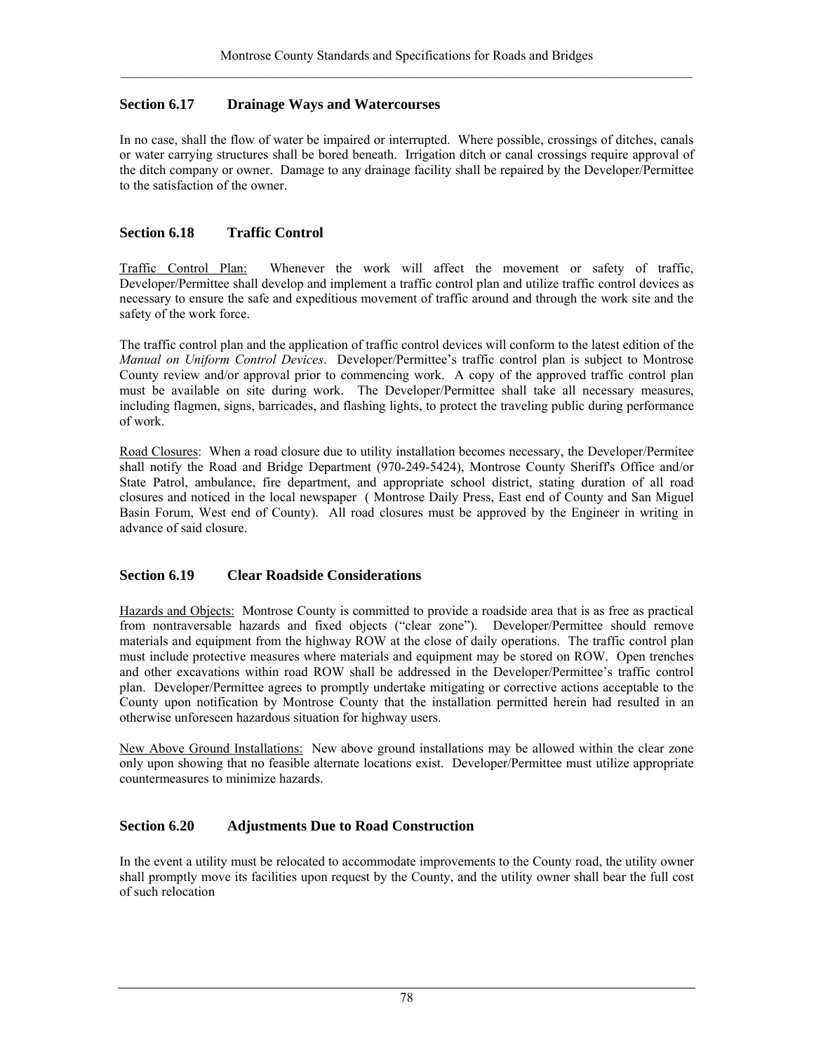## Section 6.17 Drainage Ways and Watercourses

In no case, shall the flow of water be impaired or interrupted. Where possible, crossings of ditches, canals or water carrying structures shall be bored beneath. Irrigation ditch or canal crossings require approval of the ditch company or owner. Damage to any drainage facility shall be repaired by the Developer/Permittee to the satisfaction of the owner.

## Section 6.18 Traffic Control

Traffic Control Plan: Whenever the work will affect the movement or safety of traffic, Developer/Permittee shall develop and implement a traffic control plan and utilize traffic control devices as necessary to ensure the safe and expeditious movement of traffic around and through the work site and the safety of the work force.

The traffic control plan and the application of traffic control devices will conform to the latest edition of the *Manual on Uniform Control Devices*. Developer/Permittee's traffic control plan is subject to Montrose County review and/or approval prior to commencing work. A copy of the approved traffic control plan must be available on site during work. The Developer/Permittee shall take all necessary measures, including flagmen, signs, barricades, and flashing lights, to protect the traveling public during performance of work.

Road Closures: When a road closure due to utility installation becomes necessary, the Developer/Permitee shall notify the Road and Bridge Department (970-249-5424), Montrose County Sheriff's Office and/or State Patrol, ambulance, fire department, and appropriate school district, stating duration of all road closures and noticed in the local newspaper ( Montrose Daily Press, East end of County and San Miguel Basin Forum, West end of County). All road closures must be approved by the Engineer in writing in advance of said closure.

## Section 6.19 Clear Roadside Considerations

Hazards and Objects: Montrose County is committed to provide a roadside area that is as free as practical from nontraversable hazards and fixed objects ("clear zone"). Developer/Permittee should remove materials and equipment from the highway ROW at the close of daily operations. The traffic control plan must include protective measures where materials and equipment may be stored on ROW. Open trenches and other excavations within road ROW shall be addressed in the Developer/Permittee's traffic control plan. Developer/Permittee agrees to promptly undertake mitigating or corrective actions acceptable to the County upon notification by Montrose County that the installation permitted herein had resulted in an otherwise unforeseen hazardous situation for highway users.

New Above Ground Installations: New above ground installations may be allowed within the clear zone only upon showing that no feasible alternate locations exist. Developer/Permittee must utilize appropriate countermeasures to minimize hazards.

## Section 6.20 Adjustments Due to Road Construction

In the event a utility must be relocated to accommodate improvements to the County road, the utility owner shall promptly move its facilities upon request by the County, and the utility owner shall bear the full cost of such relocation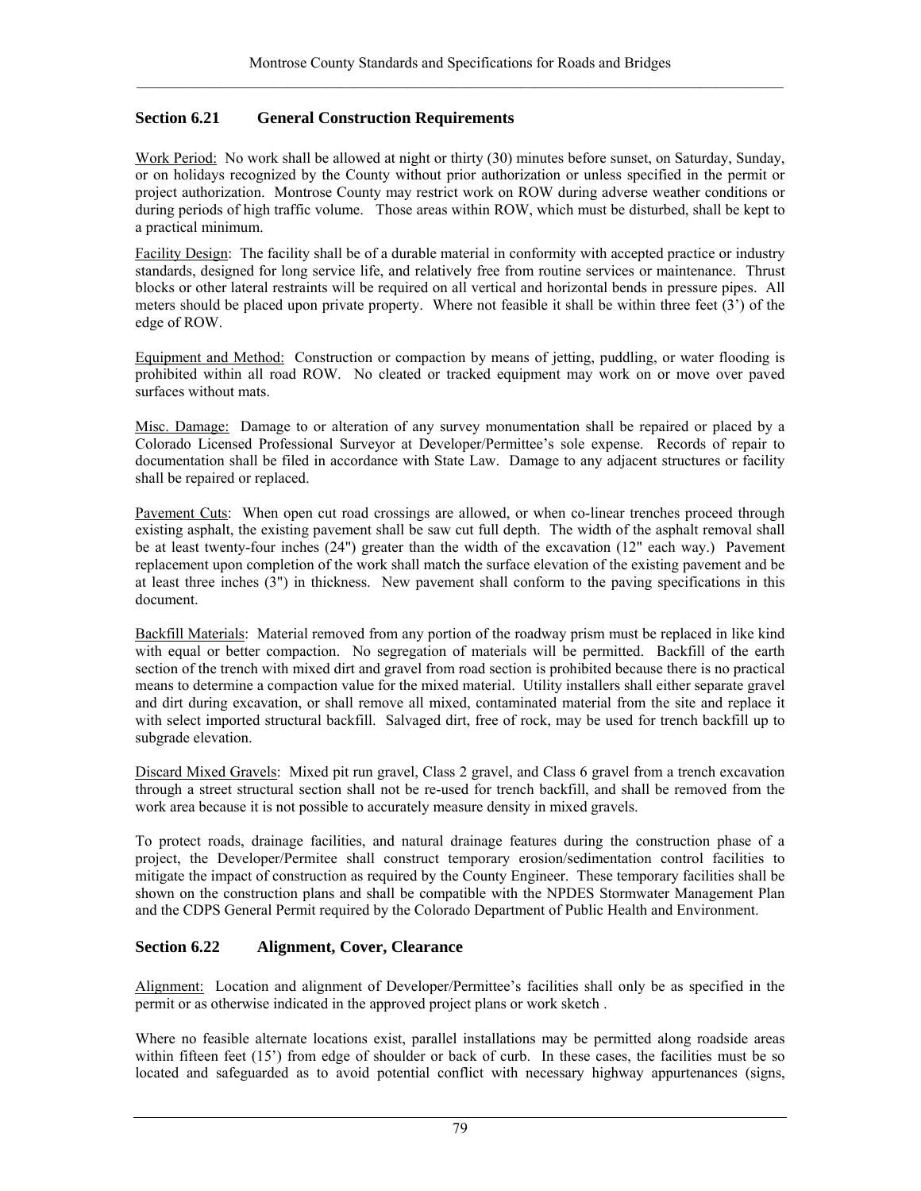## Section 6.21 General Construction Requirements

Work Period: No work shall be allowed at night or thirty (30) minutes before sunset, on Saturday, Sunday, or on holidays recognized by the County without prior authorization or unless specified in the permit or project authorization. Montrose County may restrict work on ROW during adverse weather conditions or during periods of high traffic volume. Those areas within ROW, which must be disturbed, shall be kept to a practical minimum.

Facility Design: The facility shall be of a durable material in conformity with accepted practice or industry standards, designed for long service life, and relatively free from routine services or maintenance. Thrust blocks or other lateral restraints will be required on all vertical and horizontal bends in pressure pipes. All meters should be placed upon private property. Where not feasible it shall be within three feet (3') of the edge of ROW.

Equipment and Method: Construction or compaction by means of jetting, puddling, or water flooding is prohibited within all road ROW. No cleated or tracked equipment may work on or move over paved surfaces without mats.

Misc. Damage: Damage to or alteration of any survey monumentation shall be repaired or placed by a Colorado Licensed Professional Surveyor at Developer/Permittee's sole expense. Records of repair to documentation shall be filed in accordance with State Law. Damage to any adjacent structures or facility shall be repaired or replaced.

Pavement Cuts: When open cut road crossings are allowed, or when co-linear trenches proceed through existing asphalt, the existing pavement shall be saw cut full depth. The width of the asphalt removal shall be at least twenty-four inches (24") greater than the width of the excavation (12" each way.) Pavement replacement upon completion of the work shall match the surface elevation of the existing pavement and be at least three inches (3") in thickness. New pavement shall conform to the paving specifications in this document.

Backfill Materials: Material removed from any portion of the roadway prism must be replaced in like kind with equal or better compaction. No segregation of materials will be permitted. Backfill of the earth section of the trench with mixed dirt and gravel from road section is prohibited because there is no practical means to determine a compaction value for the mixed material. Utility installers shall either separate gravel and dirt during excavation, or shall remove all mixed, contaminated material from the site and replace it with select imported structural backfill. Salvaged dirt, free of rock, may be used for trench backfill up to subgrade elevation.

Discard Mixed Gravels: Mixed pit run gravel, Class 2 gravel, and Class 6 gravel from a trench excavation through a street structural section shall not be re-used for trench backfill, and shall be removed from the work area because it is not possible to accurately measure density in mixed gravels.

To protect roads, drainage facilities, and natural drainage features during the construction phase of a project, the Developer/Permitee shall construct temporary erosion/sedimentation control facilities to mitigate the impact of construction as required by the County Engineer. These temporary facilities shall be shown on the construction plans and shall be compatible with the NPDES Stormwater Management Plan and the CDPS General Permit required by the Colorado Department of Public Health and Environment.

## Section 6.22 Alignment, Cover, Clearance

Alignment: Location and alignment of Developer/Permittee's facilities shall only be as specified in the permit or as otherwise indicated in the approved project plans or work sketch .

Where no feasible alternate locations exist, parallel installations may be permitted along roadside areas within fifteen feet (15') from edge of shoulder or back of curb. In these cases, the facilities must be so located and safeguarded as to avoid potential conflict with necessary highway appurtenances (signs,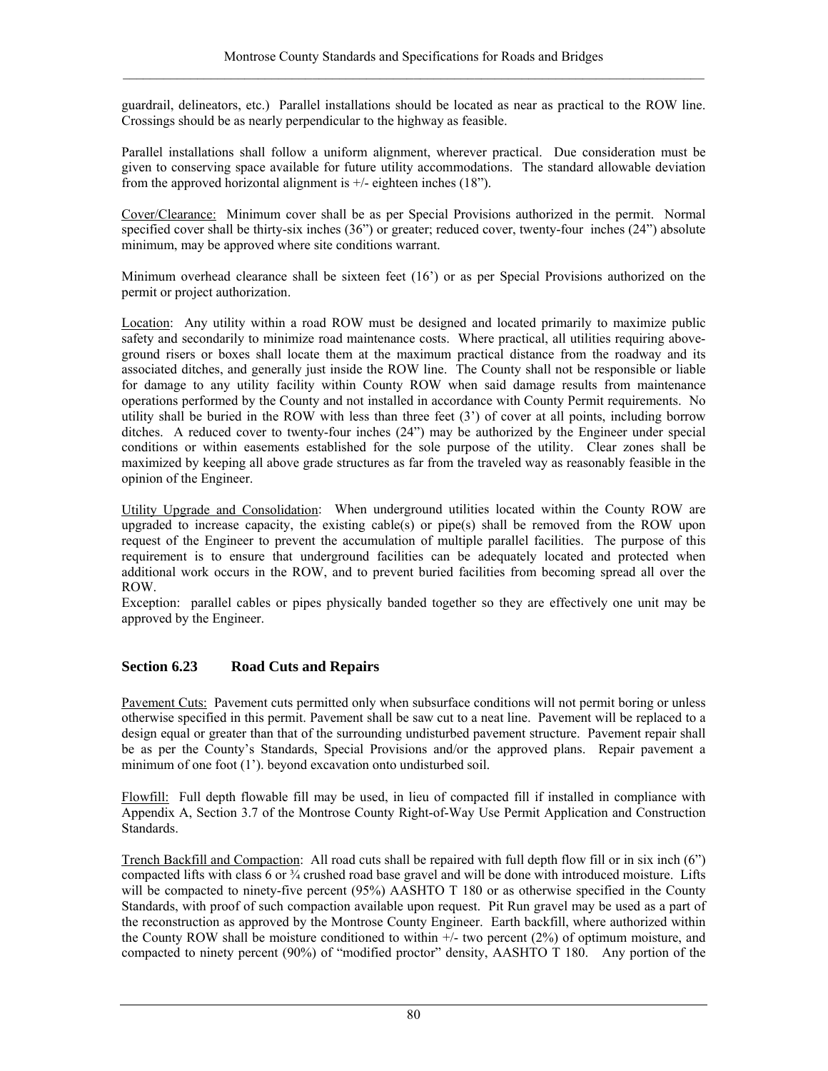guardrail, delineators, etc.) Parallel installations should be located as near as practical to the ROW line. Crossings should be as nearly perpendicular to the highway as feasible.

Parallel installations shall follow a uniform alignment, wherever practical. Due consideration must be given to conserving space available for future utility accommodations. The standard allowable deviation from the approved horizontal alignment is +/- eighteen inches (18").

Cover/Clearance: Minimum cover shall be as per Special Provisions authorized in the permit. Normal specified cover shall be thirty-six inches (36") or greater; reduced cover, twenty-four inches (24") absolute minimum, may be approved where site conditions warrant.

Minimum overhead clearance shall be sixteen feet (16') or as per Special Provisions authorized on the permit or project authorization.

Location: Any utility within a road ROW must be designed and located primarily to maximize public safety and secondarily to minimize road maintenance costs. Where practical, all utilities requiring above-ground risers or boxes shall locate them at the maximum practical distance from the roadway and its associated ditches, and generally just inside the ROW line. The County shall not be responsible or liable for damage to any utility facility within County ROW when said damage results from maintenance operations performed by the County and not installed in accordance with County Permit requirements. No utility shall be buried in the ROW with less than three feet (3') of cover at all points, including borrow ditches. A reduced cover to twenty-four inches (24") may be authorized by the Engineer under special conditions or within easements established for the sole purpose of the utility. Clear zones shall be maximized by keeping all above grade structures as far from the traveled way as reasonably feasible in the opinion of the Engineer.

Utility Upgrade and Consolidation: When underground utilities located within the County ROW are upgraded to increase capacity, the existing cable(s) or pipe(s) shall be removed from the ROW upon request of the Engineer to prevent the accumulation of multiple parallel facilities. The purpose of this requirement is to ensure that underground facilities can be adequately located and protected when additional work occurs in the ROW, and to prevent buried facilities from becoming spread all over the ROW.
Exception: parallel cables or pipes physically banded together so they are effectively one unit may be approved by the Engineer.

## Section 6.23 Road Cuts and Repairs

Pavement Cuts: Pavement cuts permitted only when subsurface conditions will not permit boring or unless otherwise specified in this permit. Pavement shall be saw cut to a neat line. Pavement will be replaced to a design equal or greater than that of the surrounding undisturbed pavement structure. Pavement repair shall be as per the County's Standards, Special Provisions and/or the approved plans. Repair pavement a minimum of one foot (1'). beyond excavation onto undisturbed soil.

Flowfill: Full depth flowable fill may be used, in lieu of compacted fill if installed in compliance with Appendix A, Section 3.7 of the Montrose County Right-of-Way Use Permit Application and Construction Standards.

Trench Backfill and Compaction: All road cuts shall be repaired with full depth flow fill or in six inch (6") compacted lifts with class 6 or ¾ crushed road base gravel and will be done with introduced moisture. Lifts will be compacted to ninety-five percent (95%) AASHTO T 180 or as otherwise specified in the County Standards, with proof of such compaction available upon request. Pit Run gravel may be used as a part of the reconstruction as approved by the Montrose County Engineer. Earth backfill, where authorized within the County ROW shall be moisture conditioned to within +/- two percent (2%) of optimum moisture, and compacted to ninety percent (90%) of "modified proctor" density, AASHTO T 180. Any portion of the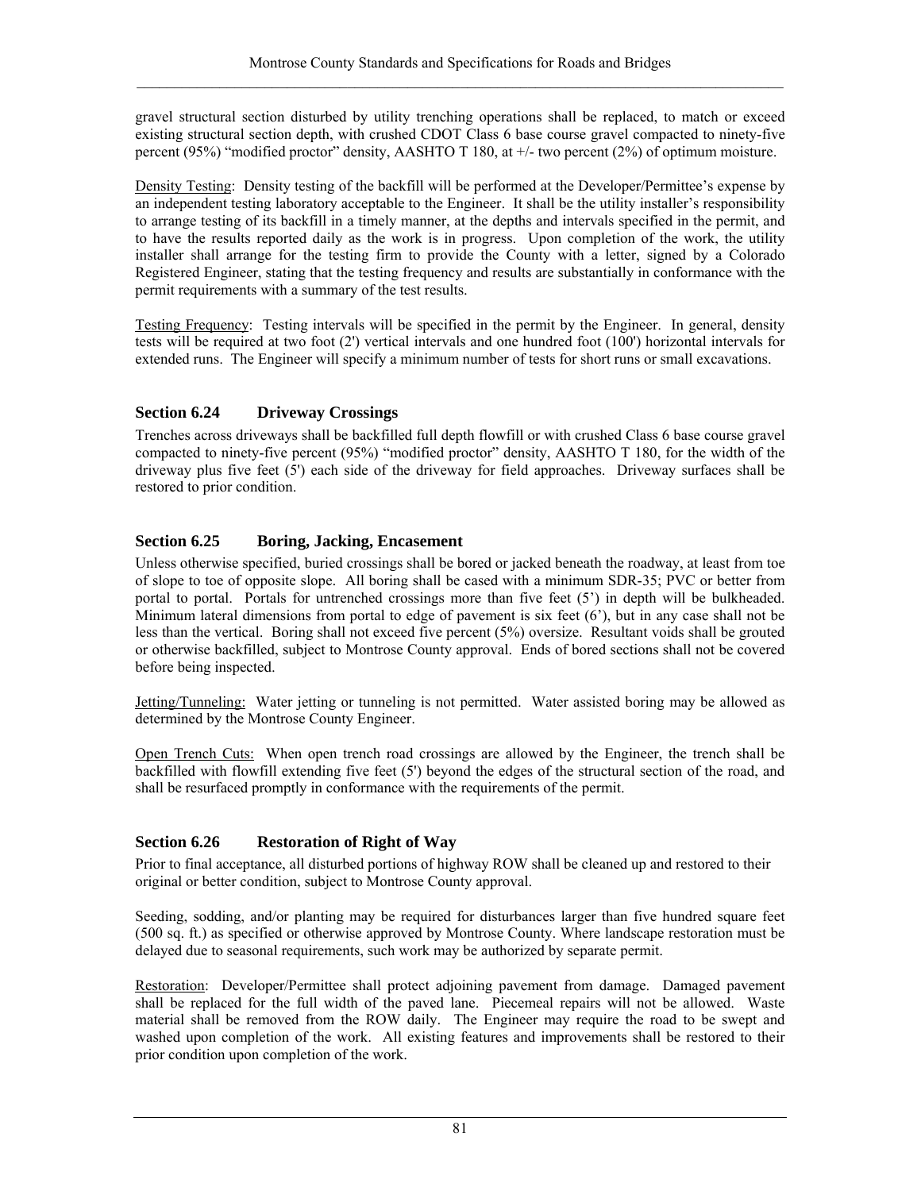gravel structural section disturbed by utility trenching operations shall be replaced, to match or exceed existing structural section depth, with crushed CDOT Class 6 base course gravel compacted to ninety-five percent (95%) "modified proctor" density, AASHTO T 180, at +/- two percent (2%) of optimum moisture.

Density Testing: Density testing of the backfill will be performed at the Developer/Permittee's expense by an independent testing laboratory acceptable to the Engineer. It shall be the utility installer's responsibility to arrange testing of its backfill in a timely manner, at the depths and intervals specified in the permit, and to have the results reported daily as the work is in progress. Upon completion of the work, the utility installer shall arrange for the testing firm to provide the County with a letter, signed by a Colorado Registered Engineer, stating that the testing frequency and results are substantially in conformance with the permit requirements with a summary of the test results.

Testing Frequency: Testing intervals will be specified in the permit by the Engineer. In general, density tests will be required at two foot (2') vertical intervals and one hundred foot (100') horizontal intervals for extended runs. The Engineer will specify a minimum number of tests for short runs or small excavations.

## Section 6.24 Driveway Crossings

Trenches across driveways shall be backfilled full depth flowfill or with crushed Class 6 base course gravel compacted to ninety-five percent (95%) "modified proctor" density, AASHTO T 180, for the width of the driveway plus five feet (5') each side of the driveway for field approaches. Driveway surfaces shall be restored to prior condition.

## Section 6.25 Boring, Jacking, Encasement

Unless otherwise specified, buried crossings shall be bored or jacked beneath the roadway, at least from toe of slope to toe of opposite slope. All boring shall be cased with a minimum SDR-35; PVC or better from portal to portal. Portals for untrenched crossings more than five feet (5') in depth will be bulkheaded. Minimum lateral dimensions from portal to edge of pavement is six feet (6'), but in any case shall not be less than the vertical. Boring shall not exceed five percent (5%) oversize. Resultant voids shall be grouted or otherwise backfilled, subject to Montrose County approval. Ends of bored sections shall not be covered before being inspected.

Jetting/Tunneling: Water jetting or tunneling is not permitted. Water assisted boring may be allowed as determined by the Montrose County Engineer.

Open Trench Cuts: When open trench road crossings are allowed by the Engineer, the trench shall be backfilled with flowfill extending five feet (5') beyond the edges of the structural section of the road, and shall be resurfaced promptly in conformance with the requirements of the permit.

## Section 6.26 Restoration of Right of Way

Prior to final acceptance, all disturbed portions of highway ROW shall be cleaned up and restored to their original or better condition, subject to Montrose County approval.

Seeding, sodding, and/or planting may be required for disturbances larger than five hundred square feet (500 sq. ft.) as specified or otherwise approved by Montrose County. Where landscape restoration must be delayed due to seasonal requirements, such work may be authorized by separate permit.

Restoration: Developer/Permittee shall protect adjoining pavement from damage. Damaged pavement shall be replaced for the full width of the paved lane. Piecemeal repairs will not be allowed. Waste material shall be removed from the ROW daily. The Engineer may require the road to be swept and washed upon completion of the work. All existing features and improvements shall be restored to their prior condition upon completion of the work.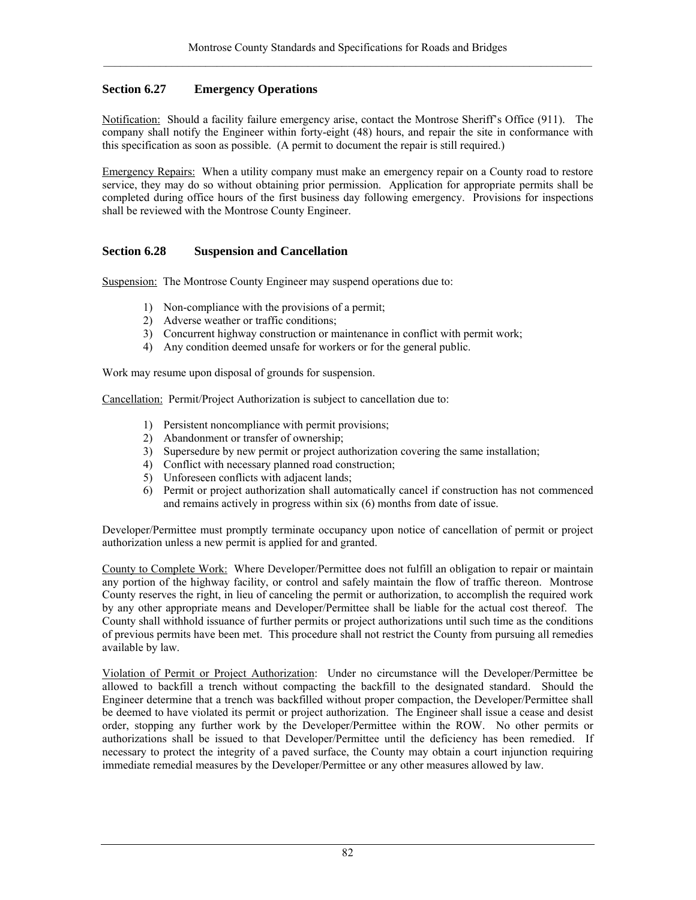## Section 6.27 Emergency Operations

Notification: Should a facility failure emergency arise, contact the Montrose Sheriff's Office (911). The company shall notify the Engineer within forty-eight (48) hours, and repair the site in conformance with this specification as soon as possible. (A permit to document the repair is still required.)

Emergency Repairs: When a utility company must make an emergency repair on a County road to restore service, they may do so without obtaining prior permission. Application for appropriate permits shall be completed during office hours of the first business day following emergency. Provisions for inspections shall be reviewed with the Montrose County Engineer.

## Section 6.28 Suspension and Cancellation

Suspension: The Montrose County Engineer may suspend operations due to:

1) Non-compliance with the provisions of a permit;
2) Adverse weather or traffic conditions;
3) Concurrent highway construction or maintenance in conflict with permit work;
4) Any condition deemed unsafe for workers or for the general public.

Work may resume upon disposal of grounds for suspension.

Cancellation: Permit/Project Authorization is subject to cancellation due to:

1) Persistent noncompliance with permit provisions;
2) Abandonment or transfer of ownership;
3) Supersedure by new permit or project authorization covering the same installation;
4) Conflict with necessary planned road construction;
5) Unforeseen conflicts with adjacent lands;
6) Permit or project authorization shall automatically cancel if construction has not commenced and remains actively in progress within six (6) months from date of issue.

Developer/Permittee must promptly terminate occupancy upon notice of cancellation of permit or project authorization unless a new permit is applied for and granted.

County to Complete Work: Where Developer/Permittee does not fulfill an obligation to repair or maintain any portion of the highway facility, or control and safely maintain the flow of traffic thereon. Montrose County reserves the right, in lieu of canceling the permit or authorization, to accomplish the required work by any other appropriate means and Developer/Permittee shall be liable for the actual cost thereof. The County shall withhold issuance of further permits or project authorizations until such time as the conditions of previous permits have been met. This procedure shall not restrict the County from pursuing all remedies available by law.

Violation of Permit or Project Authorization: Under no circumstance will the Developer/Permittee be allowed to backfill a trench without compacting the backfill to the designated standard. Should the Engineer determine that a trench was backfilled without proper compaction, the Developer/Permittee shall be deemed to have violated its permit or project authorization. The Engineer shall issue a cease and desist order, stopping any further work by the Developer/Permittee within the ROW. No other permits or authorizations shall be issued to that Developer/Permittee until the deficiency has been remedied. If necessary to protect the integrity of a paved surface, the County may obtain a court injunction requiring immediate remedial measures by the Developer/Permittee or any other measures allowed by law.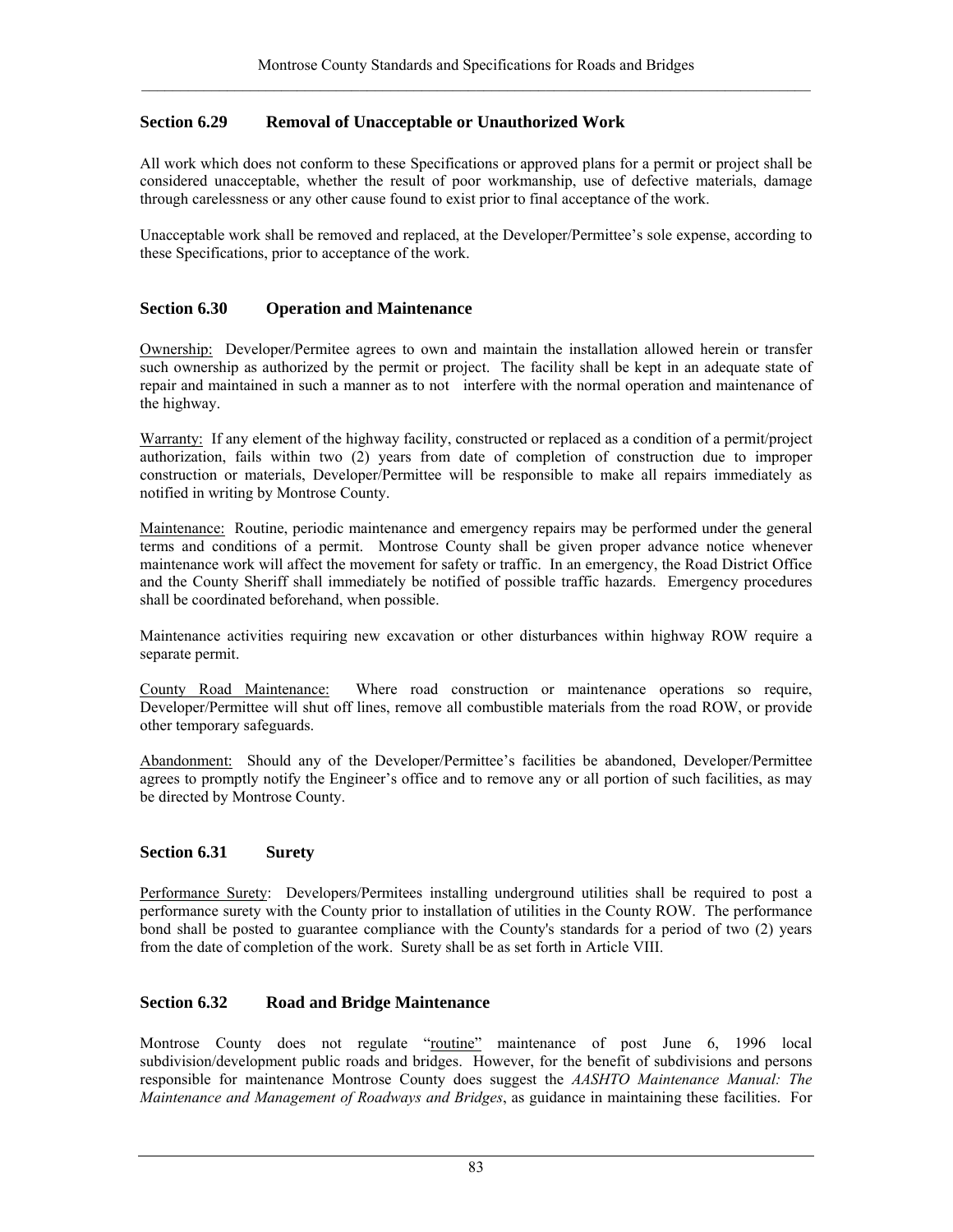## Section 6.29 Removal of Unacceptable or Unauthorized Work

All work which does not conform to these Specifications or approved plans for a permit or project shall be considered unacceptable, whether the result of poor workmanship, use of defective materials, damage through carelessness or any other cause found to exist prior to final acceptance of the work.

Unacceptable work shall be removed and replaced, at the Developer/Permittee's sole expense, according to these Specifications, prior to acceptance of the work.

## Section 6.30 Operation and Maintenance

Ownership: Developer/Permitee agrees to own and maintain the installation allowed herein or transfer such ownership as authorized by the permit or project. The facility shall be kept in an adequate state of repair and maintained in such a manner as to not interfere with the normal operation and maintenance of the highway.

Warranty: If any element of the highway facility, constructed or replaced as a condition of a permit/project authorization, fails within two (2) years from date of completion of construction due to improper construction or materials, Developer/Permittee will be responsible to make all repairs immediately as notified in writing by Montrose County.

Maintenance: Routine, periodic maintenance and emergency repairs may be performed under the general terms and conditions of a permit. Montrose County shall be given proper advance notice whenever maintenance work will affect the movement for safety or traffic. In an emergency, the Road District Office and the County Sheriff shall immediately be notified of possible traffic hazards. Emergency procedures shall be coordinated beforehand, when possible.

Maintenance activities requiring new excavation or other disturbances within highway ROW require a separate permit.

County Road Maintenance: Where road construction or maintenance operations so require, Developer/Permittee will shut off lines, remove all combustible materials from the road ROW, or provide other temporary safeguards.

Abandonment: Should any of the Developer/Permittee's facilities be abandoned, Developer/Permittee agrees to promptly notify the Engineer's office and to remove any or all portion of such facilities, as may be directed by Montrose County.

## Section 6.31 Surety

Performance Surety: Developers/Permitees installing underground utilities shall be required to post a performance surety with the County prior to installation of utilities in the County ROW. The performance bond shall be posted to guarantee compliance with the County's standards for a period of two (2) years from the date of completion of the work. Surety shall be as set forth in Article VIII.

## Section 6.32 Road and Bridge Maintenance

Montrose County does not regulate "routine" maintenance of post June 6, 1996 local subdivision/development public roads and bridges. However, for the benefit of subdivisions and persons responsible for maintenance Montrose County does suggest the *AASHTO Maintenance Manual: The Maintenance and Management of Roadways and Bridges*, as guidance in maintaining these facilities. For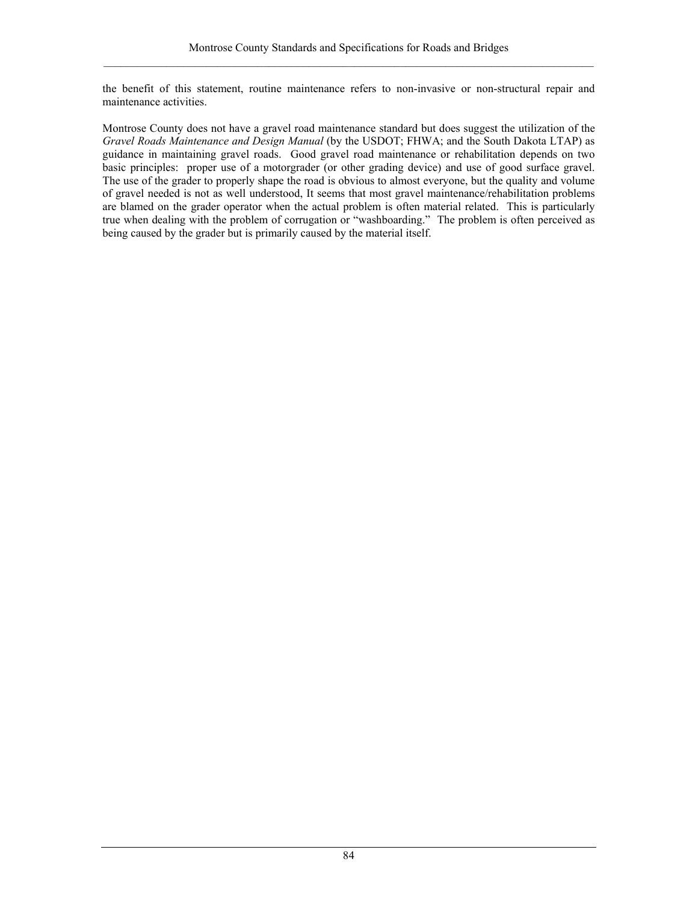the benefit of this statement, routine maintenance refers to non-invasive or non-structural repair and maintenance activities.

Montrose County does not have a gravel road maintenance standard but does suggest the utilization of the *Gravel Roads Maintenance and Design Manual* (by the USDOT; FHWA; and the South Dakota LTAP) as guidance in maintaining gravel roads. Good gravel road maintenance or rehabilitation depends on two basic principles: proper use of a motorgrader (or other grading device) and use of good surface gravel. The use of the grader to properly shape the road is obvious to almost everyone, but the quality and volume of gravel needed is not as well understood, It seems that most gravel maintenance/rehabilitation problems are blamed on the grader operator when the actual problem is often material related. This is particularly true when dealing with the problem of corrugation or "washboarding." The problem is often perceived as being caused by the grader but is primarily caused by the material itself.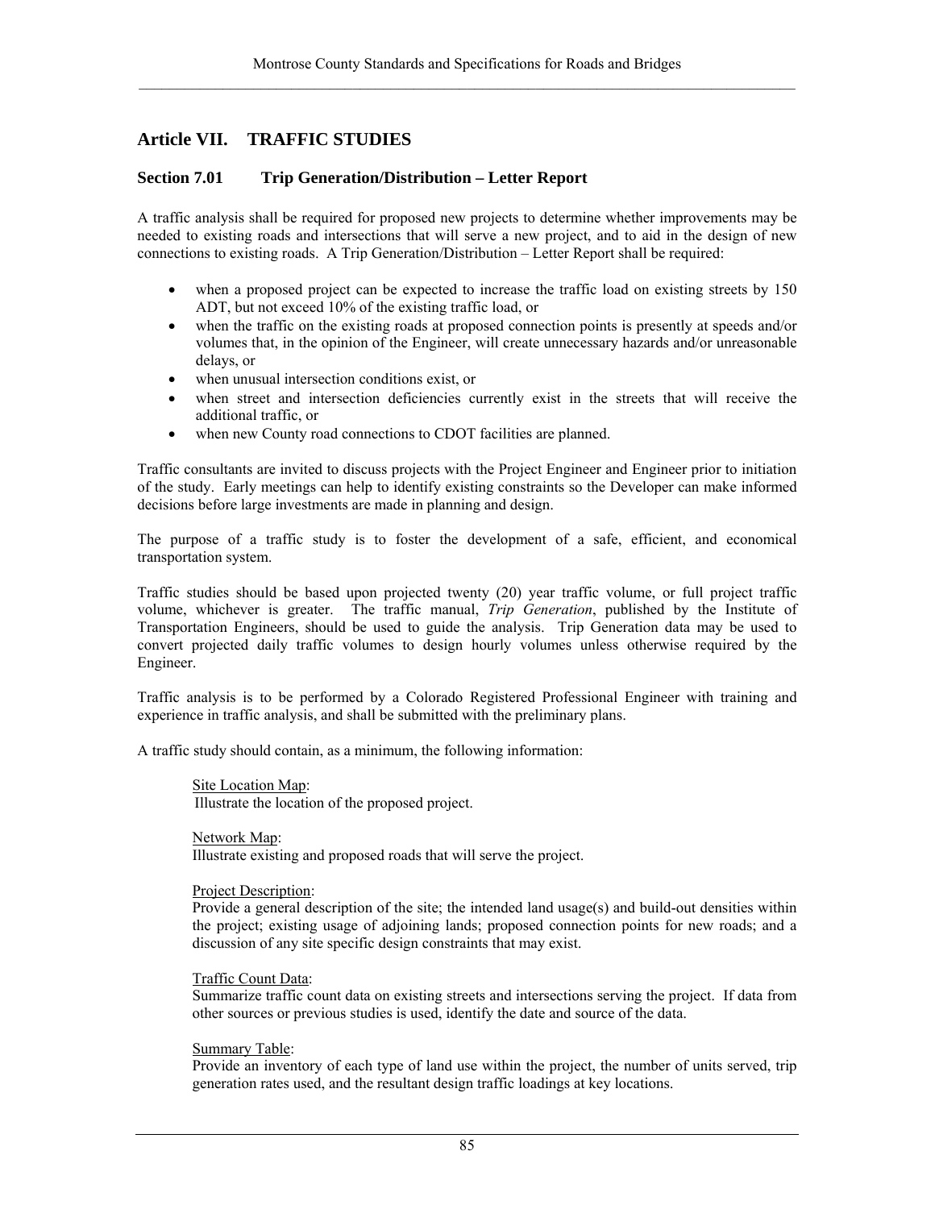# Article VII. TRAFFIC STUDIES

## Section 7.01 Trip Generation/Distribution – Letter Report

A traffic analysis shall be required for proposed new projects to determine whether improvements may be needed to existing roads and intersections that will serve a new project, and to aid in the design of new connections to existing roads. A Trip Generation/Distribution – Letter Report shall be required:

- when a proposed project can be expected to increase the traffic load on existing streets by 150 ADT, but not exceed 10% of the existing traffic load, or
- when the traffic on the existing roads at proposed connection points is presently at speeds and/or volumes that, in the opinion of the Engineer, will create unnecessary hazards and/or unreasonable delays, or
- when unusual intersection conditions exist, or
- when street and intersection deficiencies currently exist in the streets that will receive the additional traffic, or
- when new County road connections to CDOT facilities are planned.

Traffic consultants are invited to discuss projects with the Project Engineer and Engineer prior to initiation of the study. Early meetings can help to identify existing constraints so the Developer can make informed decisions before large investments are made in planning and design.

The purpose of a traffic study is to foster the development of a safe, efficient, and economical transportation system.

Traffic studies should be based upon projected twenty (20) year traffic volume, or full project traffic volume, whichever is greater. The traffic manual, *Trip Generation*, published by the Institute of Transportation Engineers, should be used to guide the analysis. Trip Generation data may be used to convert projected daily traffic volumes to design hourly volumes unless otherwise required by the Engineer.

Traffic analysis is to be performed by a Colorado Registered Professional Engineer with training and experience in traffic analysis, and shall be submitted with the preliminary plans.

A traffic study should contain, as a minimum, the following information:

Site Location Map:
Illustrate the location of the proposed project.

Network Map:
Illustrate existing and proposed roads that will serve the project.

Project Description:
Provide a general description of the site; the intended land usage(s) and build-out densities within the project; existing usage of adjoining lands; proposed connection points for new roads; and a discussion of any site specific design constraints that may exist.

Traffic Count Data:
Summarize traffic count data on existing streets and intersections serving the project. If data from other sources or previous studies is used, identify the date and source of the data.

Summary Table:
Provide an inventory of each type of land use within the project, the number of units served, trip generation rates used, and the resultant design traffic loadings at key locations.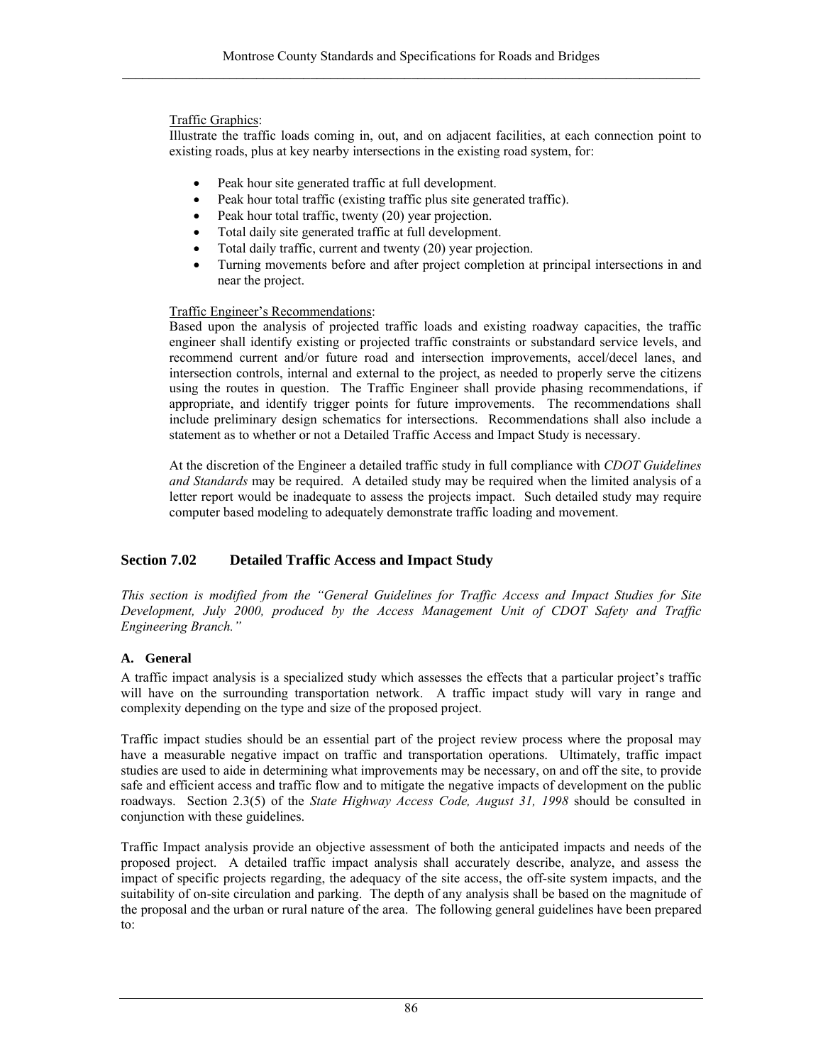Traffic Graphics:
Illustrate the traffic loads coming in, out, and on adjacent facilities, at each connection point to existing roads, plus at key nearby intersections in the existing road system, for:

- Peak hour site generated traffic at full development.
- Peak hour total traffic (existing traffic plus site generated traffic).
- Peak hour total traffic, twenty (20) year projection.
- Total daily site generated traffic at full development.
- Total daily traffic, current and twenty (20) year projection.
- Turning movements before and after project completion at principal intersections in and near the project.

Traffic Engineer's Recommendations:
Based upon the analysis of projected traffic loads and existing roadway capacities, the traffic engineer shall identify existing or projected traffic constraints or substandard service levels, and recommend current and/or future road and intersection improvements, accel/decel lanes, and intersection controls, internal and external to the project, as needed to properly serve the citizens using the routes in question. The Traffic Engineer shall provide phasing recommendations, if appropriate, and identify trigger points for future improvements. The recommendations shall include preliminary design schematics for intersections. Recommendations shall also include a statement as to whether or not a Detailed Traffic Access and Impact Study is necessary.

At the discretion of the Engineer a detailed traffic study in full compliance with *CDOT Guidelines and Standards* may be required. A detailed study may be required when the limited analysis of a letter report would be inadequate to assess the projects impact. Such detailed study may require computer based modeling to adequately demonstrate traffic loading and movement.

## Section 7.02 Detailed Traffic Access and Impact Study

*This section is modified from the "General Guidelines for Traffic Access and Impact Studies for Site Development, July 2000, produced by the Access Management Unit of CDOT Safety and Traffic Engineering Branch."*

### A. General

A traffic impact analysis is a specialized study which assesses the effects that a particular project's traffic will have on the surrounding transportation network. A traffic impact study will vary in range and complexity depending on the type and size of the proposed project.

Traffic impact studies should be an essential part of the project review process where the proposal may have a measurable negative impact on traffic and transportation operations. Ultimately, traffic impact studies are used to aide in determining what improvements may be necessary, on and off the site, to provide safe and efficient access and traffic flow and to mitigate the negative impacts of development on the public roadways. Section 2.3(5) of the *State Highway Access Code, August 31, 1998* should be consulted in conjunction with these guidelines.

Traffic Impact analysis provide an objective assessment of both the anticipated impacts and needs of the proposed project. A detailed traffic impact analysis shall accurately describe, analyze, and assess the impact of specific projects regarding, the adequacy of the site access, the off-site system impacts, and the suitability of on-site circulation and parking. The depth of any analysis shall be based on the magnitude of the proposal and the urban or rural nature of the area. The following general guidelines have been prepared to: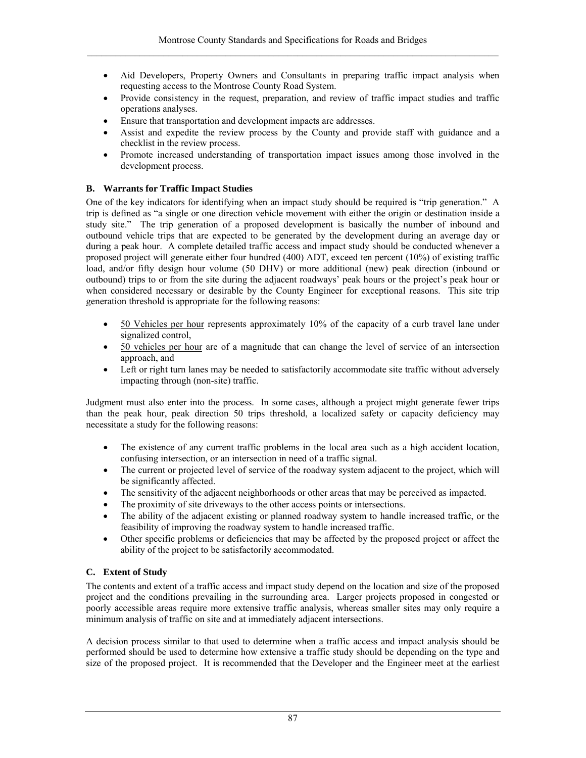- Aid Developers, Property Owners and Consultants in preparing traffic impact analysis when requesting access to the Montrose County Road System.
- Provide consistency in the request, preparation, and review of traffic impact studies and traffic operations analyses.
- Ensure that transportation and development impacts are addresses.
- Assist and expedite the review process by the County and provide staff with guidance and a checklist in the review process.
- Promote increased understanding of transportation impact issues among those involved in the development process.

### B. Warrants for Traffic Impact Studies

One of the key indicators for identifying when an impact study should be required is "trip generation." A trip is defined as "a single or one direction vehicle movement with either the origin or destination inside a study site." The trip generation of a proposed development is basically the number of inbound and outbound vehicle trips that are expected to be generated by the development during an average day or during a peak hour. A complete detailed traffic access and impact study should be conducted whenever a proposed project will generate either four hundred (400) ADT, exceed ten percent (10%) of existing traffic load, and/or fifty design hour volume (50 DHV) or more additional (new) peak direction (inbound or outbound) trips to or from the site during the adjacent roadways' peak hours or the project's peak hour or when considered necessary or desirable by the County Engineer for exceptional reasons. This site trip generation threshold is appropriate for the following reasons:

- 50 Vehicles per hour represents approximately 10% of the capacity of a curb travel lane under signalized control,
- 50 vehicles per hour are of a magnitude that can change the level of service of an intersection approach, and
- Left or right turn lanes may be needed to satisfactorily accommodate site traffic without adversely impacting through (non-site) traffic.

Judgment must also enter into the process. In some cases, although a project might generate fewer trips than the peak hour, peak direction 50 trips threshold, a localized safety or capacity deficiency may necessitate a study for the following reasons:

- The existence of any current traffic problems in the local area such as a high accident location, confusing intersection, or an intersection in need of a traffic signal.
- The current or projected level of service of the roadway system adjacent to the project, which will be significantly affected.
- The sensitivity of the adjacent neighborhoods or other areas that may be perceived as impacted.
- The proximity of site driveways to the other access points or intersections.
- The ability of the adjacent existing or planned roadway system to handle increased traffic, or the feasibility of improving the roadway system to handle increased traffic.
- Other specific problems or deficiencies that may be affected by the proposed project or affect the ability of the project to be satisfactorily accommodated.

### C. Extent of Study

The contents and extent of a traffic access and impact study depend on the location and size of the proposed project and the conditions prevailing in the surrounding area. Larger projects proposed in congested or poorly accessible areas require more extensive traffic analysis, whereas smaller sites may only require a minimum analysis of traffic on site and at immediately adjacent intersections.

A decision process similar to that used to determine when a traffic access and impact analysis should be performed should be used to determine how extensive a traffic study should be depending on the type and size of the proposed project. It is recommended that the Developer and the Engineer meet at the earliest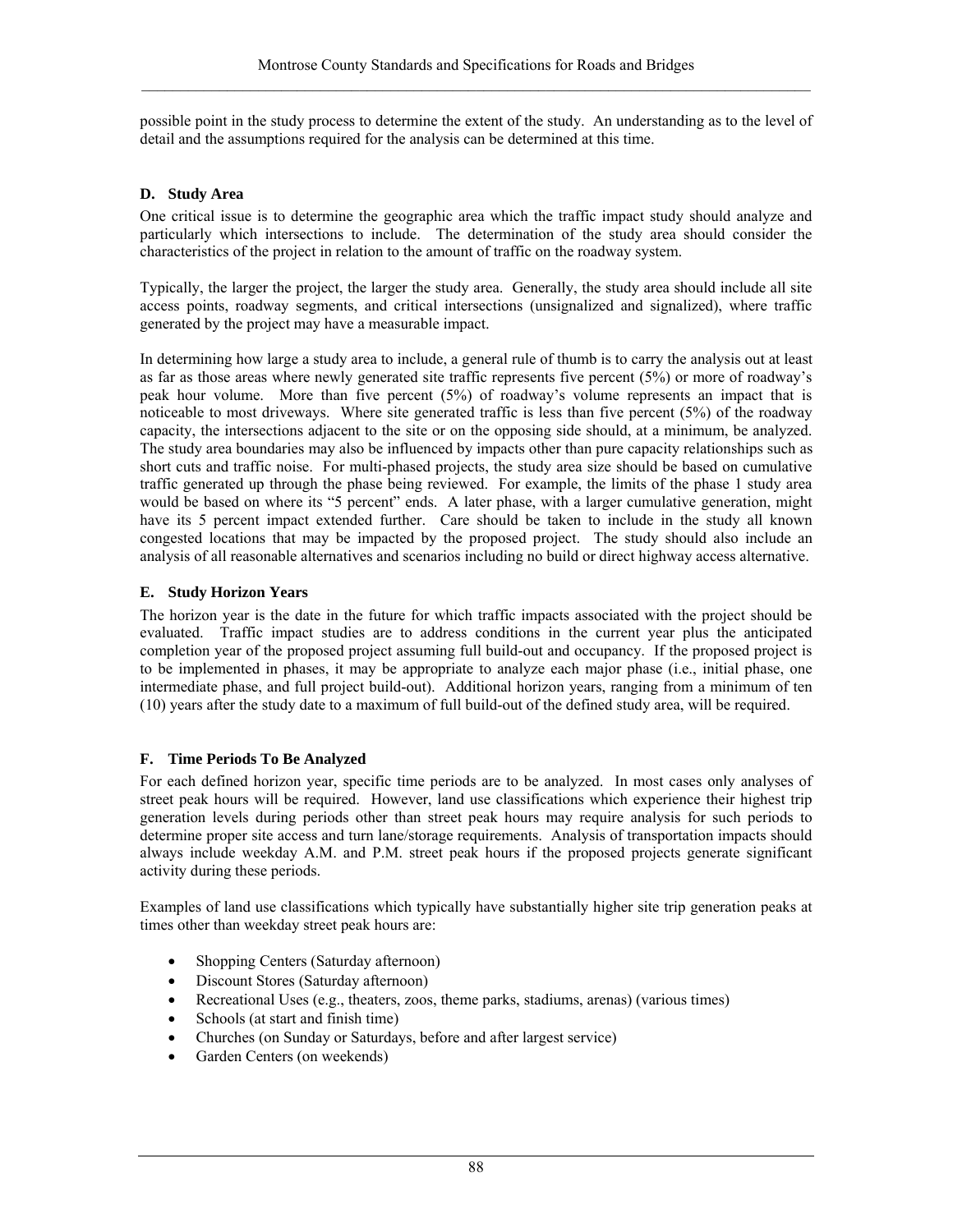possible point in the study process to determine the extent of the study. An understanding as to the level of detail and the assumptions required for the analysis can be determined at this time.

### D. Study Area

One critical issue is to determine the geographic area which the traffic impact study should analyze and particularly which intersections to include. The determination of the study area should consider the characteristics of the project in relation to the amount of traffic on the roadway system.

Typically, the larger the project, the larger the study area. Generally, the study area should include all site access points, roadway segments, and critical intersections (unsignalized and signalized), where traffic generated by the project may have a measurable impact.

In determining how large a study area to include, a general rule of thumb is to carry the analysis out at least as far as those areas where newly generated site traffic represents five percent (5%) or more of roadway's peak hour volume. More than five percent (5%) of roadway's volume represents an impact that is noticeable to most driveways. Where site generated traffic is less than five percent (5%) of the roadway capacity, the intersections adjacent to the site or on the opposing side should, at a minimum, be analyzed. The study area boundaries may also be influenced by impacts other than pure capacity relationships such as short cuts and traffic noise. For multi-phased projects, the study area size should be based on cumulative traffic generated up through the phase being reviewed. For example, the limits of the phase 1 study area would be based on where its "5 percent" ends. A later phase, with a larger cumulative generation, might have its 5 percent impact extended further. Care should be taken to include in the study all known congested locations that may be impacted by the proposed project. The study should also include an analysis of all reasonable alternatives and scenarios including no build or direct highway access alternative.

### E. Study Horizon Years

The horizon year is the date in the future for which traffic impacts associated with the project should be evaluated. Traffic impact studies are to address conditions in the current year plus the anticipated completion year of the proposed project assuming full build-out and occupancy. If the proposed project is to be implemented in phases, it may be appropriate to analyze each major phase (i.e., initial phase, one intermediate phase, and full project build-out). Additional horizon years, ranging from a minimum of ten (10) years after the study date to a maximum of full build-out of the defined study area, will be required.

### F. Time Periods To Be Analyzed

For each defined horizon year, specific time periods are to be analyzed. In most cases only analyses of street peak hours will be required. However, land use classifications which experience their highest trip generation levels during periods other than street peak hours may require analysis for such periods to determine proper site access and turn lane/storage requirements. Analysis of transportation impacts should always include weekday A.M. and P.M. street peak hours if the proposed projects generate significant activity during these periods.

Examples of land use classifications which typically have substantially higher site trip generation peaks at times other than weekday street peak hours are:

- Shopping Centers (Saturday afternoon)
- Discount Stores (Saturday afternoon)
- Recreational Uses (e.g., theaters, zoos, theme parks, stadiums, arenas) (various times)
- Schools (at start and finish time)
- Churches (on Sunday or Saturdays, before and after largest service)
- Garden Centers (on weekends)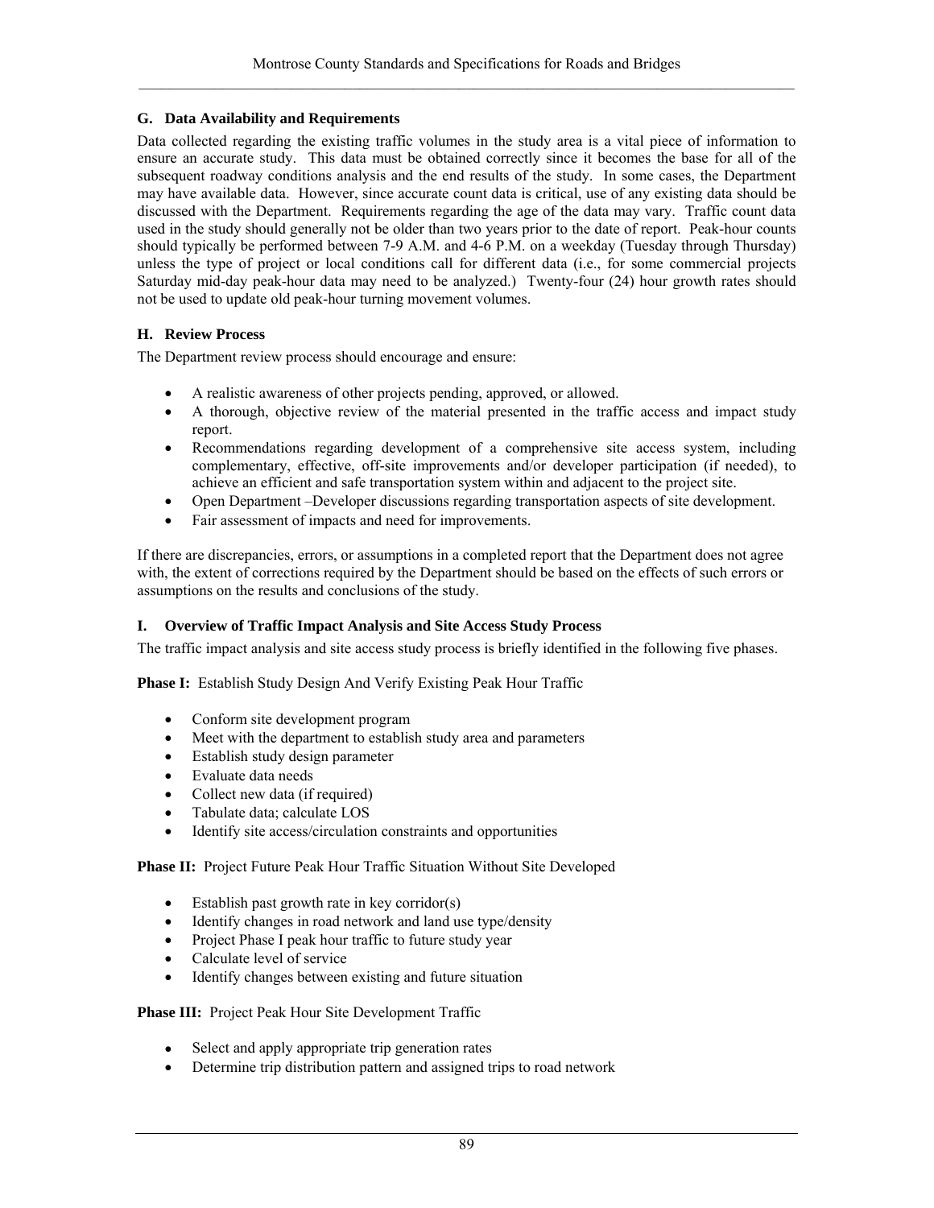### G. Data Availability and Requirements

Data collected regarding the existing traffic volumes in the study area is a vital piece of information to ensure an accurate study. This data must be obtained correctly since it becomes the base for all of the subsequent roadway conditions analysis and the end results of the study. In some cases, the Department may have available data. However, since accurate count data is critical, use of any existing data should be discussed with the Department. Requirements regarding the age of the data may vary. Traffic count data used in the study should generally not be older than two years prior to the date of report. Peak-hour counts should typically be performed between 7-9 A.M. and 4-6 P.M. on a weekday (Tuesday through Thursday) unless the type of project or local conditions call for different data (i.e., for some commercial projects Saturday mid-day peak-hour data may need to be analyzed.) Twenty-four (24) hour growth rates should not be used to update old peak-hour turning movement volumes.

### H. Review Process

The Department review process should encourage and ensure:

- A realistic awareness of other projects pending, approved, or allowed.
- A thorough, objective review of the material presented in the traffic access and impact study report.
- Recommendations regarding development of a comprehensive site access system, including complementary, effective, off-site improvements and/or developer participation (if needed), to achieve an efficient and safe transportation system within and adjacent to the project site.
- Open Department –Developer discussions regarding transportation aspects of site development.
- Fair assessment of impacts and need for improvements.

If there are discrepancies, errors, or assumptions in a completed report that the Department does not agree with, the extent of corrections required by the Department should be based on the effects of such errors or assumptions on the results and conclusions of the study.

### I. Overview of Traffic Impact Analysis and Site Access Study Process

The traffic impact analysis and site access study process is briefly identified in the following five phases.

**Phase I:** Establish Study Design And Verify Existing Peak Hour Traffic

- Conform site development program
- Meet with the department to establish study area and parameters
- Establish study design parameter
- Evaluate data needs
- Collect new data (if required)
- Tabulate data; calculate LOS
- Identify site access/circulation constraints and opportunities

**Phase II:** Project Future Peak Hour Traffic Situation Without Site Developed

- Establish past growth rate in key corridor(s)
- Identify changes in road network and land use type/density
- Project Phase I peak hour traffic to future study year
- Calculate level of service
- Identify changes between existing and future situation

**Phase III:** Project Peak Hour Site Development Traffic

- Select and apply appropriate trip generation rates
- Determine trip distribution pattern and assigned trips to road network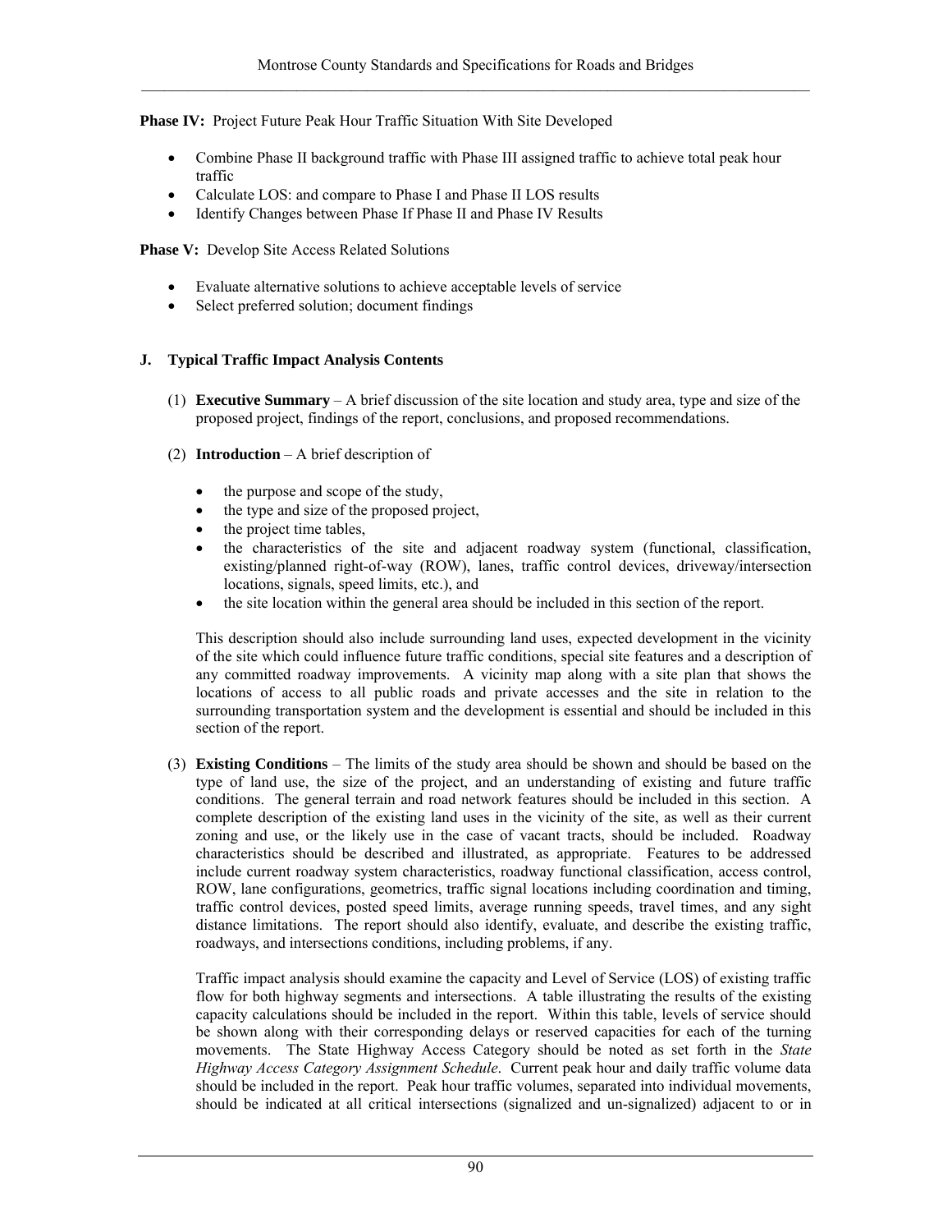**Phase IV:** Project Future Peak Hour Traffic Situation With Site Developed

- Combine Phase II background traffic with Phase III assigned traffic to achieve total peak hour traffic
- Calculate LOS: and compare to Phase I and Phase II LOS results
- Identify Changes between Phase If Phase II and Phase IV Results

**Phase V:** Develop Site Access Related Solutions

- Evaluate alternative solutions to achieve acceptable levels of service
- Select preferred solution; document findings

### J. Typical Traffic Impact Analysis Contents

(1) **Executive Summary** – A brief discussion of the site location and study area, type and size of the proposed project, findings of the report, conclusions, and proposed recommendations.

(2) **Introduction** – A brief description of

- the purpose and scope of the study,
- the type and size of the proposed project,
- the project time tables,
- the characteristics of the site and adjacent roadway system (functional, classification, existing/planned right-of-way (ROW), lanes, traffic control devices, driveway/intersection locations, signals, speed limits, etc.), and
- the site location within the general area should be included in this section of the report.

This description should also include surrounding land uses, expected development in the vicinity of the site which could influence future traffic conditions, special site features and a description of any committed roadway improvements. A vicinity map along with a site plan that shows the locations of access to all public roads and private accesses and the site in relation to the surrounding transportation system and the development is essential and should be included in this section of the report.

(3) **Existing Conditions** – The limits of the study area should be shown and should be based on the type of land use, the size of the project, and an understanding of existing and future traffic conditions. The general terrain and road network features should be included in this section. A complete description of the existing land uses in the vicinity of the site, as well as their current zoning and use, or the likely use in the case of vacant tracts, should be included. Roadway characteristics should be described and illustrated, as appropriate. Features to be addressed include current roadway system characteristics, roadway functional classification, access control, ROW, lane configurations, geometrics, traffic signal locations including coordination and timing, traffic control devices, posted speed limits, average running speeds, travel times, and any sight distance limitations. The report should also identify, evaluate, and describe the existing traffic, roadways, and intersections conditions, including problems, if any.

Traffic impact analysis should examine the capacity and Level of Service (LOS) of existing traffic flow for both highway segments and intersections. A table illustrating the results of the existing capacity calculations should be included in the report. Within this table, levels of service should be shown along with their corresponding delays or reserved capacities for each of the turning movements. The State Highway Access Category should be noted as set forth in the *State Highway Access Category Assignment Schedule*. Current peak hour and daily traffic volume data should be included in the report. Peak hour traffic volumes, separated into individual movements, should be indicated at all critical intersections (signalized and un-signalized) adjacent to or in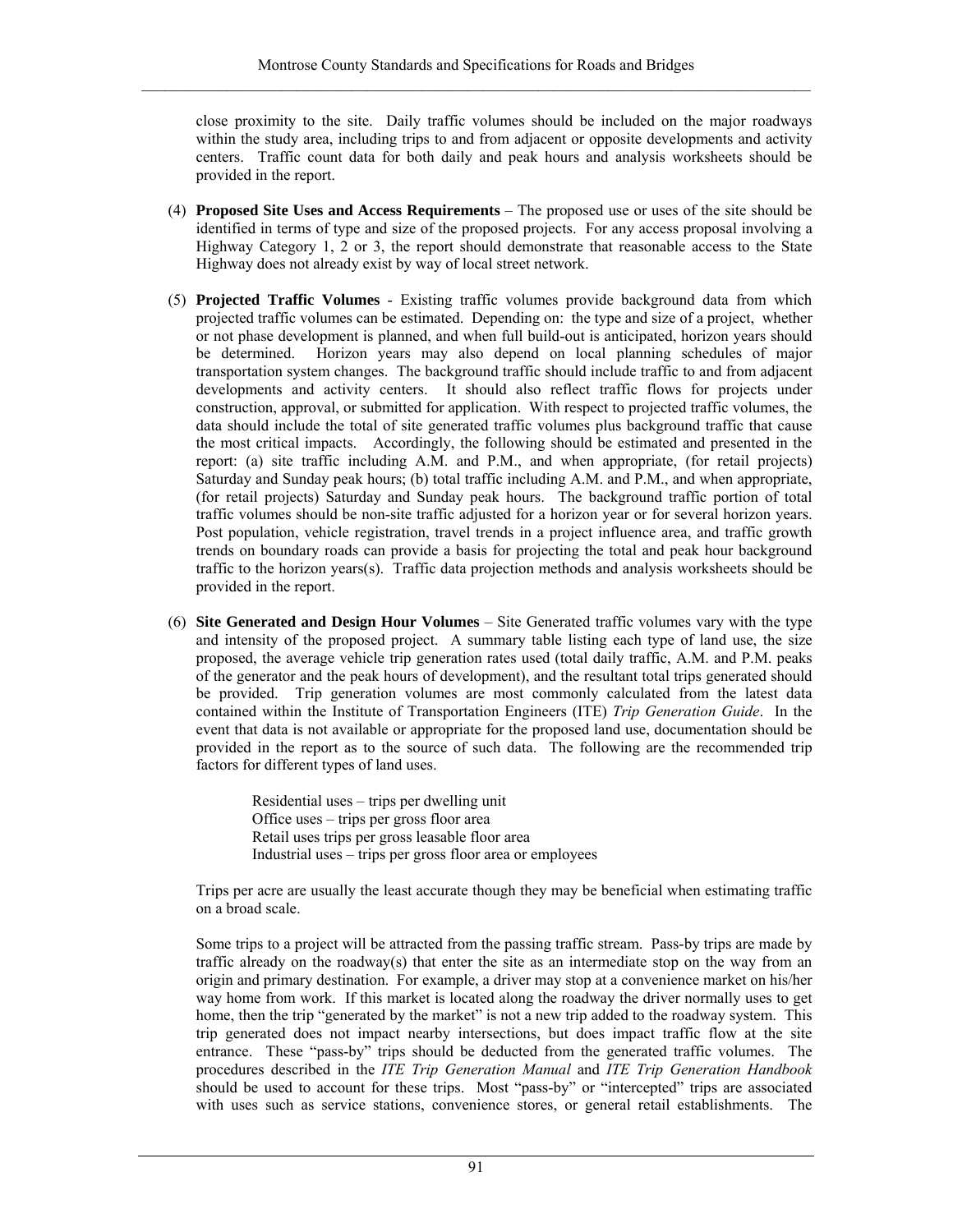close proximity to the site. Daily traffic volumes should be included on the major roadways within the study area, including trips to and from adjacent or opposite developments and activity centers. Traffic count data for both daily and peak hours and analysis worksheets should be provided in the report.

(4) **Proposed Site Uses and Access Requirements** – The proposed use or uses of the site should be identified in terms of type and size of the proposed projects. For any access proposal involving a Highway Category 1, 2 or 3, the report should demonstrate that reasonable access to the State Highway does not already exist by way of local street network.

(5) **Projected Traffic Volumes** - Existing traffic volumes provide background data from which projected traffic volumes can be estimated. Depending on: the type and size of a project, whether or not phase development is planned, and when full build-out is anticipated, horizon years should be determined. Horizon years may also depend on local planning schedules of major transportation system changes. The background traffic should include traffic to and from adjacent developments and activity centers. It should also reflect traffic flows for projects under construction, approval, or submitted for application. With respect to projected traffic volumes, the data should include the total of site generated traffic volumes plus background traffic that cause the most critical impacts. Accordingly, the following should be estimated and presented in the report: (a) site traffic including A.M. and P.M., and when appropriate, (for retail projects) Saturday and Sunday peak hours; (b) total traffic including A.M. and P.M., and when appropriate, (for retail projects) Saturday and Sunday peak hours. The background traffic portion of total traffic volumes should be non-site traffic adjusted for a horizon year or for several horizon years. Post population, vehicle registration, travel trends in a project influence area, and traffic growth trends on boundary roads can provide a basis for projecting the total and peak hour background traffic to the horizon years(s). Traffic data projection methods and analysis worksheets should be provided in the report.

(6) **Site Generated and Design Hour Volumes** – Site Generated traffic volumes vary with the type and intensity of the proposed project. A summary table listing each type of land use, the size proposed, the average vehicle trip generation rates used (total daily traffic, A.M. and P.M. peaks of the generator and the peak hours of development), and the resultant total trips generated should be provided. Trip generation volumes are most commonly calculated from the latest data contained within the Institute of Transportation Engineers (ITE) *Trip Generation Guide*. In the event that data is not available or appropriate for the proposed land use, documentation should be provided in the report as to the source of such data. The following are the recommended trip factors for different types of land uses.

Residential uses – trips per dwelling unit
Office uses – trips per gross floor area
Retail uses trips per gross leasable floor area
Industrial uses – trips per gross floor area or employees

Trips per acre are usually the least accurate though they may be beneficial when estimating traffic on a broad scale.

Some trips to a project will be attracted from the passing traffic stream. Pass-by trips are made by traffic already on the roadway(s) that enter the site as an intermediate stop on the way from an origin and primary destination. For example, a driver may stop at a convenience market on his/her way home from work. If this market is located along the roadway the driver normally uses to get home, then the trip "generated by the market" is not a new trip added to the roadway system. This trip generated does not impact nearby intersections, but does impact traffic flow at the site entrance. These "pass-by" trips should be deducted from the generated traffic volumes. The procedures described in the *ITE Trip Generation Manual* and *ITE Trip Generation Handbook* should be used to account for these trips. Most "pass-by" or "intercepted" trips are associated with uses such as service stations, convenience stores, or general retail establishments. The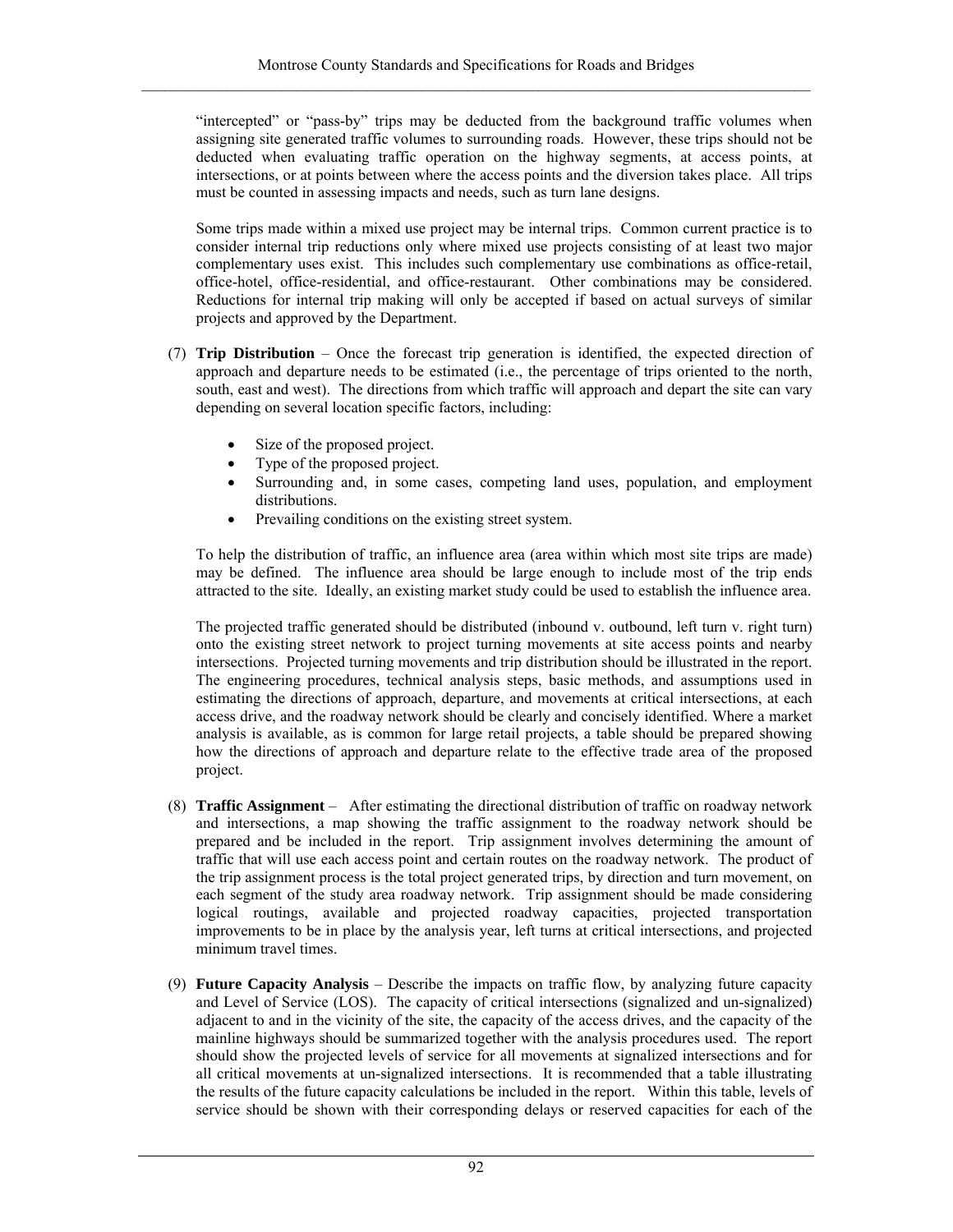"intercepted" or "pass-by" trips may be deducted from the background traffic volumes when assigning site generated traffic volumes to surrounding roads. However, these trips should not be deducted when evaluating traffic operation on the highway segments, at access points, at intersections, or at points between where the access points and the diversion takes place. All trips must be counted in assessing impacts and needs, such as turn lane designs.

Some trips made within a mixed use project may be internal trips. Common current practice is to consider internal trip reductions only where mixed use projects consisting of at least two major complementary uses exist. This includes such complementary use combinations as office-retail, office-hotel, office-residential, and office-restaurant. Other combinations may be considered. Reductions for internal trip making will only be accepted if based on actual surveys of similar projects and approved by the Department.

(7) **Trip Distribution** – Once the forecast trip generation is identified, the expected direction of approach and departure needs to be estimated (i.e., the percentage of trips oriented to the north, south, east and west). The directions from which traffic will approach and depart the site can vary depending on several location specific factors, including:

- Size of the proposed project.
- Type of the proposed project.
- Surrounding and, in some cases, competing land uses, population, and employment distributions.
- Prevailing conditions on the existing street system.

To help the distribution of traffic, an influence area (area within which most site trips are made) may be defined. The influence area should be large enough to include most of the trip ends attracted to the site. Ideally, an existing market study could be used to establish the influence area.

The projected traffic generated should be distributed (inbound v. outbound, left turn v. right turn) onto the existing street network to project turning movements at site access points and nearby intersections. Projected turning movements and trip distribution should be illustrated in the report. The engineering procedures, technical analysis steps, basic methods, and assumptions used in estimating the directions of approach, departure, and movements at critical intersections, at each access drive, and the roadway network should be clearly and concisely identified. Where a market analysis is available, as is common for large retail projects, a table should be prepared showing how the directions of approach and departure relate to the effective trade area of the proposed project.

(8) **Traffic Assignment** – After estimating the directional distribution of traffic on roadway network and intersections, a map showing the traffic assignment to the roadway network should be prepared and be included in the report. Trip assignment involves determining the amount of traffic that will use each access point and certain routes on the roadway network. The product of the trip assignment process is the total project generated trips, by direction and turn movement, on each segment of the study area roadway network. Trip assignment should be made considering logical routings, available and projected roadway capacities, projected transportation improvements to be in place by the analysis year, left turns at critical intersections, and projected minimum travel times.

(9) **Future Capacity Analysis** – Describe the impacts on traffic flow, by analyzing future capacity and Level of Service (LOS). The capacity of critical intersections (signalized and un-signalized) adjacent to and in the vicinity of the site, the capacity of the access drives, and the capacity of the mainline highways should be summarized together with the analysis procedures used. The report should show the projected levels of service for all movements at signalized intersections and for all critical movements at un-signalized intersections. It is recommended that a table illustrating the results of the future capacity calculations be included in the report. Within this table, levels of service should be shown with their corresponding delays or reserved capacities for each of the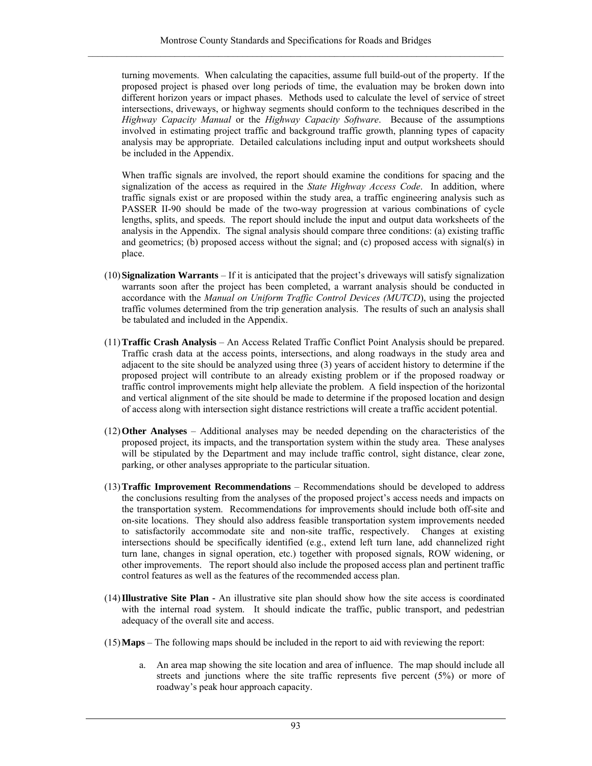turning movements. When calculating the capacities, assume full build-out of the property. If the proposed project is phased over long periods of time, the evaluation may be broken down into different horizon years or impact phases. Methods used to calculate the level of service of street intersections, driveways, or highway segments should conform to the techniques described in the *Highway Capacity Manual* or the *Highway Capacity Software*. Because of the assumptions involved in estimating project traffic and background traffic growth, planning types of capacity analysis may be appropriate. Detailed calculations including input and output worksheets should be included in the Appendix.

When traffic signals are involved, the report should examine the conditions for spacing and the signalization of the access as required in the *State Highway Access Code*. In addition, where traffic signals exist or are proposed within the study area, a traffic engineering analysis such as PASSER II-90 should be made of the two-way progression at various combinations of cycle lengths, splits, and speeds. The report should include the input and output data worksheets of the analysis in the Appendix. The signal analysis should compare three conditions: (a) existing traffic and geometrics; (b) proposed access without the signal; and (c) proposed access with signal(s) in place.

(10) **Signalization Warrants** – If it is anticipated that the project's driveways will satisfy signalization warrants soon after the project has been completed, a warrant analysis should be conducted in accordance with the *Manual on Uniform Traffic Control Devices (MUTCD)*, using the projected traffic volumes determined from the trip generation analysis. The results of such an analysis shall be tabulated and included in the Appendix.

(11) **Traffic Crash Analysis** – An Access Related Traffic Conflict Point Analysis should be prepared. Traffic crash data at the access points, intersections, and along roadways in the study area and adjacent to the site should be analyzed using three (3) years of accident history to determine if the proposed project will contribute to an already existing problem or if the proposed roadway or traffic control improvements might help alleviate the problem. A field inspection of the horizontal and vertical alignment of the site should be made to determine if the proposed location and design of access along with intersection sight distance restrictions will create a traffic accident potential.

(12) **Other Analyses** – Additional analyses may be needed depending on the characteristics of the proposed project, its impacts, and the transportation system within the study area. These analyses will be stipulated by the Department and may include traffic control, sight distance, clear zone, parking, or other analyses appropriate to the particular situation.

(13) **Traffic Improvement Recommendations** – Recommendations should be developed to address the conclusions resulting from the analyses of the proposed project's access needs and impacts on the transportation system. Recommendations for improvements should include both off-site and on-site locations. They should also address feasible transportation system improvements needed to satisfactorily accommodate site and non-site traffic, respectively. Changes at existing intersections should be specifically identified (e.g., extend left turn lane, add channelized right turn lane, changes in signal operation, etc.) together with proposed signals, ROW widening, or other improvements. The report should also include the proposed access plan and pertinent traffic control features as well as the features of the recommended access plan.

(14) **Illustrative Site Plan -** An illustrative site plan should show how the site access is coordinated with the internal road system. It should indicate the traffic, public transport, and pedestrian adequacy of the overall site and access.

(15) **Maps** – The following maps should be included in the report to aid with reviewing the report:

a. An area map showing the site location and area of influence. The map should include all streets and junctions where the site traffic represents five percent (5%) or more of roadway's peak hour approach capacity.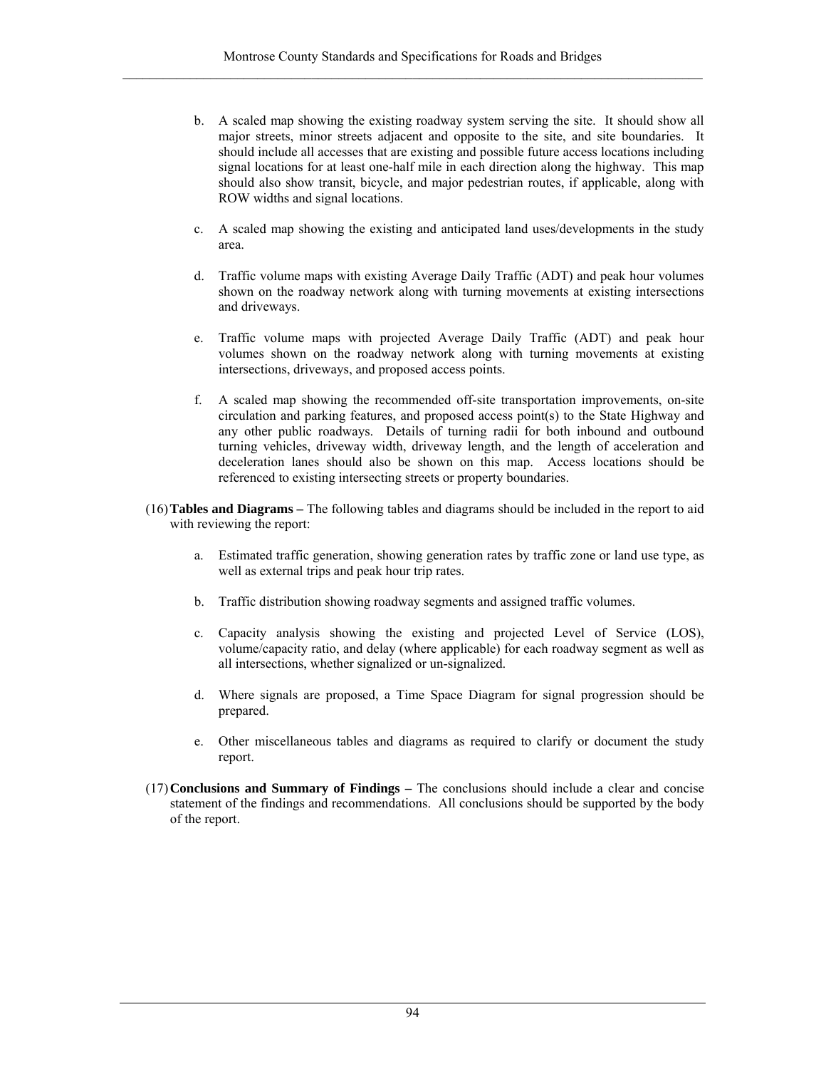b. A scaled map showing the existing roadway system serving the site. It should show all major streets, minor streets adjacent and opposite to the site, and site boundaries. It should include all accesses that are existing and possible future access locations including signal locations for at least one-half mile in each direction along the highway. This map should also show transit, bicycle, and major pedestrian routes, if applicable, along with ROW widths and signal locations.

c. A scaled map showing the existing and anticipated land uses/developments in the study area.

d. Traffic volume maps with existing Average Daily Traffic (ADT) and peak hour volumes shown on the roadway network along with turning movements at existing intersections and driveways.

e. Traffic volume maps with projected Average Daily Traffic (ADT) and peak hour volumes shown on the roadway network along with turning movements at existing intersections, driveways, and proposed access points.

f. A scaled map showing the recommended off-site transportation improvements, on-site circulation and parking features, and proposed access point(s) to the State Highway and any other public roadways. Details of turning radii for both inbound and outbound turning vehicles, driveway width, driveway length, and the length of acceleration and deceleration lanes should also be shown on this map. Access locations should be referenced to existing intersecting streets or property boundaries.

(16) **Tables and Diagrams –** The following tables and diagrams should be included in the report to aid with reviewing the report:

a. Estimated traffic generation, showing generation rates by traffic zone or land use type, as well as external trips and peak hour trip rates.

b. Traffic distribution showing roadway segments and assigned traffic volumes.

c. Capacity analysis showing the existing and projected Level of Service (LOS), volume/capacity ratio, and delay (where applicable) for each roadway segment as well as all intersections, whether signalized or un-signalized.

d. Where signals are proposed, a Time Space Diagram for signal progression should be prepared.

e. Other miscellaneous tables and diagrams as required to clarify or document the study report.

(17) **Conclusions and Summary of Findings –** The conclusions should include a clear and concise statement of the findings and recommendations. All conclusions should be supported by the body of the report.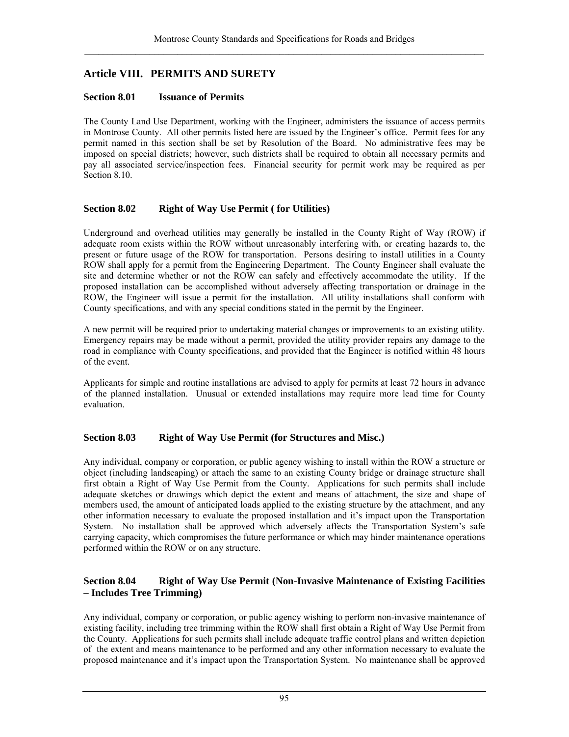## Article VIII. PERMITS AND SURETY

### Section 8.01 Issuance of Permits

The County Land Use Department, working with the Engineer, administers the issuance of access permits in Montrose County. All other permits listed here are issued by the Engineer's office. Permit fees for any permit named in this section shall be set by Resolution of the Board. No administrative fees may be imposed on special districts; however, such districts shall be required to obtain all necessary permits and pay all associated service/inspection fees. Financial security for permit work may be required as per Section 8.10.

### Section 8.02 Right of Way Use Permit ( for Utilities)

Underground and overhead utilities may generally be installed in the County Right of Way (ROW) if adequate room exists within the ROW without unreasonably interfering with, or creating hazards to, the present or future usage of the ROW for transportation. Persons desiring to install utilities in a County ROW shall apply for a permit from the Engineering Department. The County Engineer shall evaluate the site and determine whether or not the ROW can safely and effectively accommodate the utility. If the proposed installation can be accomplished without adversely affecting transportation or drainage in the ROW, the Engineer will issue a permit for the installation. All utility installations shall conform with County specifications, and with any special conditions stated in the permit by the Engineer.

A new permit will be required prior to undertaking material changes or improvements to an existing utility. Emergency repairs may be made without a permit, provided the utility provider repairs any damage to the road in compliance with County specifications, and provided that the Engineer is notified within 48 hours of the event.

Applicants for simple and routine installations are advised to apply for permits at least 72 hours in advance of the planned installation. Unusual or extended installations may require more lead time for County evaluation.

### Section 8.03 Right of Way Use Permit (for Structures and Misc.)

Any individual, company or corporation, or public agency wishing to install within the ROW a structure or object (including landscaping) or attach the same to an existing County bridge or drainage structure shall first obtain a Right of Way Use Permit from the County. Applications for such permits shall include adequate sketches or drawings which depict the extent and means of attachment, the size and shape of members used, the amount of anticipated loads applied to the existing structure by the attachment, and any other information necessary to evaluate the proposed installation and it's impact upon the Transportation System. No installation shall be approved which adversely affects the Transportation System's safe carrying capacity, which compromises the future performance or which may hinder maintenance operations performed within the ROW or on any structure.

### Section 8.04 Right of Way Use Permit (Non-Invasive Maintenance of Existing Facilities – Includes Tree Trimming)

Any individual, company or corporation, or public agency wishing to perform non-invasive maintenance of existing facility, including tree trimming within the ROW shall first obtain a Right of Way Use Permit from the County. Applications for such permits shall include adequate traffic control plans and written depiction of the extent and means maintenance to be performed and any other information necessary to evaluate the proposed maintenance and it's impact upon the Transportation System. No maintenance shall be approved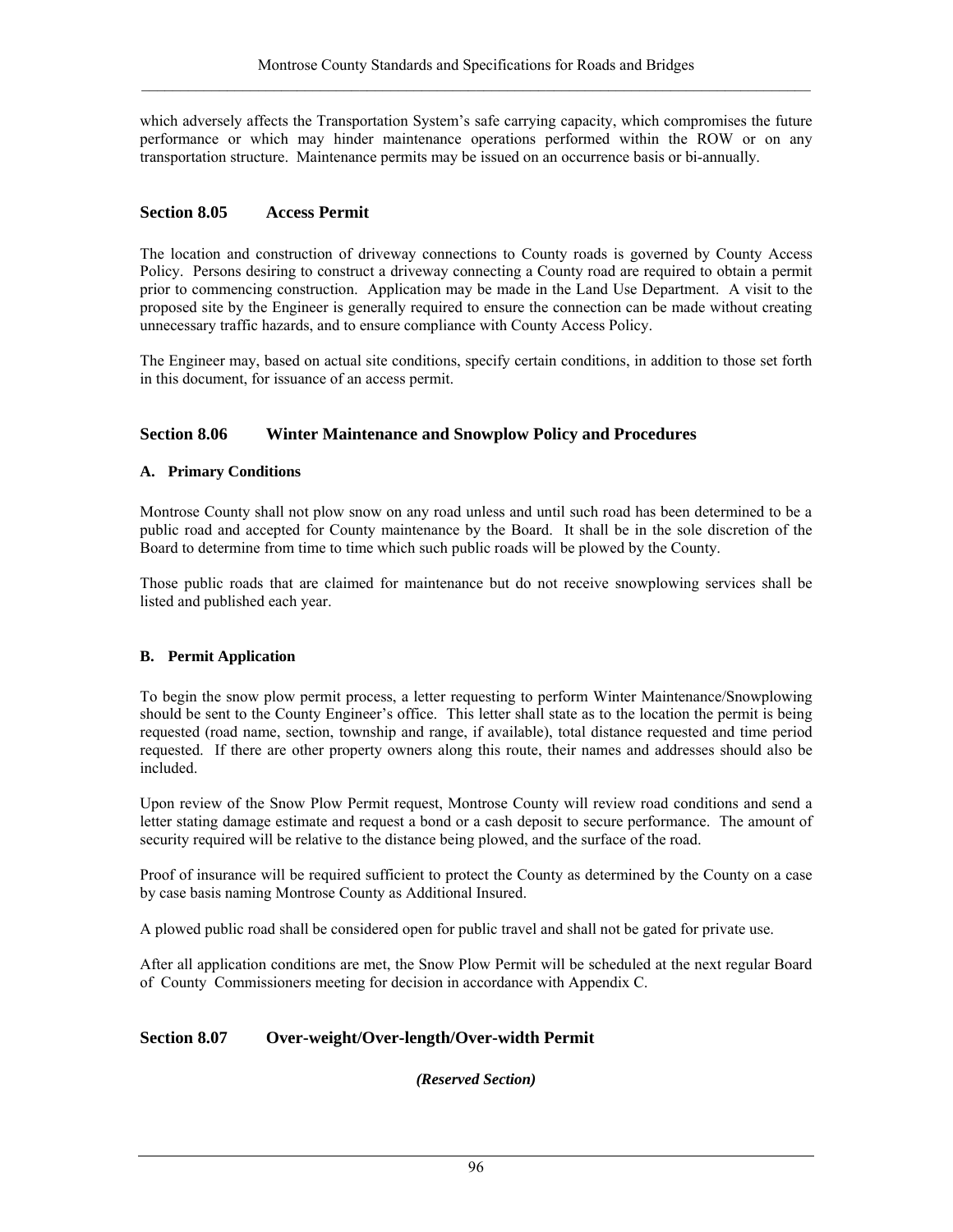which adversely affects the Transportation System's safe carrying capacity, which compromises the future performance or which may hinder maintenance operations performed within the ROW or on any transportation structure. Maintenance permits may be issued on an occurrence basis or bi-annually.

## Section 8.05 Access Permit

The location and construction of driveway connections to County roads is governed by County Access Policy. Persons desiring to construct a driveway connecting a County road are required to obtain a permit prior to commencing construction. Application may be made in the Land Use Department. A visit to the proposed site by the Engineer is generally required to ensure the connection can be made without creating unnecessary traffic hazards, and to ensure compliance with County Access Policy.

The Engineer may, based on actual site conditions, specify certain conditions, in addition to those set forth in this document, for issuance of an access permit.

## Section 8.06 Winter Maintenance and Snowplow Policy and Procedures

### A. Primary Conditions

Montrose County shall not plow snow on any road unless and until such road has been determined to be a public road and accepted for County maintenance by the Board. It shall be in the sole discretion of the Board to determine from time to time which such public roads will be plowed by the County.

Those public roads that are claimed for maintenance but do not receive snowplowing services shall be listed and published each year.

### B. Permit Application

To begin the snow plow permit process, a letter requesting to perform Winter Maintenance/Snowplowing should be sent to the County Engineer's office. This letter shall state as to the location the permit is being requested (road name, section, township and range, if available), total distance requested and time period requested. If there are other property owners along this route, their names and addresses should also be included.

Upon review of the Snow Plow Permit request, Montrose County will review road conditions and send a letter stating damage estimate and request a bond or a cash deposit to secure performance. The amount of security required will be relative to the distance being plowed, and the surface of the road.

Proof of insurance will be required sufficient to protect the County as determined by the County on a case by case basis naming Montrose County as Additional Insured.

A plowed public road shall be considered open for public travel and shall not be gated for private use.

After all application conditions are met, the Snow Plow Permit will be scheduled at the next regular Board of County Commissioners meeting for decision in accordance with Appendix C.

## Section 8.07 Over-weight/Over-length/Over-width Permit

***(Reserved Section)***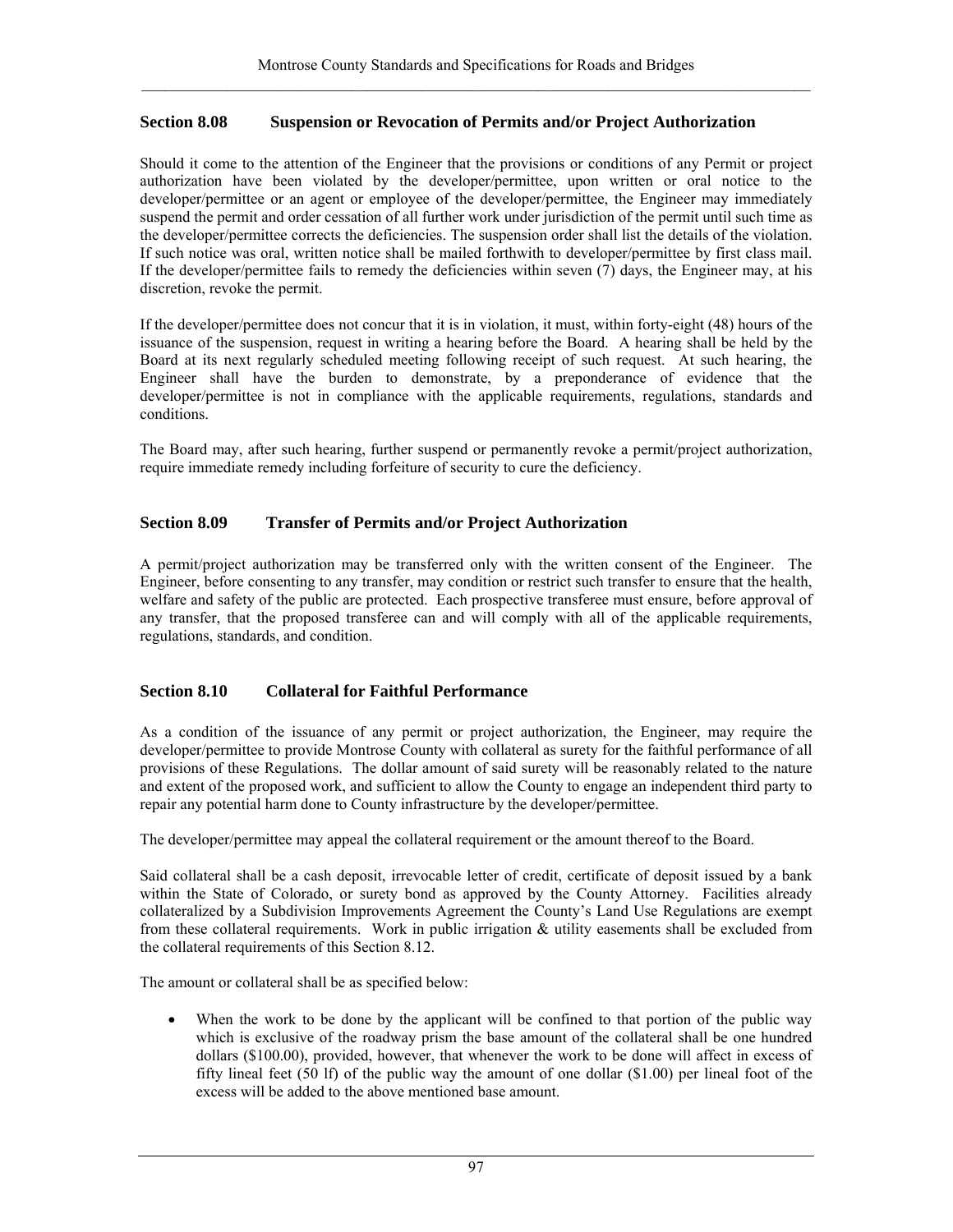## Section 8.08 Suspension or Revocation of Permits and/or Project Authorization

Should it come to the attention of the Engineer that the provisions or conditions of any Permit or project authorization have been violated by the developer/permittee, upon written or oral notice to the developer/permittee or an agent or employee of the developer/permittee, the Engineer may immediately suspend the permit and order cessation of all further work under jurisdiction of the permit until such time as the developer/permittee corrects the deficiencies. The suspension order shall list the details of the violation. If such notice was oral, written notice shall be mailed forthwith to developer/permittee by first class mail. If the developer/permittee fails to remedy the deficiencies within seven (7) days, the Engineer may, at his discretion, revoke the permit.

If the developer/permittee does not concur that it is in violation, it must, within forty-eight (48) hours of the issuance of the suspension, request in writing a hearing before the Board. A hearing shall be held by the Board at its next regularly scheduled meeting following receipt of such request. At such hearing, the Engineer shall have the burden to demonstrate, by a preponderance of evidence that the developer/permittee is not in compliance with the applicable requirements, regulations, standards and conditions.

The Board may, after such hearing, further suspend or permanently revoke a permit/project authorization, require immediate remedy including forfeiture of security to cure the deficiency.

## Section 8.09 Transfer of Permits and/or Project Authorization

A permit/project authorization may be transferred only with the written consent of the Engineer. The Engineer, before consenting to any transfer, may condition or restrict such transfer to ensure that the health, welfare and safety of the public are protected. Each prospective transferee must ensure, before approval of any transfer, that the proposed transferee can and will comply with all of the applicable requirements, regulations, standards, and condition.

## Section 8.10 Collateral for Faithful Performance

As a condition of the issuance of any permit or project authorization, the Engineer, may require the developer/permittee to provide Montrose County with collateral as surety for the faithful performance of all provisions of these Regulations. The dollar amount of said surety will be reasonably related to the nature and extent of the proposed work, and sufficient to allow the County to engage an independent third party to repair any potential harm done to County infrastructure by the developer/permittee.

The developer/permittee may appeal the collateral requirement or the amount thereof to the Board.

Said collateral shall be a cash deposit, irrevocable letter of credit, certificate of deposit issued by a bank within the State of Colorado, or surety bond as approved by the County Attorney. Facilities already collateralized by a Subdivision Improvements Agreement the County's Land Use Regulations are exempt from these collateral requirements. Work in public irrigation & utility easements shall be excluded from the collateral requirements of this Section 8.12.

The amount or collateral shall be as specified below:

- When the work to be done by the applicant will be confined to that portion of the public way which is exclusive of the roadway prism the base amount of the collateral shall be one hundred dollars ($100.00), provided, however, that whenever the work to be done will affect in excess of fifty lineal feet (50 lf) of the public way the amount of one dollar ($1.00) per lineal foot of the excess will be added to the above mentioned base amount.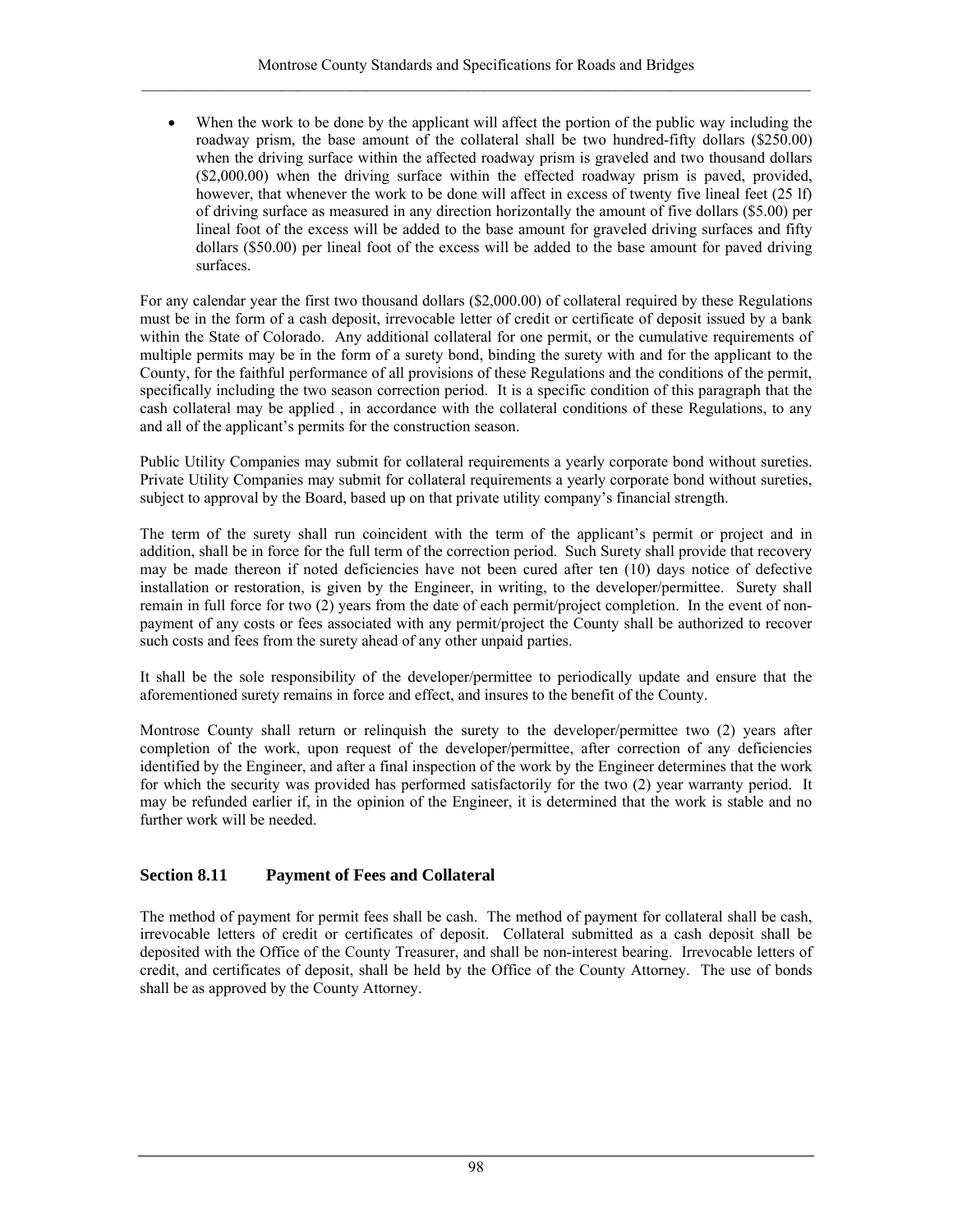- When the work to be done by the applicant will affect the portion of the public way including the roadway prism, the base amount of the collateral shall be two hundred-fifty dollars ($250.00) when the driving surface within the affected roadway prism is graveled and two thousand dollars ($2,000.00) when the driving surface within the effected roadway prism is paved, provided, however, that whenever the work to be done will affect in excess of twenty five lineal feet (25 lf) of driving surface as measured in any direction horizontally the amount of five dollars ($5.00) per lineal foot of the excess will be added to the base amount for graveled driving surfaces and fifty dollars ($50.00) per lineal foot of the excess will be added to the base amount for paved driving surfaces.

For any calendar year the first two thousand dollars ($2,000.00) of collateral required by these Regulations must be in the form of a cash deposit, irrevocable letter of credit or certificate of deposit issued by a bank within the State of Colorado. Any additional collateral for one permit, or the cumulative requirements of multiple permits may be in the form of a surety bond, binding the surety with and for the applicant to the County, for the faithful performance of all provisions of these Regulations and the conditions of the permit, specifically including the two season correction period. It is a specific condition of this paragraph that the cash collateral may be applied , in accordance with the collateral conditions of these Regulations, to any and all of the applicant's permits for the construction season.

Public Utility Companies may submit for collateral requirements a yearly corporate bond without sureties. Private Utility Companies may submit for collateral requirements a yearly corporate bond without sureties, subject to approval by the Board, based up on that private utility company's financial strength.

The term of the surety shall run coincident with the term of the applicant's permit or project and in addition, shall be in force for the full term of the correction period. Such Surety shall provide that recovery may be made thereon if noted deficiencies have not been cured after ten (10) days notice of defective installation or restoration, is given by the Engineer, in writing, to the developer/permittee. Surety shall remain in full force for two (2) years from the date of each permit/project completion. In the event of non-payment of any costs or fees associated with any permit/project the County shall be authorized to recover such costs and fees from the surety ahead of any other unpaid parties.

It shall be the sole responsibility of the developer/permittee to periodically update and ensure that the aforementioned surety remains in force and effect, and insures to the benefit of the County.

Montrose County shall return or relinquish the surety to the developer/permittee two (2) years after completion of the work, upon request of the developer/permittee, after correction of any deficiencies identified by the Engineer, and after a final inspection of the work by the Engineer determines that the work for which the security was provided has performed satisfactorily for the two (2) year warranty period. It may be refunded earlier if, in the opinion of the Engineer, it is determined that the work is stable and no further work will be needed.

## Section 8.11 Payment of Fees and Collateral

The method of payment for permit fees shall be cash. The method of payment for collateral shall be cash, irrevocable letters of credit or certificates of deposit. Collateral submitted as a cash deposit shall be deposited with the Office of the County Treasurer, and shall be non-interest bearing. Irrevocable letters of credit, and certificates of deposit, shall be held by the Office of the County Attorney. The use of bonds shall be as approved by the County Attorney.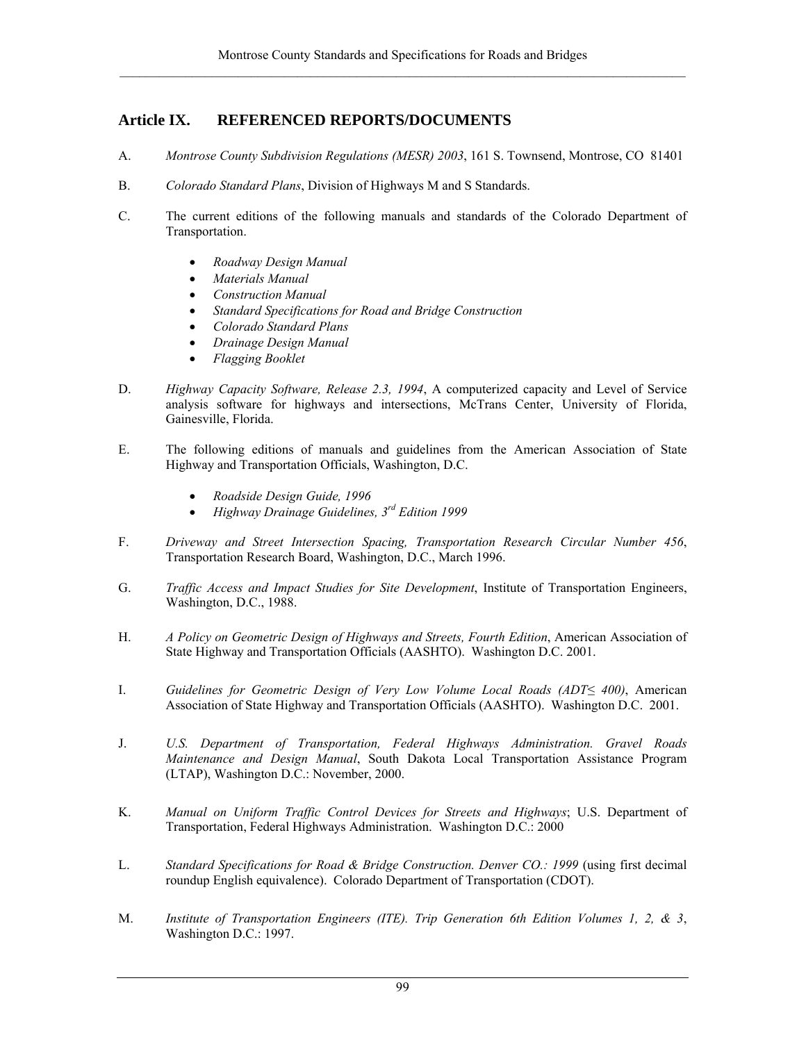## Article IX. REFERENCED REPORTS/DOCUMENTS

A. *Montrose County Subdivision Regulations (MESR) 2003*, 161 S. Townsend, Montrose, CO 81401

B. *Colorado Standard Plans*, Division of Highways M and S Standards.

C. The current editions of the following manuals and standards of the Colorado Department of Transportation.

- *Roadway Design Manual*
- *Materials Manual*
- *Construction Manual*
- *Standard Specifications for Road and Bridge Construction*
- *Colorado Standard Plans*
- *Drainage Design Manual*
- *Flagging Booklet*

D. *Highway Capacity Software, Release 2.3, 1994*, A computerized capacity and Level of Service analysis software for highways and intersections, McTrans Center, University of Florida, Gainesville, Florida.

E. The following editions of manuals and guidelines from the American Association of State Highway and Transportation Officials, Washington, D.C.

- *Roadside Design Guide, 1996*
- *Highway Drainage Guidelines, 3rd Edition 1999*

F. *Driveway and Street Intersection Spacing, Transportation Research Circular Number 456*, Transportation Research Board, Washington, D.C., March 1996.

G. *Traffic Access and Impact Studies for Site Development*, Institute of Transportation Engineers, Washington, D.C., 1988.

H. *A Policy on Geometric Design of Highways and Streets, Fourth Edition*, American Association of State Highway and Transportation Officials (AASHTO). Washington D.C. 2001.

I. *Guidelines for Geometric Design of Very Low Volume Local Roads (ADT≤ 400)*, American Association of State Highway and Transportation Officials (AASHTO). Washington D.C. 2001.

J. *U.S. Department of Transportation, Federal Highways Administration. Gravel Roads Maintenance and Design Manual*, South Dakota Local Transportation Assistance Program (LTAP), Washington D.C.: November, 2000.

K. *Manual on Uniform Traffic Control Devices for Streets and Highways*; U.S. Department of Transportation, Federal Highways Administration. Washington D.C.: 2000

L. *Standard Specifications for Road & Bridge Construction. Denver CO.: 1999* (using first decimal roundup English equivalence). Colorado Department of Transportation (CDOT).

M. *Institute of Transportation Engineers (ITE). Trip Generation 6th Edition Volumes 1, 2, & 3*, Washington D.C.: 1997.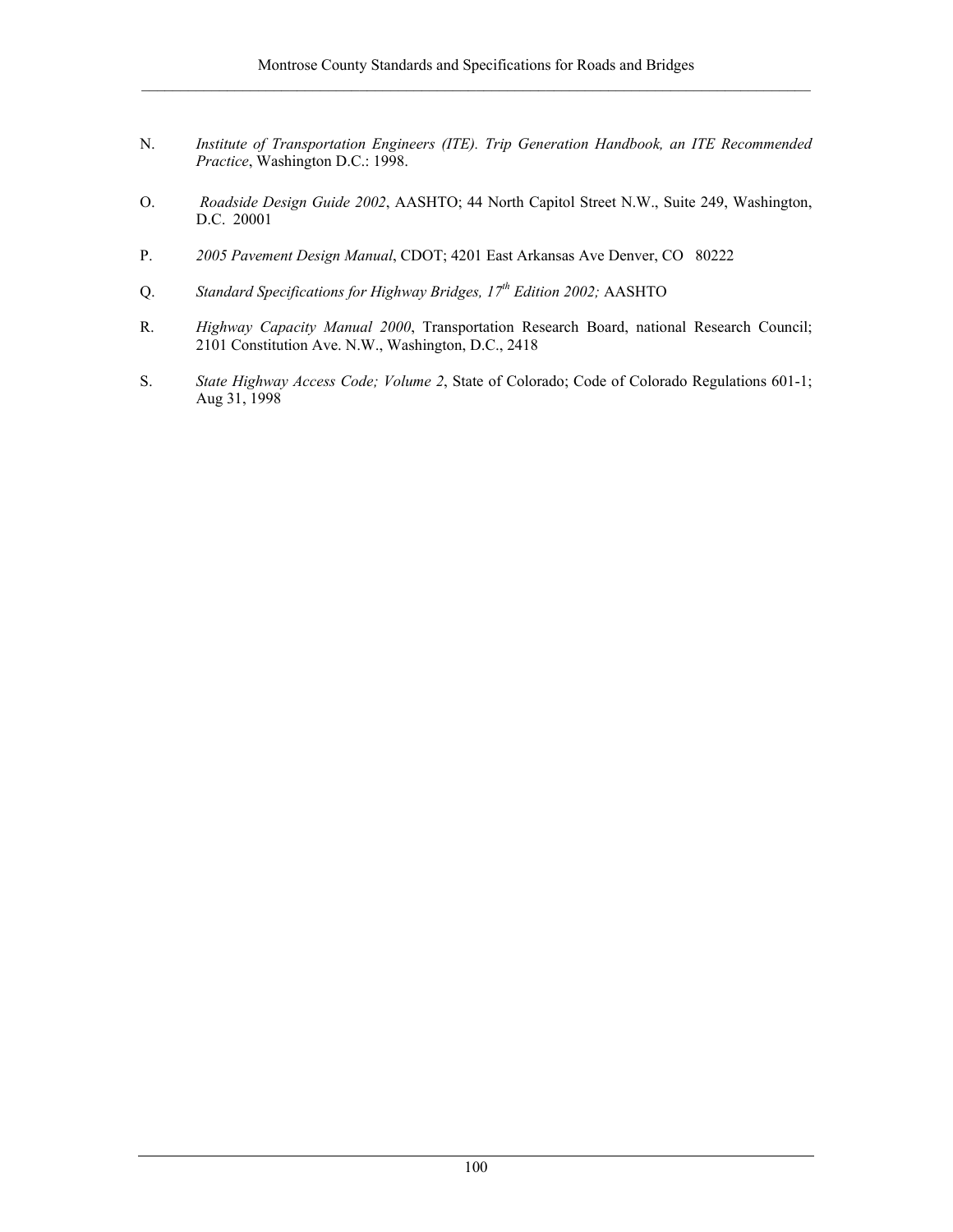N. *Institute of Transportation Engineers (ITE). Trip Generation Handbook, an ITE Recommended Practice*, Washington D.C.: 1998.

O. *Roadside Design Guide 2002*, AASHTO; 44 North Capitol Street N.W., Suite 249, Washington, D.C. 20001

P. *2005 Pavement Design Manual*, CDOT; 4201 East Arkansas Ave Denver, CO 80222

Q. *Standard Specifications for Highway Bridges, 17th Edition 2002;* AASHTO

R. *Highway Capacity Manual 2000*, Transportation Research Board, national Research Council; 2101 Constitution Ave. N.W., Washington, D.C., 2418

S. *State Highway Access Code; Volume 2*, State of Colorado; Code of Colorado Regulations 601-1; Aug 31, 1998